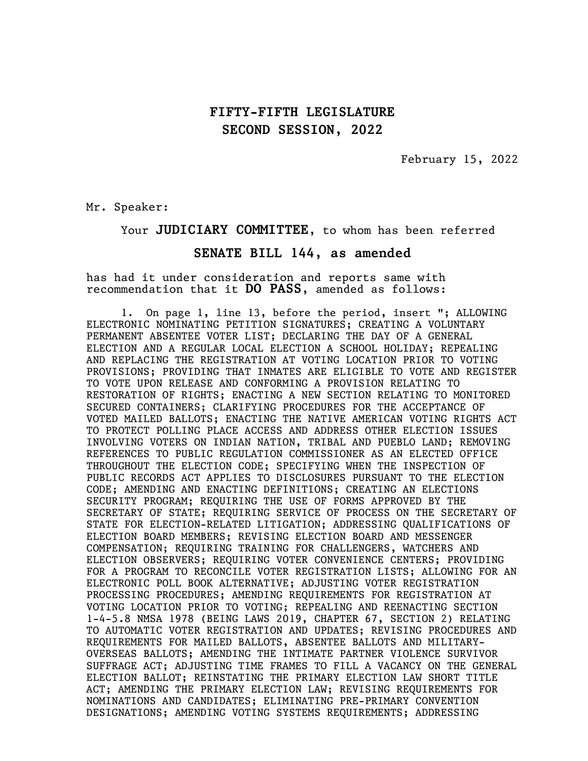# FIFTY-FIFTH LEGISLATURE
# SECOND SESSION, 2022

February 15, 2022

Mr. Speaker:

Your **JUDICIARY COMMITTEE**, to whom has been referred

**SENATE BILL 144, as amended**

has had it under consideration and reports same with recommendation that it **DO PASS**, amended as follows:

1. On page 1, line 13, before the period, insert "; ALLOWING ELECTRONIC NOMINATING PETITION SIGNATURES; CREATING A VOLUNTARY PERMANENT ABSENTEE VOTER LIST; DECLARING THE DAY OF A GENERAL ELECTION AND A REGULAR LOCAL ELECTION A SCHOOL HOLIDAY; REPEALING AND REPLACING THE REGISTRATION AT VOTING LOCATION PRIOR TO VOTING PROVISIONS; PROVIDING THAT INMATES ARE ELIGIBLE TO VOTE AND REGISTER TO VOTE UPON RELEASE AND CONFORMING A PROVISION RELATING TO RESTORATION OF RIGHTS; ENACTING A NEW SECTION RELATING TO MONITORED SECURED CONTAINERS; CLARIFYING PROCEDURES FOR THE ACCEPTANCE OF VOTED MAILED BALLOTS; ENACTING THE NATIVE AMERICAN VOTING RIGHTS ACT TO PROTECT POLLING PLACE ACCESS AND ADDRESS OTHER ELECTION ISSUES INVOLVING VOTERS ON INDIAN NATION, TRIBAL AND PUEBLO LAND; REMOVING REFERENCES TO PUBLIC REGULATION COMMISSIONER AS AN ELECTED OFFICE THROUGHOUT THE ELECTION CODE; SPECIFYING WHEN THE INSPECTION OF PUBLIC RECORDS ACT APPLIES TO DISCLOSURES PURSUANT TO THE ELECTION CODE; AMENDING AND ENACTING DEFINITIONS; CREATING AN ELECTIONS SECURITY PROGRAM; REQUIRING THE USE OF FORMS APPROVED BY THE SECRETARY OF STATE; REQUIRING SERVICE OF PROCESS ON THE SECRETARY OF STATE FOR ELECTION-RELATED LITIGATION; ADDRESSING QUALIFICATIONS OF ELECTION BOARD MEMBERS; REVISING ELECTION BOARD AND MESSENGER COMPENSATION; REQUIRING TRAINING FOR CHALLENGERS, WATCHERS AND ELECTION OBSERVERS; REQUIRING VOTER CONVENIENCE CENTERS; PROVIDING FOR A PROGRAM TO RECONCILE VOTER REGISTRATION LISTS; ALLOWING FOR AN ELECTRONIC POLL BOOK ALTERNATIVE; ADJUSTING VOTER REGISTRATION PROCESSING PROCEDURES; AMENDING REQUIREMENTS FOR REGISTRATION AT VOTING LOCATION PRIOR TO VOTING; REPEALING AND REENACTING SECTION 1-4-5.8 NMSA 1978 (BEING LAWS 2019, CHAPTER 67, SECTION 2) RELATING TO AUTOMATIC VOTER REGISTRATION AND UPDATES; REVISING PROCEDURES AND REQUIREMENTS FOR MAILED BALLOTS, ABSENTEE BALLOTS AND MILITARY-OVERSEAS BALLOTS; AMENDING THE INTIMATE PARTNER VIOLENCE SURVIVOR SUFFRAGE ACT; ADJUSTING TIME FRAMES TO FILL A VACANCY ON THE GENERAL ELECTION BALLOT; REINSTATING THE PRIMARY ELECTION LAW SHORT TITLE ACT; AMENDING THE PRIMARY ELECTION LAW; REVISING REQUIREMENTS FOR NOMINATIONS AND CANDIDATES; ELIMINATING PRE-PRIMARY CONVENTION DESIGNATIONS; AMENDING VOTING SYSTEMS REQUIREMENTS; ADDRESSING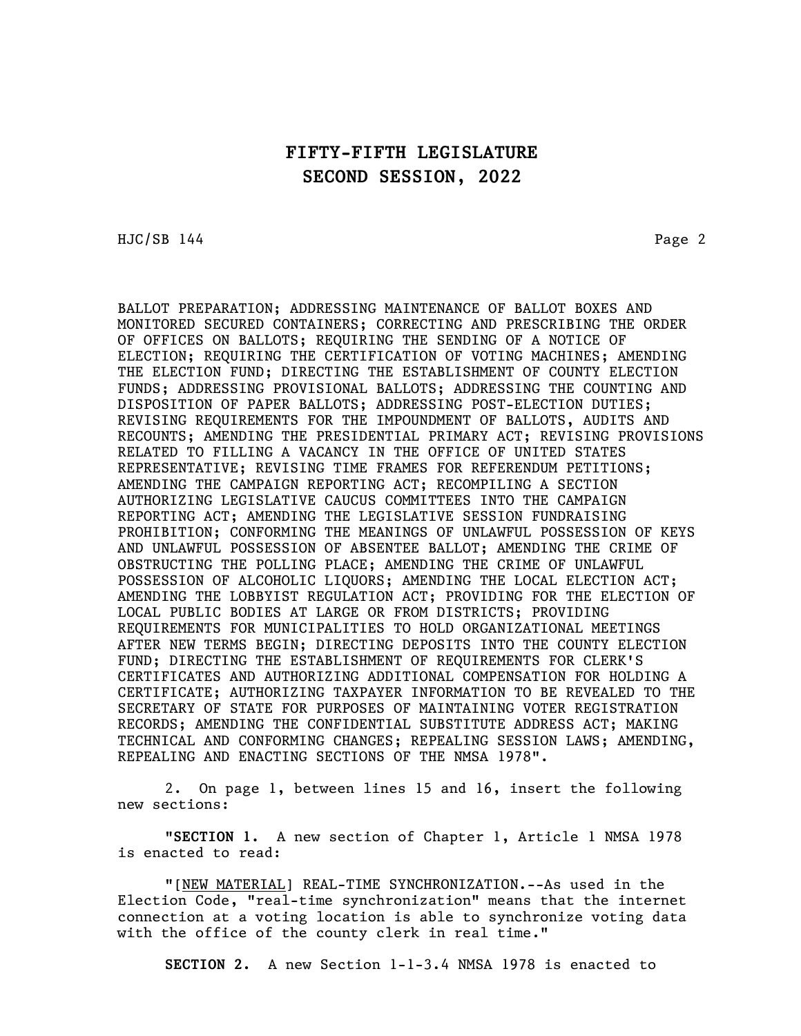BALLOT PREPARATION; ADDRESSING MAINTENANCE OF BALLOT BOXES AND MONITORED SECURED CONTAINERS; CORRECTING AND PRESCRIBING THE ORDER OF OFFICES ON BALLOTS; REQUIRING THE SENDING OF A NOTICE OF ELECTION; REQUIRING THE CERTIFICATION OF VOTING MACHINES; AMENDING THE ELECTION FUND; DIRECTING THE ESTABLISHMENT OF COUNTY ELECTION FUNDS; ADDRESSING PROVISIONAL BALLOTS; ADDRESSING THE COUNTING AND DISPOSITION OF PAPER BALLOTS; ADDRESSING POST-ELECTION DUTIES; REVISING REQUIREMENTS FOR THE IMPOUNDMENT OF BALLOTS, AUDITS AND RECOUNTS; AMENDING THE PRESIDENTIAL PRIMARY ACT; REVISING PROVISIONS RELATED TO FILLING A VACANCY IN THE OFFICE OF UNITED STATES REPRESENTATIVE; REVISING TIME FRAMES FOR REFERENDUM PETITIONS; AMENDING THE CAMPAIGN REPORTING ACT; RECOMPILING A SECTION AUTHORIZING LEGISLATIVE CAUCUS COMMITTEES INTO THE CAMPAIGN REPORTING ACT; AMENDING THE LEGISLATIVE SESSION FUNDRAISING PROHIBITION; CONFORMING THE MEANINGS OF UNLAWFUL POSSESSION OF KEYS AND UNLAWFUL POSSESSION OF ABSENTEE BALLOT; AMENDING THE CRIME OF OBSTRUCTING THE POLLING PLACE; AMENDING THE CRIME OF UNLAWFUL POSSESSION OF ALCOHOLIC LIQUORS; AMENDING THE LOCAL ELECTION ACT; AMENDING THE LOBBYIST REGULATION ACT; PROVIDING FOR THE ELECTION OF LOCAL PUBLIC BODIES AT LARGE OR FROM DISTRICTS; PROVIDING REQUIREMENTS FOR MUNICIPALITIES TO HOLD ORGANIZATIONAL MEETINGS AFTER NEW TERMS BEGIN; DIRECTING DEPOSITS INTO THE COUNTY ELECTION FUND; DIRECTING THE ESTABLISHMENT OF REQUIREMENTS FOR CLERK'S CERTIFICATES AND AUTHORIZING ADDITIONAL COMPENSATION FOR HOLDING A CERTIFICATE; AUTHORIZING TAXPAYER INFORMATION TO BE REVEALED TO THE SECRETARY OF STATE FOR PURPOSES OF MAINTAINING VOTER REGISTRATION RECORDS; AMENDING THE CONFIDENTIAL SUBSTITUTE ADDRESS ACT; MAKING TECHNICAL AND CONFORMING CHANGES; REPEALING SESSION LAWS; AMENDING, REPEALING AND ENACTING SECTIONS OF THE NMSA 1978".

2. On page 1, between lines 15 and 16, insert the following new sections:

"**SECTION 1.** A new section of Chapter 1, Article 1 NMSA 1978 is enacted to read:

"[<u>NEW MATERIAL</u>] REAL-TIME SYNCHRONIZATION.--As used in the Election Code, "real-time synchronization" means that the internet connection at a voting location is able to synchronize voting data with the office of the county clerk in real time."

**SECTION 2.** A new Section 1-1-3.4 NMSA 1978 is enacted to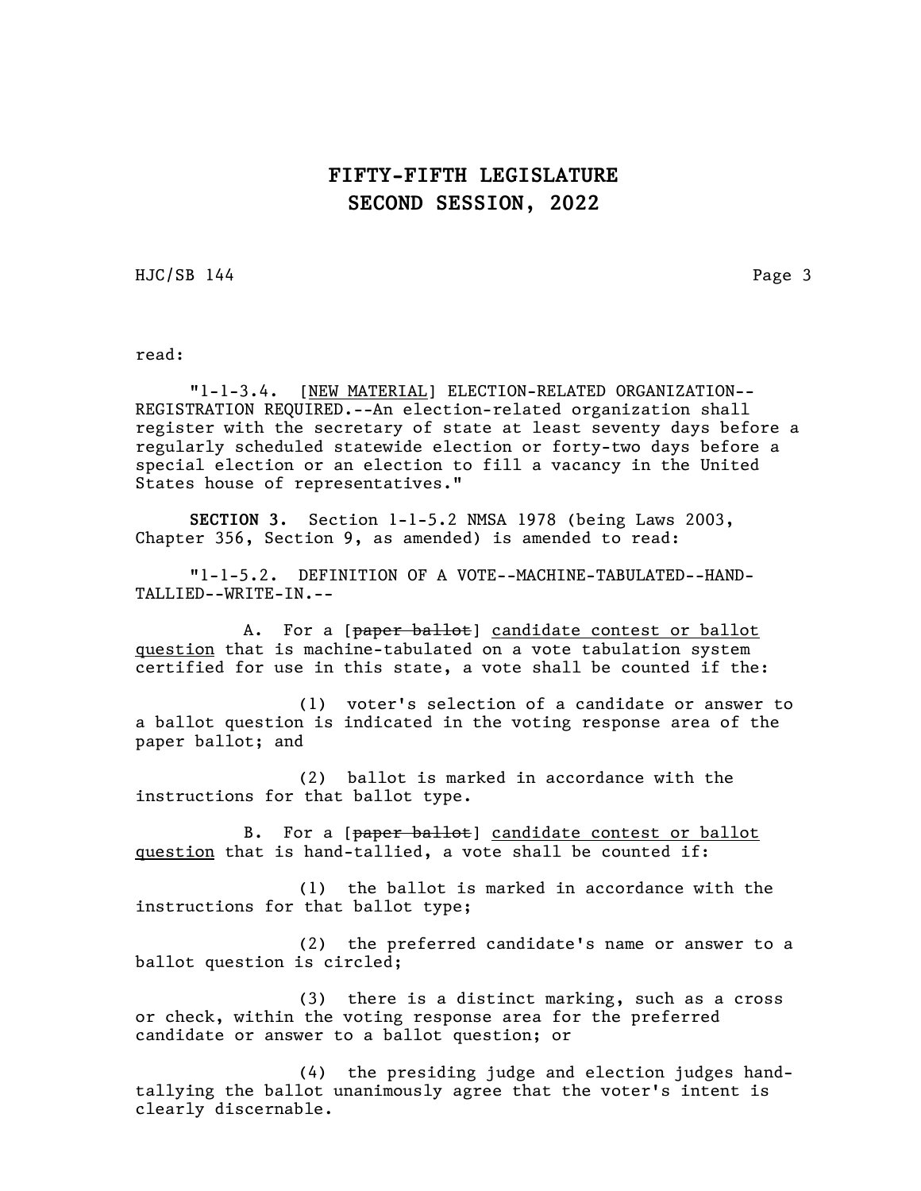read:

"1-1-3.4. [<u>NEW MATERIAL</u>] ELECTION-RELATED ORGANIZATION--REGISTRATION REQUIRED.--An election-related organization shall register with the secretary of state at least seventy days before a regularly scheduled statewide election or forty-two days before a special election or an election to fill a vacancy in the United States house of representatives."

**SECTION 3.** Section 1-1-5.2 NMSA 1978 (being Laws 2003, Chapter 356, Section 9, as amended) is amended to read:

"1-1-5.2. DEFINITION OF A VOTE--MACHINE-TABULATED--HAND-TALLIED--WRITE-IN.--

A. For a [~~paper ballot~~] <u>candidate contest or ballot question</u> that is machine-tabulated on a vote tabulation system certified for use in this state, a vote shall be counted if the:

(1) voter's selection of a candidate or answer to a ballot question is indicated in the voting response area of the paper ballot; and

(2) ballot is marked in accordance with the instructions for that ballot type.

B. For a [~~paper ballot~~] <u>candidate contest or ballot question</u> that is hand-tallied, a vote shall be counted if:

(1) the ballot is marked in accordance with the instructions for that ballot type;

(2) the preferred candidate's name or answer to a ballot question is circled;

(3) there is a distinct marking, such as a cross or check, within the voting response area for the preferred candidate or answer to a ballot question; or

(4) the presiding judge and election judges hand-tallying the ballot unanimously agree that the voter's intent is clearly discernable.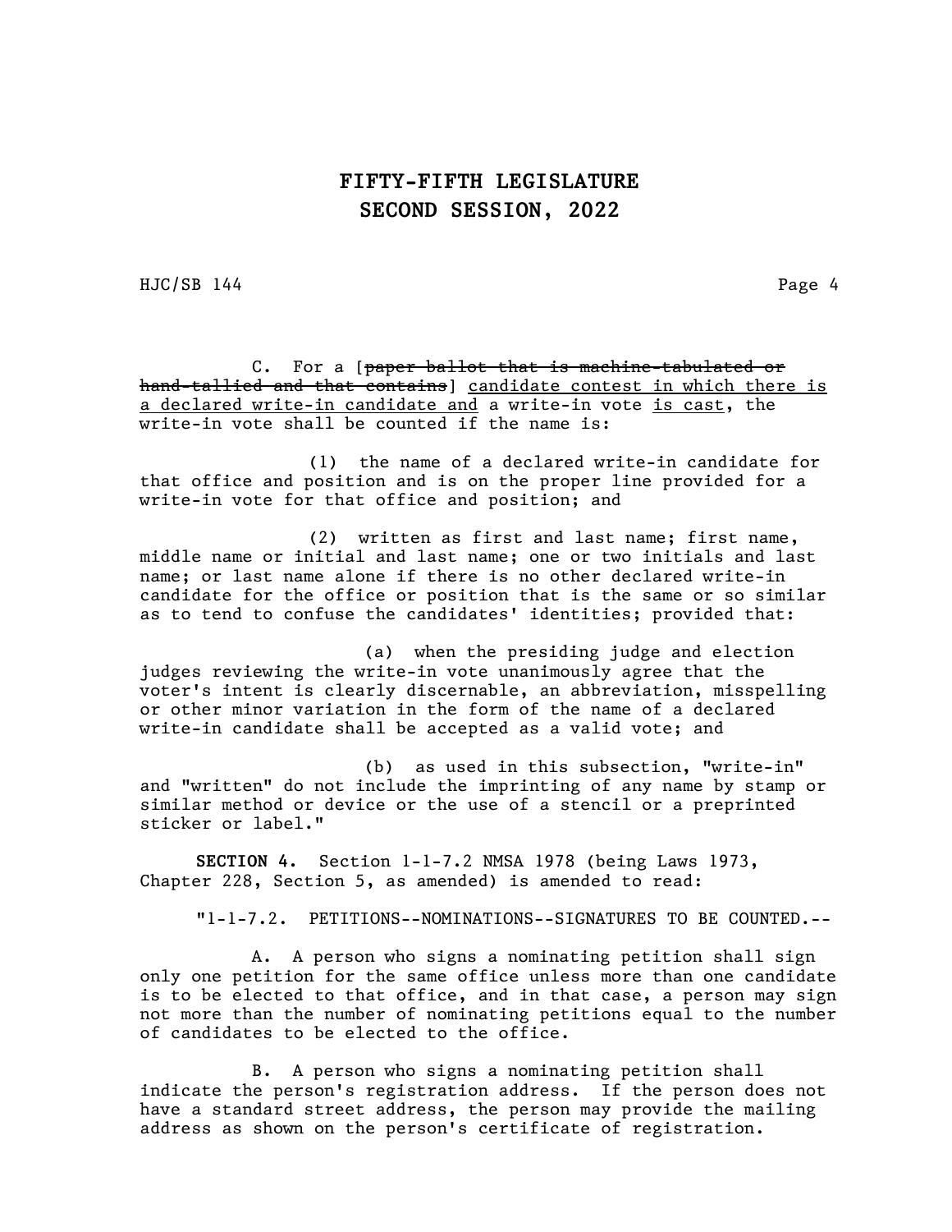C. For a [~~paper ballot that is machine-tabulated or hand-tallied and that contains~~] <u>candidate contest in which there is a declared write-in candidate and</u> a write-in vote <u>is cast</u>, the write-in vote shall be counted if the name is:

(1) the name of a declared write-in candidate for that office and position and is on the proper line provided for a write-in vote for that office and position; and

(2) written as first and last name; first name, middle name or initial and last name; one or two initials and last name; or last name alone if there is no other declared write-in candidate for the office or position that is the same or so similar as to tend to confuse the candidates' identities; provided that:

(a) when the presiding judge and election judges reviewing the write-in vote unanimously agree that the voter's intent is clearly discernable, an abbreviation, misspelling or other minor variation in the form of the name of a declared write-in candidate shall be accepted as a valid vote; and

(b) as used in this subsection, "write-in" and "written" do not include the imprinting of any name by stamp or similar method or device or the use of a stencil or a preprinted sticker or label."

**SECTION 4.** Section 1-1-7.2 NMSA 1978 (being Laws 1973, Chapter 228, Section 5, as amended) is amended to read:

"1-1-7.2. PETITIONS--NOMINATIONS--SIGNATURES TO BE COUNTED.--

A. A person who signs a nominating petition shall sign only one petition for the same office unless more than one candidate is to be elected to that office, and in that case, a person may sign not more than the number of nominating petitions equal to the number of candidates to be elected to the office.

B. A person who signs a nominating petition shall indicate the person's registration address. If the person does not have a standard street address, the person may provide the mailing address as shown on the person's certificate of registration.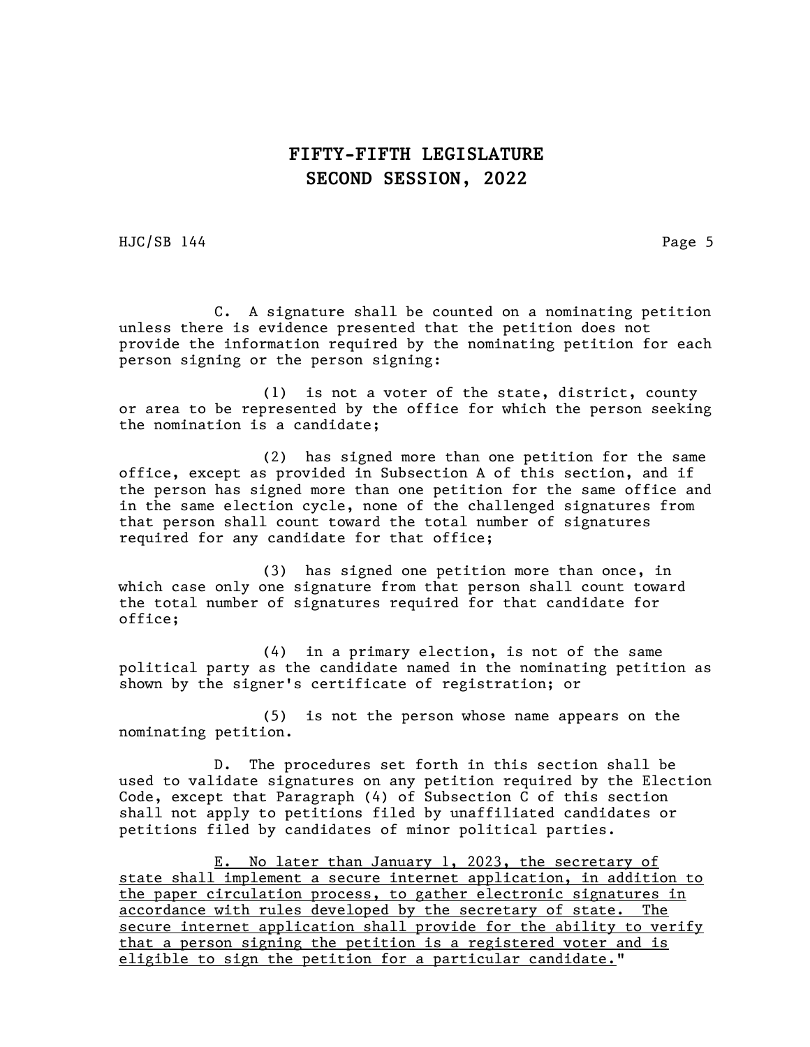C. A signature shall be counted on a nominating petition unless there is evidence presented that the petition does not provide the information required by the nominating petition for each person signing or the person signing:

(1) is not a voter of the state, district, county or area to be represented by the office for which the person seeking the nomination is a candidate;

(2) has signed more than one petition for the same office, except as provided in Subsection A of this section, and if the person has signed more than one petition for the same office and in the same election cycle, none of the challenged signatures from that person shall count toward the total number of signatures required for any candidate for that office;

(3) has signed one petition more than once, in which case only one signature from that person shall count toward the total number of signatures required for that candidate for office;

(4) in a primary election, is not of the same political party as the candidate named in the nominating petition as shown by the signer's certificate of registration; or

(5) is not the person whose name appears on the nominating petition.

D. The procedures set forth in this section shall be used to validate signatures on any petition required by the Election Code, except that Paragraph (4) of Subsection C of this section shall not apply to petitions filed by unaffiliated candidates or petitions filed by candidates of minor political parties.

<u>E. No later than January 1, 2023, the secretary of state shall implement a secure internet application, in addition to the paper circulation process, to gather electronic signatures in accordance with rules developed by the secretary of state. The secure internet application shall provide for the ability to verify that a person signing the petition is a registered voter and is eligible to sign the petition for a particular candidate.</u>"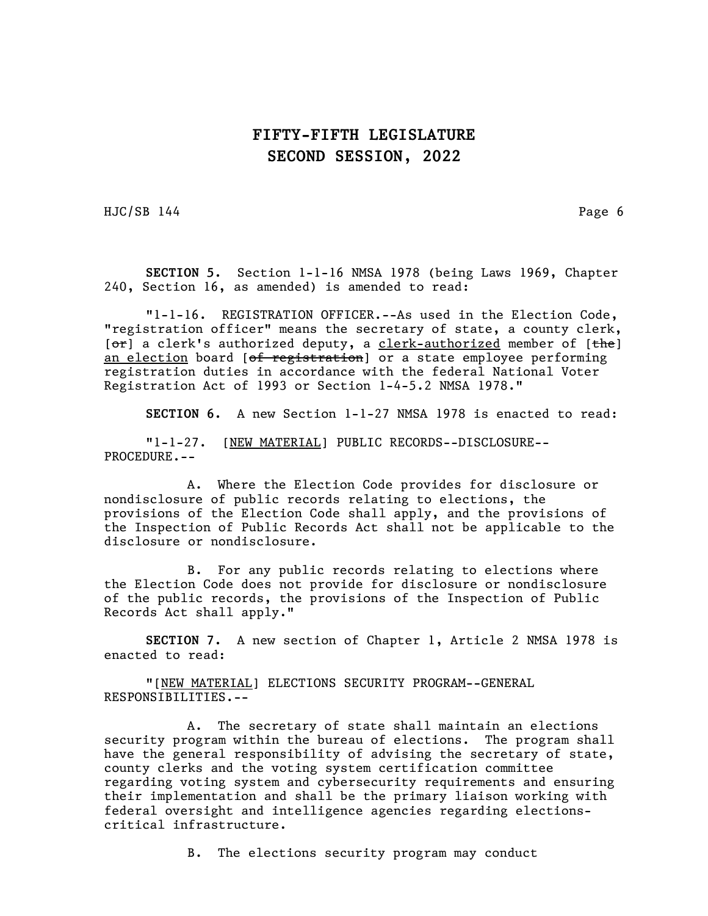**SECTION 5.** Section 1-1-16 NMSA 1978 (being Laws 1969, Chapter 240, Section 16, as amended) is amended to read:

"1-1-16. REGISTRATION OFFICER.--As used in the Election Code, "registration officer" means the secretary of state, a county clerk, [~~or~~] a clerk's authorized deputy, a <u>clerk-authorized</u> member of [~~the~~] <u>an election</u> board [~~of registration~~] or a state employee performing registration duties in accordance with the federal National Voter Registration Act of 1993 or Section 1-4-5.2 NMSA 1978."

**SECTION 6.** A new Section 1-1-27 NMSA 1978 is enacted to read:

"1-1-27. [<u>NEW MATERIAL</u>] PUBLIC RECORDS--DISCLOSURE--PROCEDURE.--

A. Where the Election Code provides for disclosure or nondisclosure of public records relating to elections, the provisions of the Election Code shall apply, and the provisions of the Inspection of Public Records Act shall not be applicable to the disclosure or nondisclosure.

B. For any public records relating to elections where the Election Code does not provide for disclosure or nondisclosure of the public records, the provisions of the Inspection of Public Records Act shall apply."

**SECTION 7.** A new section of Chapter 1, Article 2 NMSA 1978 is enacted to read:

"[<u>NEW MATERIAL</u>] ELECTIONS SECURITY PROGRAM--GENERAL RESPONSIBILITIES.--

A. The secretary of state shall maintain an elections security program within the bureau of elections. The program shall have the general responsibility of advising the secretary of state, county clerks and the voting system certification committee regarding voting system and cybersecurity requirements and ensuring their implementation and shall be the primary liaison working with federal oversight and intelligence agencies regarding elections-critical infrastructure.

B. The elections security program may conduct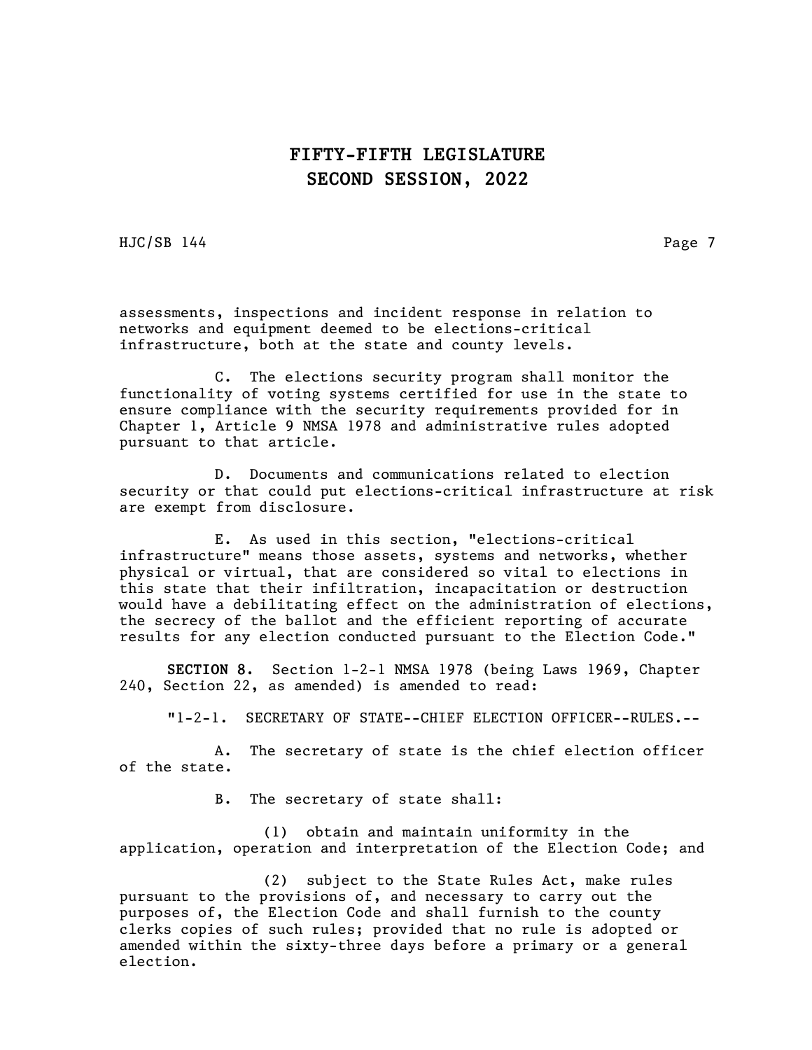assessments, inspections and incident response in relation to networks and equipment deemed to be elections-critical infrastructure, both at the state and county levels.

C. The elections security program shall monitor the functionality of voting systems certified for use in the state to ensure compliance with the security requirements provided for in Chapter 1, Article 9 NMSA 1978 and administrative rules adopted pursuant to that article.

D. Documents and communications related to election security or that could put elections-critical infrastructure at risk are exempt from disclosure.

E. As used in this section, "elections-critical infrastructure" means those assets, systems and networks, whether physical or virtual, that are considered so vital to elections in this state that their infiltration, incapacitation or destruction would have a debilitating effect on the administration of elections, the secrecy of the ballot and the efficient reporting of accurate results for any election conducted pursuant to the Election Code."

**SECTION 8.** Section 1-2-1 NMSA 1978 (being Laws 1969, Chapter 240, Section 22, as amended) is amended to read:

"1-2-1. SECRETARY OF STATE--CHIEF ELECTION OFFICER--RULES.--

A. The secretary of state is the chief election officer of the state.

B. The secretary of state shall:

(1) obtain and maintain uniformity in the application, operation and interpretation of the Election Code; and

(2) subject to the State Rules Act, make rules pursuant to the provisions of, and necessary to carry out the purposes of, the Election Code and shall furnish to the county clerks copies of such rules; provided that no rule is adopted or amended within the sixty-three days before a primary or a general election.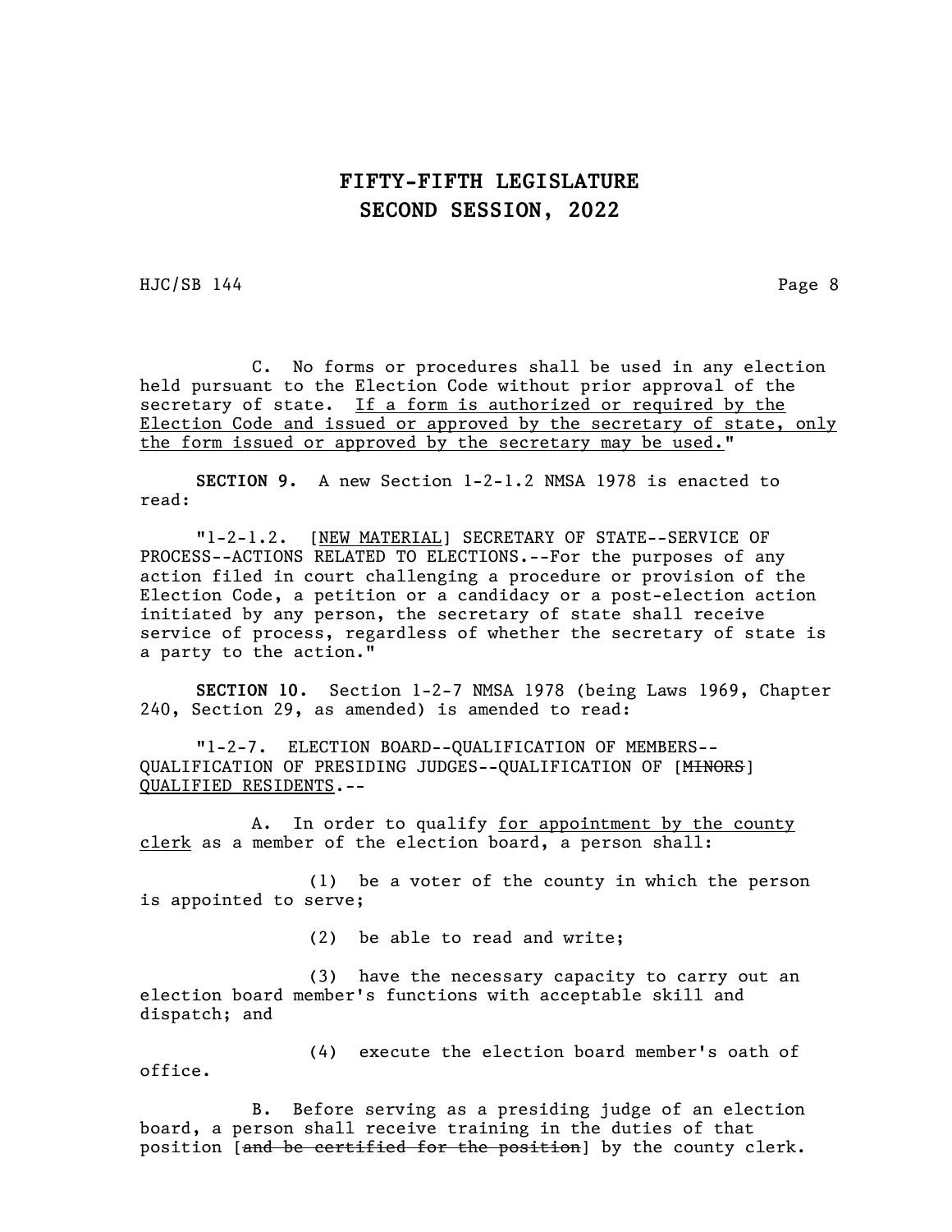C. No forms or procedures shall be used in any election held pursuant to the Election Code without prior approval of the secretary of state. <u>If a form is authorized or required by the Election Code and issued or approved by the secretary of state, only the form issued or approved by the secretary may be used.</u>"

**SECTION 9.** A new Section 1-2-1.2 NMSA 1978 is enacted to read:

"1-2-1.2. [<u>NEW MATERIAL</u>] SECRETARY OF STATE--SERVICE OF PROCESS--ACTIONS RELATED TO ELECTIONS.--For the purposes of any action filed in court challenging a procedure or provision of the Election Code, a petition or a candidacy or a post-election action initiated by any person, the secretary of state shall receive service of process, regardless of whether the secretary of state is a party to the action."

**SECTION 10.** Section 1-2-7 NMSA 1978 (being Laws 1969, Chapter 240, Section 29, as amended) is amended to read:

"1-2-7. ELECTION BOARD--QUALIFICATION OF MEMBERS--QUALIFICATION OF PRESIDING JUDGES--QUALIFICATION OF [~~MINORS~~] <u>QUALIFIED RESIDENTS</u>.--

A. In order to qualify <u>for appointment by the county clerk</u> as a member of the election board, a person shall:

(1) be a voter of the county in which the person is appointed to serve;

(2) be able to read and write;

(3) have the necessary capacity to carry out an election board member's functions with acceptable skill and dispatch; and

(4) execute the election board member's oath of office.

B. Before serving as a presiding judge of an election board, a person shall receive training in the duties of that position [~~and be certified for the position~~] by the county clerk.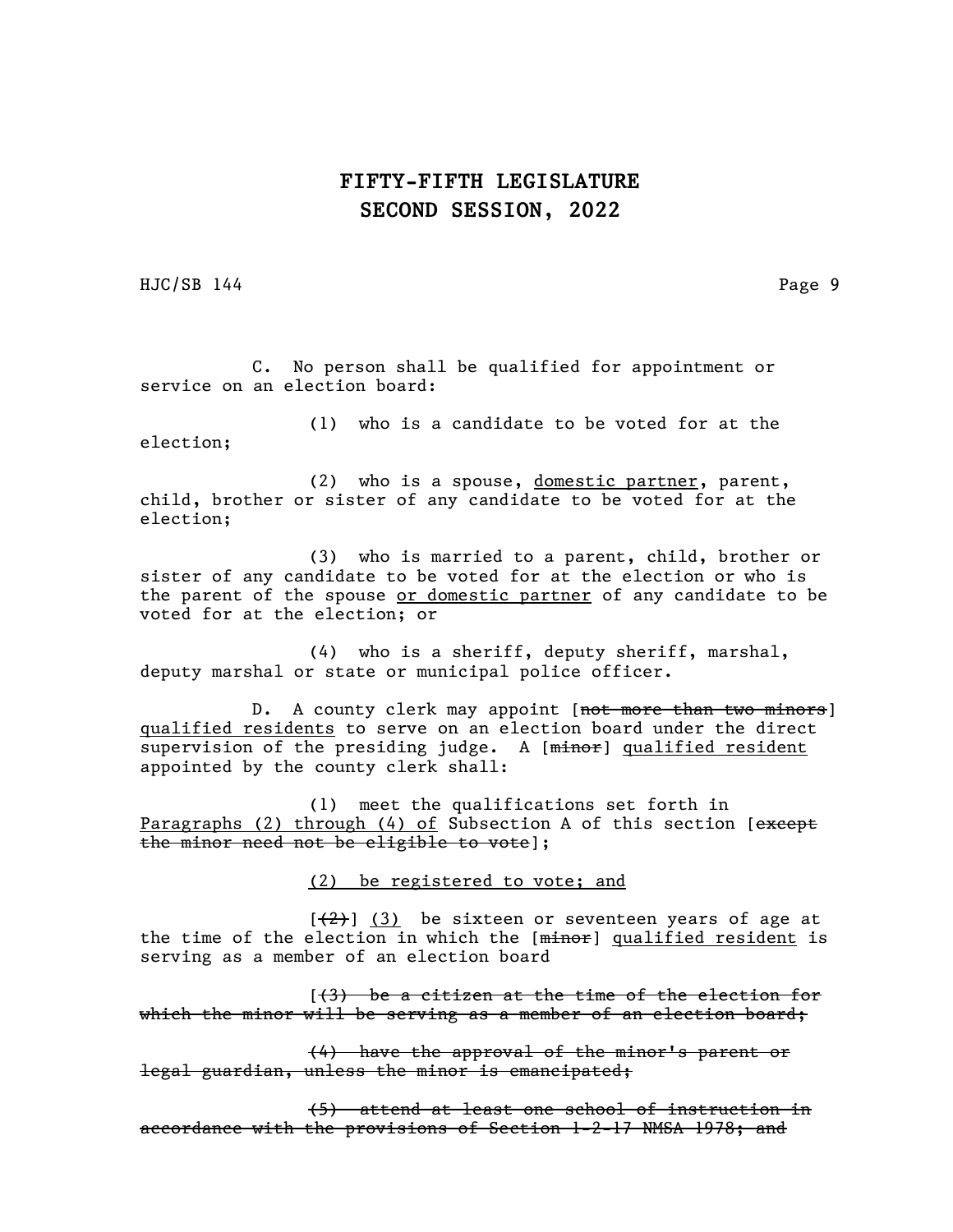C. No person shall be qualified for appointment or service on an election board:

(1) who is a candidate to be voted for at the election;

(2) who is a spouse, <u>domestic partner</u>, parent, child, brother or sister of any candidate to be voted for at the election;

(3) who is married to a parent, child, brother or sister of any candidate to be voted for at the election or who is the parent of the spouse <u>or domestic partner</u> of any candidate to be voted for at the election; or

(4) who is a sheriff, deputy sheriff, marshal, deputy marshal or state or municipal police officer.

D. A county clerk may appoint [~~not more than two minors~~] <u>qualified residents</u> to serve on an election board under the direct supervision of the presiding judge. A [~~minor~~] <u>qualified resident</u> appointed by the county clerk shall:

(1) meet the qualifications set forth in <u>Paragraphs (2) through (4) of</u> Subsection A of this section [~~except the minor need not be eligible to vote~~];

<u>(2) be registered to vote; and</u>

[~~(2)~~] <u>(3)</u> be sixteen or seventeen years of age at the time of the election in which the [~~minor~~] <u>qualified resident</u> is serving as a member of an election board

[~~(3) be a citizen at the time of the election for which the minor will be serving as a member of an election board;~~

~~(4) have the approval of the minor's parent or legal guardian, unless the minor is emancipated;~~

~~(5) attend at least one school of instruction in accordance with the provisions of Section 1-2-17 NMSA 1978; and~~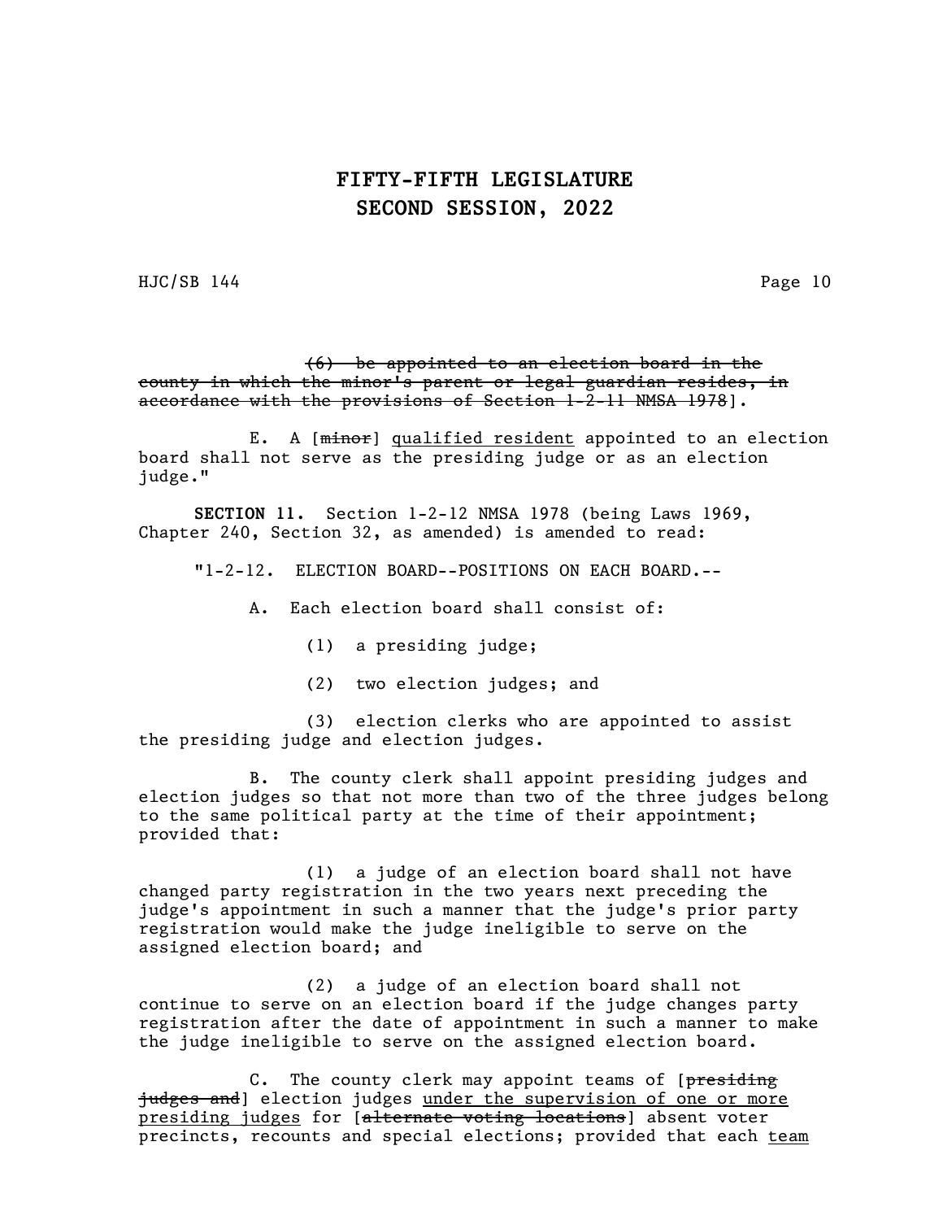~~(6) be appointed to an election board in the county in which the minor's parent or legal guardian resides, in accordance with the provisions of Section 1-2-11 NMSA 1978~~].

E. A [~~minor~~] qualified resident appointed to an election board shall not serve as the presiding judge or as an election judge."

**SECTION 11.** Section 1-2-12 NMSA 1978 (being Laws 1969, Chapter 240, Section 32, as amended) is amended to read:

"1-2-12. ELECTION BOARD--POSITIONS ON EACH BOARD.--

A. Each election board shall consist of:

(1) a presiding judge;

(2) two election judges; and

(3) election clerks who are appointed to assist the presiding judge and election judges.

B. The county clerk shall appoint presiding judges and election judges so that not more than two of the three judges belong to the same political party at the time of their appointment; provided that:

(1) a judge of an election board shall not have changed party registration in the two years next preceding the judge's appointment in such a manner that the judge's prior party registration would make the judge ineligible to serve on the assigned election board; and

(2) a judge of an election board shall not continue to serve on an election board if the judge changes party registration after the date of appointment in such a manner to make the judge ineligible to serve on the assigned election board.

C. The county clerk may appoint teams of [~~presiding judges and~~] election judges under the supervision of one or more presiding judges for [~~alternate voting locations~~] absent voter precincts, recounts and special elections; provided that each team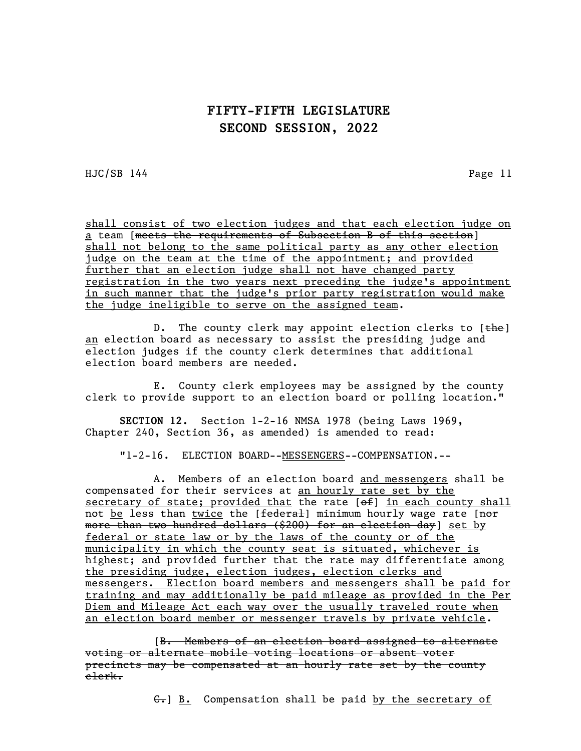shall consist of two election judges and that each election judge on a team [~~meets the requirements of Subsection B of this section~~] shall not belong to the same political party as any other election judge on the team at the time of the appointment; and provided further that an election judge shall not have changed party registration in the two years next preceding the judge's appointment in such manner that the judge's prior party registration would make the judge ineligible to serve on the assigned team.

D. The county clerk may appoint election clerks to [~~the~~] an election board as necessary to assist the presiding judge and election judges if the county clerk determines that additional election board members are needed.

E. County clerk employees may be assigned by the county clerk to provide support to an election board or polling location."

**SECTION 12.** Section 1-2-16 NMSA 1978 (being Laws 1969, Chapter 240, Section 36, as amended) is amended to read:

"1-2-16. ELECTION BOARD--MESSENGERS--COMPENSATION.--

A. Members of an election board and messengers shall be compensated for their services at an hourly rate set by the secretary of state; provided that the rate [~~of~~] in each county shall not be less than twice the [~~federal~~] minimum hourly wage rate [~~nor more than two hundred dollars ($200) for an election day~~] set by federal or state law or by the laws of the county or of the municipality in which the county seat is situated, whichever is highest; and provided further that the rate may differentiate among the presiding judge, election judges, election clerks and messengers. Election board members and messengers shall be paid for training and may additionally be paid mileage as provided in the Per Diem and Mileage Act each way over the usually traveled route when an election board member or messenger travels by private vehicle.

[~~B. Members of an election board assigned to alternate voting or alternate mobile voting locations or absent voter precincts may be compensated at an hourly rate set by the county clerk.~~

~~C.~~] B. Compensation shall be paid by the secretary of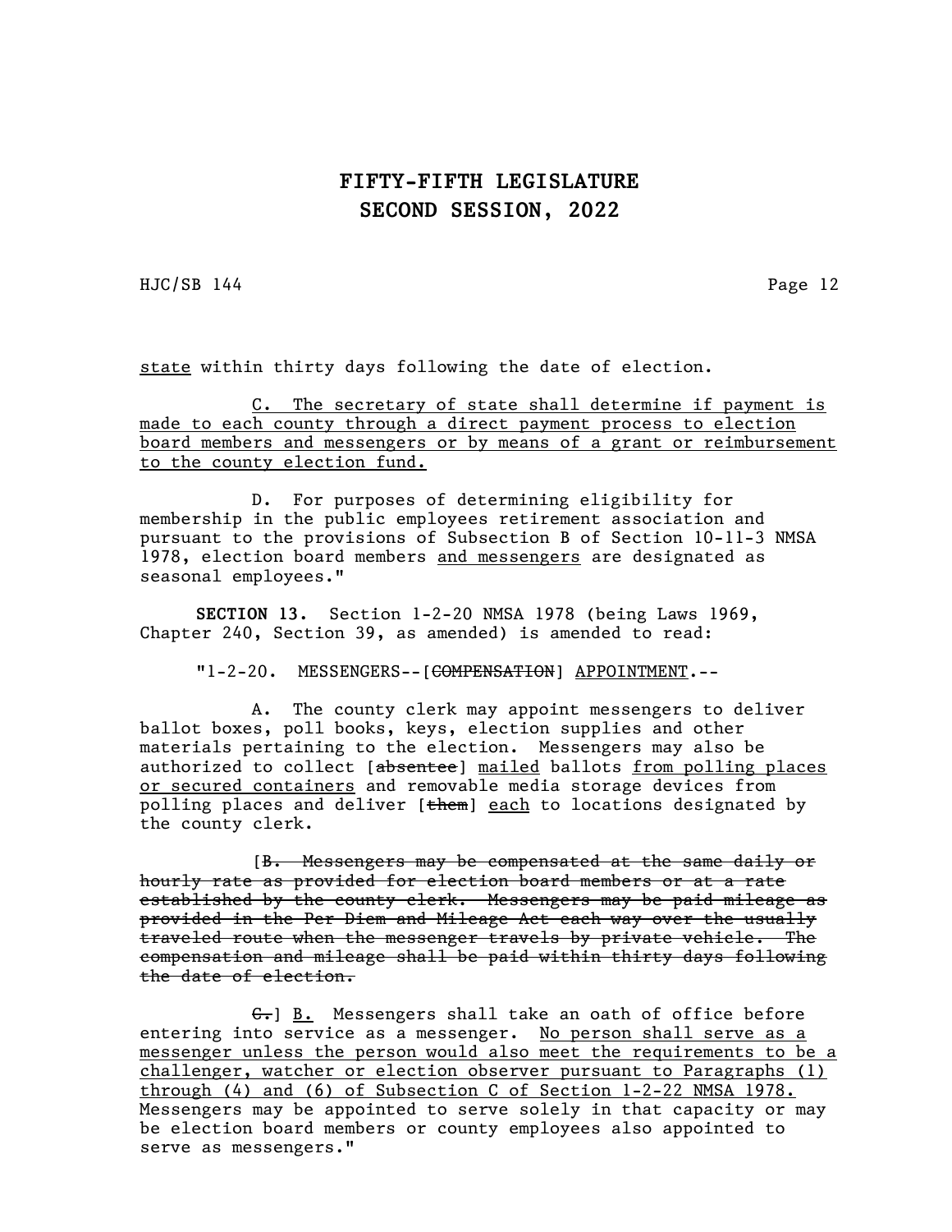state within thirty days following the date of election.

C. The secretary of state shall determine if payment is made to each county through a direct payment process to election board members and messengers or by means of a grant or reimbursement to the county election fund.

D. For purposes of determining eligibility for membership in the public employees retirement association and pursuant to the provisions of Subsection B of Section 10-11-3 NMSA 1978, election board members and messengers are designated as seasonal employees."

**SECTION 13.** Section 1-2-20 NMSA 1978 (being Laws 1969, Chapter 240, Section 39, as amended) is amended to read:

"1-2-20. MESSENGERS--[~~COMPENSATION~~] APPOINTMENT.--

A. The county clerk may appoint messengers to deliver ballot boxes, poll books, keys, election supplies and other materials pertaining to the election. Messengers may also be authorized to collect [~~absentee~~] mailed ballots from polling places or secured containers and removable media storage devices from polling places and deliver [~~them~~] each to locations designated by the county clerk.

[~~B. Messengers may be compensated at the same daily or hourly rate as provided for election board members or at a rate established by the county clerk. Messengers may be paid mileage as provided in the Per Diem and Mileage Act each way over the usually traveled route when the messenger travels by private vehicle. The compensation and mileage shall be paid within thirty days following the date of election.~~

~~C.~~] B. Messengers shall take an oath of office before entering into service as a messenger. No person shall serve as a messenger unless the person would also meet the requirements to be a challenger, watcher or election observer pursuant to Paragraphs (1) through (4) and (6) of Subsection C of Section 1-2-22 NMSA 1978. Messengers may be appointed to serve solely in that capacity or may be election board members or county employees also appointed to serve as messengers."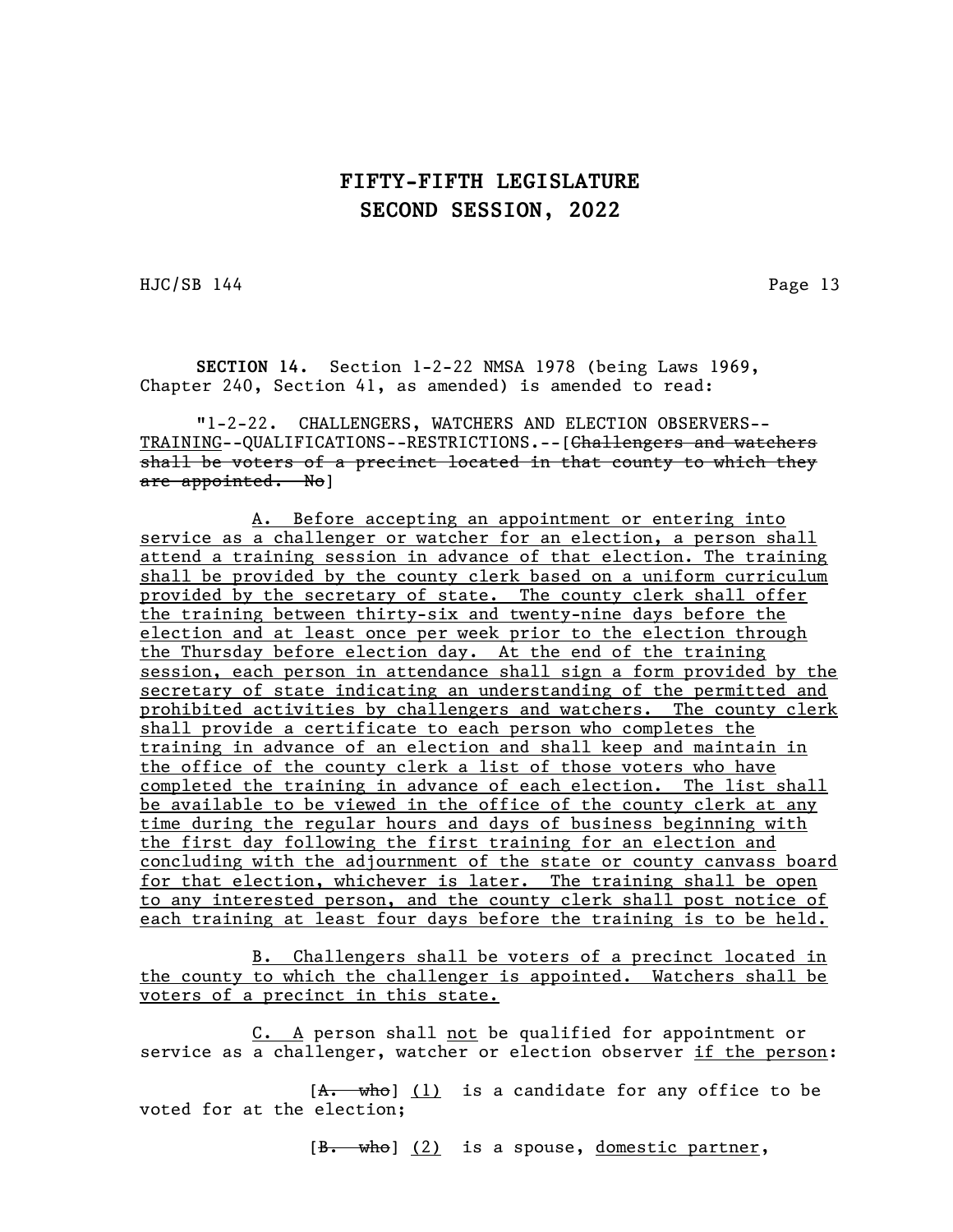**SECTION 14.** Section 1-2-22 NMSA 1978 (being Laws 1969, Chapter 240, Section 41, as amended) is amended to read:

"1-2-22. CHALLENGERS, WATCHERS AND ELECTION OBSERVERS--<u>TRAINING</u>--QUALIFICATIONS--RESTRICTIONS.--[~~Challengers and watchers shall be voters of a precinct located in that county to which they are appointed. No~~]

<u>A. Before accepting an appointment or entering into service as a challenger or watcher for an election, a person shall attend a training session in advance of that election. The training shall be provided by the county clerk based on a uniform curriculum provided by the secretary of state. The county clerk shall offer the training between thirty-six and twenty-nine days before the election and at least once per week prior to the election through the Thursday before election day. At the end of the training session, each person in attendance shall sign a form provided by the secretary of state indicating an understanding of the permitted and prohibited activities by challengers and watchers. The county clerk shall provide a certificate to each person who completes the training in advance of an election and shall keep and maintain in the office of the county clerk a list of those voters who have completed the training in advance of each election. The list shall be available to be viewed in the office of the county clerk at any time during the regular hours and days of business beginning with the first day following the first training for an election and concluding with the adjournment of the state or county canvass board for that election, whichever is later. The training shall be open to any interested person, and the county clerk shall post notice of each training at least four days before the training is to be held.</u>

<u>B. Challengers shall be voters of a precinct located in the county to which the challenger is appointed. Watchers shall be voters of a precinct in this state.</u>

<u>C. A</u> person shall <u>not</u> be qualified for appointment or service as a challenger, watcher or election observer <u>if the person</u>:

[~~A. who~~] <u>(1)</u> is a candidate for any office to be voted for at the election;

[~~B. who~~] <u>(2)</u> is a spouse, <u>domestic partner</u>,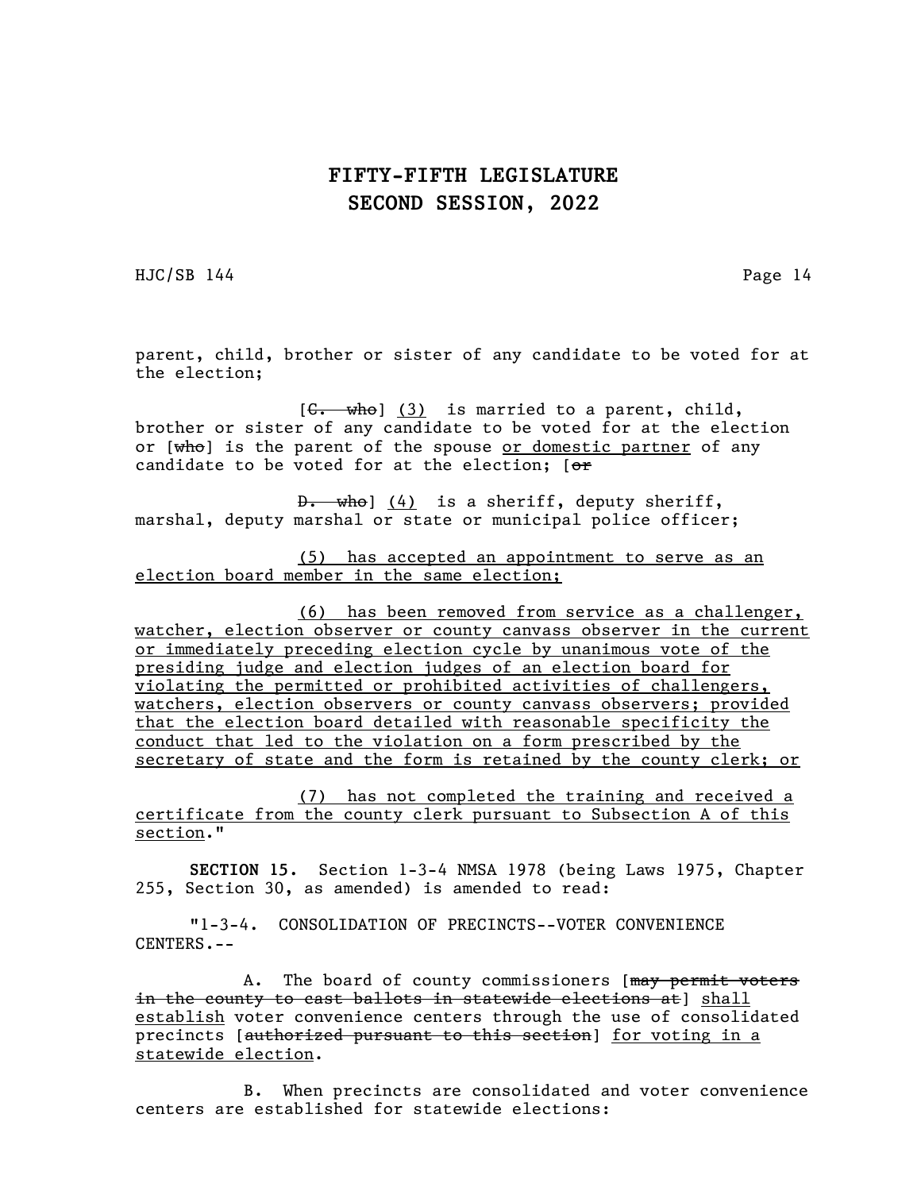parent, child, brother or sister of any candidate to be voted for at the election;

[~~C. who~~] <u>(3)</u> is married to a parent, child, brother or sister of any candidate to be voted for at the election or [~~who~~] is the parent of the spouse <u>or domestic partner</u> of any candidate to be voted for at the election; [~~or~~

~~D. who~~] <u>(4)</u> is a sheriff, deputy sheriff, marshal, deputy marshal or state or municipal police officer;

<u>(5) has accepted an appointment to serve as an election board member in the same election;</u>

<u>(6) has been removed from service as a challenger, watcher, election observer or county canvass observer in the current or immediately preceding election cycle by unanimous vote of the presiding judge and election judges of an election board for violating the permitted or prohibited activities of challengers, watchers, election observers or county canvass observers; provided that the election board detailed with reasonable specificity the conduct that led to the violation on a form prescribed by the secretary of state and the form is retained by the county clerk; or</u>

<u>(7) has not completed the training and received a certificate from the county clerk pursuant to Subsection A of this section</u>."

**SECTION 15.** Section 1-3-4 NMSA 1978 (being Laws 1975, Chapter 255, Section 30, as amended) is amended to read:

"1-3-4. CONSOLIDATION OF PRECINCTS--VOTER CONVENIENCE CENTERS.--

A. The board of county commissioners [~~may permit voters in the county to cast ballots in statewide elections at~~] <u>shall establish</u> voter convenience centers through the use of consolidated precincts [~~authorized pursuant to this section~~] <u>for voting in a statewide election</u>.

B. When precincts are consolidated and voter convenience centers are established for statewide elections: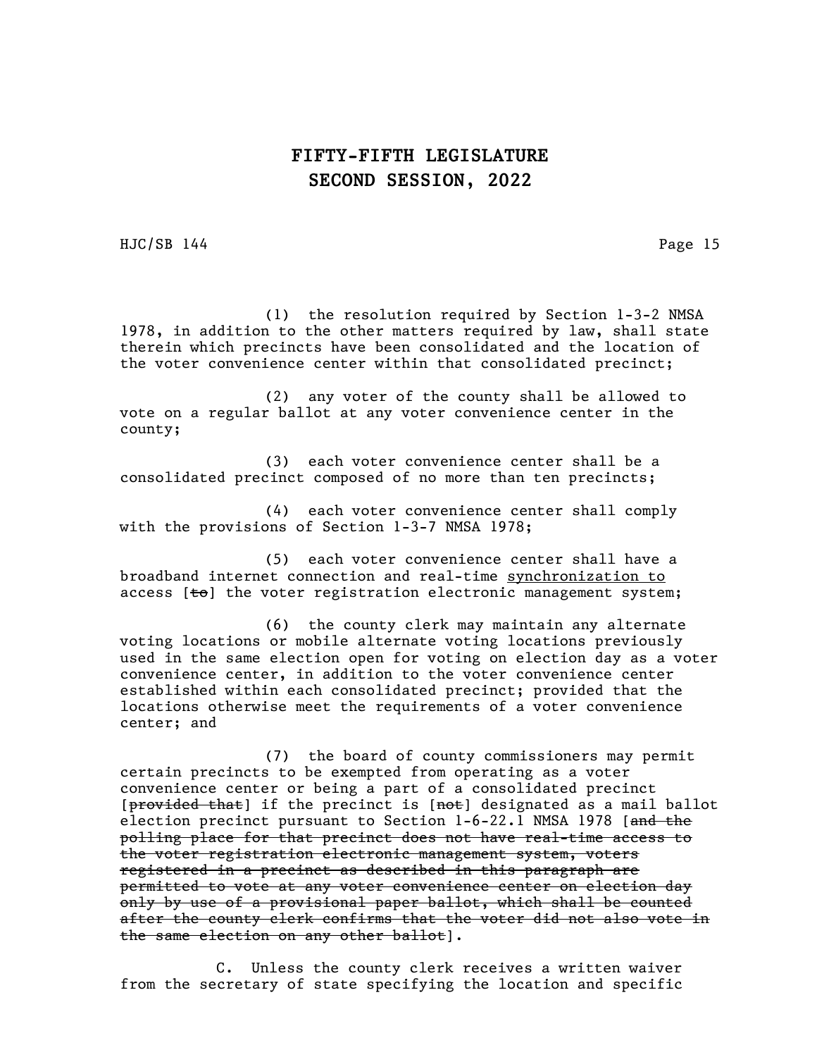(1) the resolution required by Section 1-3-2 NMSA 1978, in addition to the other matters required by law, shall state therein which precincts have been consolidated and the location of the voter convenience center within that consolidated precinct;

(2) any voter of the county shall be allowed to vote on a regular ballot at any voter convenience center in the county;

(3) each voter convenience center shall be a consolidated precinct composed of no more than ten precincts;

(4) each voter convenience center shall comply with the provisions of Section 1-3-7 NMSA 1978;

(5) each voter convenience center shall have a broadband internet connection and real-time <u>synchronization to</u> access [~~to~~] the voter registration electronic management system;

(6) the county clerk may maintain any alternate voting locations or mobile alternate voting locations previously used in the same election open for voting on election day as a voter convenience center, in addition to the voter convenience center established within each consolidated precinct; provided that the locations otherwise meet the requirements of a voter convenience center; and

(7) the board of county commissioners may permit certain precincts to be exempted from operating as a voter convenience center or being a part of a consolidated precinct [~~provided that~~] if the precinct is [~~not~~] designated as a mail ballot election precinct pursuant to Section 1-6-22.1 NMSA 1978 [~~and the polling place for that precinct does not have real-time access to the voter registration electronic management system, voters registered in a precinct as described in this paragraph are permitted to vote at any voter convenience center on election day only by use of a provisional paper ballot, which shall be counted after the county clerk confirms that the voter did not also vote in the same election on any other ballot~~].

C. Unless the county clerk receives a written waiver from the secretary of state specifying the location and specific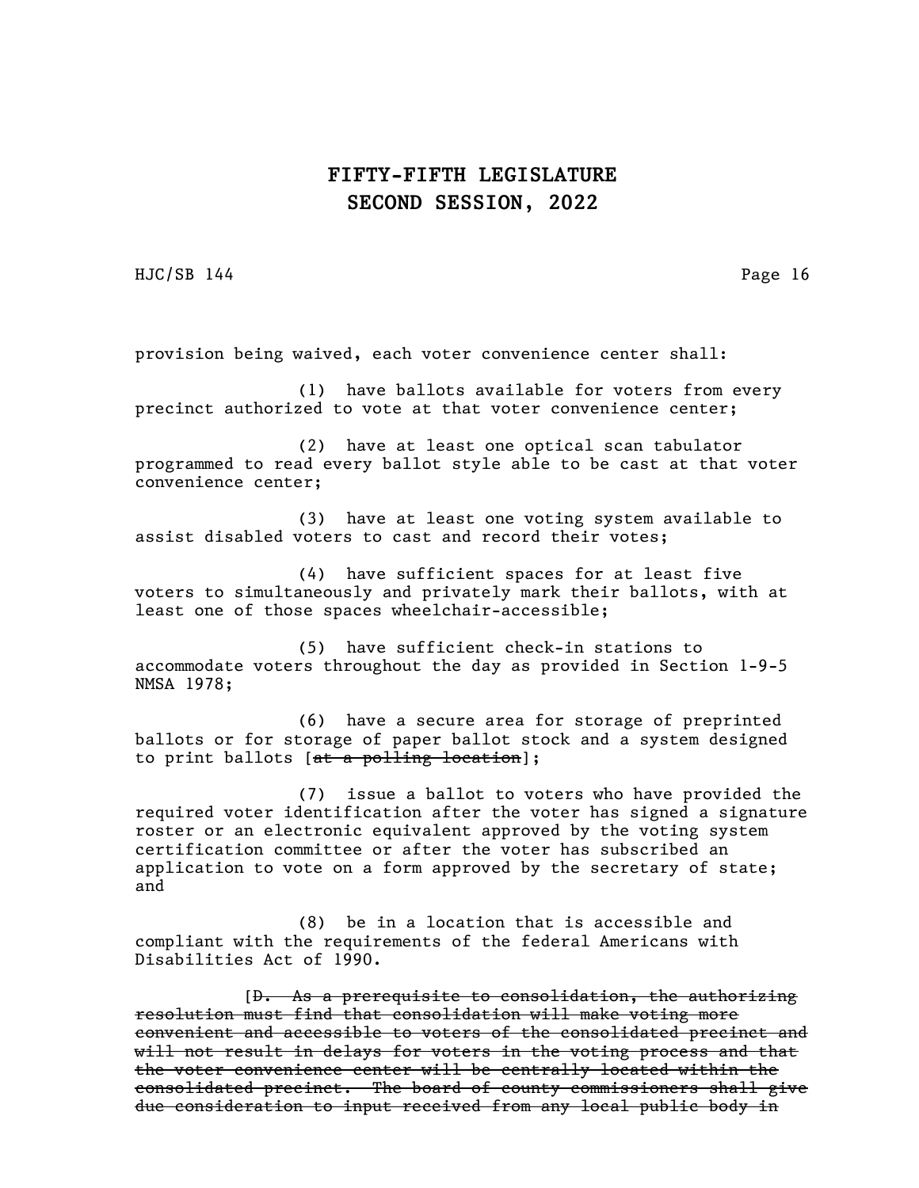provision being waived, each voter convenience center shall:

(1) have ballots available for voters from every precinct authorized to vote at that voter convenience center;

(2) have at least one optical scan tabulator programmed to read every ballot style able to be cast at that voter convenience center;

(3) have at least one voting system available to assist disabled voters to cast and record their votes;

(4) have sufficient spaces for at least five voters to simultaneously and privately mark their ballots, with at least one of those spaces wheelchair-accessible;

(5) have sufficient check-in stations to accommodate voters throughout the day as provided in Section 1-9-5 NMSA 1978;

(6) have a secure area for storage of preprinted ballots or for storage of paper ballot stock and a system designed to print ballots [~~at a polling location~~];

(7) issue a ballot to voters who have provided the required voter identification after the voter has signed a signature roster or an electronic equivalent approved by the voting system certification committee or after the voter has subscribed an application to vote on a form approved by the secretary of state; and

(8) be in a location that is accessible and compliant with the requirements of the federal Americans with Disabilities Act of 1990.

[~~D. As a prerequisite to consolidation, the authorizing resolution must find that consolidation will make voting more convenient and accessible to voters of the consolidated precinct and will not result in delays for voters in the voting process and that the voter convenience center will be centrally located within the consolidated precinct. The board of county commissioners shall give due consideration to input received from any local public body in~~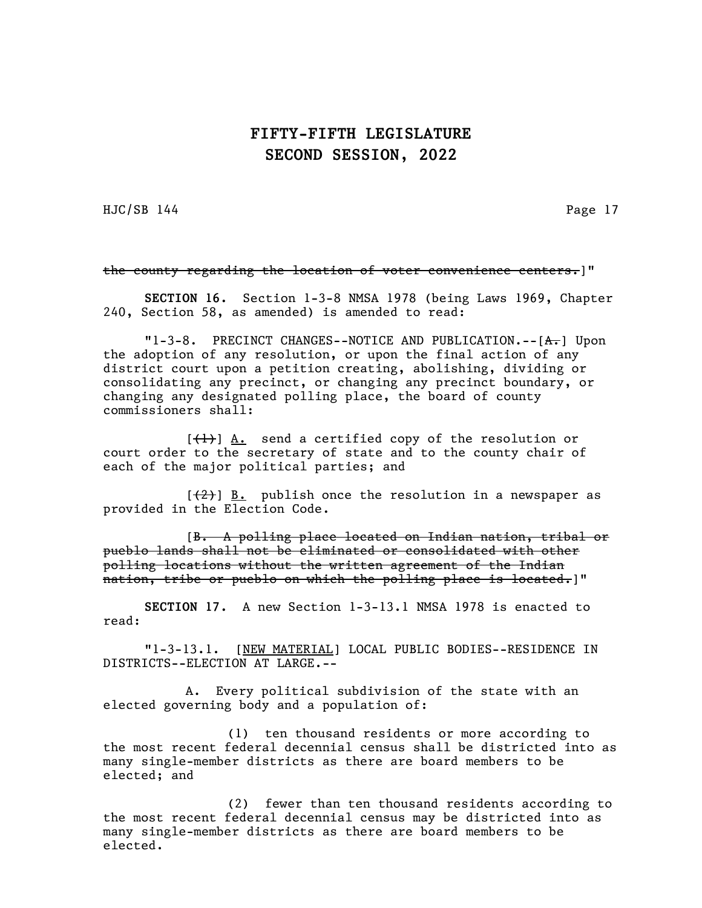~~the county regarding the location of voter convenience centers.~~]"

**SECTION 16.** Section 1-3-8 NMSA 1978 (being Laws 1969, Chapter 240, Section 58, as amended) is amended to read:

"1-3-8. PRECINCT CHANGES--NOTICE AND PUBLICATION.--[~~A.~~] Upon the adoption of any resolution, or upon the final action of any district court upon a petition creating, abolishing, dividing or consolidating any precinct, or changing any precinct boundary, or changing any designated polling place, the board of county commissioners shall:

[~~(1)~~] <u>A.</u> send a certified copy of the resolution or court order to the secretary of state and to the county chair of each of the major political parties; and

[~~(2)~~] <u>B.</u> publish once the resolution in a newspaper as provided in the Election Code.

[~~B. A polling place located on Indian nation, tribal or pueblo lands shall not be eliminated or consolidated with other polling locations without the written agreement of the Indian nation, tribe or pueblo on which the polling place is located.~~]"

**SECTION 17.** A new Section 1-3-13.1 NMSA 1978 is enacted to read:

"1-3-13.1. [<u>NEW MATERIAL</u>] LOCAL PUBLIC BODIES--RESIDENCE IN DISTRICTS--ELECTION AT LARGE.--

A. Every political subdivision of the state with an elected governing body and a population of:

(1) ten thousand residents or more according to the most recent federal decennial census shall be districted into as many single-member districts as there are board members to be elected; and

(2) fewer than ten thousand residents according to the most recent federal decennial census may be districted into as many single-member districts as there are board members to be elected.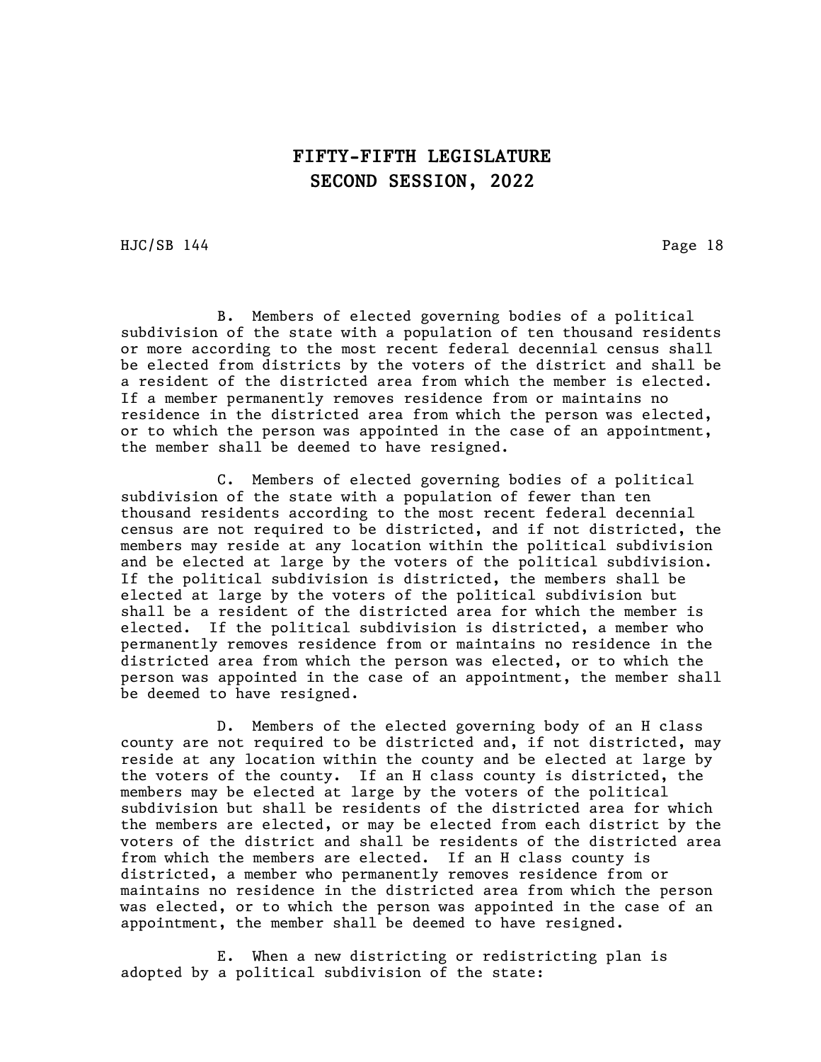B. Members of elected governing bodies of a political subdivision of the state with a population of ten thousand residents or more according to the most recent federal decennial census shall be elected from districts by the voters of the district and shall be a resident of the districted area from which the member is elected. If a member permanently removes residence from or maintains no residence in the districted area from which the person was elected, or to which the person was appointed in the case of an appointment, the member shall be deemed to have resigned.

C. Members of elected governing bodies of a political subdivision of the state with a population of fewer than ten thousand residents according to the most recent federal decennial census are not required to be districted, and if not districted, the members may reside at any location within the political subdivision and be elected at large by the voters of the political subdivision. If the political subdivision is districted, the members shall be elected at large by the voters of the political subdivision but shall be a resident of the districted area for which the member is elected. If the political subdivision is districted, a member who permanently removes residence from or maintains no residence in the districted area from which the person was elected, or to which the person was appointed in the case of an appointment, the member shall be deemed to have resigned.

D. Members of the elected governing body of an H class county are not required to be districted and, if not districted, may reside at any location within the county and be elected at large by the voters of the county. If an H class county is districted, the members may be elected at large by the voters of the political subdivision but shall be residents of the districted area for which the members are elected, or may be elected from each district by the voters of the district and shall be residents of the districted area from which the members are elected. If an H class county is districted, a member who permanently removes residence from or maintains no residence in the districted area from which the person was elected, or to which the person was appointed in the case of an appointment, the member shall be deemed to have resigned.

E. When a new districting or redistricting plan is adopted by a political subdivision of the state: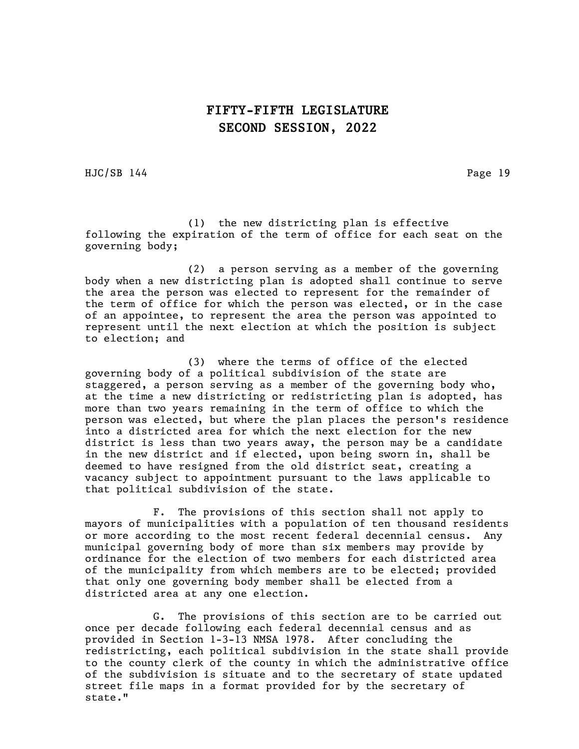(1) the new districting plan is effective following the expiration of the term of office for each seat on the governing body;

(2) a person serving as a member of the governing body when a new districting plan is adopted shall continue to serve the area the person was elected to represent for the remainder of the term of office for which the person was elected, or in the case of an appointee, to represent the area the person was appointed to represent until the next election at which the position is subject to election; and

(3) where the terms of office of the elected governing body of a political subdivision of the state are staggered, a person serving as a member of the governing body who, at the time a new districting or redistricting plan is adopted, has more than two years remaining in the term of office to which the person was elected, but where the plan places the person's residence into a districted area for which the next election for the new district is less than two years away, the person may be a candidate in the new district and if elected, upon being sworn in, shall be deemed to have resigned from the old district seat, creating a vacancy subject to appointment pursuant to the laws applicable to that political subdivision of the state.

F. The provisions of this section shall not apply to mayors of municipalities with a population of ten thousand residents or more according to the most recent federal decennial census. Any municipal governing body of more than six members may provide by ordinance for the election of two members for each districted area of the municipality from which members are to be elected; provided that only one governing body member shall be elected from a districted area at any one election.

G. The provisions of this section are to be carried out once per decade following each federal decennial census and as provided in Section 1-3-13 NMSA 1978. After concluding the redistricting, each political subdivision in the state shall provide to the county clerk of the county in which the administrative office of the subdivision is situate and to the secretary of state updated street file maps in a format provided for by the secretary of state."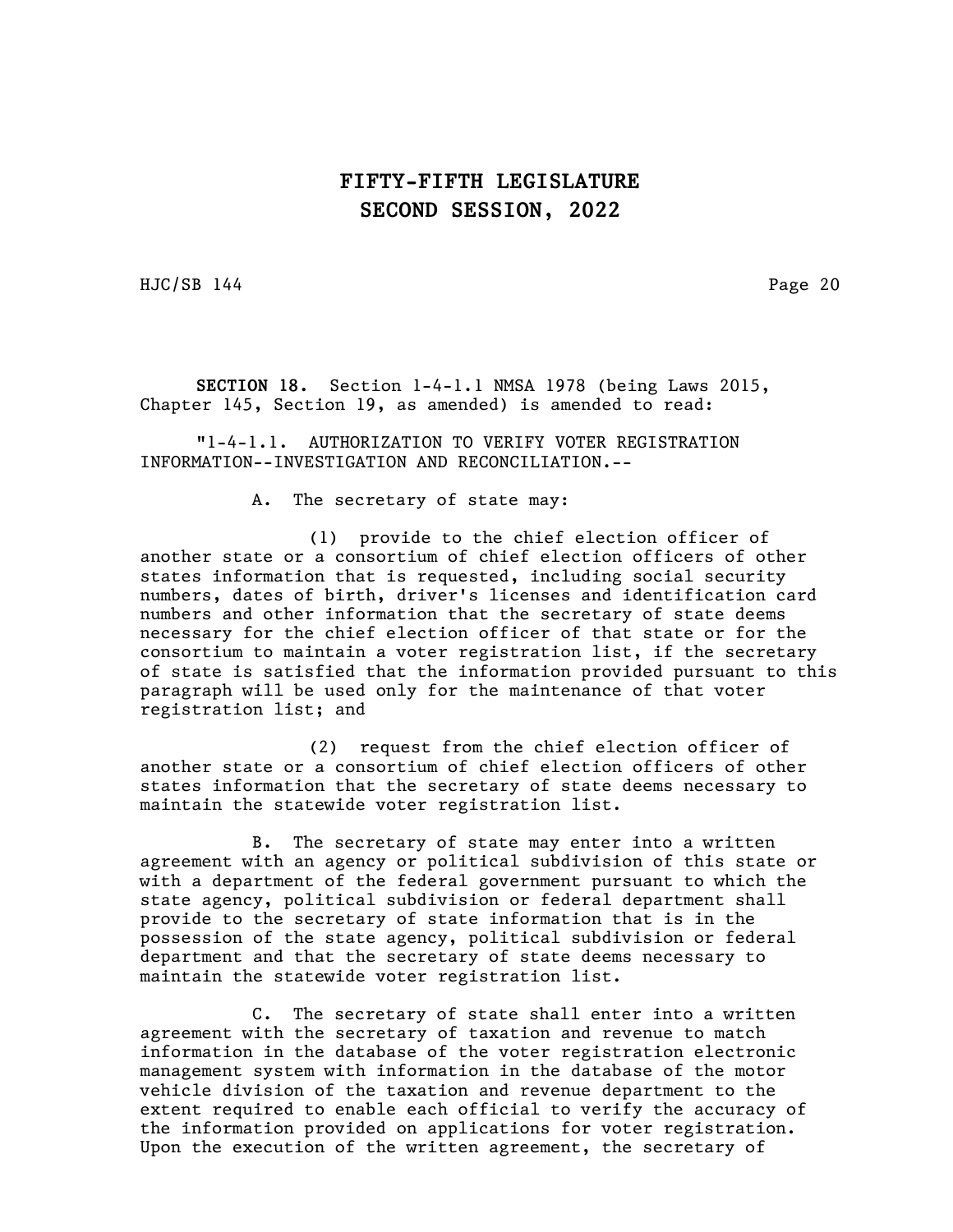**SECTION 18.** Section 1-4-1.1 NMSA 1978 (being Laws 2015, Chapter 145, Section 19, as amended) is amended to read:

"1-4-1.1. AUTHORIZATION TO VERIFY VOTER REGISTRATION INFORMATION--INVESTIGATION AND RECONCILIATION.--

A. The secretary of state may:

(1) provide to the chief election officer of another state or a consortium of chief election officers of other states information that is requested, including social security numbers, dates of birth, driver's licenses and identification card numbers and other information that the secretary of state deems necessary for the chief election officer of that state or for the consortium to maintain a voter registration list, if the secretary of state is satisfied that the information provided pursuant to this paragraph will be used only for the maintenance of that voter registration list; and

(2) request from the chief election officer of another state or a consortium of chief election officers of other states information that the secretary of state deems necessary to maintain the statewide voter registration list.

B. The secretary of state may enter into a written agreement with an agency or political subdivision of this state or with a department of the federal government pursuant to which the state agency, political subdivision or federal department shall provide to the secretary of state information that is in the possession of the state agency, political subdivision or federal department and that the secretary of state deems necessary to maintain the statewide voter registration list.

C. The secretary of state shall enter into a written agreement with the secretary of taxation and revenue to match information in the database of the voter registration electronic management system with information in the database of the motor vehicle division of the taxation and revenue department to the extent required to enable each official to verify the accuracy of the information provided on applications for voter registration. Upon the execution of the written agreement, the secretary of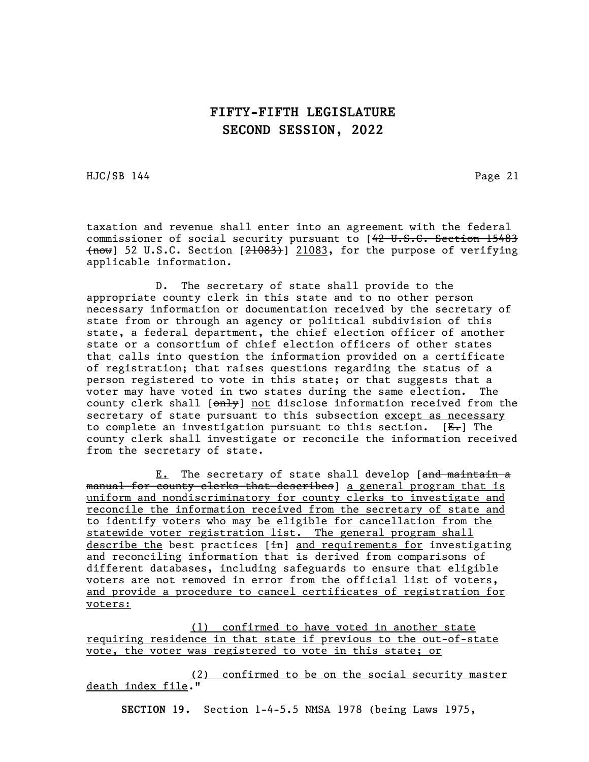taxation and revenue shall enter into an agreement with the federal commissioner of social security pursuant to [~~42 U.S.C. Section 15483 (now~~] 52 U.S.C. Section [~~21083)~~] <u>21083</u>, for the purpose of verifying applicable information.

D. The secretary of state shall provide to the appropriate county clerk in this state and to no other person necessary information or documentation received by the secretary of state from or through an agency or political subdivision of this state, a federal department, the chief election officer of another state or a consortium of chief election officers of other states that calls into question the information provided on a certificate of registration; that raises questions regarding the status of a person registered to vote in this state; or that suggests that a voter may have voted in two states during the same election. The county clerk shall [~~only~~] <u>not</u> disclose information received from the secretary of state pursuant to this subsection <u>except as necessary</u> to complete an investigation pursuant to this section. [~~E.~~] The county clerk shall investigate or reconcile the information received from the secretary of state.

<u>E.</u> The secretary of state shall develop [~~and maintain a manual for county clerks that describes~~] <u>a general program that is uniform and nondiscriminatory for county clerks to investigate and reconcile the information received from the secretary of state and to identify voters who may be eligible for cancellation from the statewide voter registration list. The general program shall describe the</u> best practices [~~in~~] <u>and requirements for</u> investigating and reconciling information that is derived from comparisons of different databases, including safeguards to ensure that eligible voters are not removed in error from the official list of voters, <u>and provide a procedure to cancel certificates of registration for voters:</u>

<u>(1) confirmed to have voted in another state requiring residence in that state if previous to the out-of-state vote, the voter was registered to vote in this state; or</u>

<u>(2) confirmed to be on the social security master death index file</u>."

**SECTION 19.** Section 1-4-5.5 NMSA 1978 (being Laws 1975,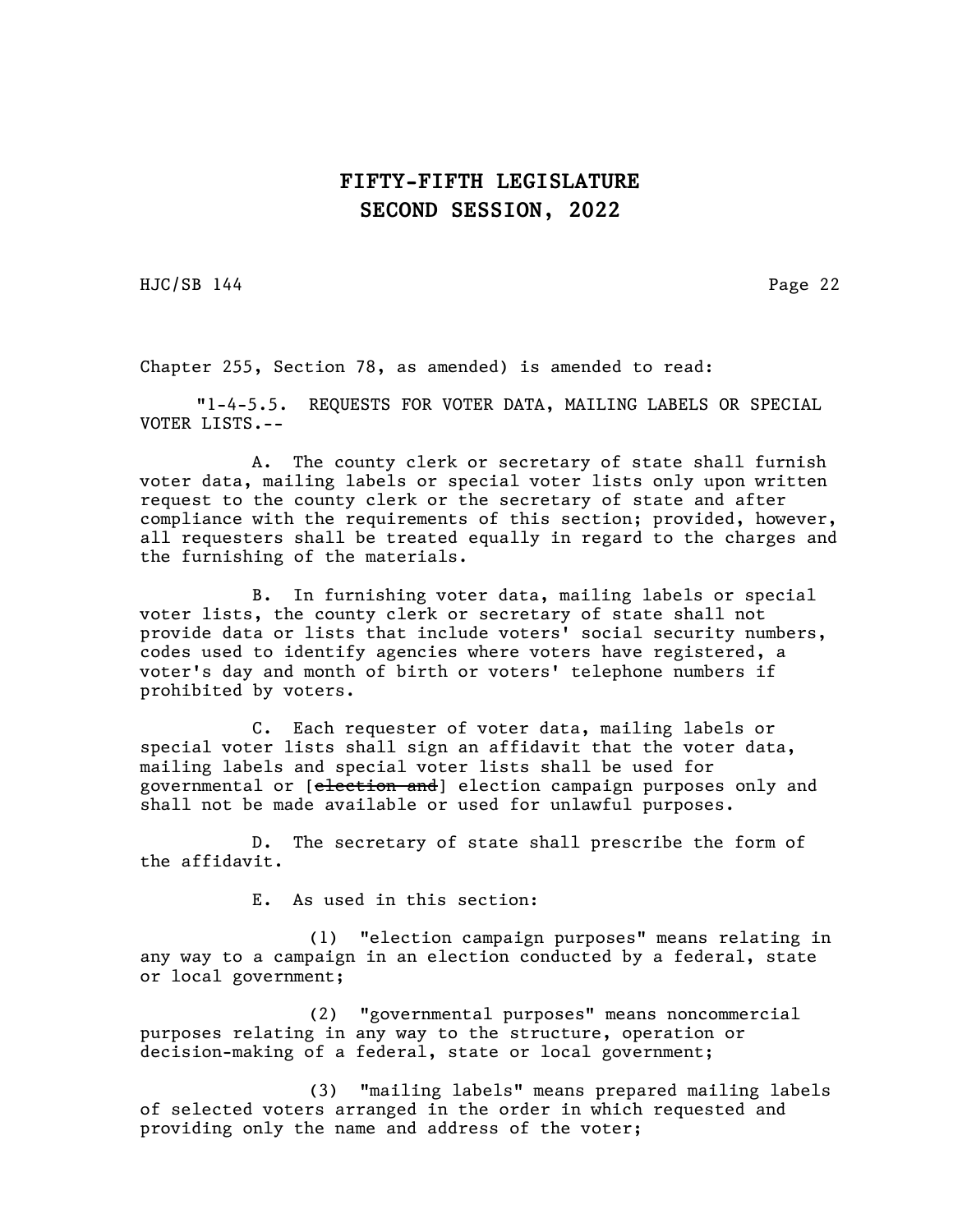Chapter 255, Section 78, as amended) is amended to read:

"1-4-5.5. REQUESTS FOR VOTER DATA, MAILING LABELS OR SPECIAL VOTER LISTS.--

A. The county clerk or secretary of state shall furnish voter data, mailing labels or special voter lists only upon written request to the county clerk or the secretary of state and after compliance with the requirements of this section; provided, however, all requesters shall be treated equally in regard to the charges and the furnishing of the materials.

B. In furnishing voter data, mailing labels or special voter lists, the county clerk or secretary of state shall not provide data or lists that include voters' social security numbers, codes used to identify agencies where voters have registered, a voter's day and month of birth or voters' telephone numbers if prohibited by voters.

C. Each requester of voter data, mailing labels or special voter lists shall sign an affidavit that the voter data, mailing labels and special voter lists shall be used for governmental or [~~election and~~] election campaign purposes only and shall not be made available or used for unlawful purposes.

D. The secretary of state shall prescribe the form of the affidavit.

E. As used in this section:

(1) "election campaign purposes" means relating in any way to a campaign in an election conducted by a federal, state or local government;

(2) "governmental purposes" means noncommercial purposes relating in any way to the structure, operation or decision-making of a federal, state or local government;

(3) "mailing labels" means prepared mailing labels of selected voters arranged in the order in which requested and providing only the name and address of the voter;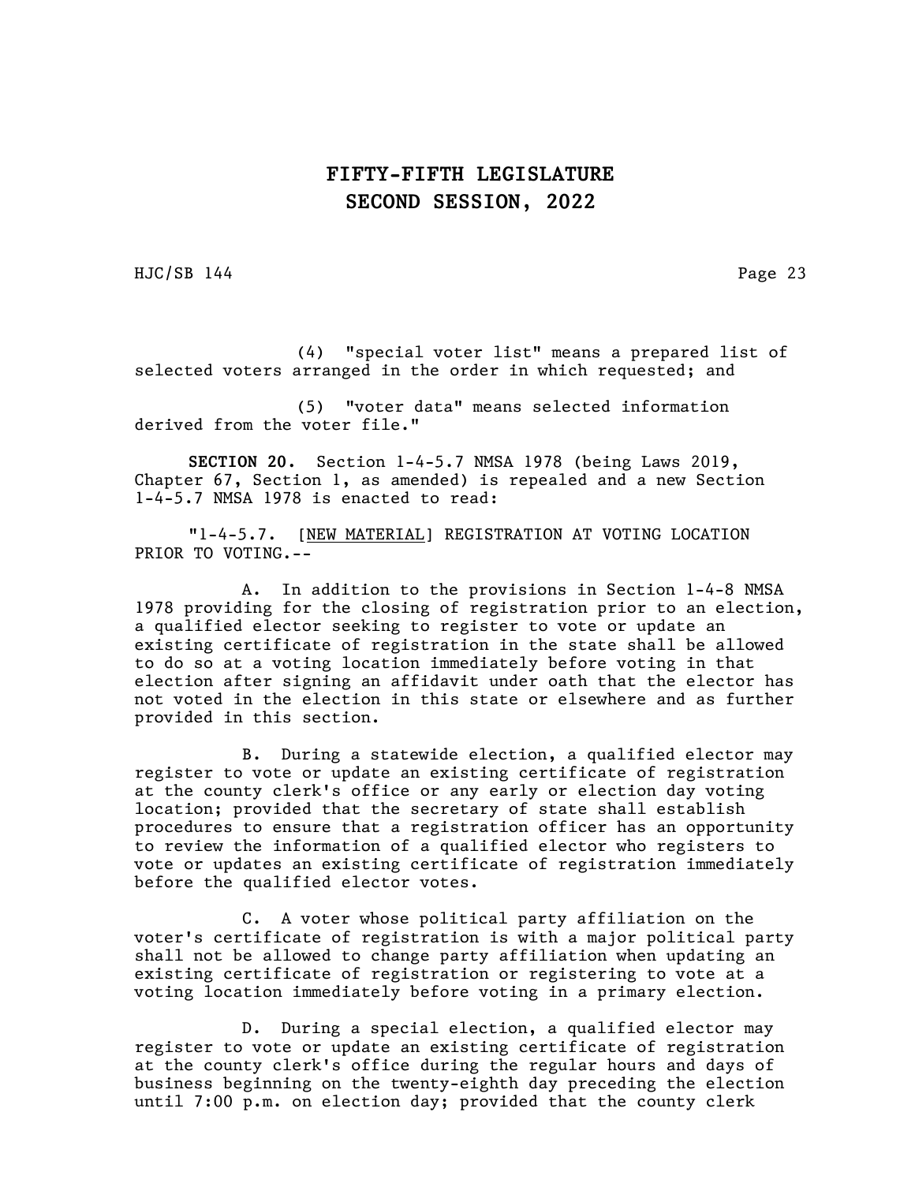(4) "special voter list" means a prepared list of selected voters arranged in the order in which requested; and

(5) "voter data" means selected information derived from the voter file."

**SECTION 20.** Section 1-4-5.7 NMSA 1978 (being Laws 2019, Chapter 67, Section 1, as amended) is repealed and a new Section 1-4-5.7 NMSA 1978 is enacted to read:

"1-4-5.7. [NEW MATERIAL] REGISTRATION AT VOTING LOCATION PRIOR TO VOTING.--

A. In addition to the provisions in Section 1-4-8 NMSA 1978 providing for the closing of registration prior to an election, a qualified elector seeking to register to vote or update an existing certificate of registration in the state shall be allowed to do so at a voting location immediately before voting in that election after signing an affidavit under oath that the elector has not voted in the election in this state or elsewhere and as further provided in this section.

B. During a statewide election, a qualified elector may register to vote or update an existing certificate of registration at the county clerk's office or any early or election day voting location; provided that the secretary of state shall establish procedures to ensure that a registration officer has an opportunity to review the information of a qualified elector who registers to vote or updates an existing certificate of registration immediately before the qualified elector votes.

C. A voter whose political party affiliation on the voter's certificate of registration is with a major political party shall not be allowed to change party affiliation when updating an existing certificate of registration or registering to vote at a voting location immediately before voting in a primary election.

D. During a special election, a qualified elector may register to vote or update an existing certificate of registration at the county clerk's office during the regular hours and days of business beginning on the twenty-eighth day preceding the election until 7:00 p.m. on election day; provided that the county clerk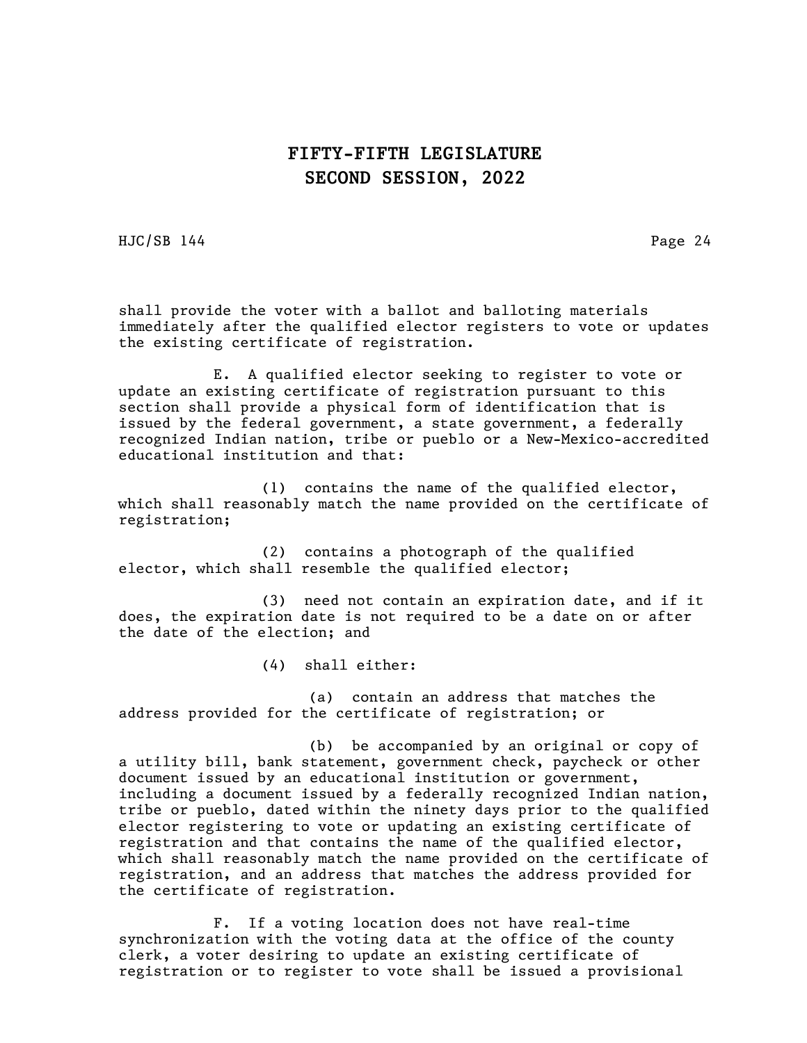shall provide the voter with a ballot and balloting materials immediately after the qualified elector registers to vote or updates the existing certificate of registration.

E. A qualified elector seeking to register to vote or update an existing certificate of registration pursuant to this section shall provide a physical form of identification that is issued by the federal government, a state government, a federally recognized Indian nation, tribe or pueblo or a New-Mexico-accredited educational institution and that:

(1) contains the name of the qualified elector, which shall reasonably match the name provided on the certificate of registration;

(2) contains a photograph of the qualified elector, which shall resemble the qualified elector;

(3) need not contain an expiration date, and if it does, the expiration date is not required to be a date on or after the date of the election; and

(4) shall either:

(a) contain an address that matches the address provided for the certificate of registration; or

(b) be accompanied by an original or copy of a utility bill, bank statement, government check, paycheck or other document issued by an educational institution or government, including a document issued by a federally recognized Indian nation, tribe or pueblo, dated within the ninety days prior to the qualified elector registering to vote or updating an existing certificate of registration and that contains the name of the qualified elector, which shall reasonably match the name provided on the certificate of registration, and an address that matches the address provided for the certificate of registration.

F. If a voting location does not have real-time synchronization with the voting data at the office of the county clerk, a voter desiring to update an existing certificate of registration or to register to vote shall be issued a provisional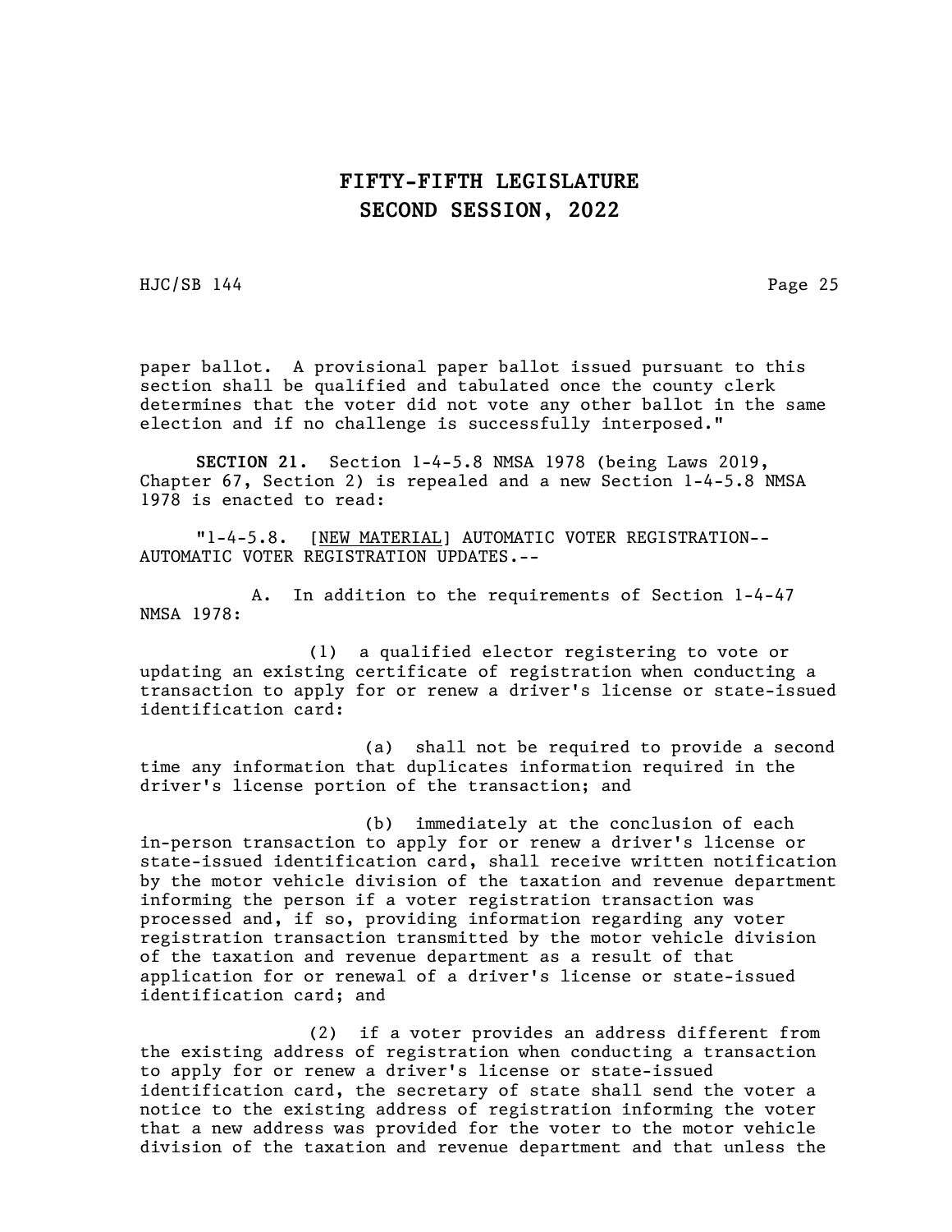paper ballot. A provisional paper ballot issued pursuant to this section shall be qualified and tabulated once the county clerk determines that the voter did not vote any other ballot in the same election and if no challenge is successfully interposed."

**SECTION 21.** Section 1-4-5.8 NMSA 1978 (being Laws 2019, Chapter 67, Section 2) is repealed and a new Section 1-4-5.8 NMSA 1978 is enacted to read:

"1-4-5.8. [NEW MATERIAL] AUTOMATIC VOTER REGISTRATION--AUTOMATIC VOTER REGISTRATION UPDATES.--

A. In addition to the requirements of Section 1-4-47 NMSA 1978:

(1) a qualified elector registering to vote or updating an existing certificate of registration when conducting a transaction to apply for or renew a driver's license or state-issued identification card:

(a) shall not be required to provide a second time any information that duplicates information required in the driver's license portion of the transaction; and

(b) immediately at the conclusion of each in-person transaction to apply for or renew a driver's license or state-issued identification card, shall receive written notification by the motor vehicle division of the taxation and revenue department informing the person if a voter registration transaction was processed and, if so, providing information regarding any voter registration transaction transmitted by the motor vehicle division of the taxation and revenue department as a result of that application for or renewal of a driver's license or state-issued identification card; and

(2) if a voter provides an address different from the existing address of registration when conducting a transaction to apply for or renew a driver's license or state-issued identification card, the secretary of state shall send the voter a notice to the existing address of registration informing the voter that a new address was provided for the voter to the motor vehicle division of the taxation and revenue department and that unless the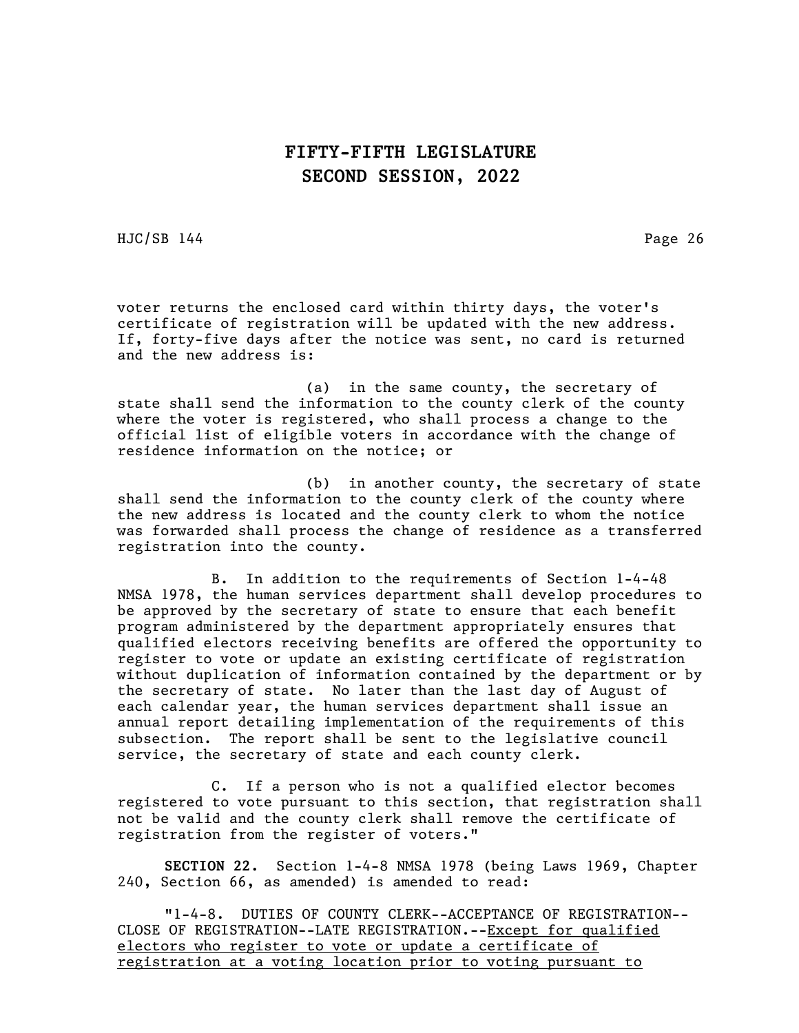voter returns the enclosed card within thirty days, the voter's certificate of registration will be updated with the new address. If, forty-five days after the notice was sent, no card is returned and the new address is:

(a) in the same county, the secretary of state shall send the information to the county clerk of the county where the voter is registered, who shall process a change to the official list of eligible voters in accordance with the change of residence information on the notice; or

(b) in another county, the secretary of state shall send the information to the county clerk of the county where the new address is located and the county clerk to whom the notice was forwarded shall process the change of residence as a transferred registration into the county.

B. In addition to the requirements of Section 1-4-48 NMSA 1978, the human services department shall develop procedures to be approved by the secretary of state to ensure that each benefit program administered by the department appropriately ensures that qualified electors receiving benefits are offered the opportunity to register to vote or update an existing certificate of registration without duplication of information contained by the department or by the secretary of state. No later than the last day of August of each calendar year, the human services department shall issue an annual report detailing implementation of the requirements of this subsection. The report shall be sent to the legislative council service, the secretary of state and each county clerk.

C. If a person who is not a qualified elector becomes registered to vote pursuant to this section, that registration shall not be valid and the county clerk shall remove the certificate of registration from the register of voters."

**SECTION 22.** Section 1-4-8 NMSA 1978 (being Laws 1969, Chapter 240, Section 66, as amended) is amended to read:

"1-4-8. DUTIES OF COUNTY CLERK--ACCEPTANCE OF REGISTRATION--CLOSE OF REGISTRATION--LATE REGISTRATION.--<u>Except for qualified electors who register to vote or update a certificate of registration at a voting location prior to voting pursuant to</u>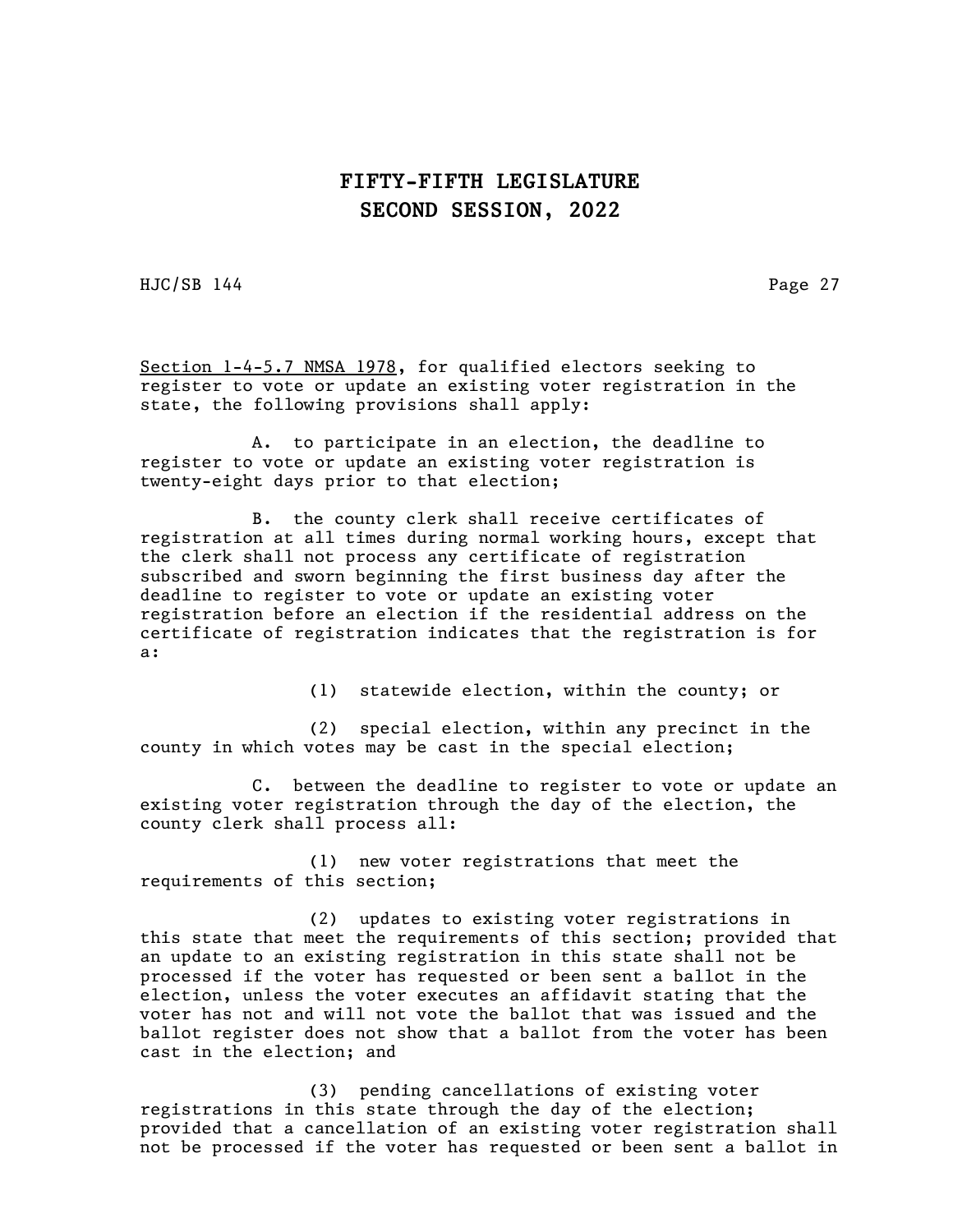Section 1-4-5.7 NMSA 1978, for qualified electors seeking to register to vote or update an existing voter registration in the state, the following provisions shall apply:

A. to participate in an election, the deadline to register to vote or update an existing voter registration is twenty-eight days prior to that election;

B. the county clerk shall receive certificates of registration at all times during normal working hours, except that the clerk shall not process any certificate of registration subscribed and sworn beginning the first business day after the deadline to register to vote or update an existing voter registration before an election if the residential address on the certificate of registration indicates that the registration is for a:

(1) statewide election, within the county; or

(2) special election, within any precinct in the county in which votes may be cast in the special election;

C. between the deadline to register to vote or update an existing voter registration through the day of the election, the county clerk shall process all:

(1) new voter registrations that meet the requirements of this section;

(2) updates to existing voter registrations in this state that meet the requirements of this section; provided that an update to an existing registration in this state shall not be processed if the voter has requested or been sent a ballot in the election, unless the voter executes an affidavit stating that the voter has not and will not vote the ballot that was issued and the ballot register does not show that a ballot from the voter has been cast in the election; and

(3) pending cancellations of existing voter registrations in this state through the day of the election; provided that a cancellation of an existing voter registration shall not be processed if the voter has requested or been sent a ballot in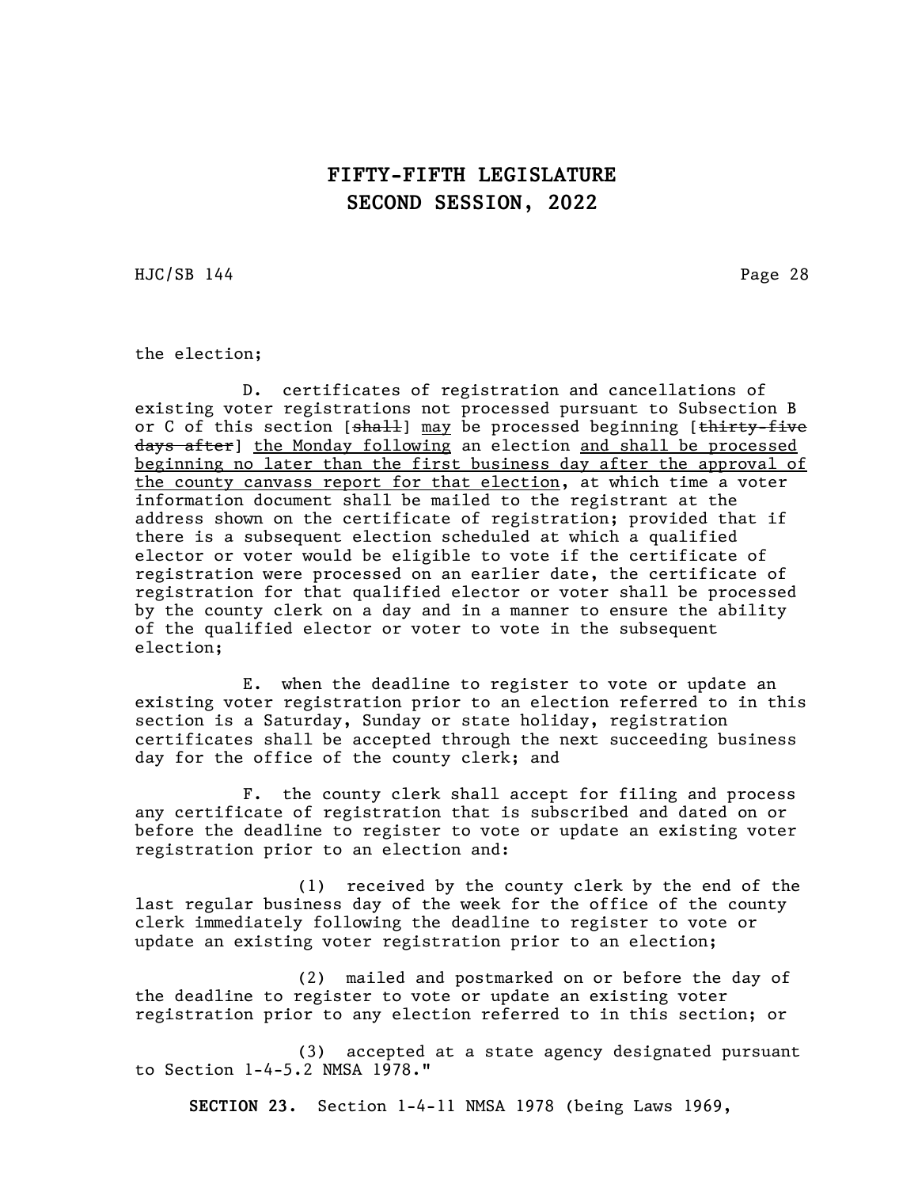the election;

D. certificates of registration and cancellations of existing voter registrations not processed pursuant to Subsection B or C of this section [~~shall~~] <u>may</u> be processed beginning [~~thirty-five days after~~] <u>the Monday following</u> an election <u>and shall be processed beginning no later than the first business day after the approval of the county canvass report for that election</u>, at which time a voter information document shall be mailed to the registrant at the address shown on the certificate of registration; provided that if there is a subsequent election scheduled at which a qualified elector or voter would be eligible to vote if the certificate of registration were processed on an earlier date, the certificate of registration for that qualified elector or voter shall be processed by the county clerk on a day and in a manner to ensure the ability of the qualified elector or voter to vote in the subsequent election;

E. when the deadline to register to vote or update an existing voter registration prior to an election referred to in this section is a Saturday, Sunday or state holiday, registration certificates shall be accepted through the next succeeding business day for the office of the county clerk; and

F. the county clerk shall accept for filing and process any certificate of registration that is subscribed and dated on or before the deadline to register to vote or update an existing voter registration prior to an election and:

(1) received by the county clerk by the end of the last regular business day of the week for the office of the county clerk immediately following the deadline to register to vote or update an existing voter registration prior to an election;

(2) mailed and postmarked on or before the day of the deadline to register to vote or update an existing voter registration prior to any election referred to in this section; or

(3) accepted at a state agency designated pursuant to Section 1-4-5.2 NMSA 1978."

**SECTION 23.** Section 1-4-11 NMSA 1978 (being Laws 1969,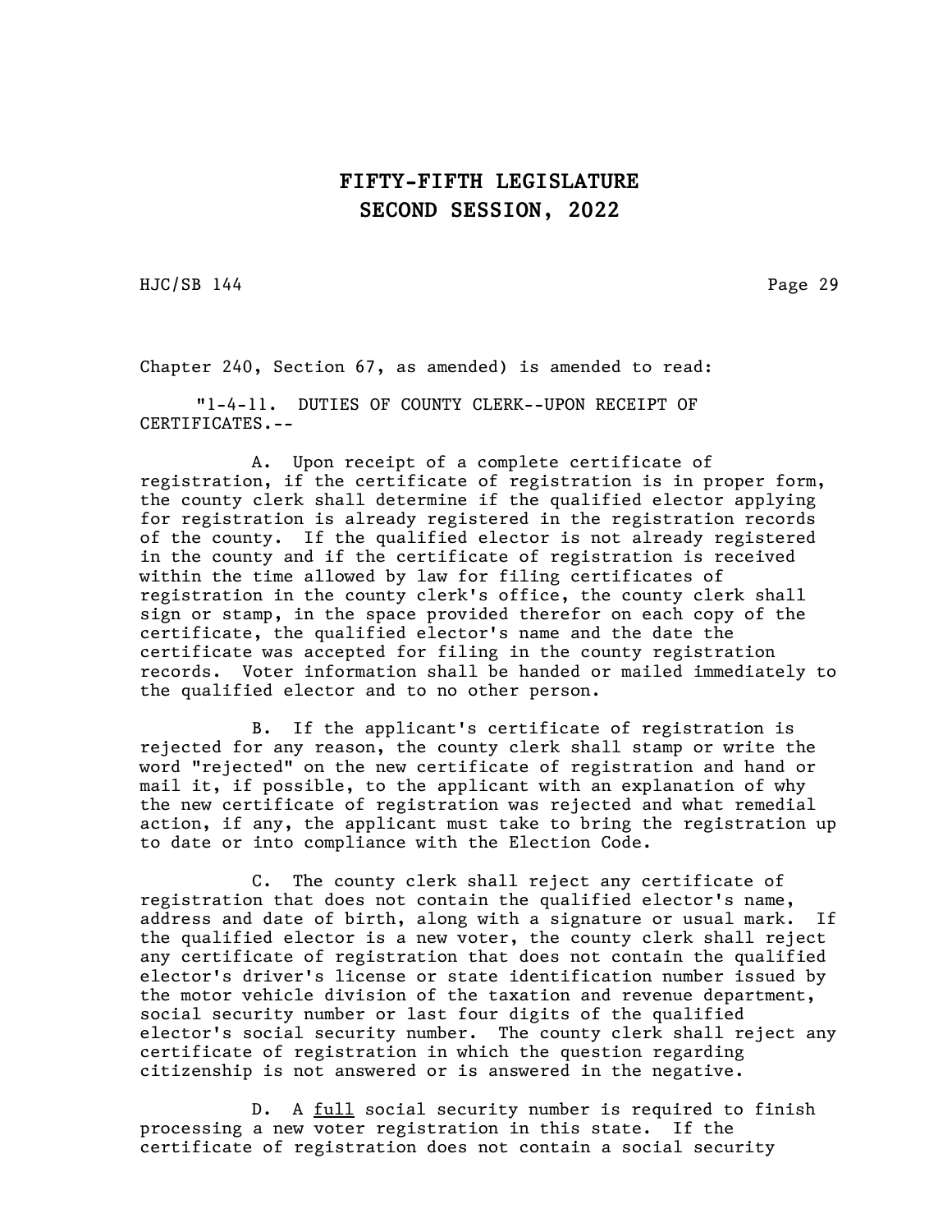Chapter 240, Section 67, as amended) is amended to read:

"1-4-11. DUTIES OF COUNTY CLERK--UPON RECEIPT OF CERTIFICATES.--

A. Upon receipt of a complete certificate of registration, if the certificate of registration is in proper form, the county clerk shall determine if the qualified elector applying for registration is already registered in the registration records of the county. If the qualified elector is not already registered in the county and if the certificate of registration is received within the time allowed by law for filing certificates of registration in the county clerk's office, the county clerk shall sign or stamp, in the space provided therefor on each copy of the certificate, the qualified elector's name and the date the certificate was accepted for filing in the county registration records. Voter information shall be handed or mailed immediately to the qualified elector and to no other person.

B. If the applicant's certificate of registration is rejected for any reason, the county clerk shall stamp or write the word "rejected" on the new certificate of registration and hand or mail it, if possible, to the applicant with an explanation of why the new certificate of registration was rejected and what remedial action, if any, the applicant must take to bring the registration up to date or into compliance with the Election Code.

C. The county clerk shall reject any certificate of registration that does not contain the qualified elector's name, address and date of birth, along with a signature or usual mark. If the qualified elector is a new voter, the county clerk shall reject any certificate of registration that does not contain the qualified elector's driver's license or state identification number issued by the motor vehicle division of the taxation and revenue department, social security number or last four digits of the qualified elector's social security number. The county clerk shall reject any certificate of registration in which the question regarding citizenship is not answered or is answered in the negative.

D. A <u>full</u> social security number is required to finish processing a new voter registration in this state. If the certificate of registration does not contain a social security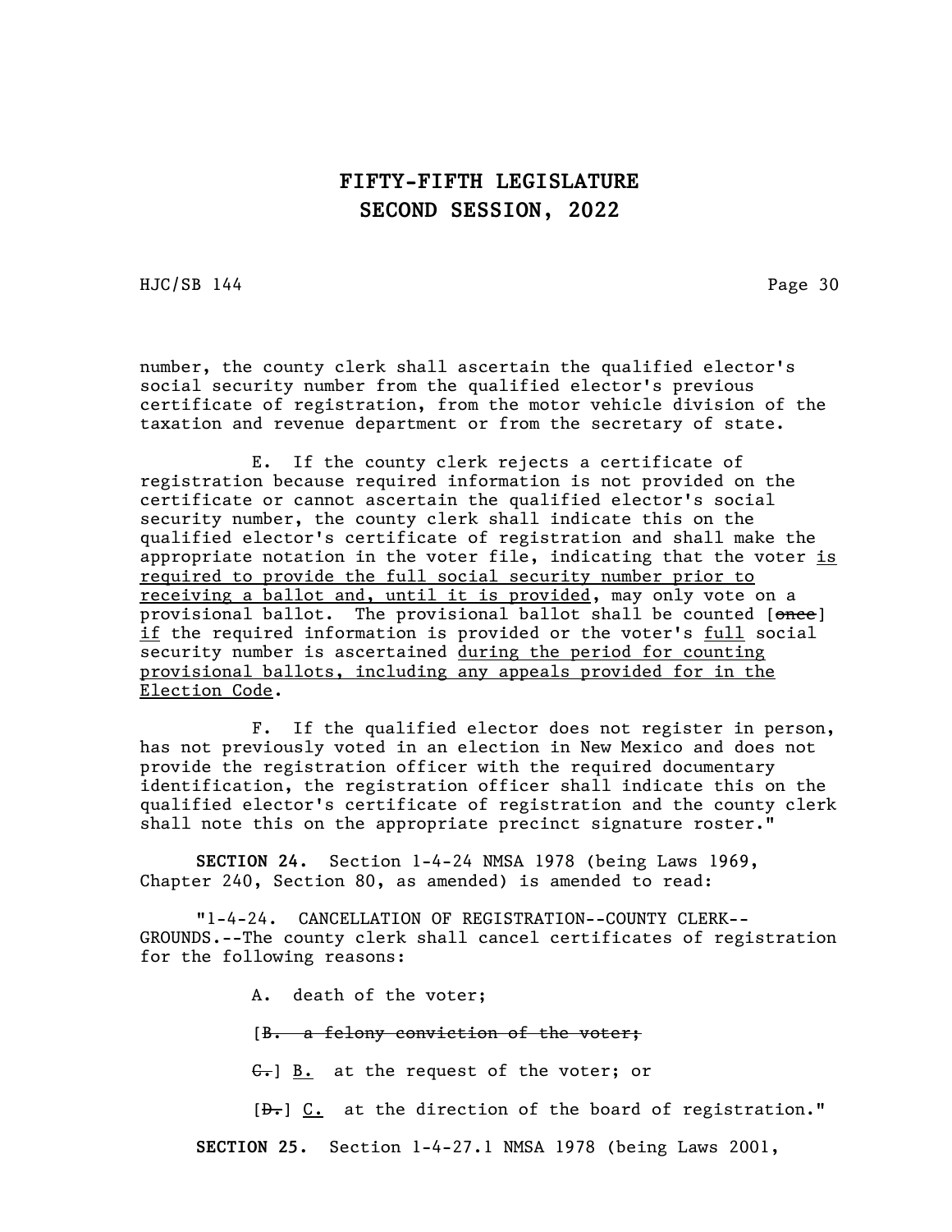number, the county clerk shall ascertain the qualified elector's social security number from the qualified elector's previous certificate of registration, from the motor vehicle division of the taxation and revenue department or from the secretary of state.

E. If the county clerk rejects a certificate of registration because required information is not provided on the certificate or cannot ascertain the qualified elector's social security number, the county clerk shall indicate this on the qualified elector's certificate of registration and shall make the appropriate notation in the voter file, indicating that the voter <u>is required to provide the full social security number prior to receiving a ballot and, until it is provided</u>, may only vote on a provisional ballot. The provisional ballot shall be counted [~~once~~] <u>if</u> the required information is provided or the voter's <u>full</u> social security number is ascertained <u>during the period for counting provisional ballots, including any appeals provided for in the Election Code</u>.

F. If the qualified elector does not register in person, has not previously voted in an election in New Mexico and does not provide the registration officer with the required documentary identification, the registration officer shall indicate this on the qualified elector's certificate of registration and the county clerk shall note this on the appropriate precinct signature roster."

**SECTION 24.** Section 1-4-24 NMSA 1978 (being Laws 1969, Chapter 240, Section 80, as amended) is amended to read:

"1-4-24. CANCELLATION OF REGISTRATION--COUNTY CLERK--GROUNDS.--The county clerk shall cancel certificates of registration for the following reasons:

A. death of the voter;

[~~B. a felony conviction of the voter;~~

~~C.~~] <u>B.</u> at the request of the voter; or

[~~D.~~] <u>C.</u> at the direction of the board of registration."

**SECTION 25.** Section 1-4-27.1 NMSA 1978 (being Laws 2001,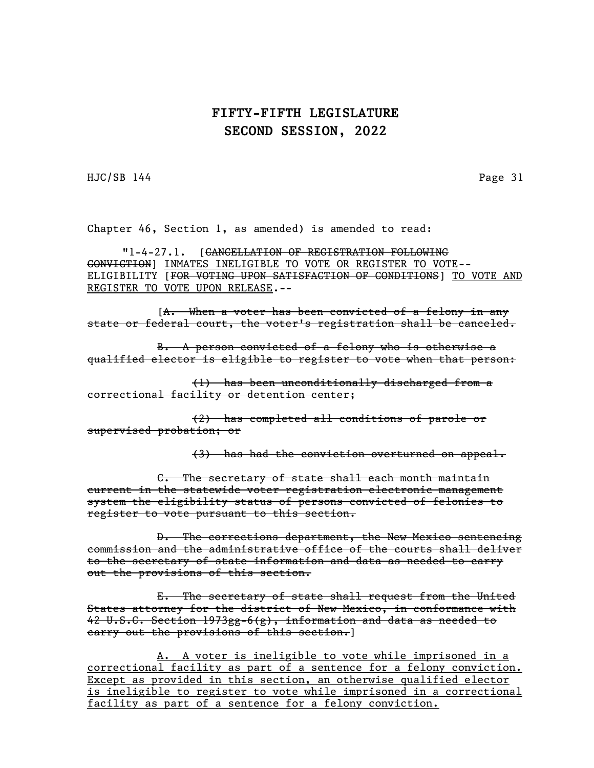Chapter 46, Section 1, as amended) is amended to read:

"1-4-27.1. [~~CANCELLATION OF REGISTRATION FOLLOWING CONVICTION~~] <u>INMATES INELIGIBLE TO VOTE OR REGISTER TO VOTE</u>--ELIGIBILITY [~~FOR VOTING UPON SATISFACTION OF CONDITIONS~~] <u>TO VOTE AND REGISTER TO VOTE UPON RELEASE</u>.--

[~~A. When a voter has been convicted of a felony in any state or federal court, the voter's registration shall be canceled.~~

~~B. A person convicted of a felony who is otherwise a qualified elector is eligible to register to vote when that person:~~

~~(1) has been unconditionally discharged from a correctional facility or detention center;~~

~~(2) has completed all conditions of parole or supervised probation; or~~

~~(3) has had the conviction overturned on appeal.~~

~~C. The secretary of state shall each month maintain current in the statewide voter registration electronic management system the eligibility status of persons convicted of felonies to register to vote pursuant to this section.~~

~~D. The corrections department, the New Mexico sentencing commission and the administrative office of the courts shall deliver to the secretary of state information and data as needed to carry out the provisions of this section.~~

~~E. The secretary of state shall request from the United States attorney for the district of New Mexico, in conformance with 42 U.S.C. Section 1973gg-6(g), information and data as needed to carry out the provisions of this section.~~]

<u>A. A voter is ineligible to vote while imprisoned in a correctional facility as part of a sentence for a felony conviction. Except as provided in this section, an otherwise qualified elector is ineligible to register to vote while imprisoned in a correctional facility as part of a sentence for a felony conviction.</u>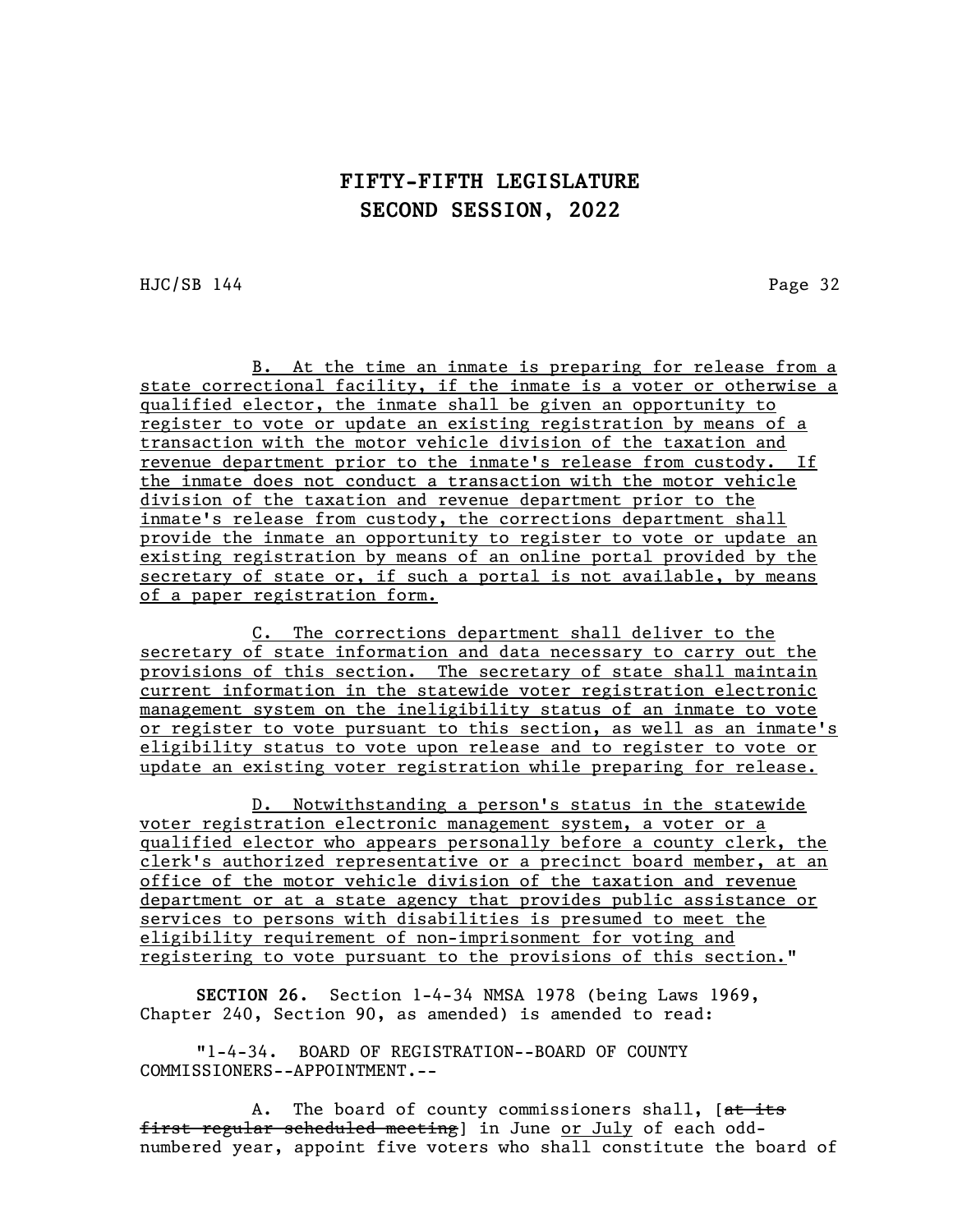B. At the time an inmate is preparing for release from a state correctional facility, if the inmate is a voter or otherwise a qualified elector, the inmate shall be given an opportunity to register to vote or update an existing registration by means of a transaction with the motor vehicle division of the taxation and revenue department prior to the inmate's release from custody. If the inmate does not conduct a transaction with the motor vehicle division of the taxation and revenue department prior to the inmate's release from custody, the corrections department shall provide the inmate an opportunity to register to vote or update an existing registration by means of an online portal provided by the secretary of state or, if such a portal is not available, by means of a paper registration form.

C. The corrections department shall deliver to the secretary of state information and data necessary to carry out the provisions of this section. The secretary of state shall maintain current information in the statewide voter registration electronic management system on the ineligibility status of an inmate to vote or register to vote pursuant to this section, as well as an inmate's eligibility status to vote upon release and to register to vote or update an existing voter registration while preparing for release.

D. Notwithstanding a person's status in the statewide voter registration electronic management system, a voter or a qualified elector who appears personally before a county clerk, the clerk's authorized representative or a precinct board member, at an office of the motor vehicle division of the taxation and revenue department or at a state agency that provides public assistance or services to persons with disabilities is presumed to meet the eligibility requirement of non-imprisonment for voting and registering to vote pursuant to the provisions of this section."

**SECTION 26.** Section 1-4-34 NMSA 1978 (being Laws 1969, Chapter 240, Section 90, as amended) is amended to read:

"1-4-34. BOARD OF REGISTRATION--BOARD OF COUNTY COMMISSIONERS--APPOINTMENT.--

A. The board of county commissioners shall, [~~at its first regular scheduled meeting~~] in June or July of each odd-numbered year, appoint five voters who shall constitute the board of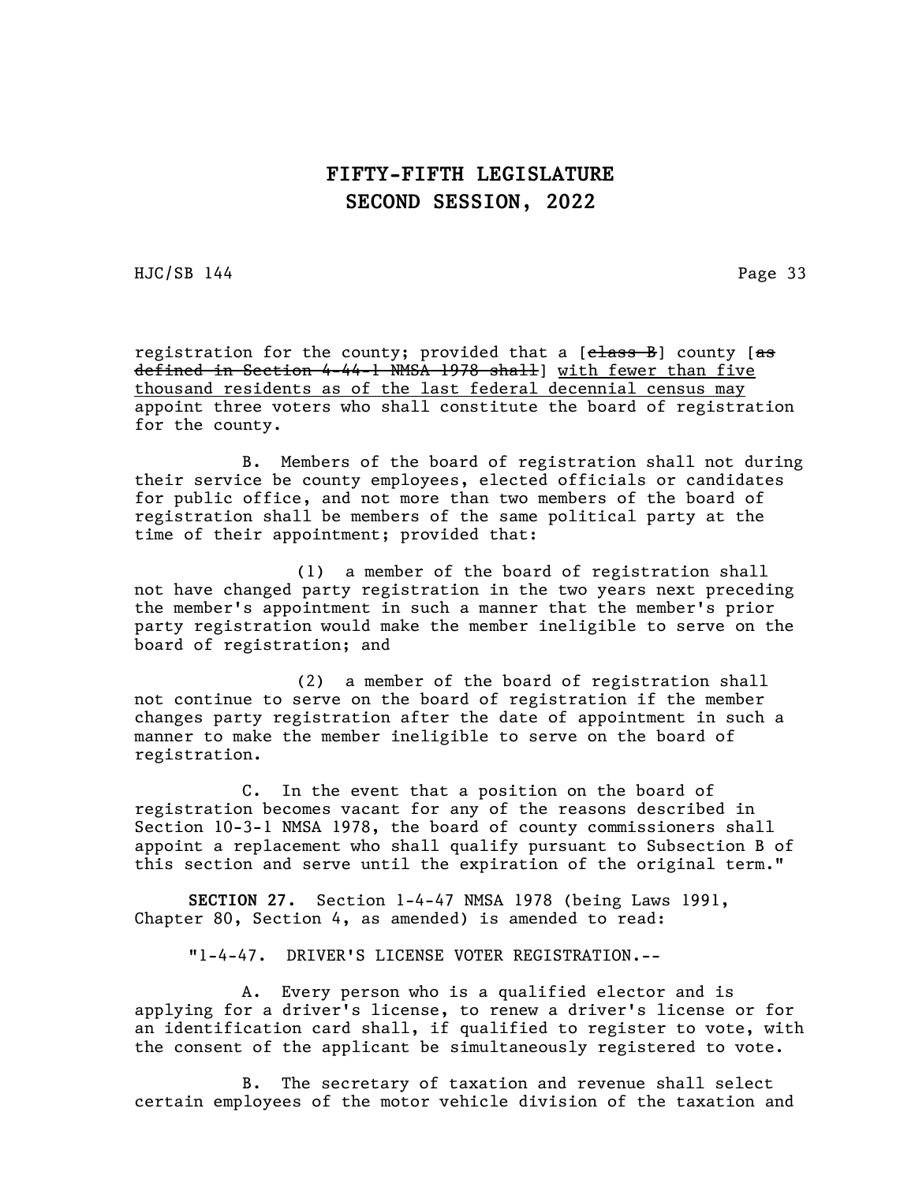registration for the county; provided that a [~~class B~~] county [~~as defined in Section 4-44-1 NMSA 1978 shall~~] <u>with fewer than five thousand residents as of the last federal decennial census may</u> appoint three voters who shall constitute the board of registration for the county.

B. Members of the board of registration shall not during their service be county employees, elected officials or candidates for public office, and not more than two members of the board of registration shall be members of the same political party at the time of their appointment; provided that:

(1) a member of the board of registration shall not have changed party registration in the two years next preceding the member's appointment in such a manner that the member's prior party registration would make the member ineligible to serve on the board of registration; and

(2) a member of the board of registration shall not continue to serve on the board of registration if the member changes party registration after the date of appointment in such a manner to make the member ineligible to serve on the board of registration.

C. In the event that a position on the board of registration becomes vacant for any of the reasons described in Section 10-3-1 NMSA 1978, the board of county commissioners shall appoint a replacement who shall qualify pursuant to Subsection B of this section and serve until the expiration of the original term."

**SECTION 27.** Section 1-4-47 NMSA 1978 (being Laws 1991, Chapter 80, Section 4, as amended) is amended to read:

"1-4-47. DRIVER'S LICENSE VOTER REGISTRATION.--

A. Every person who is a qualified elector and is applying for a driver's license, to renew a driver's license or for an identification card shall, if qualified to register to vote, with the consent of the applicant be simultaneously registered to vote.

B. The secretary of taxation and revenue shall select certain employees of the motor vehicle division of the taxation and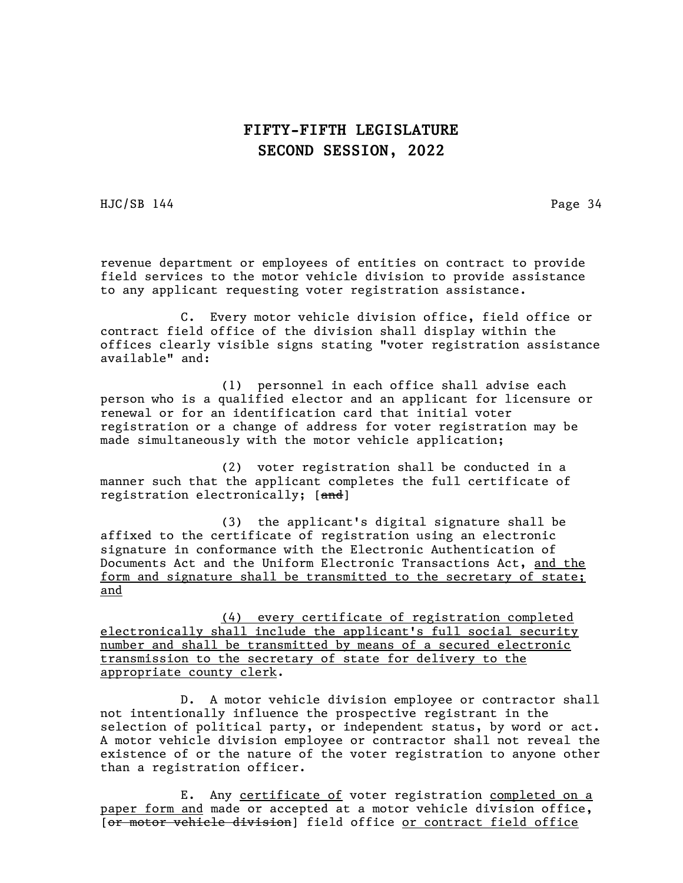revenue department or employees of entities on contract to provide field services to the motor vehicle division to provide assistance to any applicant requesting voter registration assistance.

C. Every motor vehicle division office, field office or contract field office of the division shall display within the offices clearly visible signs stating "voter registration assistance available" and:

(1) personnel in each office shall advise each person who is a qualified elector and an applicant for licensure or renewal or for an identification card that initial voter registration or a change of address for voter registration may be made simultaneously with the motor vehicle application;

(2) voter registration shall be conducted in a manner such that the applicant completes the full certificate of registration electronically; [~~and~~]

(3) the applicant's digital signature shall be affixed to the certificate of registration using an electronic signature in conformance with the Electronic Authentication of Documents Act and the Uniform Electronic Transactions Act, <u>and the form and signature shall be transmitted to the secretary of state; and</u>

<u>(4) every certificate of registration completed electronically shall include the applicant's full social security number and shall be transmitted by means of a secured electronic transmission to the secretary of state for delivery to the appropriate county clerk</u>.

D. A motor vehicle division employee or contractor shall not intentionally influence the prospective registrant in the selection of political party, or independent status, by word or act. A motor vehicle division employee or contractor shall not reveal the existence of or the nature of the voter registration to anyone other than a registration officer.

E. Any <u>certificate of</u> voter registration <u>completed on a paper form and</u> made or accepted at a motor vehicle division office, [~~or motor vehicle division~~] field office <u>or contract field office</u>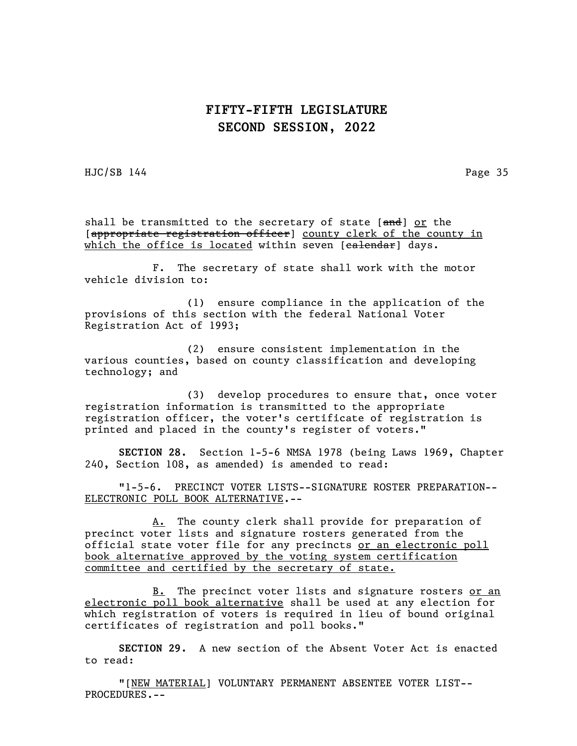shall be transmitted to the secretary of state [~~and~~] <u>or</u> the [~~appropriate registration officer~~] <u>county clerk of the county in which the office is located</u> within seven [~~calendar~~] days.

F. The secretary of state shall work with the motor vehicle division to:

(1) ensure compliance in the application of the provisions of this section with the federal National Voter Registration Act of 1993;

(2) ensure consistent implementation in the various counties, based on county classification and developing technology; and

(3) develop procedures to ensure that, once voter registration information is transmitted to the appropriate registration officer, the voter's certificate of registration is printed and placed in the county's register of voters."

**SECTION 28.** Section 1-5-6 NMSA 1978 (being Laws 1969, Chapter 240, Section 108, as amended) is amended to read:

"1-5-6. PRECINCT VOTER LISTS--SIGNATURE ROSTER PREPARATION--<u>ELECTRONIC POLL BOOK ALTERNATIVE</u>.--

<u>A.</u> The county clerk shall provide for preparation of precinct voter lists and signature rosters generated from the official state voter file for any precincts <u>or an electronic poll book alternative approved by the voting system certification committee and certified by the secretary of state.</u>

<u>B.</u> The precinct voter lists and signature rosters <u>or an electronic poll book alternative</u> shall be used at any election for which registration of voters is required in lieu of bound original certificates of registration and poll books."

**SECTION 29.** A new section of the Absent Voter Act is enacted to read:

"[<u>NEW MATERIAL</u>] VOLUNTARY PERMANENT ABSENTEE VOTER LIST--PROCEDURES.--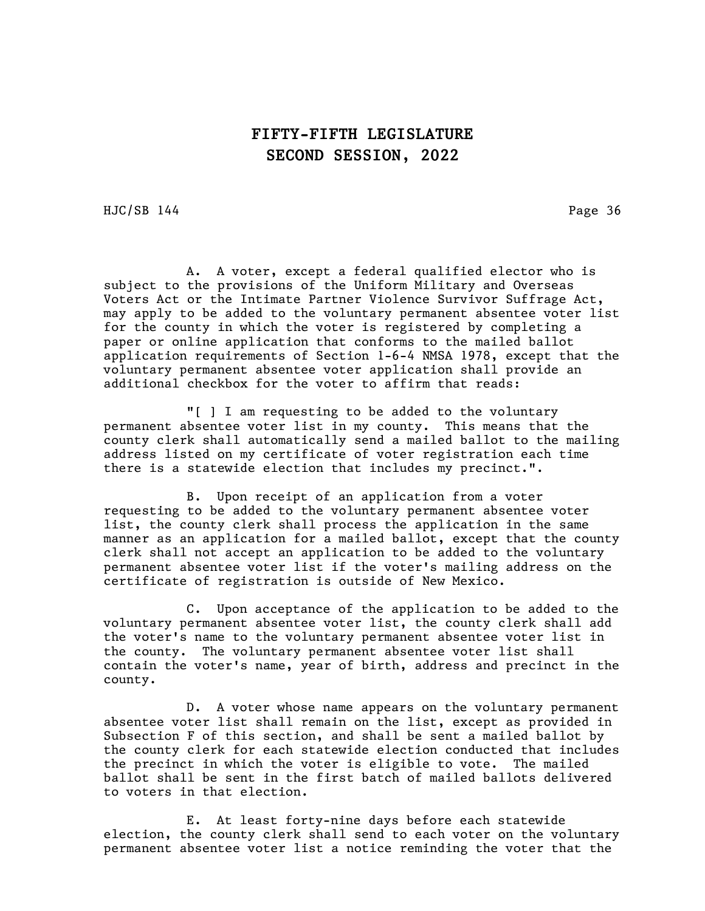A. A voter, except a federal qualified elector who is subject to the provisions of the Uniform Military and Overseas Voters Act or the Intimate Partner Violence Survivor Suffrage Act, may apply to be added to the voluntary permanent absentee voter list for the county in which the voter is registered by completing a paper or online application that conforms to the mailed ballot application requirements of Section 1-6-4 NMSA 1978, except that the voluntary permanent absentee voter application shall provide an additional checkbox for the voter to affirm that reads:

"[ ] I am requesting to be added to the voluntary permanent absentee voter list in my county. This means that the county clerk shall automatically send a mailed ballot to the mailing address listed on my certificate of voter registration each time there is a statewide election that includes my precinct.".

B. Upon receipt of an application from a voter requesting to be added to the voluntary permanent absentee voter list, the county clerk shall process the application in the same manner as an application for a mailed ballot, except that the county clerk shall not accept an application to be added to the voluntary permanent absentee voter list if the voter's mailing address on the certificate of registration is outside of New Mexico.

C. Upon acceptance of the application to be added to the voluntary permanent absentee voter list, the county clerk shall add the voter's name to the voluntary permanent absentee voter list in the county. The voluntary permanent absentee voter list shall contain the voter's name, year of birth, address and precinct in the county.

D. A voter whose name appears on the voluntary permanent absentee voter list shall remain on the list, except as provided in Subsection F of this section, and shall be sent a mailed ballot by the county clerk for each statewide election conducted that includes the precinct in which the voter is eligible to vote. The mailed ballot shall be sent in the first batch of mailed ballots delivered to voters in that election.

E. At least forty-nine days before each statewide election, the county clerk shall send to each voter on the voluntary permanent absentee voter list a notice reminding the voter that the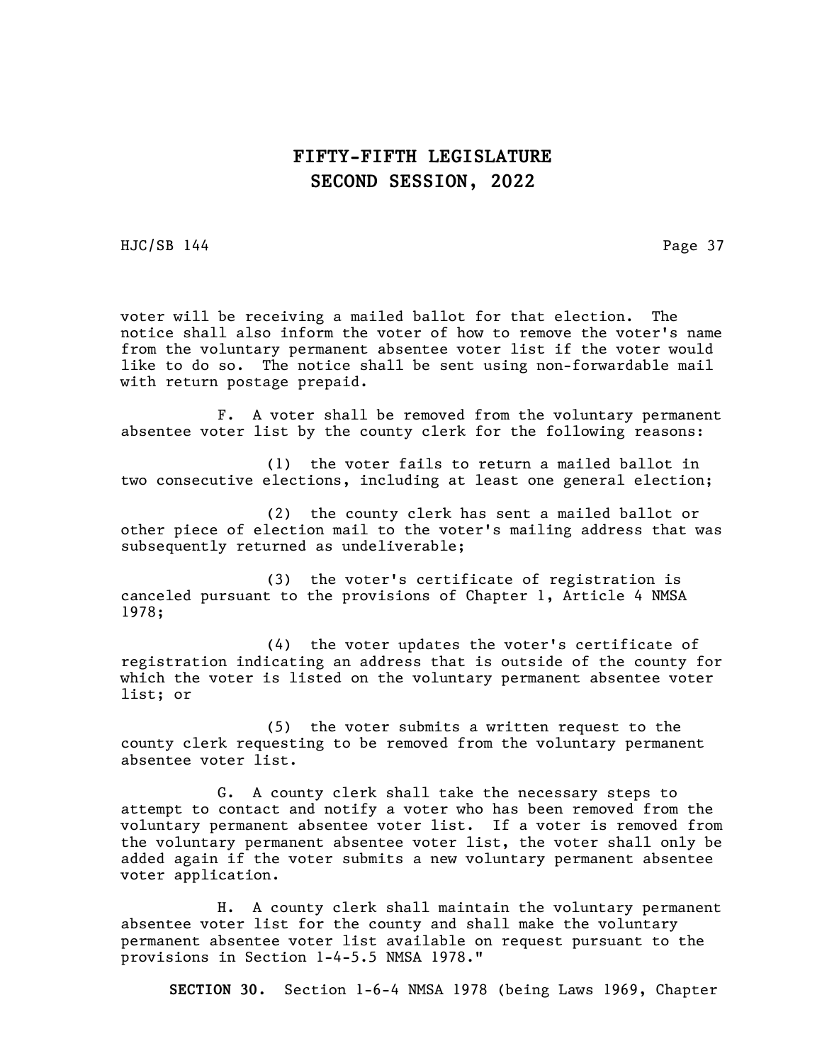voter will be receiving a mailed ballot for that election. The notice shall also inform the voter of how to remove the voter's name from the voluntary permanent absentee voter list if the voter would like to do so. The notice shall be sent using non-forwardable mail with return postage prepaid.

F. A voter shall be removed from the voluntary permanent absentee voter list by the county clerk for the following reasons:

(1) the voter fails to return a mailed ballot in two consecutive elections, including at least one general election;

(2) the county clerk has sent a mailed ballot or other piece of election mail to the voter's mailing address that was subsequently returned as undeliverable;

(3) the voter's certificate of registration is canceled pursuant to the provisions of Chapter 1, Article 4 NMSA 1978;

(4) the voter updates the voter's certificate of registration indicating an address that is outside of the county for which the voter is listed on the voluntary permanent absentee voter list; or

(5) the voter submits a written request to the county clerk requesting to be removed from the voluntary permanent absentee voter list.

G. A county clerk shall take the necessary steps to attempt to contact and notify a voter who has been removed from the voluntary permanent absentee voter list. If a voter is removed from the voluntary permanent absentee voter list, the voter shall only be added again if the voter submits a new voluntary permanent absentee voter application.

H. A county clerk shall maintain the voluntary permanent absentee voter list for the county and shall make the voluntary permanent absentee voter list available on request pursuant to the provisions in Section 1-4-5.5 NMSA 1978."

**SECTION 30.** Section 1-6-4 NMSA 1978 (being Laws 1969, Chapter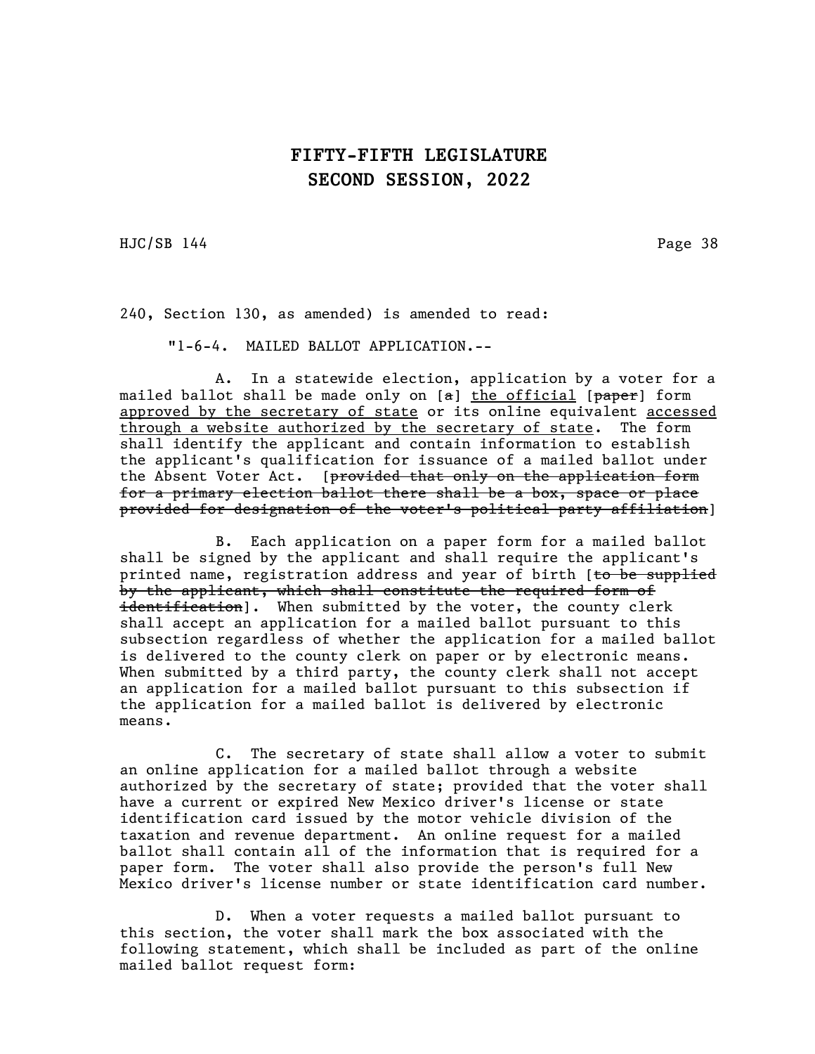240, Section 130, as amended) is amended to read:

"1-6-4. MAILED BALLOT APPLICATION.--

A. In a statewide election, application by a voter for a mailed ballot shall be made only on [~~a~~] <u>the official</u> [~~paper~~] form <u>approved by the secretary of state</u> or its online equivalent <u>accessed through a website authorized by the secretary of state</u>. The form shall identify the applicant and contain information to establish the applicant's qualification for issuance of a mailed ballot under the Absent Voter Act. [~~provided that only on the application form for a primary election ballot there shall be a box, space or place provided for designation of the voter's political party affiliation~~]

B. Each application on a paper form for a mailed ballot shall be signed by the applicant and shall require the applicant's printed name, registration address and year of birth [~~to be supplied by the applicant, which shall constitute the required form of identification~~]. When submitted by the voter, the county clerk shall accept an application for a mailed ballot pursuant to this subsection regardless of whether the application for a mailed ballot is delivered to the county clerk on paper or by electronic means. When submitted by a third party, the county clerk shall not accept an application for a mailed ballot pursuant to this subsection if the application for a mailed ballot is delivered by electronic means.

C. The secretary of state shall allow a voter to submit an online application for a mailed ballot through a website authorized by the secretary of state; provided that the voter shall have a current or expired New Mexico driver's license or state identification card issued by the motor vehicle division of the taxation and revenue department. An online request for a mailed ballot shall contain all of the information that is required for a paper form. The voter shall also provide the person's full New Mexico driver's license number or state identification card number.

D. When a voter requests a mailed ballot pursuant to this section, the voter shall mark the box associated with the following statement, which shall be included as part of the online mailed ballot request form: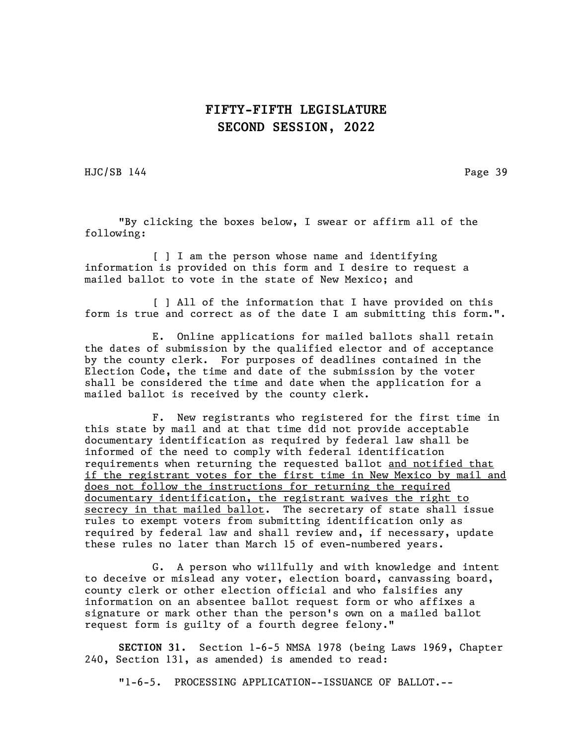"By clicking the boxes below, I swear or affirm all of the following:

[ ] I am the person whose name and identifying information is provided on this form and I desire to request a mailed ballot to vote in the state of New Mexico; and

[ ] All of the information that I have provided on this form is true and correct as of the date I am submitting this form.".

E. Online applications for mailed ballots shall retain the dates of submission by the qualified elector and of acceptance by the county clerk. For purposes of deadlines contained in the Election Code, the time and date of the submission by the voter shall be considered the time and date when the application for a mailed ballot is received by the county clerk.

F. New registrants who registered for the first time in this state by mail and at that time did not provide acceptable documentary identification as required by federal law shall be informed of the need to comply with federal identification requirements when returning the requested ballot <u>and notified that if the registrant votes for the first time in New Mexico by mail and does not follow the instructions for returning the required documentary identification, the registrant waives the right to secrecy in that mailed ballot</u>. The secretary of state shall issue rules to exempt voters from submitting identification only as required by federal law and shall review and, if necessary, update these rules no later than March 15 of even-numbered years.

G. A person who willfully and with knowledge and intent to deceive or mislead any voter, election board, canvassing board, county clerk or other election official and who falsifies any information on an absentee ballot request form or who affixes a signature or mark other than the person's own on a mailed ballot request form is guilty of a fourth degree felony."

**SECTION 31.** Section 1-6-5 NMSA 1978 (being Laws 1969, Chapter 240, Section 131, as amended) is amended to read:

"1-6-5. PROCESSING APPLICATION--ISSUANCE OF BALLOT.--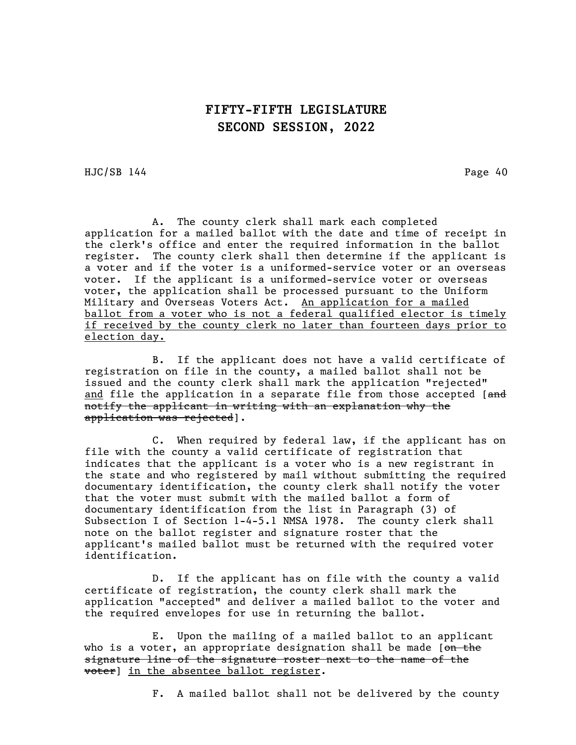A. The county clerk shall mark each completed application for a mailed ballot with the date and time of receipt in the clerk's office and enter the required information in the ballot register. The county clerk shall then determine if the applicant is a voter and if the voter is a uniformed-service voter or an overseas voter. If the applicant is a uniformed-service voter or overseas voter, the application shall be processed pursuant to the Uniform Military and Overseas Voters Act. <u>An application for a mailed ballot from a voter who is not a federal qualified elector is timely if received by the county clerk no later than fourteen days prior to election day.</u>

B. If the applicant does not have a valid certificate of registration on file in the county, a mailed ballot shall not be issued and the county clerk shall mark the application "rejected" <u>and</u> file the application in a separate file from those accepted [~~and notify the applicant in writing with an explanation why the application was rejected~~].

C. When required by federal law, if the applicant has on file with the county a valid certificate of registration that indicates that the applicant is a voter who is a new registrant in the state and who registered by mail without submitting the required documentary identification, the county clerk shall notify the voter that the voter must submit with the mailed ballot a form of documentary identification from the list in Paragraph (3) of Subsection I of Section 1-4-5.1 NMSA 1978. The county clerk shall note on the ballot register and signature roster that the applicant's mailed ballot must be returned with the required voter identification.

D. If the applicant has on file with the county a valid certificate of registration, the county clerk shall mark the application "accepted" and deliver a mailed ballot to the voter and the required envelopes for use in returning the ballot.

E. Upon the mailing of a mailed ballot to an applicant who is a voter, an appropriate designation shall be made [~~on the signature line of the signature roster next to the name of the voter~~] <u>in the absentee ballot register</u>.

F. A mailed ballot shall not be delivered by the county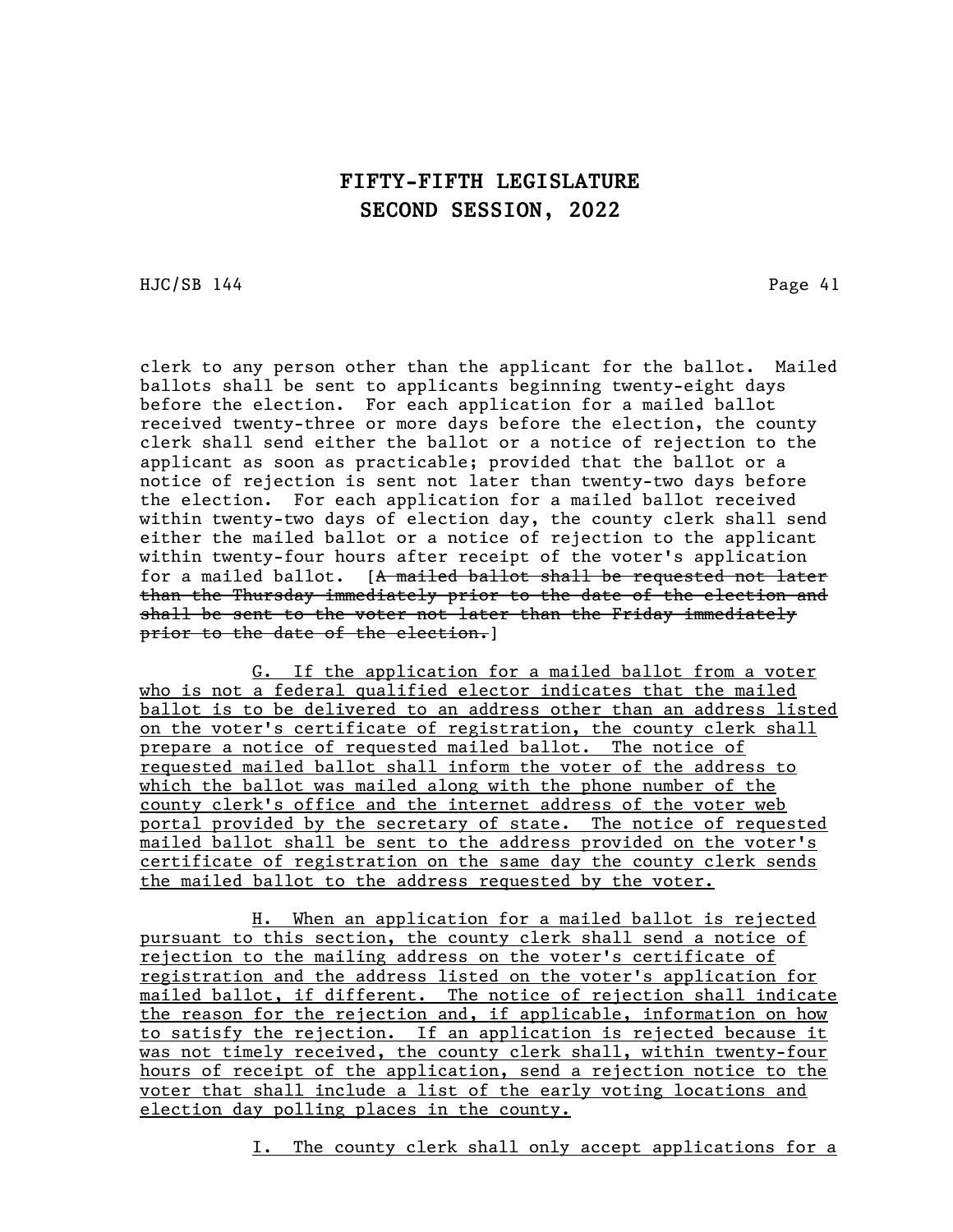clerk to any person other than the applicant for the ballot. Mailed ballots shall be sent to applicants beginning twenty-eight days before the election. For each application for a mailed ballot received twenty-three or more days before the election, the county clerk shall send either the ballot or a notice of rejection to the applicant as soon as practicable; provided that the ballot or a notice of rejection is sent not later than twenty-two days before the election. For each application for a mailed ballot received within twenty-two days of election day, the county clerk shall send either the mailed ballot or a notice of rejection to the applicant within twenty-four hours after receipt of the voter's application for a mailed ballot. [~~A mailed ballot shall be requested not later than the Thursday immediately prior to the date of the election and shall be sent to the voter not later than the Friday immediately prior to the date of the election.~~]

G. If the application for a mailed ballot from a voter who is not a federal qualified elector indicates that the mailed ballot is to be delivered to an address other than an address listed on the voter's certificate of registration, the county clerk shall prepare a notice of requested mailed ballot. The notice of requested mailed ballot shall inform the voter of the address to which the ballot was mailed along with the phone number of the county clerk's office and the internet address of the voter web portal provided by the secretary of state. The notice of requested mailed ballot shall be sent to the address provided on the voter's certificate of registration on the same day the county clerk sends the mailed ballot to the address requested by the voter.

H. When an application for a mailed ballot is rejected pursuant to this section, the county clerk shall send a notice of rejection to the mailing address on the voter's certificate of registration and the address listed on the voter's application for mailed ballot, if different. The notice of rejection shall indicate the reason for the rejection and, if applicable, information on how to satisfy the rejection. If an application is rejected because it was not timely received, the county clerk shall, within twenty-four hours of receipt of the application, send a rejection notice to the voter that shall include a list of the early voting locations and election day polling places in the county.

I. The county clerk shall only accept applications for a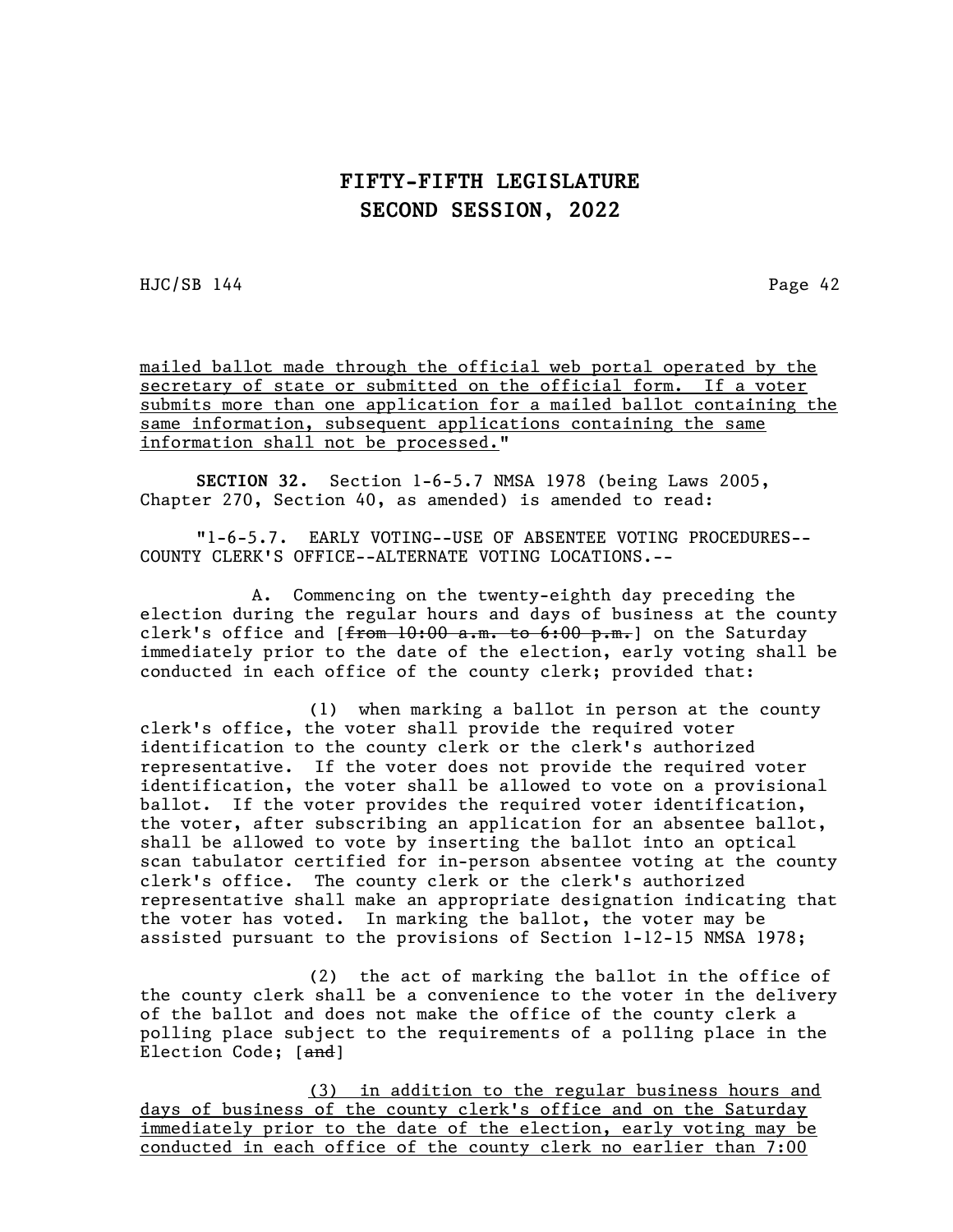mailed ballot made through the official web portal operated by the secretary of state or submitted on the official form. If a voter submits more than one application for a mailed ballot containing the same information, subsequent applications containing the same information shall not be processed."

**SECTION 32.** Section 1-6-5.7 NMSA 1978 (being Laws 2005, Chapter 270, Section 40, as amended) is amended to read:

"1-6-5.7. EARLY VOTING--USE OF ABSENTEE VOTING PROCEDURES--COUNTY CLERK'S OFFICE--ALTERNATE VOTING LOCATIONS.--

A. Commencing on the twenty-eighth day preceding the election during the regular hours and days of business at the county clerk's office and [~~from 10:00 a.m. to 6:00 p.m.~~] on the Saturday immediately prior to the date of the election, early voting shall be conducted in each office of the county clerk; provided that:

(1) when marking a ballot in person at the county clerk's office, the voter shall provide the required voter identification to the county clerk or the clerk's authorized representative. If the voter does not provide the required voter identification, the voter shall be allowed to vote on a provisional ballot. If the voter provides the required voter identification, the voter, after subscribing an application for an absentee ballot, shall be allowed to vote by inserting the ballot into an optical scan tabulator certified for in-person absentee voting at the county clerk's office. The county clerk or the clerk's authorized representative shall make an appropriate designation indicating that the voter has voted. In marking the ballot, the voter may be assisted pursuant to the provisions of Section 1-12-15 NMSA 1978;

(2) the act of marking the ballot in the office of the county clerk shall be a convenience to the voter in the delivery of the ballot and does not make the office of the county clerk a polling place subject to the requirements of a polling place in the Election Code; [~~and~~]

(3) in addition to the regular business hours and days of business of the county clerk's office and on the Saturday immediately prior to the date of the election, early voting may be conducted in each office of the county clerk no earlier than 7:00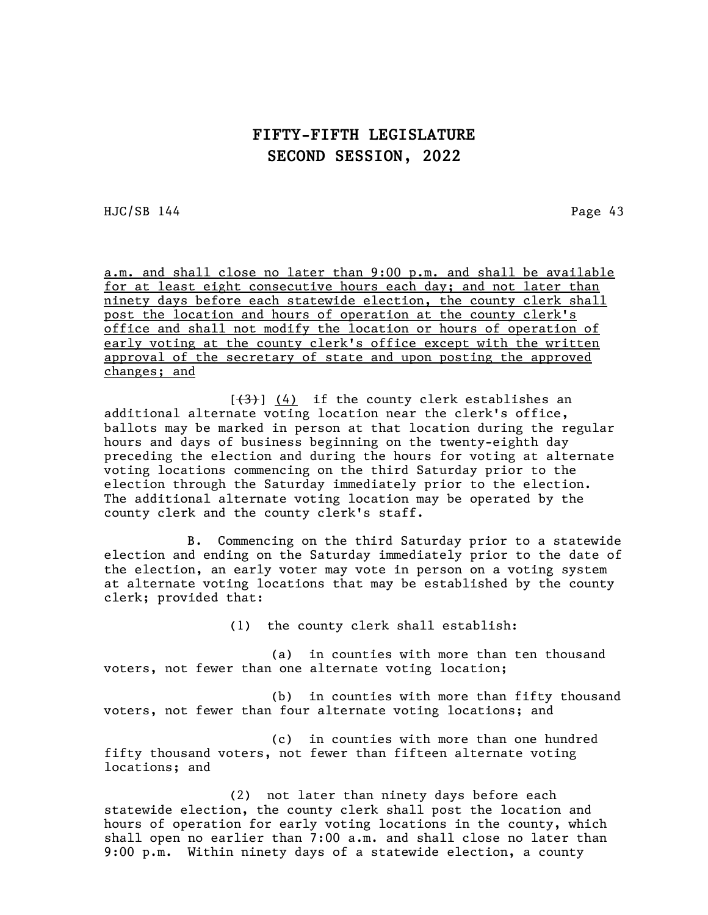a.m. and shall close no later than 9:00 p.m. and shall be available for at least eight consecutive hours each day; and not later than ninety days before each statewide election, the county clerk shall post the location and hours of operation at the county clerk's office and shall not modify the location or hours of operation of early voting at the county clerk's office except with the written approval of the secretary of state and upon posting the approved changes; and

[~~(3)~~] (4) if the county clerk establishes an additional alternate voting location near the clerk's office, ballots may be marked in person at that location during the regular hours and days of business beginning on the twenty-eighth day preceding the election and during the hours for voting at alternate voting locations commencing on the third Saturday prior to the election through the Saturday immediately prior to the election. The additional alternate voting location may be operated by the county clerk and the county clerk's staff.

B. Commencing on the third Saturday prior to a statewide election and ending on the Saturday immediately prior to the date of the election, an early voter may vote in person on a voting system at alternate voting locations that may be established by the county clerk; provided that:

(1) the county clerk shall establish:

(a) in counties with more than ten thousand voters, not fewer than one alternate voting location;

(b) in counties with more than fifty thousand voters, not fewer than four alternate voting locations; and

(c) in counties with more than one hundred fifty thousand voters, not fewer than fifteen alternate voting locations; and

(2) not later than ninety days before each statewide election, the county clerk shall post the location and hours of operation for early voting locations in the county, which shall open no earlier than 7:00 a.m. and shall close no later than 9:00 p.m. Within ninety days of a statewide election, a county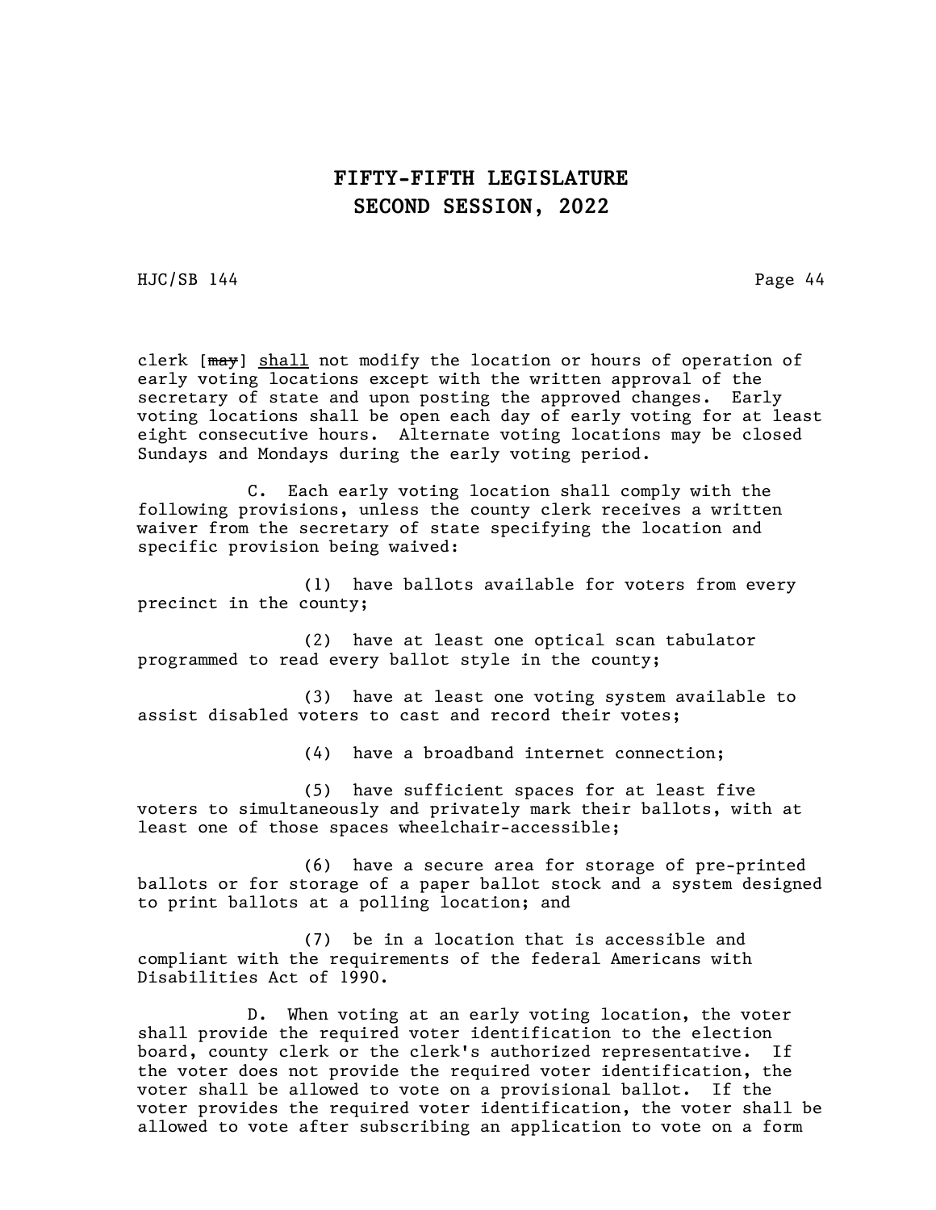clerk [~~may~~] shall not modify the location or hours of operation of early voting locations except with the written approval of the secretary of state and upon posting the approved changes. Early voting locations shall be open each day of early voting for at least eight consecutive hours. Alternate voting locations may be closed Sundays and Mondays during the early voting period.

C. Each early voting location shall comply with the following provisions, unless the county clerk receives a written waiver from the secretary of state specifying the location and specific provision being waived:

(1) have ballots available for voters from every precinct in the county;

(2) have at least one optical scan tabulator programmed to read every ballot style in the county;

(3) have at least one voting system available to assist disabled voters to cast and record their votes;

(4) have a broadband internet connection;

(5) have sufficient spaces for at least five voters to simultaneously and privately mark their ballots, with at least one of those spaces wheelchair-accessible;

(6) have a secure area for storage of pre-printed ballots or for storage of a paper ballot stock and a system designed to print ballots at a polling location; and

(7) be in a location that is accessible and compliant with the requirements of the federal Americans with Disabilities Act of 1990.

D. When voting at an early voting location, the voter shall provide the required voter identification to the election board, county clerk or the clerk's authorized representative. If the voter does not provide the required voter identification, the voter shall be allowed to vote on a provisional ballot. If the voter provides the required voter identification, the voter shall be allowed to vote after subscribing an application to vote on a form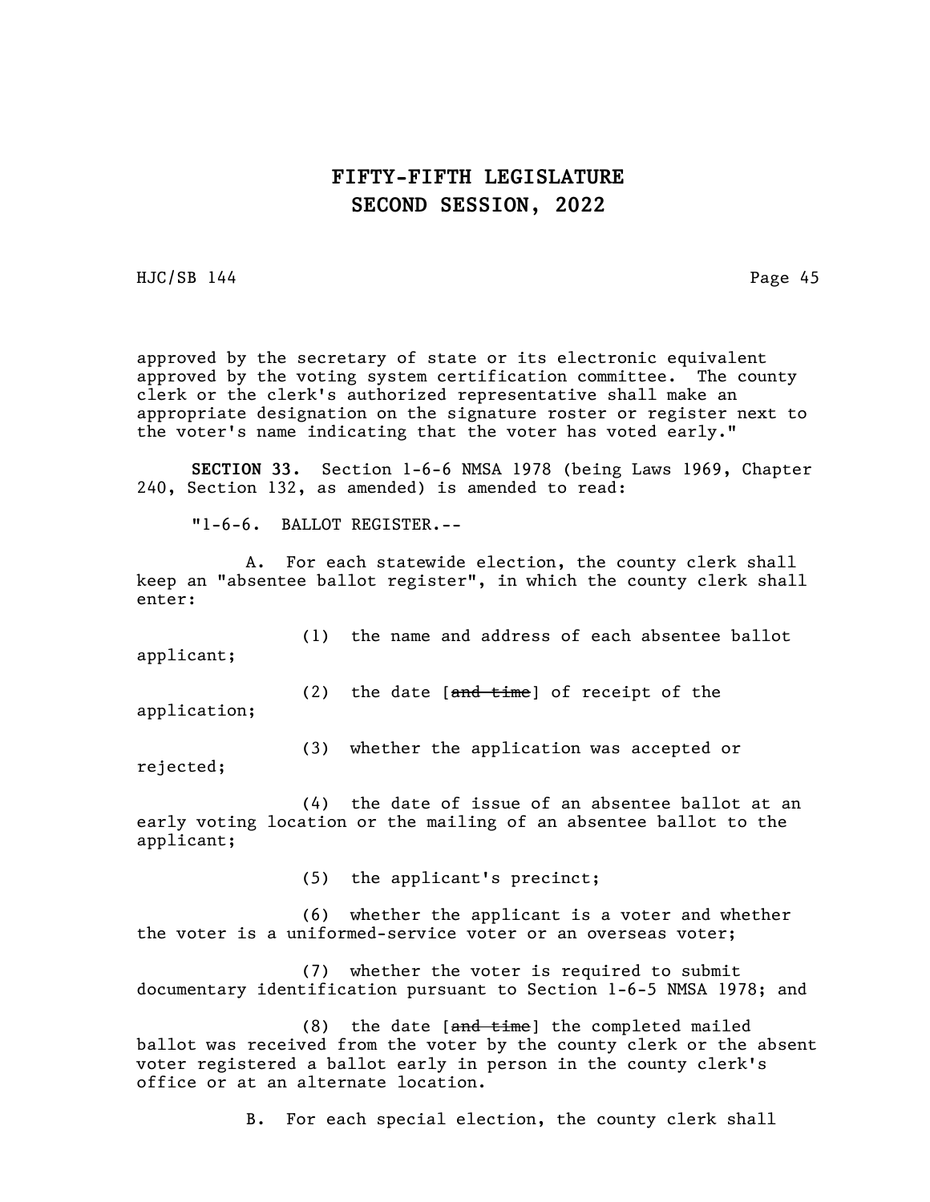approved by the secretary of state or its electronic equivalent approved by the voting system certification committee. The county clerk or the clerk's authorized representative shall make an appropriate designation on the signature roster or register next to the voter's name indicating that the voter has voted early."

**SECTION 33.** Section 1-6-6 NMSA 1978 (being Laws 1969, Chapter 240, Section 132, as amended) is amended to read:

"1-6-6. BALLOT REGISTER.--

A. For each statewide election, the county clerk shall keep an "absentee ballot register", in which the county clerk shall enter:

(1) the name and address of each absentee ballot applicant;

(2) the date [~~and time~~] of receipt of the application;

(3) whether the application was accepted or rejected;

(4) the date of issue of an absentee ballot at an early voting location or the mailing of an absentee ballot to the applicant;

(5) the applicant's precinct;

(6) whether the applicant is a voter and whether the voter is a uniformed-service voter or an overseas voter;

(7) whether the voter is required to submit documentary identification pursuant to Section 1-6-5 NMSA 1978; and

(8) the date [~~and time~~] the completed mailed ballot was received from the voter by the county clerk or the absent voter registered a ballot early in person in the county clerk's office or at an alternate location.

B. For each special election, the county clerk shall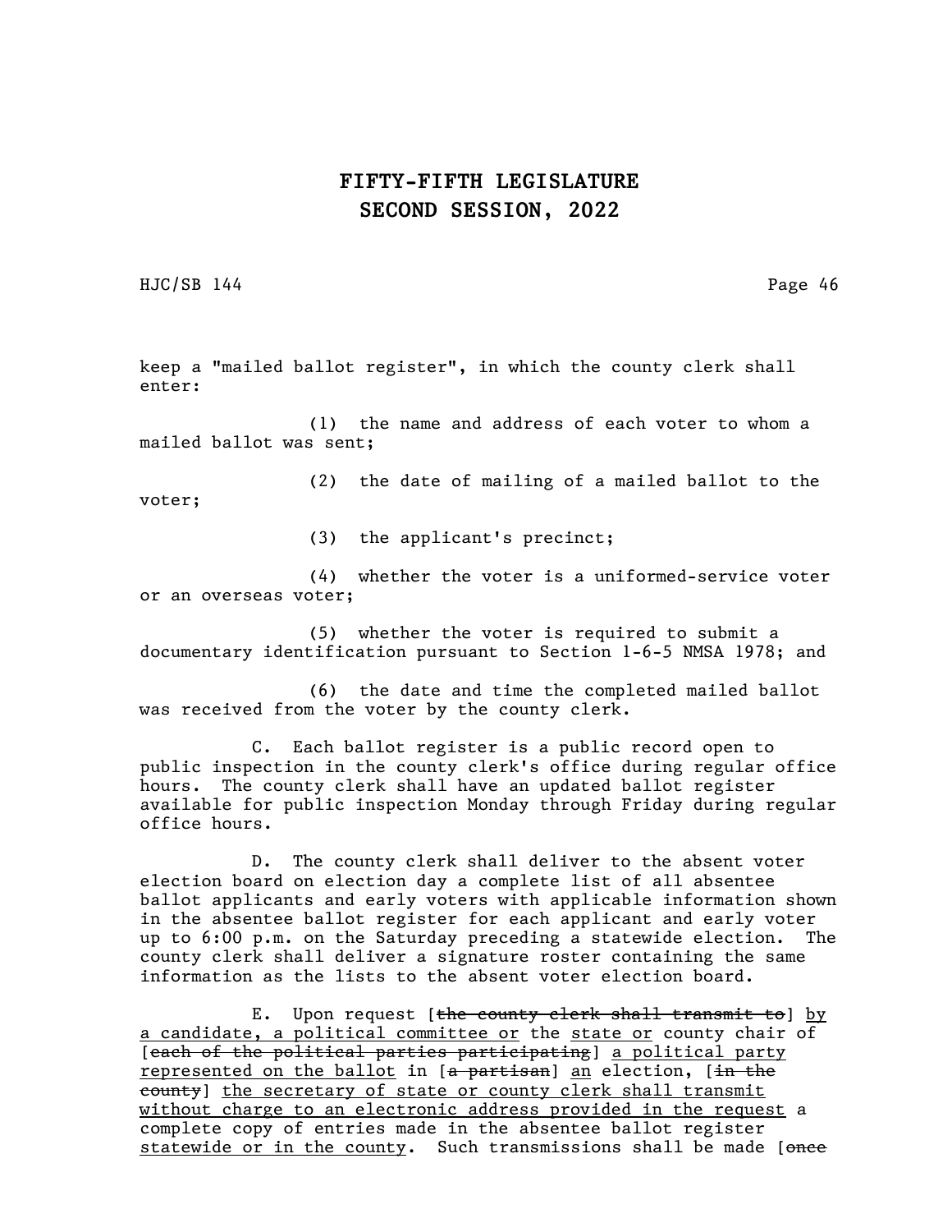keep a "mailed ballot register", in which the county clerk shall enter:

(1) the name and address of each voter to whom a mailed ballot was sent;

(2) the date of mailing of a mailed ballot to the voter;

(3) the applicant's precinct;

(4) whether the voter is a uniformed-service voter or an overseas voter;

(5) whether the voter is required to submit a documentary identification pursuant to Section 1-6-5 NMSA 1978; and

(6) the date and time the completed mailed ballot was received from the voter by the county clerk.

C. Each ballot register is a public record open to public inspection in the county clerk's office during regular office hours. The county clerk shall have an updated ballot register available for public inspection Monday through Friday during regular office hours.

D. The county clerk shall deliver to the absent voter election board on election day a complete list of all absentee ballot applicants and early voters with applicable information shown in the absentee ballot register for each applicant and early voter up to 6:00 p.m. on the Saturday preceding a statewide election. The county clerk shall deliver a signature roster containing the same information as the lists to the absent voter election board.

E. Upon request [~~the county clerk shall transmit to~~] <u>by a candidate, a political committee or</u> the <u>state or</u> county chair of [~~each of the political parties participating~~] <u>a political party represented on the ballot</u> in [~~a partisan~~] <u>an</u> election, [~~in the county~~] <u>the secretary of state or county clerk shall transmit without charge to an electronic address provided in the request</u> a complete copy of entries made in the absentee ballot register <u>statewide or in the county</u>. Such transmissions shall be made [~~once~~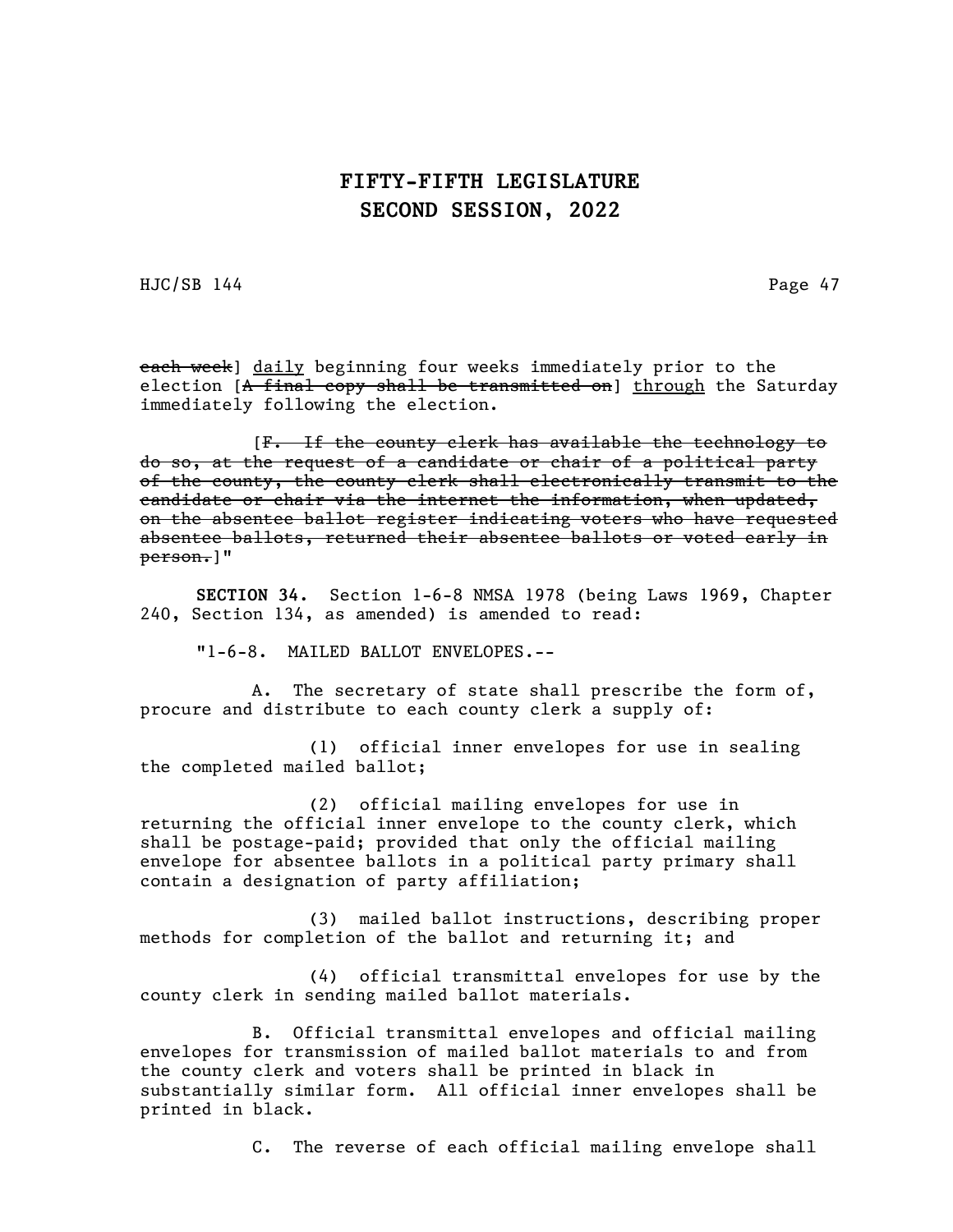~~each week~~] <u>daily</u> beginning four weeks immediately prior to the election [~~A final copy shall be transmitted on~~] <u>through</u> the Saturday immediately following the election.

[~~F. If the county clerk has available the technology to do so, at the request of a candidate or chair of a political party of the county, the county clerk shall electronically transmit to the candidate or chair via the internet the information, when updated, on the absentee ballot register indicating voters who have requested absentee ballots, returned their absentee ballots or voted early in person.~~]"

**SECTION 34.** Section 1-6-8 NMSA 1978 (being Laws 1969, Chapter 240, Section 134, as amended) is amended to read:

"1-6-8. MAILED BALLOT ENVELOPES.--

A. The secretary of state shall prescribe the form of, procure and distribute to each county clerk a supply of:

(1) official inner envelopes for use in sealing the completed mailed ballot;

(2) official mailing envelopes for use in returning the official inner envelope to the county clerk, which shall be postage-paid; provided that only the official mailing envelope for absentee ballots in a political party primary shall contain a designation of party affiliation;

(3) mailed ballot instructions, describing proper methods for completion of the ballot and returning it; and

(4) official transmittal envelopes for use by the county clerk in sending mailed ballot materials.

B. Official transmittal envelopes and official mailing envelopes for transmission of mailed ballot materials to and from the county clerk and voters shall be printed in black in substantially similar form. All official inner envelopes shall be printed in black.

C. The reverse of each official mailing envelope shall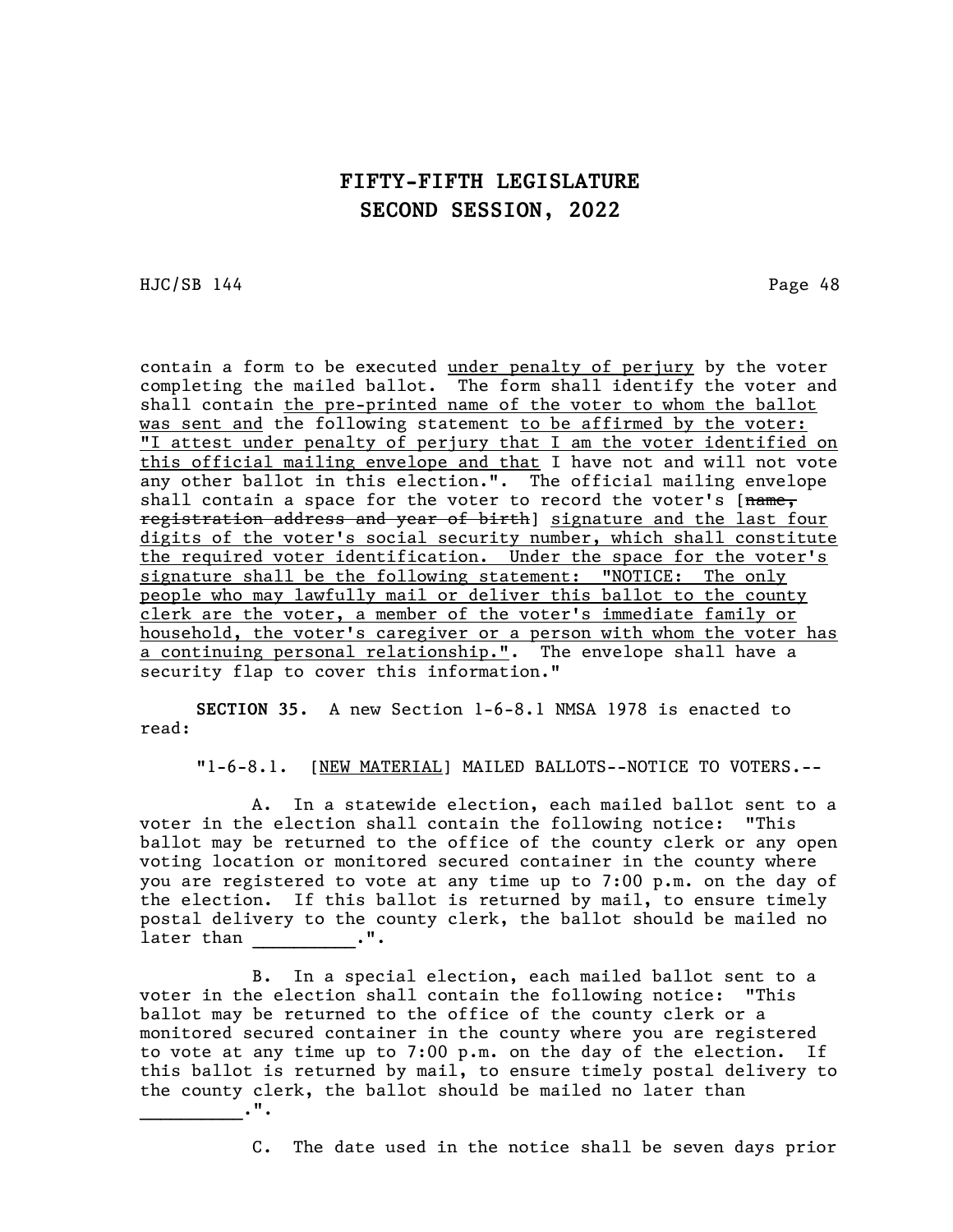contain a form to be executed <u>under penalty of perjury</u> by the voter completing the mailed ballot. The form shall identify the voter and shall contain <u>the pre-printed name of the voter to whom the ballot was sent and</u> the following statement <u>to be affirmed by the voter: "I attest under penalty of perjury that I am the voter identified on this official mailing envelope and that</u> I have not and will not vote any other ballot in this election.". The official mailing envelope shall contain a space for the voter to record the voter's [~~name, registration address and year of birth~~] <u>signature and the last four digits of the voter's social security number, which shall constitute the required voter identification. Under the space for the voter's signature shall be the following statement: "NOTICE: The only people who may lawfully mail or deliver this ballot to the county clerk are the voter, a member of the voter's immediate family or household, the voter's caregiver or a person with whom the voter has a continuing personal relationship."</u>. The envelope shall have a security flap to cover this information."

**SECTION 35.** A new Section 1-6-8.1 NMSA 1978 is enacted to read:

"1-6-8.1. [<u>NEW MATERIAL</u>] MAILED BALLOTS--NOTICE TO VOTERS.--

A. In a statewide election, each mailed ballot sent to a voter in the election shall contain the following notice: "This ballot may be returned to the office of the county clerk or any open voting location or monitored secured container in the county where you are registered to vote at any time up to 7:00 p.m. on the day of the election. If this ballot is returned by mail, to ensure timely postal delivery to the county clerk, the ballot should be mailed no later than __________.".

B. In a special election, each mailed ballot sent to a voter in the election shall contain the following notice: "This ballot may be returned to the office of the county clerk or a monitored secured container in the county where you are registered to vote at any time up to 7:00 p.m. on the day of the election. If this ballot is returned by mail, to ensure timely postal delivery to the county clerk, the ballot should be mailed no later than __________.".

C. The date used in the notice shall be seven days prior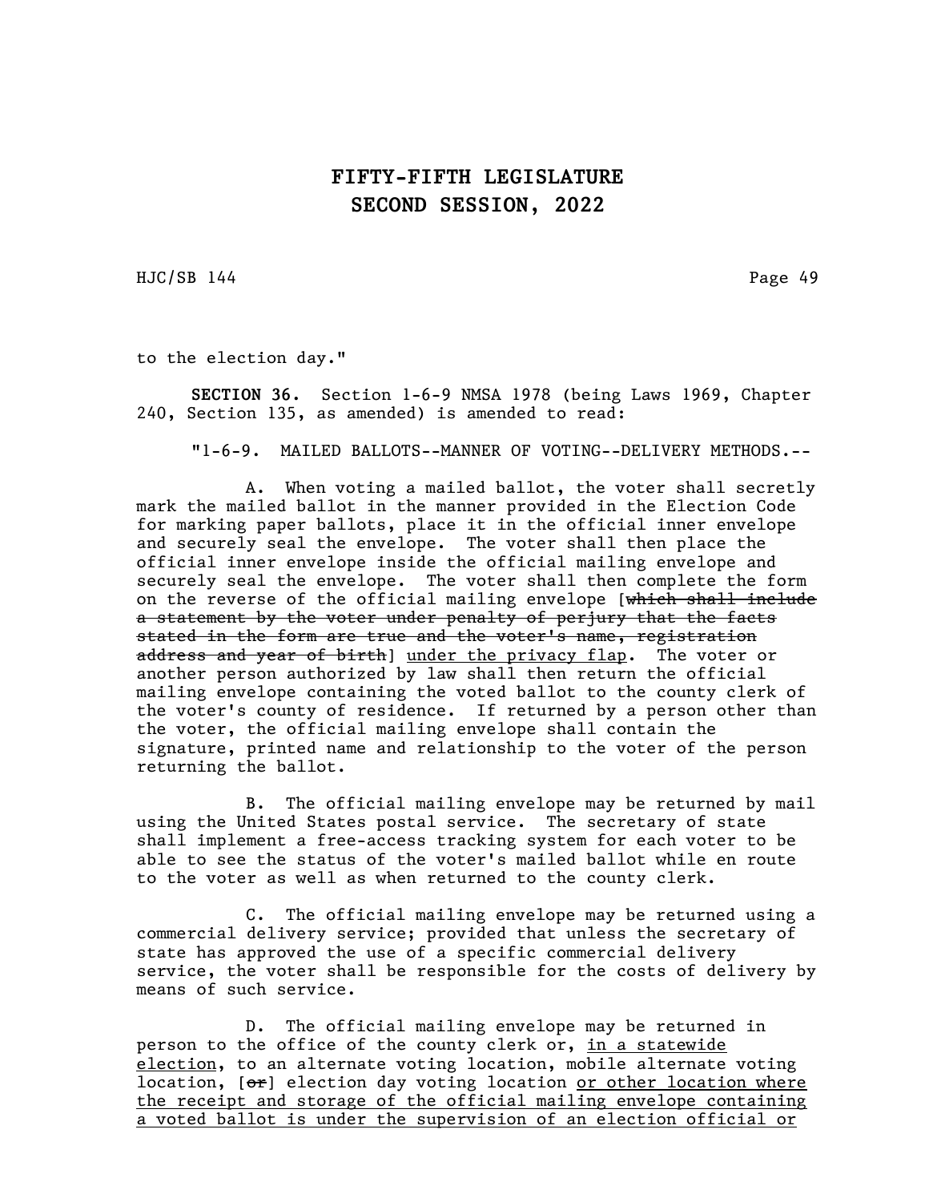to the election day."

**SECTION 36.** Section 1-6-9 NMSA 1978 (being Laws 1969, Chapter 240, Section 135, as amended) is amended to read:

"1-6-9. MAILED BALLOTS--MANNER OF VOTING--DELIVERY METHODS.--

A. When voting a mailed ballot, the voter shall secretly mark the mailed ballot in the manner provided in the Election Code for marking paper ballots, place it in the official inner envelope and securely seal the envelope. The voter shall then place the official inner envelope inside the official mailing envelope and securely seal the envelope. The voter shall then complete the form on the reverse of the official mailing envelope [~~which shall include a statement by the voter under penalty of perjury that the facts stated in the form are true and the voter's name, registration address and year of birth~~] <u>under the privacy flap</u>. The voter or another person authorized by law shall then return the official mailing envelope containing the voted ballot to the county clerk of the voter's county of residence. If returned by a person other than the voter, the official mailing envelope shall contain the signature, printed name and relationship to the voter of the person returning the ballot.

B. The official mailing envelope may be returned by mail using the United States postal service. The secretary of state shall implement a free-access tracking system for each voter to be able to see the status of the voter's mailed ballot while en route to the voter as well as when returned to the county clerk.

C. The official mailing envelope may be returned using a commercial delivery service; provided that unless the secretary of state has approved the use of a specific commercial delivery service, the voter shall be responsible for the costs of delivery by means of such service.

D. The official mailing envelope may be returned in person to the office of the county clerk or, <u>in a statewide election</u>, to an alternate voting location, mobile alternate voting location, [~~or~~] election day voting location <u>or other location where the receipt and storage of the official mailing envelope containing a voted ballot is under the supervision of an election official or</u>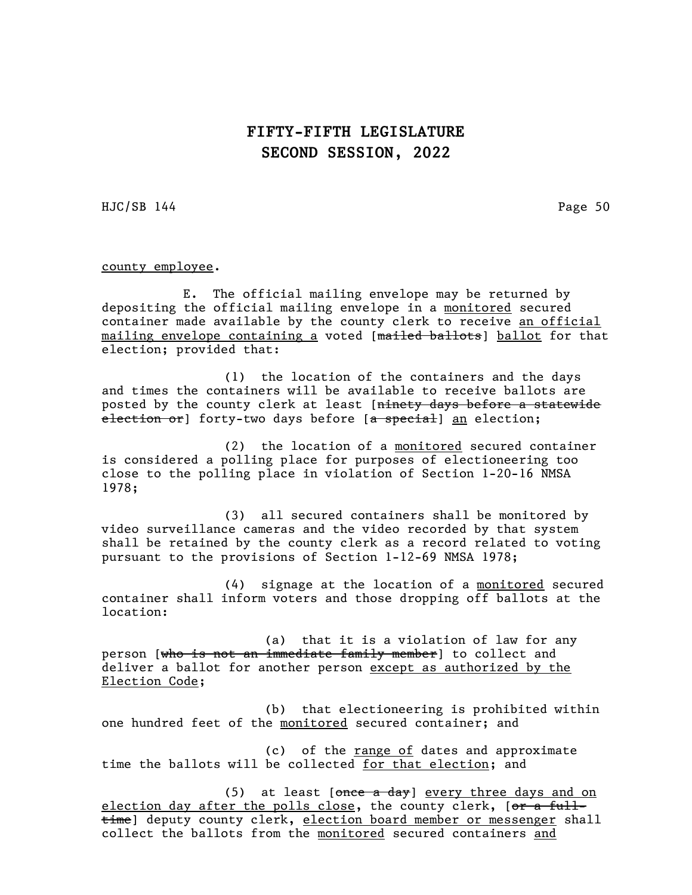county employee.

E. The official mailing envelope may be returned by depositing the official mailing envelope in a monitored secured container made available by the county clerk to receive an official mailing envelope containing a voted [~~mailed ballots~~] ballot for that election; provided that:

(1) the location of the containers and the days and times the containers will be available to receive ballots are posted by the county clerk at least [~~ninety days before a statewide election or~~] forty-two days before [~~a special~~] an election;

(2) the location of a monitored secured container is considered a polling place for purposes of electioneering too close to the polling place in violation of Section 1-20-16 NMSA 1978;

(3) all secured containers shall be monitored by video surveillance cameras and the video recorded by that system shall be retained by the county clerk as a record related to voting pursuant to the provisions of Section 1-12-69 NMSA 1978;

(4) signage at the location of a monitored secured container shall inform voters and those dropping off ballots at the location:

(a) that it is a violation of law for any person [~~who is not an immediate family member~~] to collect and deliver a ballot for another person except as authorized by the Election Code;

(b) that electioneering is prohibited within one hundred feet of the monitored secured container; and

(c) of the range of dates and approximate time the ballots will be collected for that election; and

(5) at least [~~once a day~~] every three days and on election day after the polls close, the county clerk, [~~or a full-time~~] deputy county clerk, election board member or messenger shall collect the ballots from the monitored secured containers and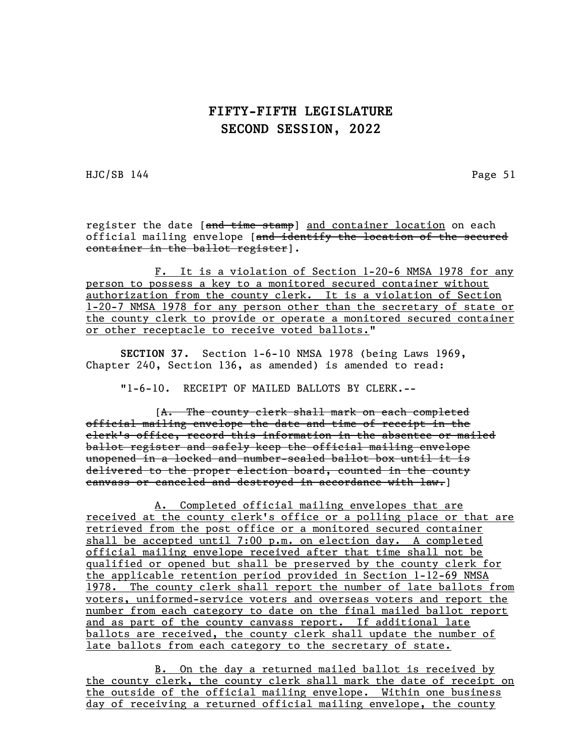register the date [~~and time stamp~~] <u>and container location</u> on each official mailing envelope [~~and identify the location of the secured container in the ballot register~~].

<u>F. It is a violation of Section 1-20-6 NMSA 1978 for any person to possess a key to a monitored secured container without authorization from the county clerk. It is a violation of Section 1-20-7 NMSA 1978 for any person other than the secretary of state or the county clerk to provide or operate a monitored secured container or other receptacle to receive voted ballots.</u>"

**SECTION 37.** Section 1-6-10 NMSA 1978 (being Laws 1969, Chapter 240, Section 136, as amended) is amended to read:

"1-6-10. RECEIPT OF MAILED BALLOTS BY CLERK.--

[~~A. The county clerk shall mark on each completed official mailing envelope the date and time of receipt in the clerk's office, record this information in the absentee or mailed ballot register and safely keep the official mailing envelope unopened in a locked and number-sealed ballot box until it is delivered to the proper election board, counted in the county canvass or canceled and destroyed in accordance with law.~~]

<u>A. Completed official mailing envelopes that are received at the county clerk's office or a polling place or that are retrieved from the post office or a monitored secured container shall be accepted until 7:00 p.m. on election day. A completed official mailing envelope received after that time shall not be qualified or opened but shall be preserved by the county clerk for the applicable retention period provided in Section 1-12-69 NMSA 1978. The county clerk shall report the number of late ballots from voters, uniformed-service voters and overseas voters and report the number from each category to date on the final mailed ballot report and as part of the county canvass report. If additional late ballots are received, the county clerk shall update the number of late ballots from each category to the secretary of state.</u>

<u>B. On the day a returned mailed ballot is received by the county clerk, the county clerk shall mark the date of receipt on the outside of the official mailing envelope. Within one business day of receiving a returned official mailing envelope, the county</u>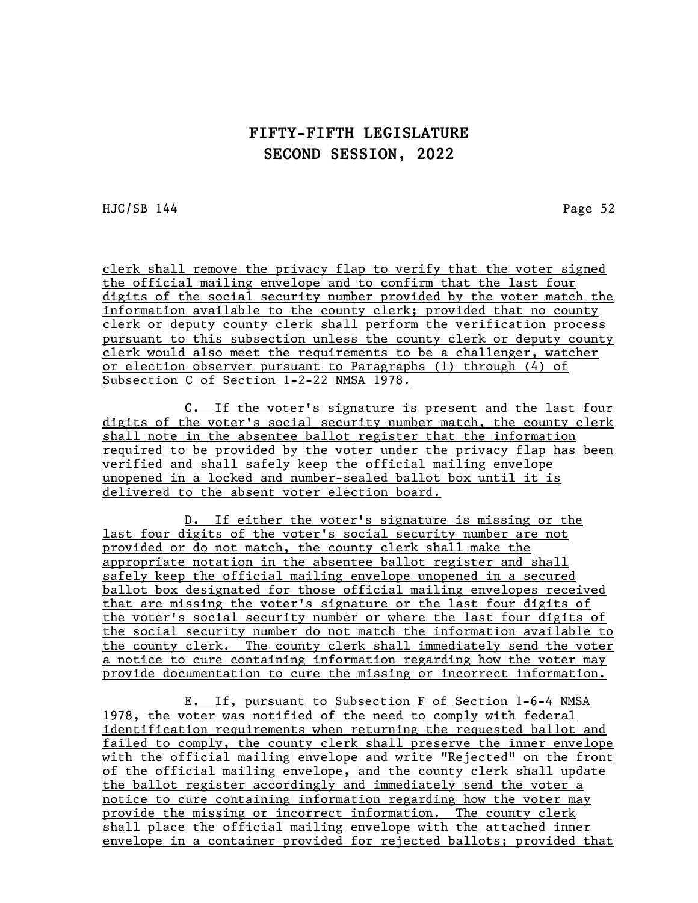clerk shall remove the privacy flap to verify that the voter signed the official mailing envelope and to confirm that the last four digits of the social security number provided by the voter match the information available to the county clerk; provided that no county clerk or deputy county clerk shall perform the verification process pursuant to this subsection unless the county clerk or deputy county clerk would also meet the requirements to be a challenger, watcher or election observer pursuant to Paragraphs (1) through (4) of Subsection C of Section 1-2-22 NMSA 1978.

C. If the voter's signature is present and the last four digits of the voter's social security number match, the county clerk shall note in the absentee ballot register that the information required to be provided by the voter under the privacy flap has been verified and shall safely keep the official mailing envelope unopened in a locked and number-sealed ballot box until it is delivered to the absent voter election board.

D. If either the voter's signature is missing or the last four digits of the voter's social security number are not provided or do not match, the county clerk shall make the appropriate notation in the absentee ballot register and shall safely keep the official mailing envelope unopened in a secured ballot box designated for those official mailing envelopes received that are missing the voter's signature or the last four digits of the voter's social security number or where the last four digits of the social security number do not match the information available to the county clerk. The county clerk shall immediately send the voter a notice to cure containing information regarding how the voter may provide documentation to cure the missing or incorrect information.

E. If, pursuant to Subsection F of Section 1-6-4 NMSA 1978, the voter was notified of the need to comply with federal identification requirements when returning the requested ballot and failed to comply, the county clerk shall preserve the inner envelope with the official mailing envelope and write "Rejected" on the front of the official mailing envelope, and the county clerk shall update the ballot register accordingly and immediately send the voter a notice to cure containing information regarding how the voter may provide the missing or incorrect information. The county clerk shall place the official mailing envelope with the attached inner envelope in a container provided for rejected ballots; provided that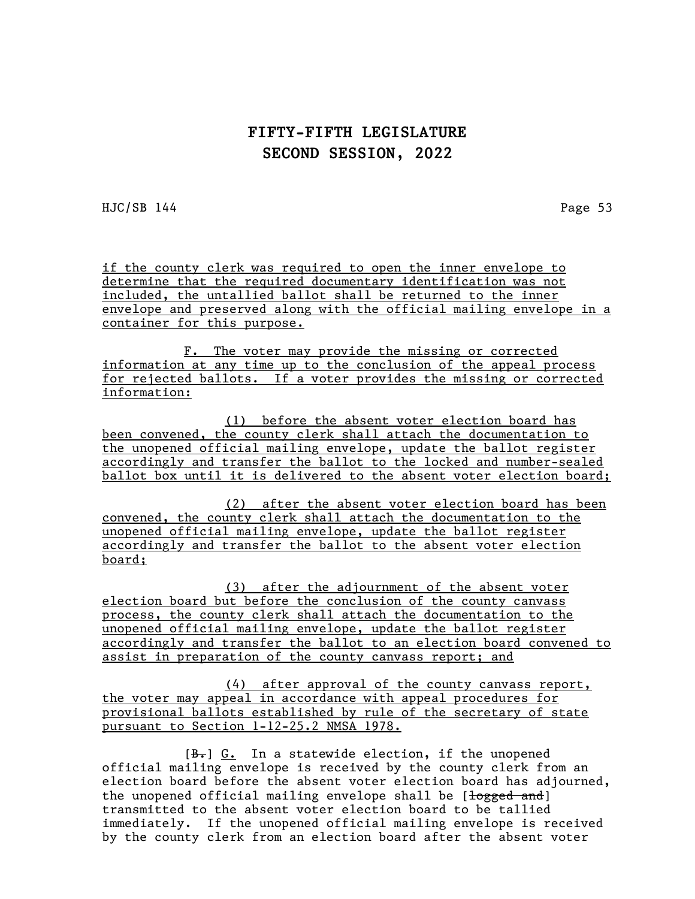if the county clerk was required to open the inner envelope to determine that the required documentary identification was not included, the untallied ballot shall be returned to the inner envelope and preserved along with the official mailing envelope in a container for this purpose.

F. The voter may provide the missing or corrected information at any time up to the conclusion of the appeal process for rejected ballots. If a voter provides the missing or corrected information:

(1) before the absent voter election board has been convened, the county clerk shall attach the documentation to the unopened official mailing envelope, update the ballot register accordingly and transfer the ballot to the locked and number-sealed ballot box until it is delivered to the absent voter election board;

(2) after the absent voter election board has been convened, the county clerk shall attach the documentation to the unopened official mailing envelope, update the ballot register accordingly and transfer the ballot to the absent voter election board;

(3) after the adjournment of the absent voter election board but before the conclusion of the county canvass process, the county clerk shall attach the documentation to the unopened official mailing envelope, update the ballot register accordingly and transfer the ballot to an election board convened to assist in preparation of the county canvass report; and

(4) after approval of the county canvass report, the voter may appeal in accordance with appeal procedures for provisional ballots established by rule of the secretary of state pursuant to Section 1-12-25.2 NMSA 1978.

[~~B.~~] G. In a statewide election, if the unopened official mailing envelope is received by the county clerk from an election board before the absent voter election board has adjourned, the unopened official mailing envelope shall be [~~logged and~~] transmitted to the absent voter election board to be tallied immediately. If the unopened official mailing envelope is received by the county clerk from an election board after the absent voter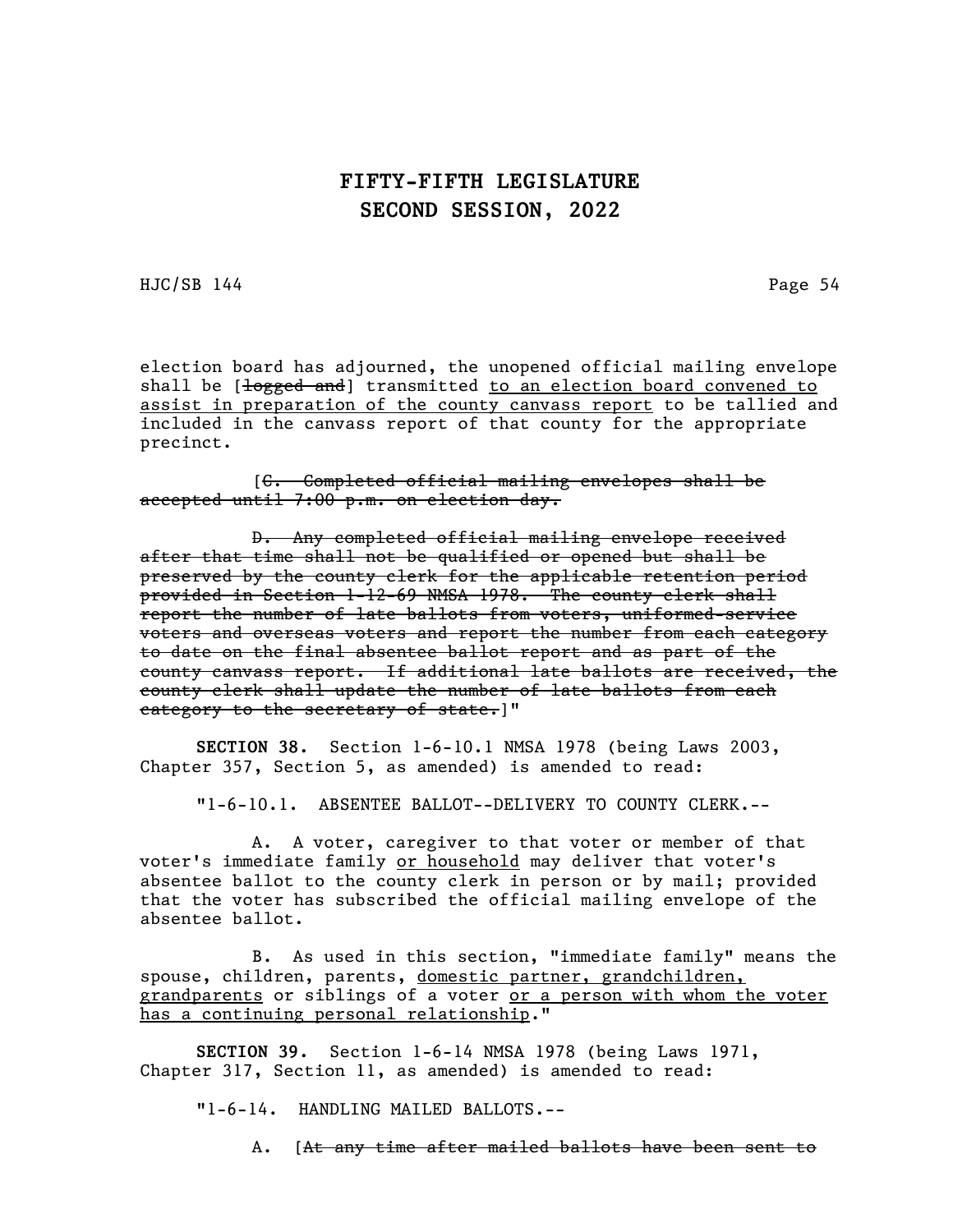election board has adjourned, the unopened official mailing envelope shall be [~~logged and~~] transmitted <u>to an election board convened to assist in preparation of the county canvass report</u> to be tallied and included in the canvass report of that county for the appropriate precinct.

[~~C. Completed official mailing envelopes shall be accepted until 7:00 p.m. on election day.~~

~~D. Any completed official mailing envelope received after that time shall not be qualified or opened but shall be preserved by the county clerk for the applicable retention period provided in Section 1-12-69 NMSA 1978. The county clerk shall report the number of late ballots from voters, uniformed-service voters and overseas voters and report the number from each category to date on the final absentee ballot report and as part of the county canvass report. If additional late ballots are received, the county clerk shall update the number of late ballots from each category to the secretary of state.~~]"

**SECTION 38.** Section 1-6-10.1 NMSA 1978 (being Laws 2003, Chapter 357, Section 5, as amended) is amended to read:

"1-6-10.1. ABSENTEE BALLOT--DELIVERY TO COUNTY CLERK.--

A. A voter, caregiver to that voter or member of that voter's immediate family <u>or household</u> may deliver that voter's absentee ballot to the county clerk in person or by mail; provided that the voter has subscribed the official mailing envelope of the absentee ballot.

B. As used in this section, "immediate family" means the spouse, children, parents, <u>domestic partner, grandchildren, grandparents</u> or siblings of a voter <u>or a person with whom the voter has a continuing personal relationship</u>."

**SECTION 39.** Section 1-6-14 NMSA 1978 (being Laws 1971, Chapter 317, Section 11, as amended) is amended to read:

"1-6-14. HANDLING MAILED BALLOTS.--

A. [~~At any time after mailed ballots have been sent to~~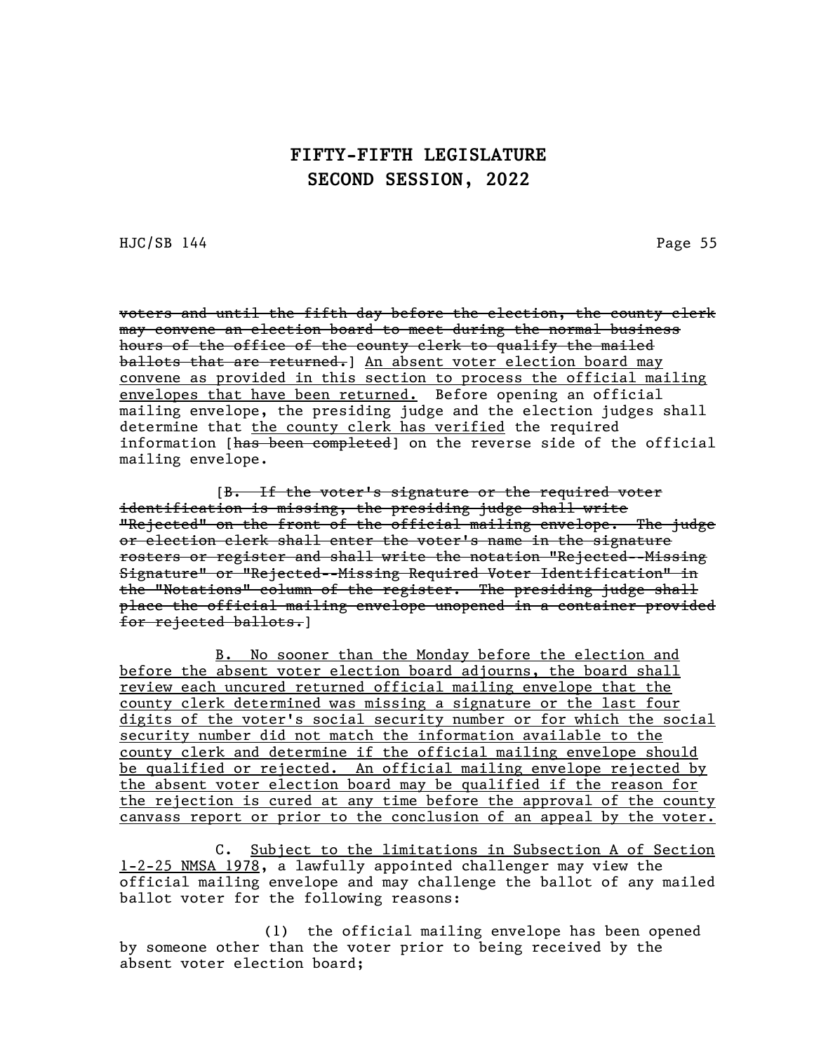~~voters and until the fifth day before the election, the county clerk may convene an election board to meet during the normal business hours of the office of the county clerk to qualify the mailed ballots that are returned.~~] <u>An absent voter election board may convene as provided in this section to process the official mailing envelopes that have been returned.</u> Before opening an official mailing envelope, the presiding judge and the election judges shall determine that <u>the county clerk has verified</u> the required information [~~has been completed~~] on the reverse side of the official mailing envelope.

[~~B. If the voter's signature or the required voter identification is missing, the presiding judge shall write "Rejected" on the front of the official mailing envelope. The judge or election clerk shall enter the voter's name in the signature rosters or register and shall write the notation "Rejected--Missing Signature" or "Rejected--Missing Required Voter Identification" in the "Notations" column of the register. The presiding judge shall place the official mailing envelope unopened in a container provided for rejected ballots.~~]

<u>B. No sooner than the Monday before the election and before the absent voter election board adjourns, the board shall review each uncured returned official mailing envelope that the county clerk determined was missing a signature or the last four digits of the voter's social security number or for which the social security number did not match the information available to the county clerk and determine if the official mailing envelope should be qualified or rejected. An official mailing envelope rejected by the absent voter election board may be qualified if the reason for the rejection is cured at any time before the approval of the county canvass report or prior to the conclusion of an appeal by the voter.</u>

C. <u>Subject to the limitations in Subsection A of Section 1-2-25 NMSA 1978</u>, a lawfully appointed challenger may view the official mailing envelope and may challenge the ballot of any mailed ballot voter for the following reasons:

(1) the official mailing envelope has been opened by someone other than the voter prior to being received by the absent voter election board;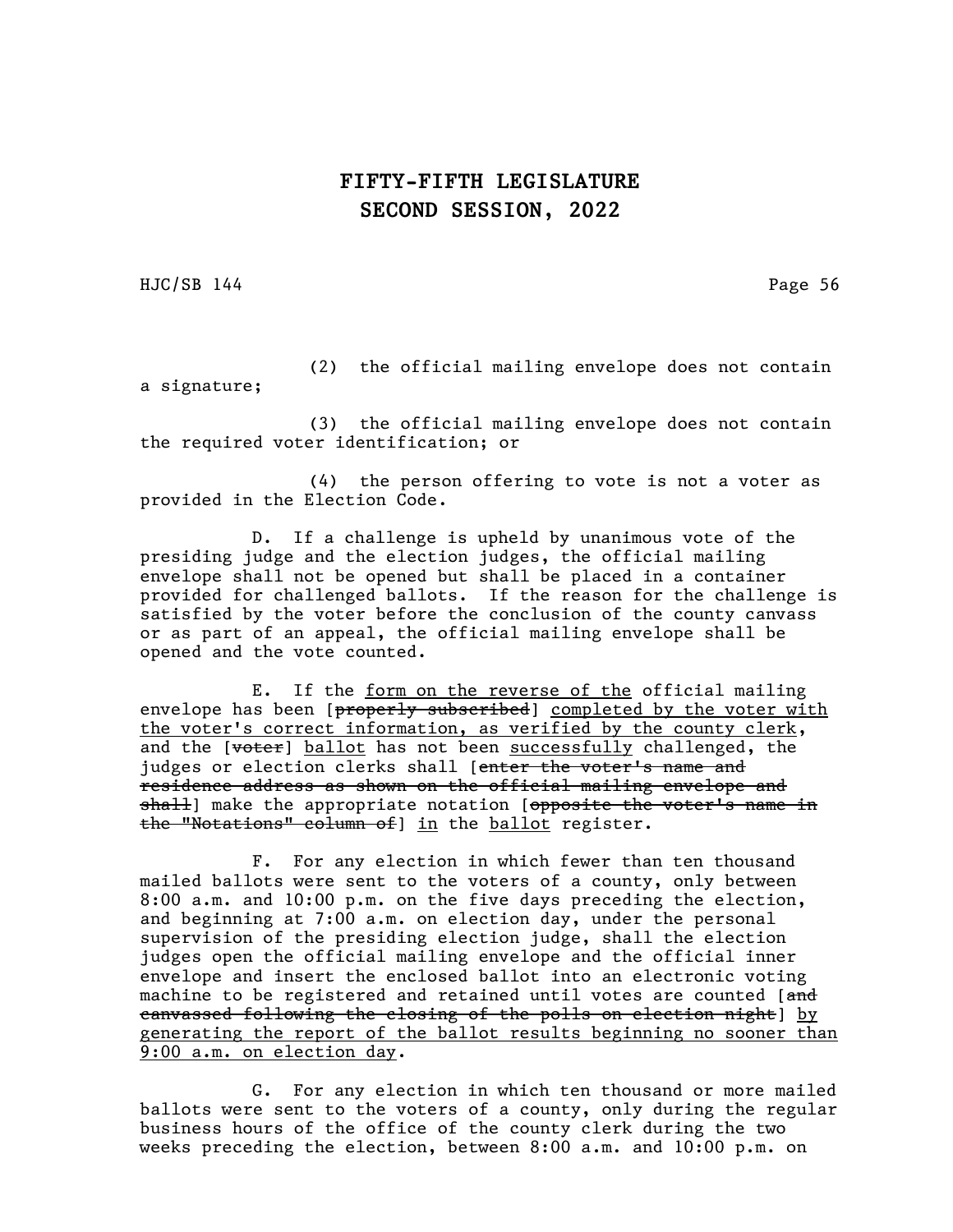(2) the official mailing envelope does not contain a signature;

(3) the official mailing envelope does not contain the required voter identification; or

(4) the person offering to vote is not a voter as provided in the Election Code.

D. If a challenge is upheld by unanimous vote of the presiding judge and the election judges, the official mailing envelope shall not be opened but shall be placed in a container provided for challenged ballots. If the reason for the challenge is satisfied by the voter before the conclusion of the county canvass or as part of an appeal, the official mailing envelope shall be opened and the vote counted.

E. If the <u>form on the reverse of the</u> official mailing envelope has been [~~properly subscribed~~] <u>completed by the voter with the voter's correct information, as verified by the county clerk</u>, and the [~~voter~~] <u>ballot</u> has not been <u>successfully</u> challenged, the judges or election clerks shall [~~enter the voter's name and residence address as shown on the official mailing envelope and shall~~] make the appropriate notation [~~opposite the voter's name in the "Notations" column of~~] <u>in</u> the <u>ballot</u> register.

F. For any election in which fewer than ten thousand mailed ballots were sent to the voters of a county, only between 8:00 a.m. and 10:00 p.m. on the five days preceding the election, and beginning at 7:00 a.m. on election day, under the personal supervision of the presiding election judge, shall the election judges open the official mailing envelope and the official inner envelope and insert the enclosed ballot into an electronic voting machine to be registered and retained until votes are counted [~~and canvassed following the closing of the polls on election night~~] <u>by generating the report of the ballot results beginning no sooner than 9:00 a.m. on election day</u>.

G. For any election in which ten thousand or more mailed ballots were sent to the voters of a county, only during the regular business hours of the office of the county clerk during the two weeks preceding the election, between 8:00 a.m. and 10:00 p.m. on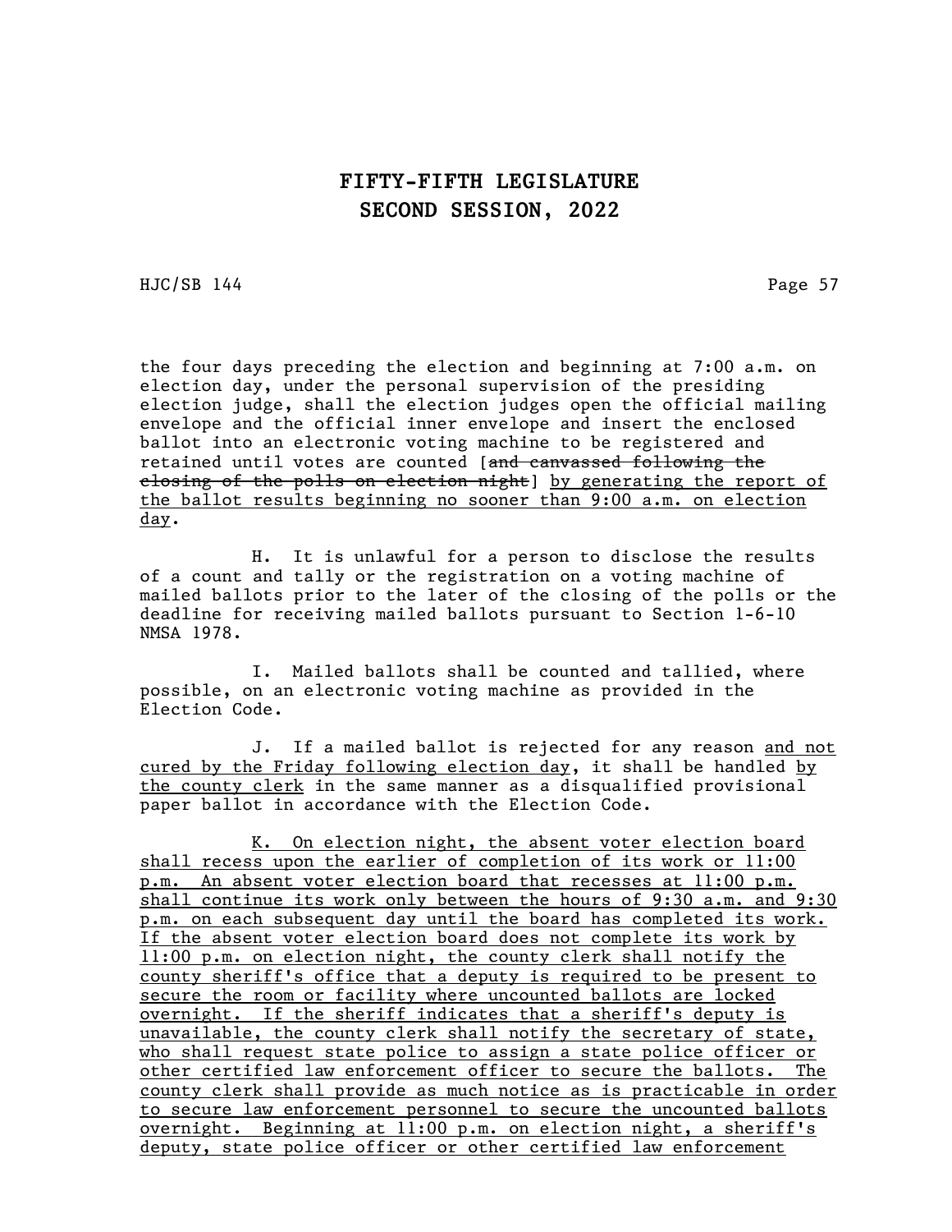the four days preceding the election and beginning at 7:00 a.m. on election day, under the personal supervision of the presiding election judge, shall the election judges open the official mailing envelope and the official inner envelope and insert the enclosed ballot into an electronic voting machine to be registered and retained until votes are counted [~~and canvassed following the closing of the polls on election night~~] <u>by generating the report of the ballot results beginning no sooner than 9:00 a.m. on election day</u>.

H. It is unlawful for a person to disclose the results of a count and tally or the registration on a voting machine of mailed ballots prior to the later of the closing of the polls or the deadline for receiving mailed ballots pursuant to Section 1-6-10 NMSA 1978.

I. Mailed ballots shall be counted and tallied, where possible, on an electronic voting machine as provided in the Election Code.

J. If a mailed ballot is rejected for any reason <u>and not cured by the Friday following election day</u>, it shall be handled <u>by the county clerk</u> in the same manner as a disqualified provisional paper ballot in accordance with the Election Code.

<u>K. On election night, the absent voter election board shall recess upon the earlier of completion of its work or 11:00 p.m. An absent voter election board that recesses at 11:00 p.m. shall continue its work only between the hours of 9:30 a.m. and 9:30 p.m. on each subsequent day until the board has completed its work. If the absent voter election board does not complete its work by 11:00 p.m. on election night, the county clerk shall notify the county sheriff's office that a deputy is required to be present to secure the room or facility where uncounted ballots are locked overnight. If the sheriff indicates that a sheriff's deputy is unavailable, the county clerk shall notify the secretary of state, who shall request state police to assign a state police officer or other certified law enforcement officer to secure the ballots. The county clerk shall provide as much notice as is practicable in order to secure law enforcement personnel to secure the uncounted ballots overnight. Beginning at 11:00 p.m. on election night, a sheriff's deputy, state police officer or other certified law enforcement</u>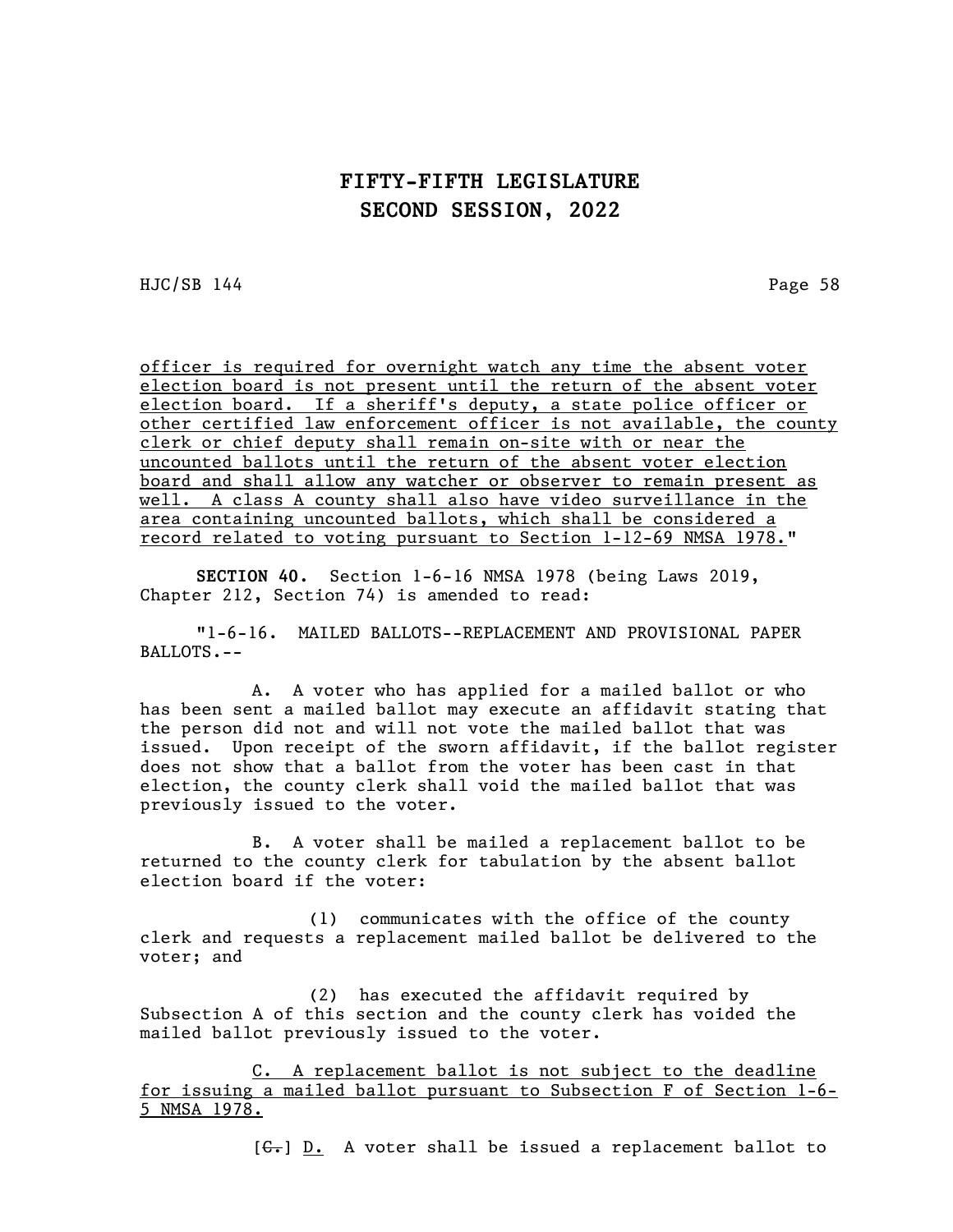officer is required for overnight watch any time the absent voter election board is not present until the return of the absent voter election board. If a sheriff's deputy, a state police officer or other certified law enforcement officer is not available, the county clerk or chief deputy shall remain on-site with or near the uncounted ballots until the return of the absent voter election board and shall allow any watcher or observer to remain present as well. A class A county shall also have video surveillance in the area containing uncounted ballots, which shall be considered a record related to voting pursuant to Section 1-12-69 NMSA 1978."

**SECTION 40.** Section 1-6-16 NMSA 1978 (being Laws 2019, Chapter 212, Section 74) is amended to read:

"1-6-16. MAILED BALLOTS--REPLACEMENT AND PROVISIONAL PAPER BALLOTS.--

A. A voter who has applied for a mailed ballot or who has been sent a mailed ballot may execute an affidavit stating that the person did not and will not vote the mailed ballot that was issued. Upon receipt of the sworn affidavit, if the ballot register does not show that a ballot from the voter has been cast in that election, the county clerk shall void the mailed ballot that was previously issued to the voter.

B. A voter shall be mailed a replacement ballot to be returned to the county clerk for tabulation by the absent ballot election board if the voter:

(1) communicates with the office of the county clerk and requests a replacement mailed ballot be delivered to the voter; and

(2) has executed the affidavit required by Subsection A of this section and the county clerk has voided the mailed ballot previously issued to the voter.

C. A replacement ballot is not subject to the deadline for issuing a mailed ballot pursuant to Subsection F of Section 1-6-5 NMSA 1978.

[~~C.~~] D. A voter shall be issued a replacement ballot to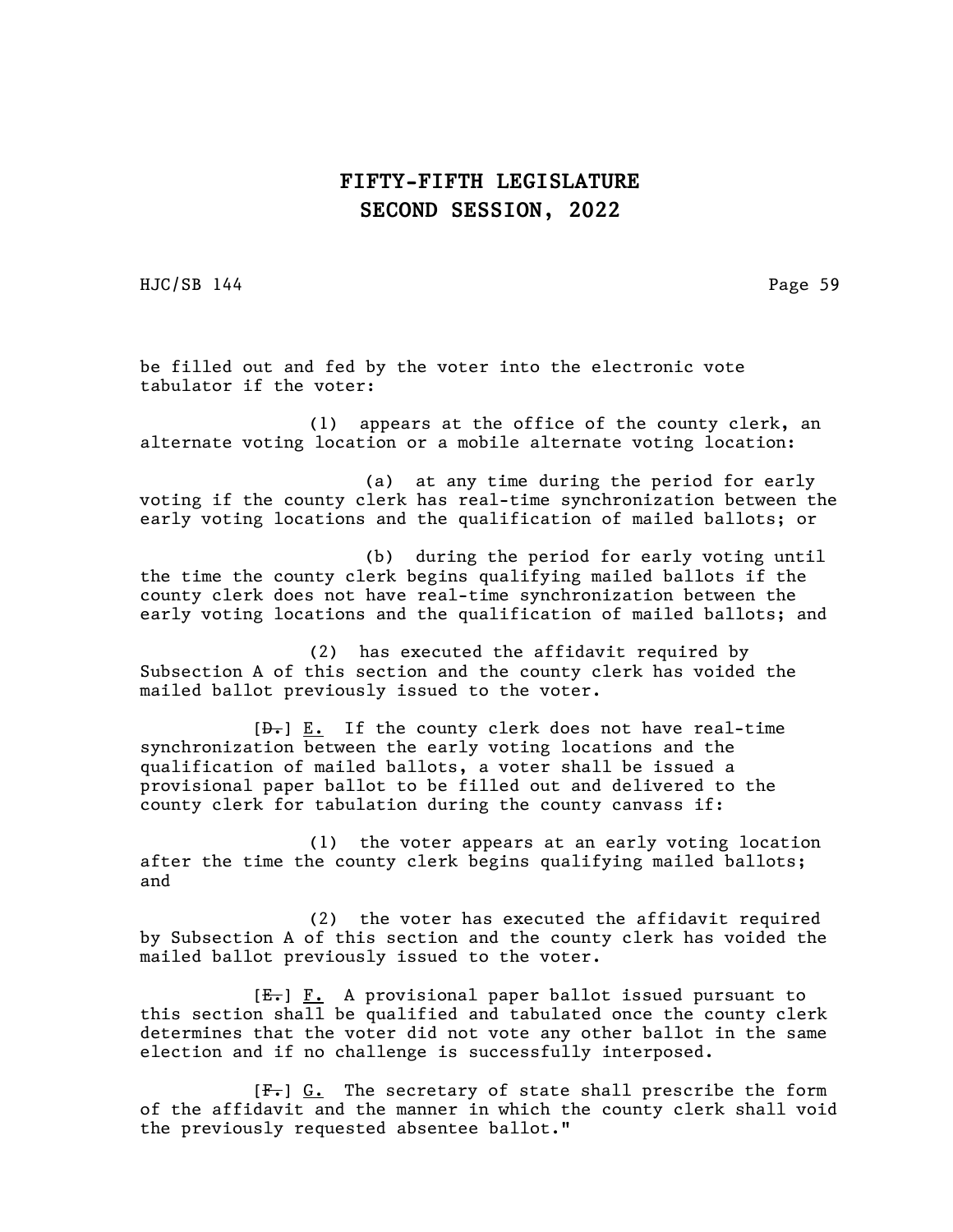be filled out and fed by the voter into the electronic vote tabulator if the voter:

(1) appears at the office of the county clerk, an alternate voting location or a mobile alternate voting location:

(a) at any time during the period for early voting if the county clerk has real-time synchronization between the early voting locations and the qualification of mailed ballots; or

(b) during the period for early voting until the time the county clerk begins qualifying mailed ballots if the county clerk does not have real-time synchronization between the early voting locations and the qualification of mailed ballots; and

(2) has executed the affidavit required by Subsection A of this section and the county clerk has voided the mailed ballot previously issued to the voter.

[~~D.~~] E. If the county clerk does not have real-time synchronization between the early voting locations and the qualification of mailed ballots, a voter shall be issued a provisional paper ballot to be filled out and delivered to the county clerk for tabulation during the county canvass if:

(1) the voter appears at an early voting location after the time the county clerk begins qualifying mailed ballots; and

(2) the voter has executed the affidavit required by Subsection A of this section and the county clerk has voided the mailed ballot previously issued to the voter.

[~~E.~~] F. A provisional paper ballot issued pursuant to this section shall be qualified and tabulated once the county clerk determines that the voter did not vote any other ballot in the same election and if no challenge is successfully interposed.

[~~F.~~] G. The secretary of state shall prescribe the form of the affidavit and the manner in which the county clerk shall void the previously requested absentee ballot."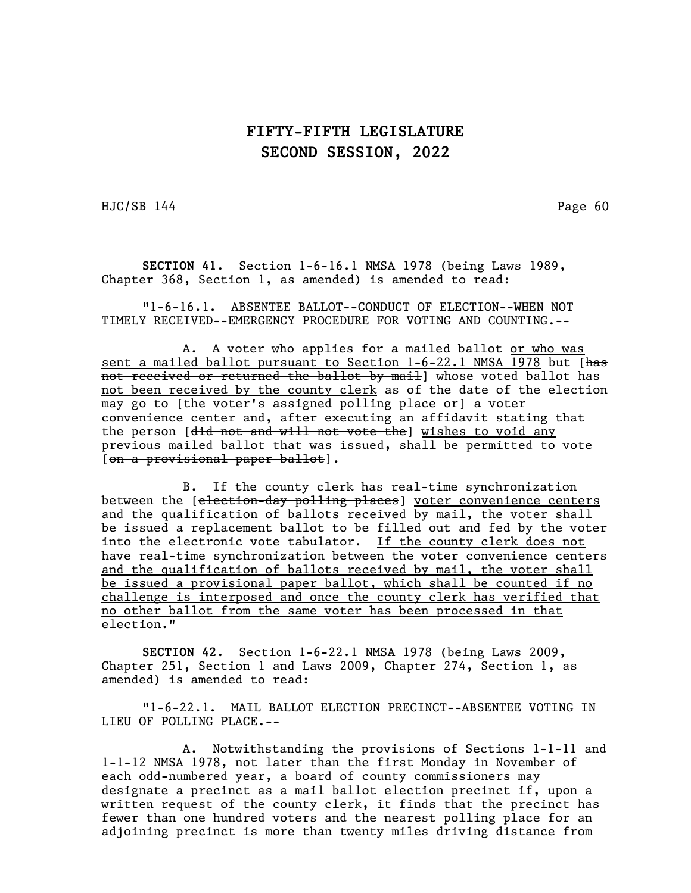**SECTION 41.** Section 1-6-16.1 NMSA 1978 (being Laws 1989, Chapter 368, Section 1, as amended) is amended to read:

"1-6-16.1. ABSENTEE BALLOT--CONDUCT OF ELECTION--WHEN NOT TIMELY RECEIVED--EMERGENCY PROCEDURE FOR VOTING AND COUNTING.--

A. A voter who applies for a mailed ballot <u>or who was sent a mailed ballot pursuant to Section 1-6-22.1 NMSA 1978</u> but [~~has not received or returned the ballot by mail~~] <u>whose voted ballot has not been received by the county clerk</u> as of the date of the election may go to [~~the voter's assigned polling place or~~] a voter convenience center and, after executing an affidavit stating that the person [~~did not and will not vote the~~] <u>wishes to void any previous</u> mailed ballot that was issued, shall be permitted to vote [~~on a provisional paper ballot~~].

B. If the county clerk has real-time synchronization between the [~~election-day polling places~~] <u>voter convenience centers</u> and the qualification of ballots received by mail, the voter shall be issued a replacement ballot to be filled out and fed by the voter into the electronic vote tabulator. <u>If the county clerk does not have real-time synchronization between the voter convenience centers and the qualification of ballots received by mail, the voter shall be issued a provisional paper ballot, which shall be counted if no challenge is interposed and once the county clerk has verified that no other ballot from the same voter has been processed in that election.</u>"

**SECTION 42.** Section 1-6-22.1 NMSA 1978 (being Laws 2009, Chapter 251, Section 1 and Laws 2009, Chapter 274, Section 1, as amended) is amended to read:

"1-6-22.1. MAIL BALLOT ELECTION PRECINCT--ABSENTEE VOTING IN LIEU OF POLLING PLACE.--

A. Notwithstanding the provisions of Sections 1-1-11 and 1-1-12 NMSA 1978, not later than the first Monday in November of each odd-numbered year, a board of county commissioners may designate a precinct as a mail ballot election precinct if, upon a written request of the county clerk, it finds that the precinct has fewer than one hundred voters and the nearest polling place for an adjoining precinct is more than twenty miles driving distance from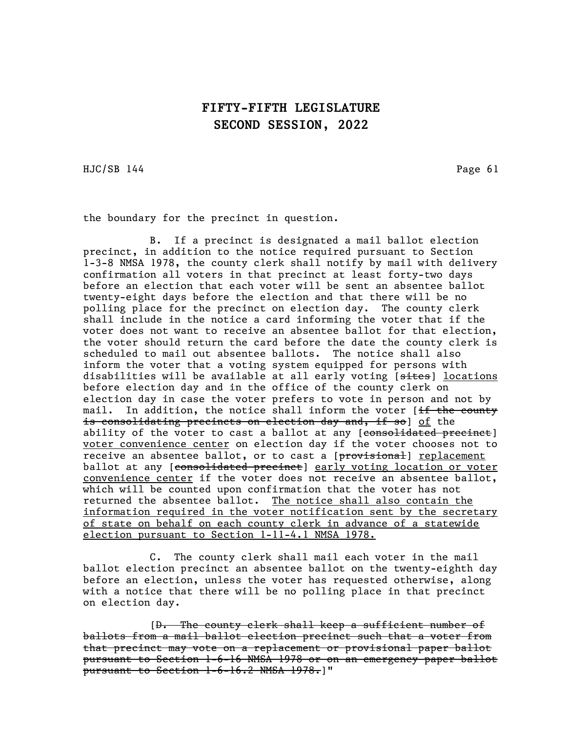the boundary for the precinct in question.

B. If a precinct is designated a mail ballot election precinct, in addition to the notice required pursuant to Section 1-3-8 NMSA 1978, the county clerk shall notify by mail with delivery confirmation all voters in that precinct at least forty-two days before an election that each voter will be sent an absentee ballot twenty-eight days before the election and that there will be no polling place for the precinct on election day. The county clerk shall include in the notice a card informing the voter that if the voter does not want to receive an absentee ballot for that election, the voter should return the card before the date the county clerk is scheduled to mail out absentee ballots. The notice shall also inform the voter that a voting system equipped for persons with disabilities will be available at all early voting [~~sites~~] <u>locations</u> before election day and in the office of the county clerk on election day in case the voter prefers to vote in person and not by mail. In addition, the notice shall inform the voter [~~if the county is consolidating precincts on election day and, if so~~] <u>of</u> the ability of the voter to cast a ballot at any [~~consolidated precinct~~] <u>voter convenience center</u> on election day if the voter chooses not to receive an absentee ballot, or to cast a [~~provisional~~] <u>replacement</u> ballot at any [~~consolidated precinct~~] <u>early voting location or voter convenience center</u> if the voter does not receive an absentee ballot, which will be counted upon confirmation that the voter has not returned the absentee ballot. <u>The notice shall also contain the information required in the voter notification sent by the secretary of state on behalf on each county clerk in advance of a statewide election pursuant to Section 1-11-4.1 NMSA 1978.</u>

C. The county clerk shall mail each voter in the mail ballot election precinct an absentee ballot on the twenty-eighth day before an election, unless the voter has requested otherwise, along with a notice that there will be no polling place in that precinct on election day.

[~~D. The county clerk shall keep a sufficient number of ballots from a mail ballot election precinct such that a voter from that precinct may vote on a replacement or provisional paper ballot pursuant to Section 1-6-16 NMSA 1978 or on an emergency paper ballot pursuant to Section 1-6-16.2 NMSA 1978.~~]"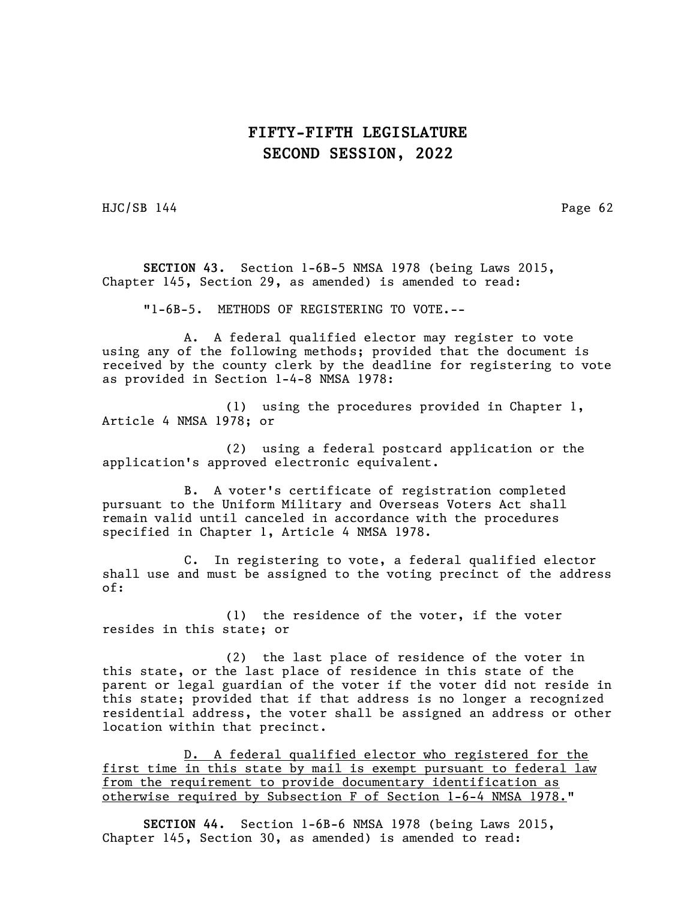**SECTION 43.** Section 1-6B-5 NMSA 1978 (being Laws 2015, Chapter 145, Section 29, as amended) is amended to read:

"1-6B-5. METHODS OF REGISTERING TO VOTE.--

A. A federal qualified elector may register to vote using any of the following methods; provided that the document is received by the county clerk by the deadline for registering to vote as provided in Section 1-4-8 NMSA 1978:

(1) using the procedures provided in Chapter 1, Article 4 NMSA 1978; or

(2) using a federal postcard application or the application's approved electronic equivalent.

B. A voter's certificate of registration completed pursuant to the Uniform Military and Overseas Voters Act shall remain valid until canceled in accordance with the procedures specified in Chapter 1, Article 4 NMSA 1978.

C. In registering to vote, a federal qualified elector shall use and must be assigned to the voting precinct of the address of:

(1) the residence of the voter, if the voter resides in this state; or

(2) the last place of residence of the voter in this state, or the last place of residence in this state of the parent or legal guardian of the voter if the voter did not reside in this state; provided that if that address is no longer a recognized residential address, the voter shall be assigned an address or other location within that precinct.

<u>D. A federal qualified elector who registered for the first time in this state by mail is exempt pursuant to federal law from the requirement to provide documentary identification as otherwise required by Subsection F of Section 1-6-4 NMSA 1978.</u>"

**SECTION 44.** Section 1-6B-6 NMSA 1978 (being Laws 2015, Chapter 145, Section 30, as amended) is amended to read: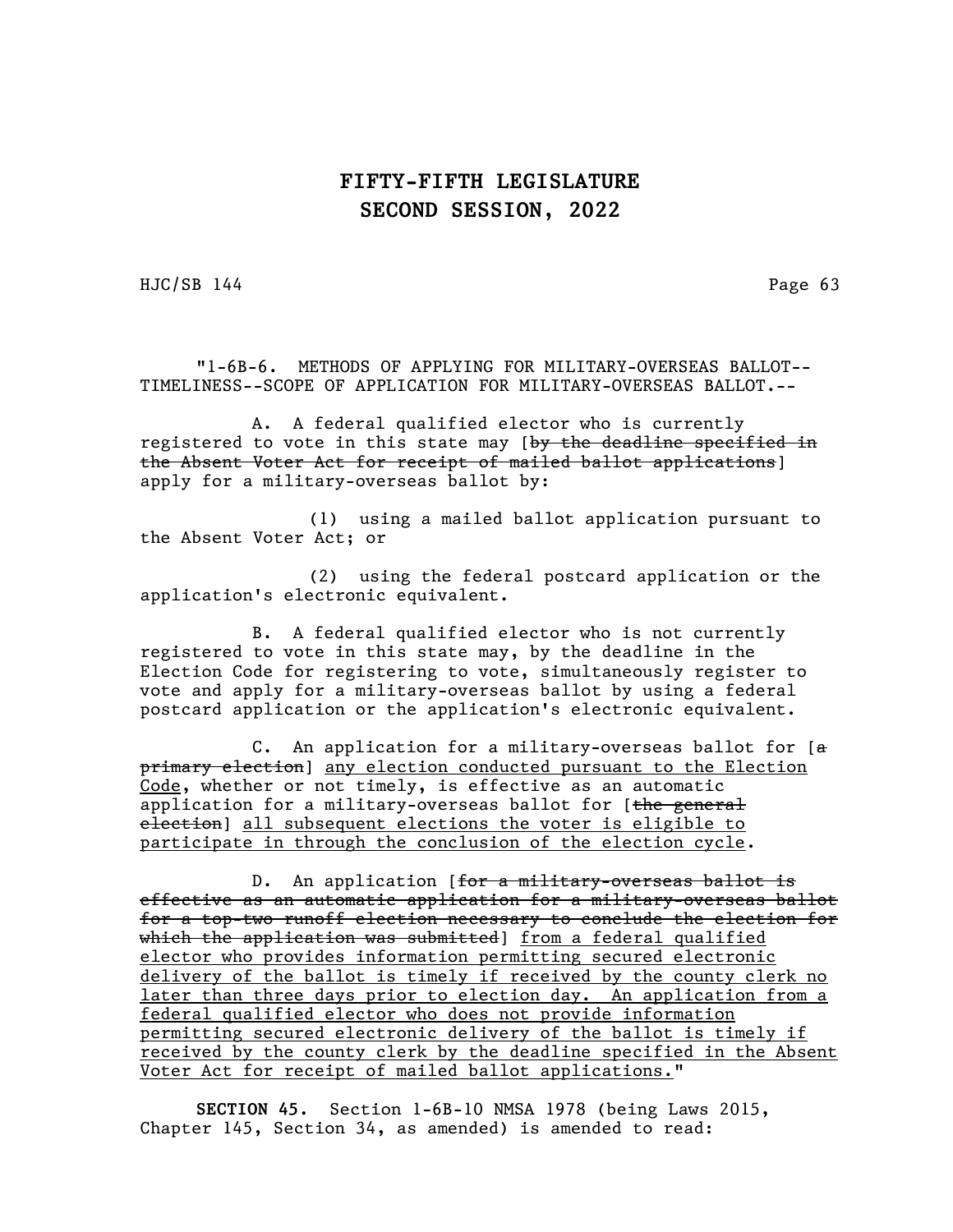"1-6B-6. METHODS OF APPLYING FOR MILITARY-OVERSEAS BALLOT--TIMELINESS--SCOPE OF APPLICATION FOR MILITARY-OVERSEAS BALLOT.--

A. A federal qualified elector who is currently registered to vote in this state may [~~by the deadline specified in the Absent Voter Act for receipt of mailed ballot applications~~] apply for a military-overseas ballot by:

(1) using a mailed ballot application pursuant to the Absent Voter Act; or

(2) using the federal postcard application or the application's electronic equivalent.

B. A federal qualified elector who is not currently registered to vote in this state may, by the deadline in the Election Code for registering to vote, simultaneously register to vote and apply for a military-overseas ballot by using a federal postcard application or the application's electronic equivalent.

C. An application for a military-overseas ballot for [~~a primary election~~] <u>any election conducted pursuant to the Election Code</u>, whether or not timely, is effective as an automatic application for a military-overseas ballot for [~~the general election~~] <u>all subsequent elections the voter is eligible to participate in through the conclusion of the election cycle</u>.

D. An application [~~for a military-overseas ballot is effective as an automatic application for a military-overseas ballot for a top-two runoff election necessary to conclude the election for which the application was submitted~~] <u>from a federal qualified elector who provides information permitting secured electronic delivery of the ballot is timely if received by the county clerk no later than three days prior to election day. An application from a federal qualified elector who does not provide information permitting secured electronic delivery of the ballot is timely if received by the county clerk by the deadline specified in the Absent Voter Act for receipt of mailed ballot applications.</u>"

**SECTION 45.** Section 1-6B-10 NMSA 1978 (being Laws 2015, Chapter 145, Section 34, as amended) is amended to read: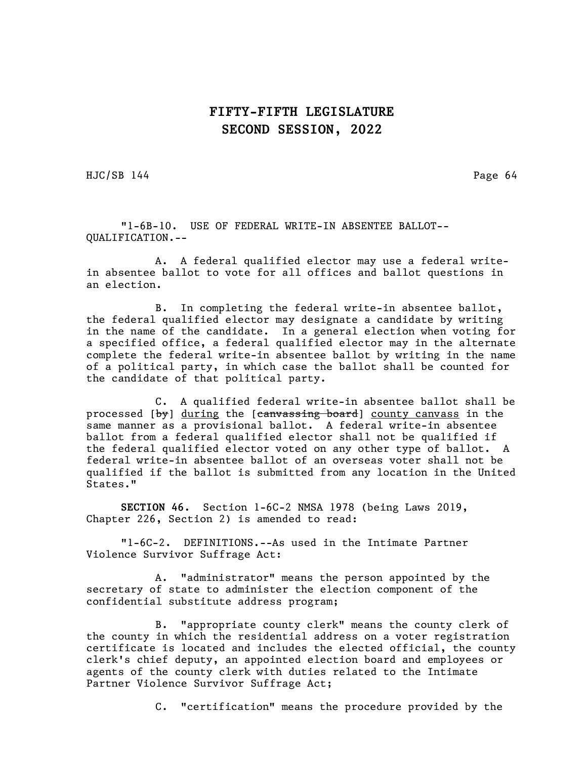"1-6B-10. USE OF FEDERAL WRITE-IN ABSENTEE BALLOT--QUALIFICATION.--

A. A federal qualified elector may use a federal write-in absentee ballot to vote for all offices and ballot questions in an election.

B. In completing the federal write-in absentee ballot, the federal qualified elector may designate a candidate by writing in the name of the candidate. In a general election when voting for a specified office, a federal qualified elector may in the alternate complete the federal write-in absentee ballot by writing in the name of a political party, in which case the ballot shall be counted for the candidate of that political party.

C. A qualified federal write-in absentee ballot shall be processed [~~by~~] <u>during</u> the [~~canvassing board~~] <u>county canvass</u> in the same manner as a provisional ballot. A federal write-in absentee ballot from a federal qualified elector shall not be qualified if the federal qualified elector voted on any other type of ballot. A federal write-in absentee ballot of an overseas voter shall not be qualified if the ballot is submitted from any location in the United States."

**SECTION 46.** Section 1-6C-2 NMSA 1978 (being Laws 2019, Chapter 226, Section 2) is amended to read:

"1-6C-2. DEFINITIONS.--As used in the Intimate Partner Violence Survivor Suffrage Act:

A. "administrator" means the person appointed by the secretary of state to administer the election component of the confidential substitute address program;

B. "appropriate county clerk" means the county clerk of the county in which the residential address on a voter registration certificate is located and includes the elected official, the county clerk's chief deputy, an appointed election board and employees or agents of the county clerk with duties related to the Intimate Partner Violence Survivor Suffrage Act;

C. "certification" means the procedure provided by the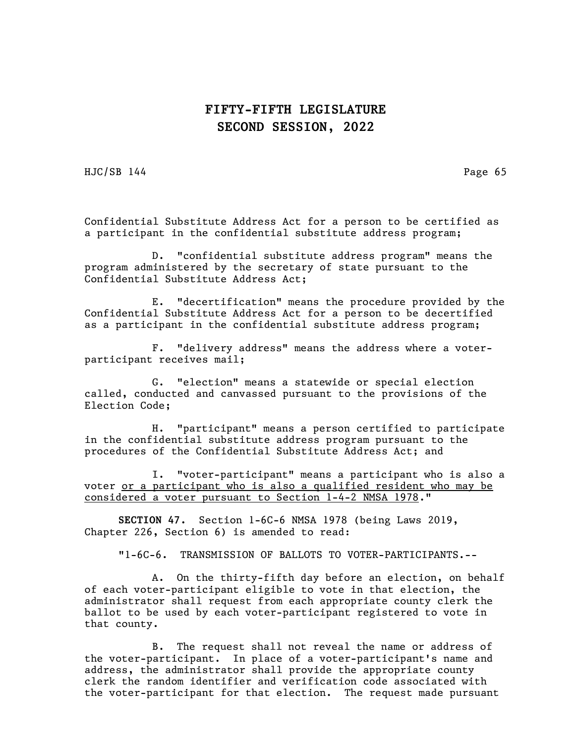Confidential Substitute Address Act for a person to be certified as a participant in the confidential substitute address program;

D. "confidential substitute address program" means the program administered by the secretary of state pursuant to the Confidential Substitute Address Act;

E. "decertification" means the procedure provided by the Confidential Substitute Address Act for a person to be decertified as a participant in the confidential substitute address program;

F. "delivery address" means the address where a voter-participant receives mail;

G. "election" means a statewide or special election called, conducted and canvassed pursuant to the provisions of the Election Code;

H. "participant" means a person certified to participate in the confidential substitute address program pursuant to the procedures of the Confidential Substitute Address Act; and

I. "voter-participant" means a participant who is also a voter <u>or a participant who is also a qualified resident who may be considered a voter pursuant to Section 1-4-2 NMSA 1978</u>."

**SECTION 47.** Section 1-6C-6 NMSA 1978 (being Laws 2019, Chapter 226, Section 6) is amended to read:

"1-6C-6. TRANSMISSION OF BALLOTS TO VOTER-PARTICIPANTS.--

A. On the thirty-fifth day before an election, on behalf of each voter-participant eligible to vote in that election, the administrator shall request from each appropriate county clerk the ballot to be used by each voter-participant registered to vote in that county.

B. The request shall not reveal the name or address of the voter-participant. In place of a voter-participant's name and address, the administrator shall provide the appropriate county clerk the random identifier and verification code associated with the voter-participant for that election. The request made pursuant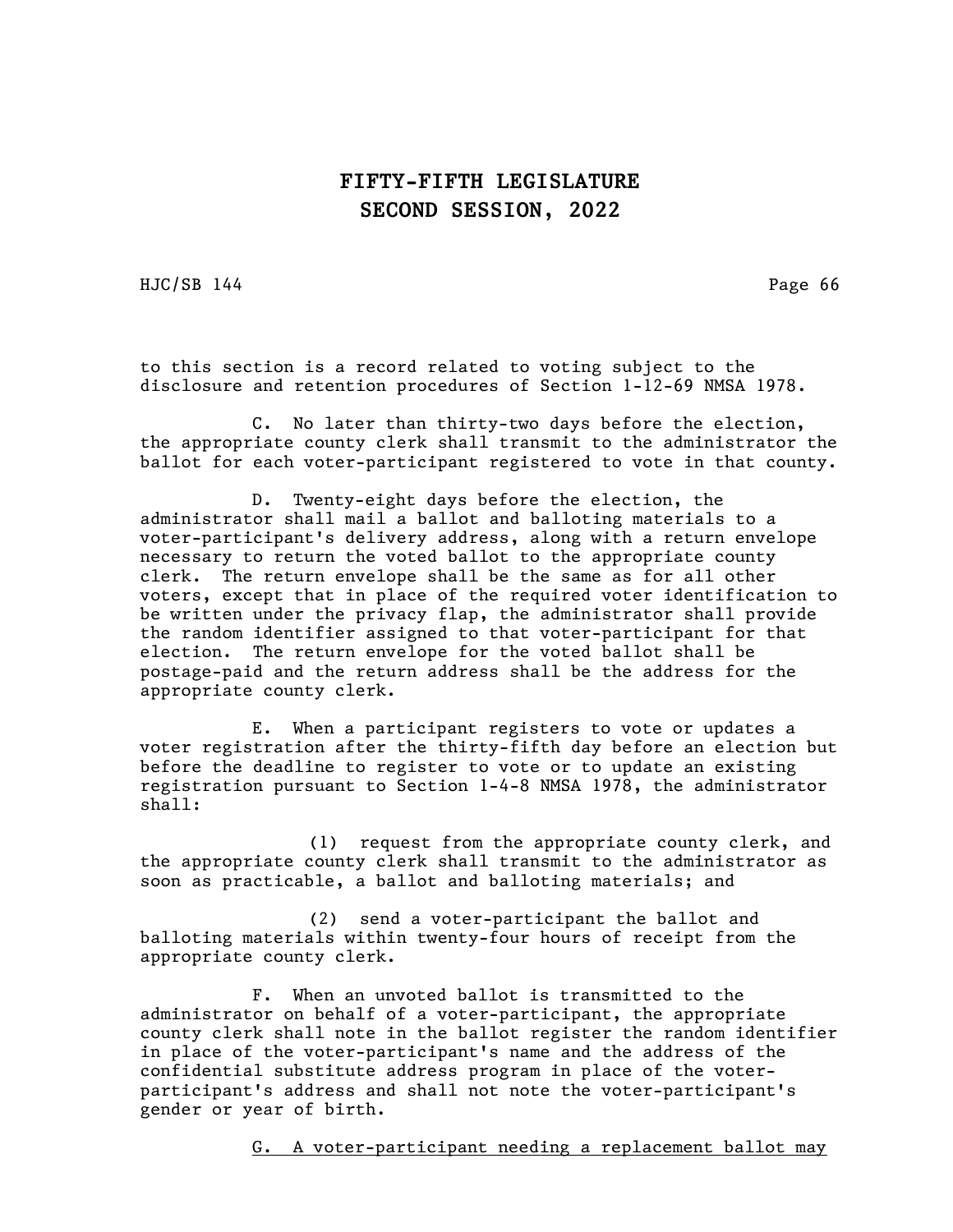to this section is a record related to voting subject to the disclosure and retention procedures of Section 1-12-69 NMSA 1978.

C. No later than thirty-two days before the election, the appropriate county clerk shall transmit to the administrator the ballot for each voter-participant registered to vote in that county.

D. Twenty-eight days before the election, the administrator shall mail a ballot and balloting materials to a voter-participant's delivery address, along with a return envelope necessary to return the voted ballot to the appropriate county clerk. The return envelope shall be the same as for all other voters, except that in place of the required voter identification to be written under the privacy flap, the administrator shall provide the random identifier assigned to that voter-participant for that election. The return envelope for the voted ballot shall be postage-paid and the return address shall be the address for the appropriate county clerk.

E. When a participant registers to vote or updates a voter registration after the thirty-fifth day before an election but before the deadline to register to vote or to update an existing registration pursuant to Section 1-4-8 NMSA 1978, the administrator shall:

(1) request from the appropriate county clerk, and the appropriate county clerk shall transmit to the administrator as soon as practicable, a ballot and balloting materials; and

(2) send a voter-participant the ballot and balloting materials within twenty-four hours of receipt from the appropriate county clerk.

F. When an unvoted ballot is transmitted to the administrator on behalf of a voter-participant, the appropriate county clerk shall note in the ballot register the random identifier in place of the voter-participant's name and the address of the confidential substitute address program in place of the voter-participant's address and shall not note the voter-participant's gender or year of birth.

<u>G. A voter-participant needing a replacement ballot may</u>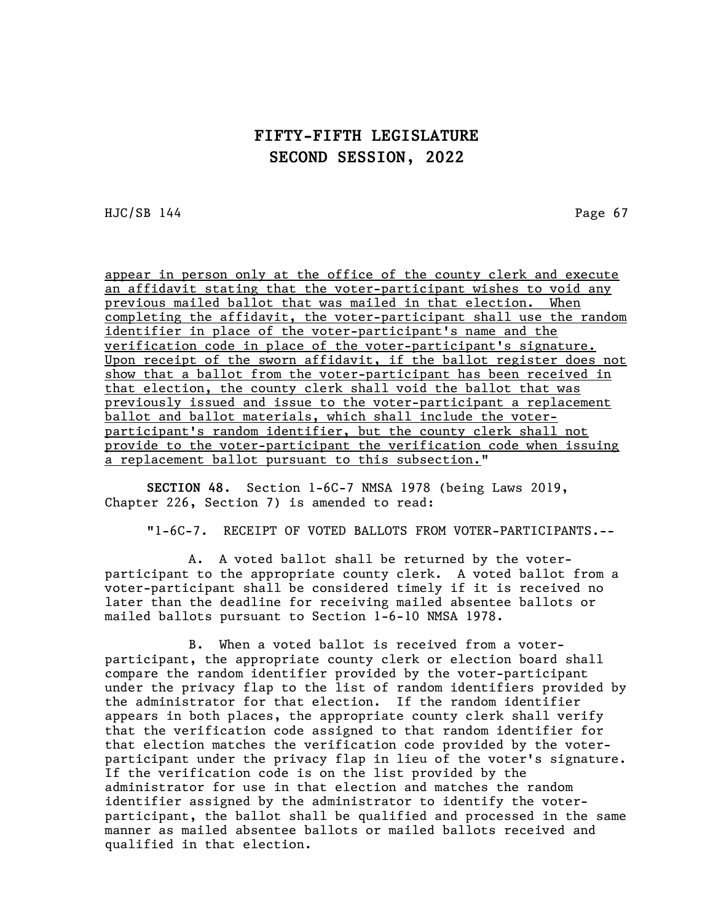appear in person only at the office of the county clerk and execute an affidavit stating that the voter-participant wishes to void any previous mailed ballot that was mailed in that election. When completing the affidavit, the voter-participant shall use the random identifier in place of the voter-participant's name and the verification code in place of the voter-participant's signature. Upon receipt of the sworn affidavit, if the ballot register does not show that a ballot from the voter-participant has been received in that election, the county clerk shall void the ballot that was previously issued and issue to the voter-participant a replacement ballot and ballot materials, which shall include the voter-participant's random identifier, but the county clerk shall not provide to the voter-participant the verification code when issuing a replacement ballot pursuant to this subsection."

**SECTION 48.** Section 1-6C-7 NMSA 1978 (being Laws 2019, Chapter 226, Section 7) is amended to read:

"1-6C-7. RECEIPT OF VOTED BALLOTS FROM VOTER-PARTICIPANTS.--

A. A voted ballot shall be returned by the voter-participant to the appropriate county clerk. A voted ballot from a voter-participant shall be considered timely if it is received no later than the deadline for receiving mailed absentee ballots or mailed ballots pursuant to Section 1-6-10 NMSA 1978.

B. When a voted ballot is received from a voter-participant, the appropriate county clerk or election board shall compare the random identifier provided by the voter-participant under the privacy flap to the list of random identifiers provided by the administrator for that election. If the random identifier appears in both places, the appropriate county clerk shall verify that the verification code assigned to that random identifier for that election matches the verification code provided by the voter-participant under the privacy flap in lieu of the voter's signature. If the verification code is on the list provided by the administrator for use in that election and matches the random identifier assigned by the administrator to identify the voter-participant, the ballot shall be qualified and processed in the same manner as mailed absentee ballots or mailed ballots received and qualified in that election.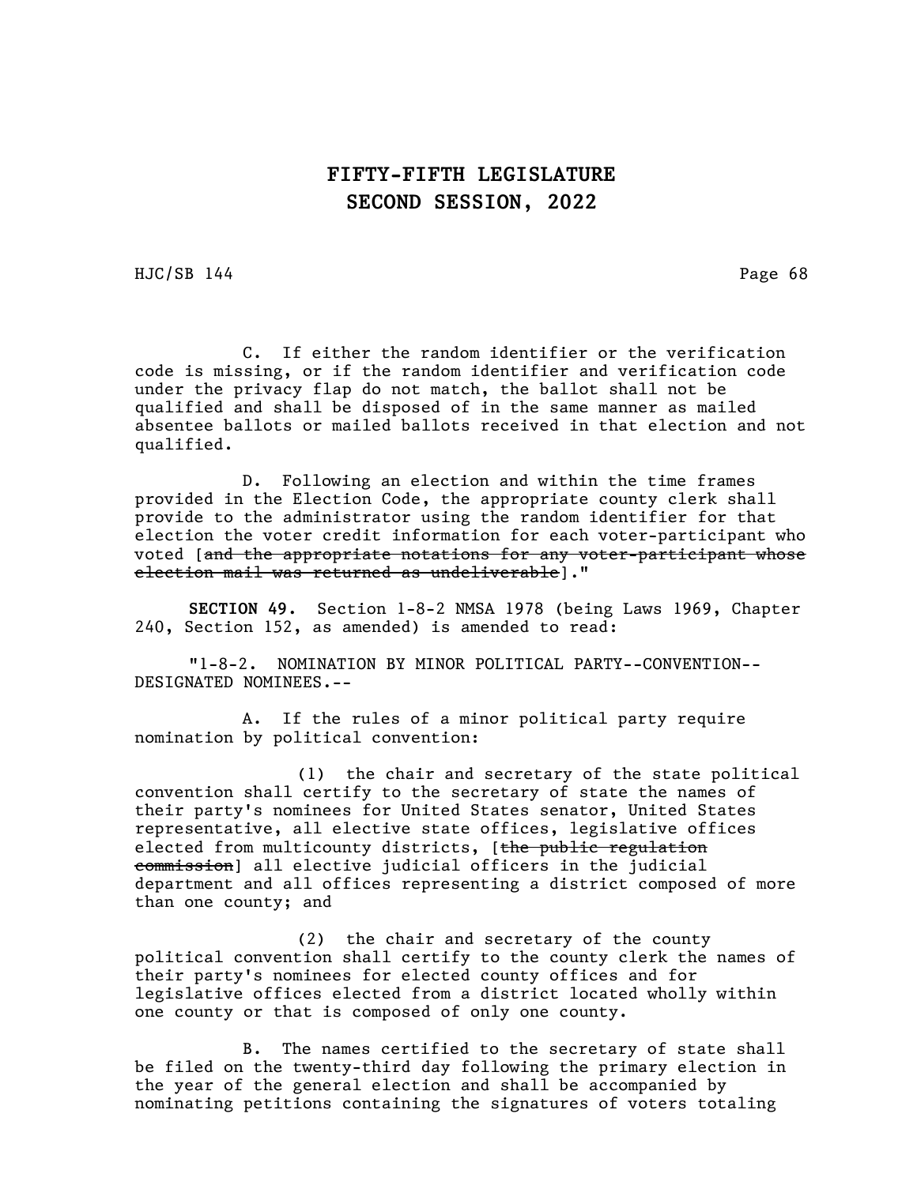C. If either the random identifier or the verification code is missing, or if the random identifier and verification code under the privacy flap do not match, the ballot shall not be qualified and shall be disposed of in the same manner as mailed absentee ballots or mailed ballots received in that election and not qualified.

D. Following an election and within the time frames provided in the Election Code, the appropriate county clerk shall provide to the administrator using the random identifier for that election the voter credit information for each voter-participant who voted [~~and the appropriate notations for any voter-participant whose election mail was returned as undeliverable~~]."

**SECTION 49.** Section 1-8-2 NMSA 1978 (being Laws 1969, Chapter 240, Section 152, as amended) is amended to read:

"1-8-2. NOMINATION BY MINOR POLITICAL PARTY--CONVENTION--DESIGNATED NOMINEES.--

A. If the rules of a minor political party require nomination by political convention:

(1) the chair and secretary of the state political convention shall certify to the secretary of state the names of their party's nominees for United States senator, United States representative, all elective state offices, legislative offices elected from multicounty districts, [~~the public regulation commission~~] all elective judicial officers in the judicial department and all offices representing a district composed of more than one county; and

(2) the chair and secretary of the county political convention shall certify to the county clerk the names of their party's nominees for elected county offices and for legislative offices elected from a district located wholly within one county or that is composed of only one county.

B. The names certified to the secretary of state shall be filed on the twenty-third day following the primary election in the year of the general election and shall be accompanied by nominating petitions containing the signatures of voters totaling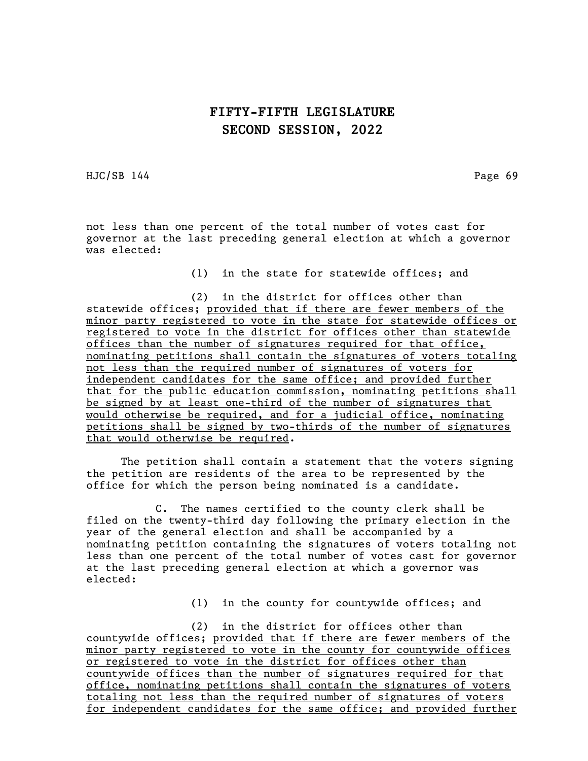not less than one percent of the total number of votes cast for governor at the last preceding general election at which a governor was elected:

(1) in the state for statewide offices; and

(2) in the district for offices other than statewide offices; <u>provided that if there are fewer members of the minor party registered to vote in the state for statewide offices or registered to vote in the district for offices other than statewide offices than the number of signatures required for that office, nominating petitions shall contain the signatures of voters totaling not less than the required number of signatures of voters for independent candidates for the same office; and provided further that for the public education commission, nominating petitions shall be signed by at least one-third of the number of signatures that would otherwise be required, and for a judicial office, nominating petitions shall be signed by two-thirds of the number of signatures that would otherwise be required</u>.

The petition shall contain a statement that the voters signing the petition are residents of the area to be represented by the office for which the person being nominated is a candidate.

C. The names certified to the county clerk shall be filed on the twenty-third day following the primary election in the year of the general election and shall be accompanied by a nominating petition containing the signatures of voters totaling not less than one percent of the total number of votes cast for governor at the last preceding general election at which a governor was elected:

(1) in the county for countywide offices; and

(2) in the district for offices other than countywide offices; <u>provided that if there are fewer members of the minor party registered to vote in the county for countywide offices or registered to vote in the district for offices other than countywide offices than the number of signatures required for that office, nominating petitions shall contain the signatures of voters totaling not less than the required number of signatures of voters for independent candidates for the same office; and provided further</u>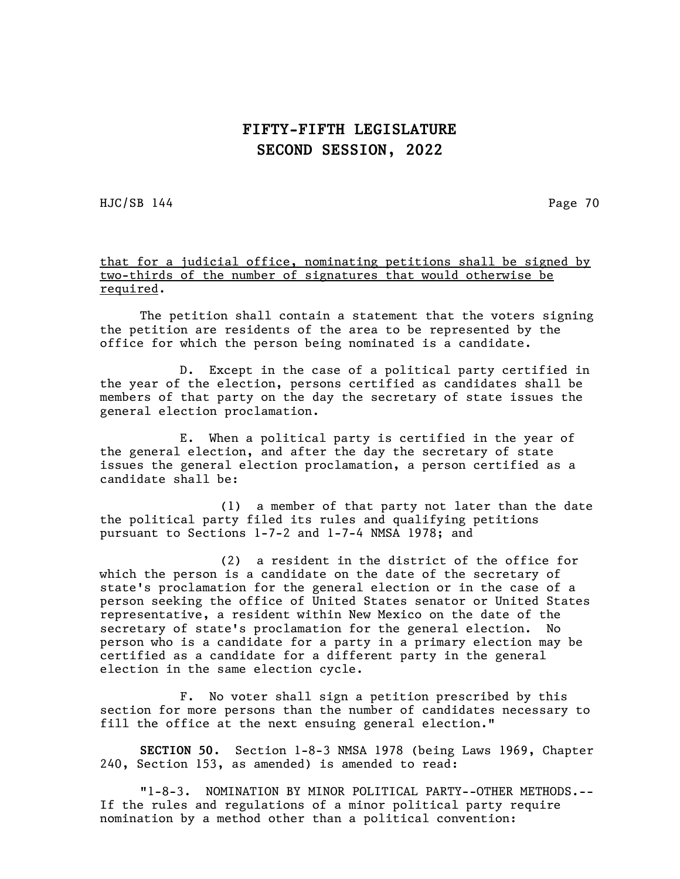<u>that for a judicial office, nominating petitions shall be signed by two-thirds of the number of signatures that would otherwise be required</u>.

The petition shall contain a statement that the voters signing the petition are residents of the area to be represented by the office for which the person being nominated is a candidate.

D. Except in the case of a political party certified in the year of the election, persons certified as candidates shall be members of that party on the day the secretary of state issues the general election proclamation.

E. When a political party is certified in the year of the general election, and after the day the secretary of state issues the general election proclamation, a person certified as a candidate shall be:

(1) a member of that party not later than the date the political party filed its rules and qualifying petitions pursuant to Sections 1-7-2 and 1-7-4 NMSA 1978; and

(2) a resident in the district of the office for which the person is a candidate on the date of the secretary of state's proclamation for the general election or in the case of a person seeking the office of United States senator or United States representative, a resident within New Mexico on the date of the secretary of state's proclamation for the general election. No person who is a candidate for a party in a primary election may be certified as a candidate for a different party in the general election in the same election cycle.

F. No voter shall sign a petition prescribed by this section for more persons than the number of candidates necessary to fill the office at the next ensuing general election."

**SECTION 50.** Section 1-8-3 NMSA 1978 (being Laws 1969, Chapter 240, Section 153, as amended) is amended to read:

"1-8-3. NOMINATION BY MINOR POLITICAL PARTY--OTHER METHODS.--If the rules and regulations of a minor political party require nomination by a method other than a political convention: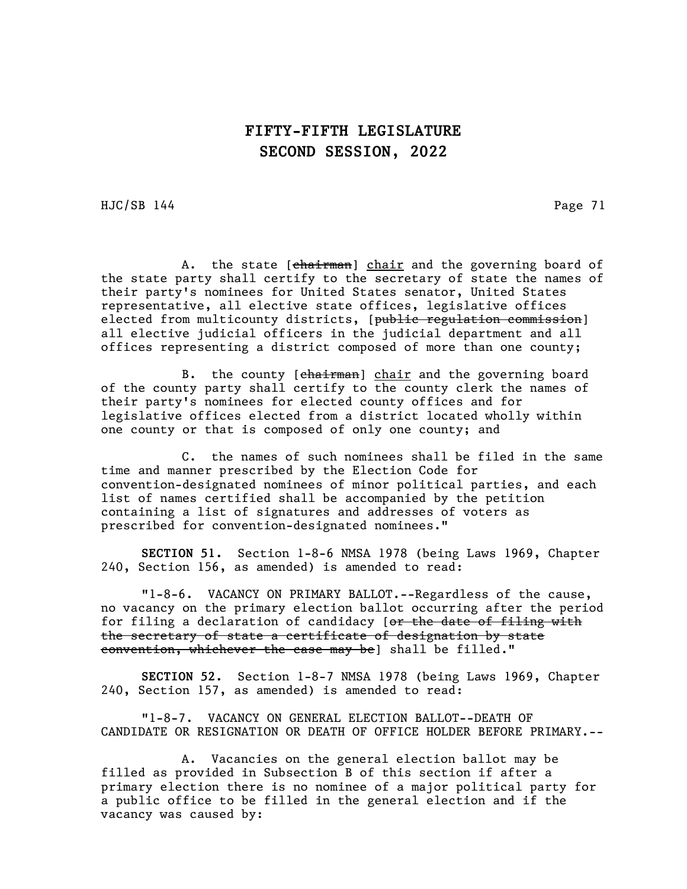A. the state [~~chairman~~] <u>chair</u> and the governing board of the state party shall certify to the secretary of state the names of their party's nominees for United States senator, United States representative, all elective state offices, legislative offices elected from multicounty districts, [~~public regulation commission~~] all elective judicial officers in the judicial department and all offices representing a district composed of more than one county;

B. the county [~~chairman~~] <u>chair</u> and the governing board of the county party shall certify to the county clerk the names of their party's nominees for elected county offices and for legislative offices elected from a district located wholly within one county or that is composed of only one county; and

C. the names of such nominees shall be filed in the same time and manner prescribed by the Election Code for convention-designated nominees of minor political parties, and each list of names certified shall be accompanied by the petition containing a list of signatures and addresses of voters as prescribed for convention-designated nominees."

**SECTION 51.** Section 1-8-6 NMSA 1978 (being Laws 1969, Chapter 240, Section 156, as amended) is amended to read:

"1-8-6. VACANCY ON PRIMARY BALLOT.--Regardless of the cause, no vacancy on the primary election ballot occurring after the period for filing a declaration of candidacy [~~or the date of filing with the secretary of state a certificate of designation by state convention, whichever the case may be~~] shall be filled."

**SECTION 52.** Section 1-8-7 NMSA 1978 (being Laws 1969, Chapter 240, Section 157, as amended) is amended to read:

"1-8-7. VACANCY ON GENERAL ELECTION BALLOT--DEATH OF CANDIDATE OR RESIGNATION OR DEATH OF OFFICE HOLDER BEFORE PRIMARY.--

A. Vacancies on the general election ballot may be filled as provided in Subsection B of this section if after a primary election there is no nominee of a major political party for a public office to be filled in the general election and if the vacancy was caused by: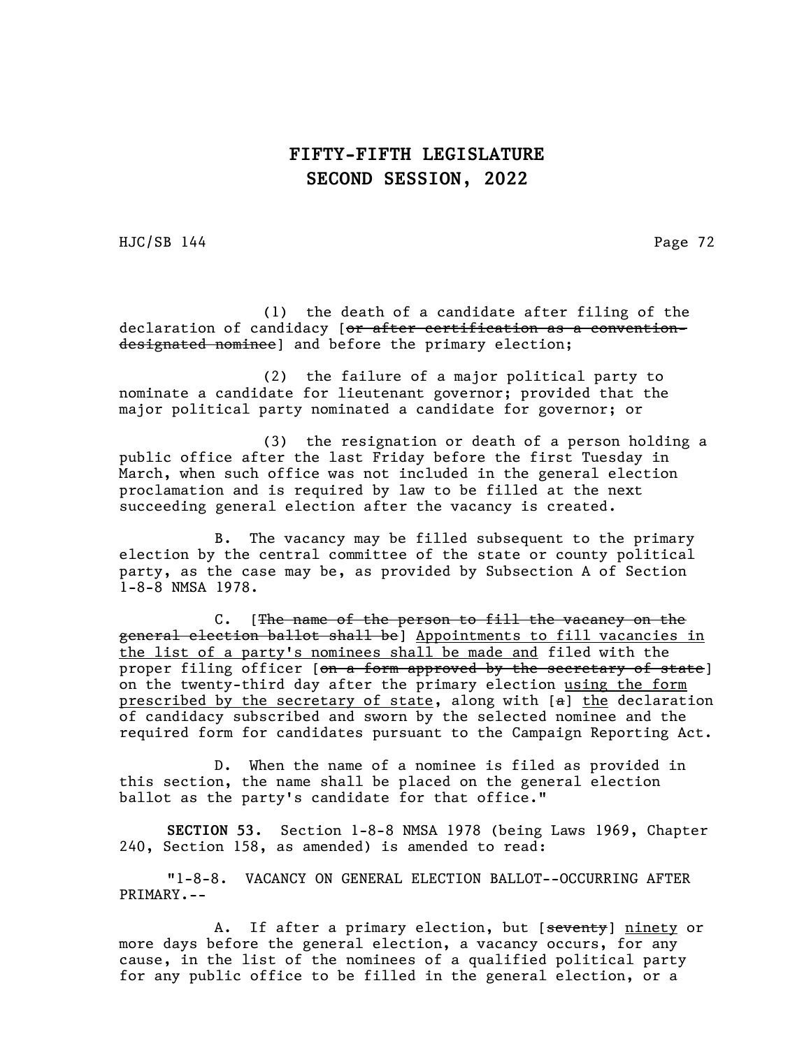(1) the death of a candidate after filing of the declaration of candidacy [~~or after certification as a convention-designated nominee~~] and before the primary election;

(2) the failure of a major political party to nominate a candidate for lieutenant governor; provided that the major political party nominated a candidate for governor; or

(3) the resignation or death of a person holding a public office after the last Friday before the first Tuesday in March, when such office was not included in the general election proclamation and is required by law to be filled at the next succeeding general election after the vacancy is created.

B. The vacancy may be filled subsequent to the primary election by the central committee of the state or county political party, as the case may be, as provided by Subsection A of Section 1-8-8 NMSA 1978.

C. [~~The name of the person to fill the vacancy on the general election ballot shall be~~] <u>Appointments to fill vacancies in the list of a party's nominees shall be made and</u> filed with the proper filing officer [~~on a form approved by the secretary of state~~] on the twenty-third day after the primary election <u>using the form prescribed by the secretary of state</u>, along with [~~a~~] <u>the</u> declaration of candidacy subscribed and sworn by the selected nominee and the required form for candidates pursuant to the Campaign Reporting Act.

D. When the name of a nominee is filed as provided in this section, the name shall be placed on the general election ballot as the party's candidate for that office."

**SECTION 53.** Section 1-8-8 NMSA 1978 (being Laws 1969, Chapter 240, Section 158, as amended) is amended to read:

"1-8-8. VACANCY ON GENERAL ELECTION BALLOT--OCCURRING AFTER PRIMARY.--

A. If after a primary election, but [~~seventy~~] <u>ninety</u> or more days before the general election, a vacancy occurs, for any cause, in the list of the nominees of a qualified political party for any public office to be filled in the general election, or a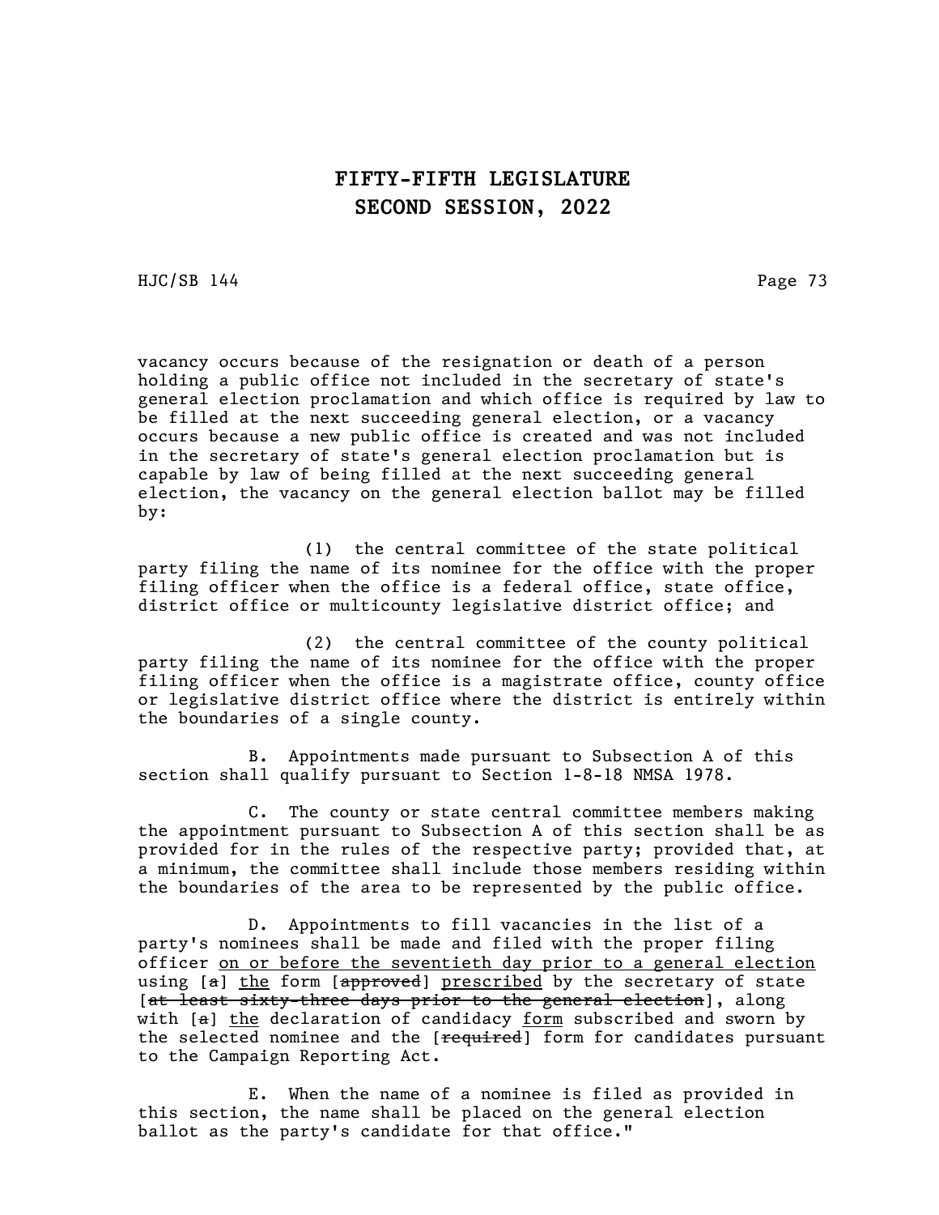vacancy occurs because of the resignation or death of a person holding a public office not included in the secretary of state's general election proclamation and which office is required by law to be filled at the next succeeding general election, or a vacancy occurs because a new public office is created and was not included in the secretary of state's general election proclamation but is capable by law of being filled at the next succeeding general election, the vacancy on the general election ballot may be filled by:

(1) the central committee of the state political party filing the name of its nominee for the office with the proper filing officer when the office is a federal office, state office, district office or multicounty legislative district office; and

(2) the central committee of the county political party filing the name of its nominee for the office with the proper filing officer when the office is a magistrate office, county office or legislative district office where the district is entirely within the boundaries of a single county.

B. Appointments made pursuant to Subsection A of this section shall qualify pursuant to Section 1-8-18 NMSA 1978.

C. The county or state central committee members making the appointment pursuant to Subsection A of this section shall be as provided for in the rules of the respective party; provided that, at a minimum, the committee shall include those members residing within the boundaries of the area to be represented by the public office.

D. Appointments to fill vacancies in the list of a party's nominees shall be made and filed with the proper filing officer <u>on or before the seventieth day prior to a general election</u> using [~~a~~] <u>the</u> form [~~approved~~] <u>prescribed</u> by the secretary of state [~~at least sixty-three days prior to the general election~~], along with [~~a~~] <u>the</u> declaration of candidacy <u>form</u> subscribed and sworn by the selected nominee and the [~~required~~] form for candidates pursuant to the Campaign Reporting Act.

E. When the name of a nominee is filed as provided in this section, the name shall be placed on the general election ballot as the party's candidate for that office."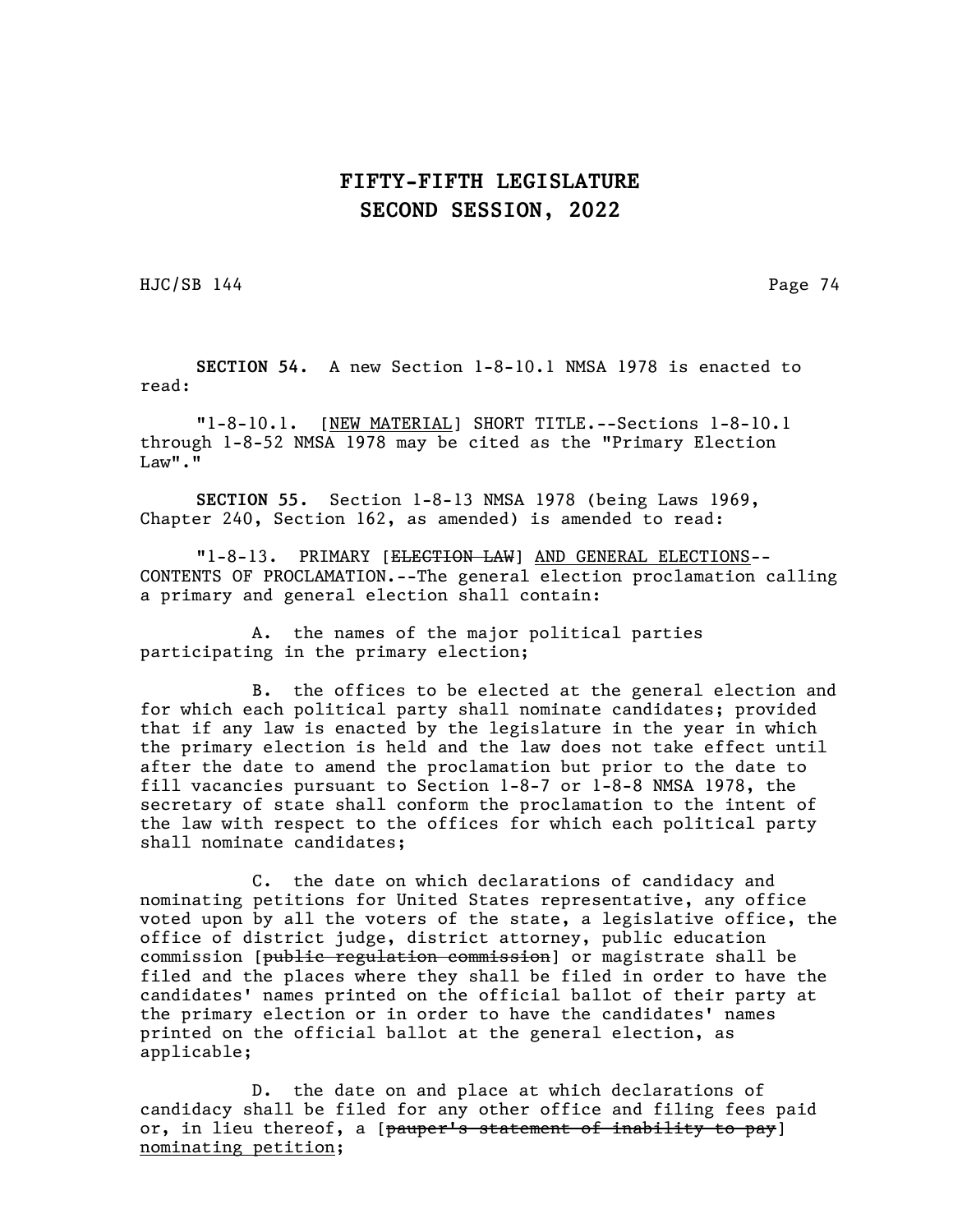**SECTION 54.** A new Section 1-8-10.1 NMSA 1978 is enacted to read:

"1-8-10.1. [<u>NEW MATERIAL</u>] SHORT TITLE.--Sections 1-8-10.1 through 1-8-52 NMSA 1978 may be cited as the "Primary Election Law"."

**SECTION 55.** Section 1-8-13 NMSA 1978 (being Laws 1969, Chapter 240, Section 162, as amended) is amended to read:

"1-8-13. PRIMARY [~~ELECTION LAW~~] <u>AND GENERAL ELECTIONS</u>--CONTENTS OF PROCLAMATION.--The general election proclamation calling a primary and general election shall contain:

A. the names of the major political parties participating in the primary election;

B. the offices to be elected at the general election and for which each political party shall nominate candidates; provided that if any law is enacted by the legislature in the year in which the primary election is held and the law does not take effect until after the date to amend the proclamation but prior to the date to fill vacancies pursuant to Section 1-8-7 or 1-8-8 NMSA 1978, the secretary of state shall conform the proclamation to the intent of the law with respect to the offices for which each political party shall nominate candidates;

C. the date on which declarations of candidacy and nominating petitions for United States representative, any office voted upon by all the voters of the state, a legislative office, the office of district judge, district attorney, public education commission [~~public regulation commission~~] or magistrate shall be filed and the places where they shall be filed in order to have the candidates' names printed on the official ballot of their party at the primary election or in order to have the candidates' names printed on the official ballot at the general election, as applicable;

D. the date on and place at which declarations of candidacy shall be filed for any other office and filing fees paid or, in lieu thereof, a [~~pauper's statement of inability to pay~~] <u>nominating petition</u>;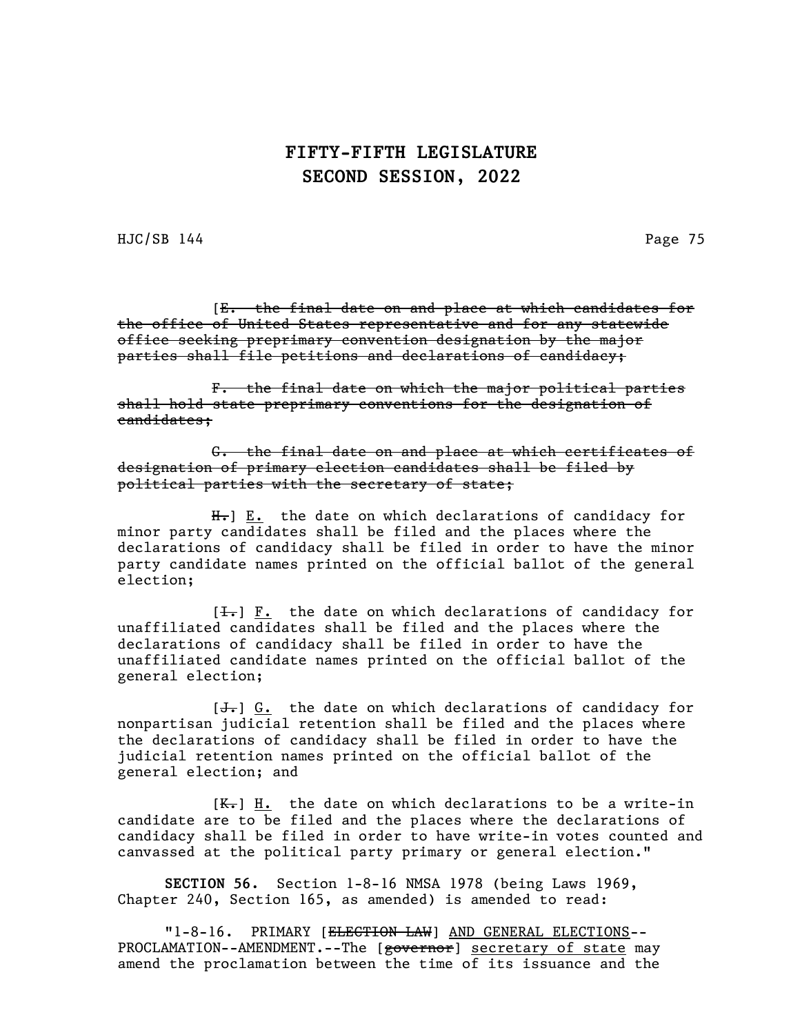[~~E. the final date on and place at which candidates for the office of United States representative and for any statewide office seeking preprimary convention designation by the major parties shall file petitions and declarations of candidacy;~~

~~F. the final date on which the major political parties shall hold state preprimary conventions for the designation of candidates;~~

~~G. the final date on and place at which certificates of designation of primary election candidates shall be filed by political parties with the secretary of state;~~

~~H.~~] E. the date on which declarations of candidacy for minor party candidates shall be filed and the places where the declarations of candidacy shall be filed in order to have the minor party candidate names printed on the official ballot of the general election;

[~~I.~~] F. the date on which declarations of candidacy for unaffiliated candidates shall be filed and the places where the declarations of candidacy shall be filed in order to have the unaffiliated candidate names printed on the official ballot of the general election;

[~~J.~~] G. the date on which declarations of candidacy for nonpartisan judicial retention shall be filed and the places where the declarations of candidacy shall be filed in order to have the judicial retention names printed on the official ballot of the general election; and

[~~K.~~] H. the date on which declarations to be a write-in candidate are to be filed and the places where the declarations of candidacy shall be filed in order to have write-in votes counted and canvassed at the political party primary or general election."

**SECTION 56.** Section 1-8-16 NMSA 1978 (being Laws 1969, Chapter 240, Section 165, as amended) is amended to read:

"1-8-16. PRIMARY [~~ELECTION LAW~~] AND GENERAL ELECTIONS--PROCLAMATION--AMENDMENT.--The [~~governor~~] secretary of state may amend the proclamation between the time of its issuance and the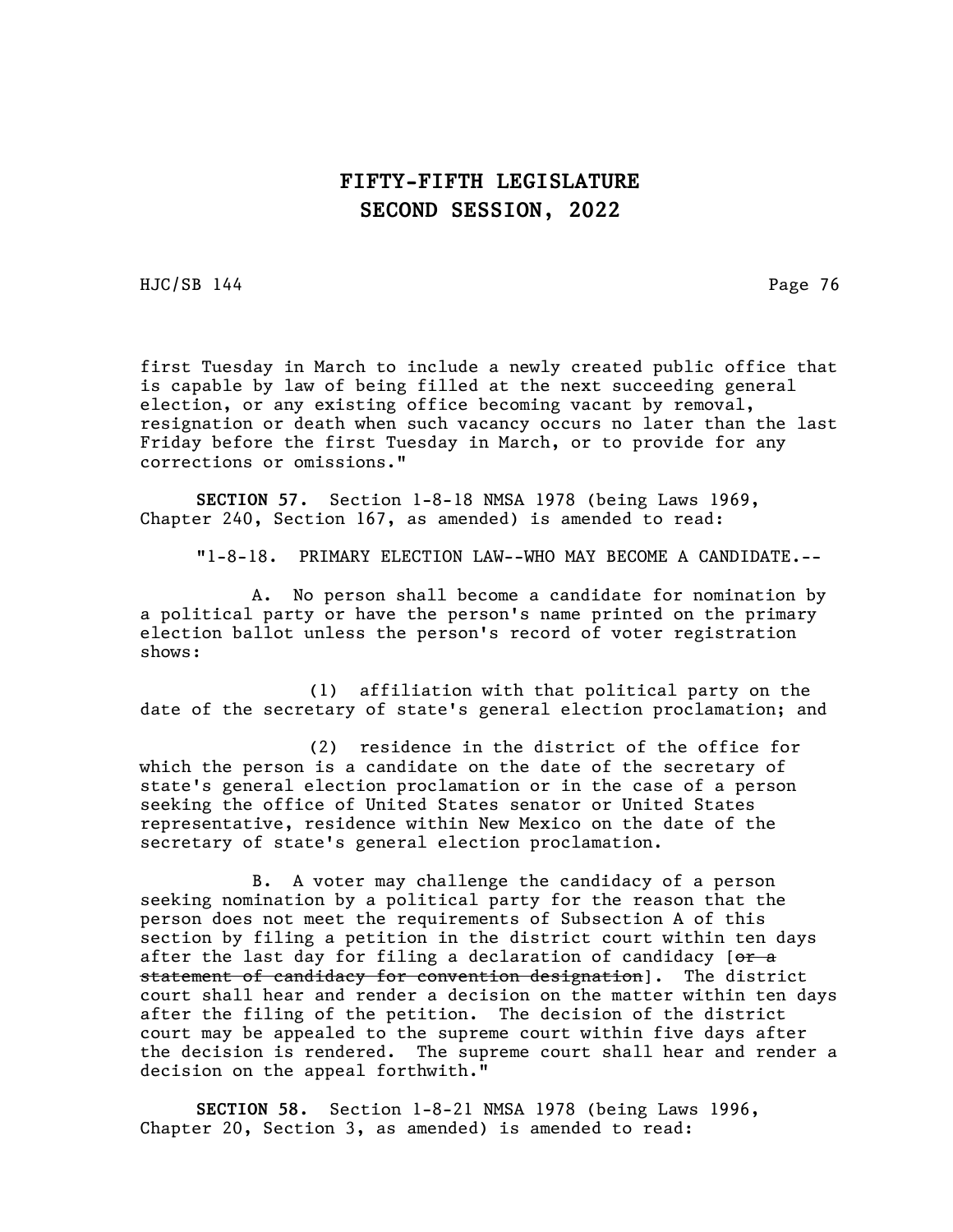first Tuesday in March to include a newly created public office that is capable by law of being filled at the next succeeding general election, or any existing office becoming vacant by removal, resignation or death when such vacancy occurs no later than the last Friday before the first Tuesday in March, or to provide for any corrections or omissions."

**SECTION 57.** Section 1-8-18 NMSA 1978 (being Laws 1969, Chapter 240, Section 167, as amended) is amended to read:

"1-8-18. PRIMARY ELECTION LAW--WHO MAY BECOME A CANDIDATE.--

A. No person shall become a candidate for nomination by a political party or have the person's name printed on the primary election ballot unless the person's record of voter registration shows:

(1) affiliation with that political party on the date of the secretary of state's general election proclamation; and

(2) residence in the district of the office for which the person is a candidate on the date of the secretary of state's general election proclamation or in the case of a person seeking the office of United States senator or United States representative, residence within New Mexico on the date of the secretary of state's general election proclamation.

B. A voter may challenge the candidacy of a person seeking nomination by a political party for the reason that the person does not meet the requirements of Subsection A of this section by filing a petition in the district court within ten days after the last day for filing a declaration of candidacy [~~or a statement of candidacy for convention designation~~]. The district court shall hear and render a decision on the matter within ten days after the filing of the petition. The decision of the district court may be appealed to the supreme court within five days after the decision is rendered. The supreme court shall hear and render a decision on the appeal forthwith."

**SECTION 58.** Section 1-8-21 NMSA 1978 (being Laws 1996, Chapter 20, Section 3, as amended) is amended to read: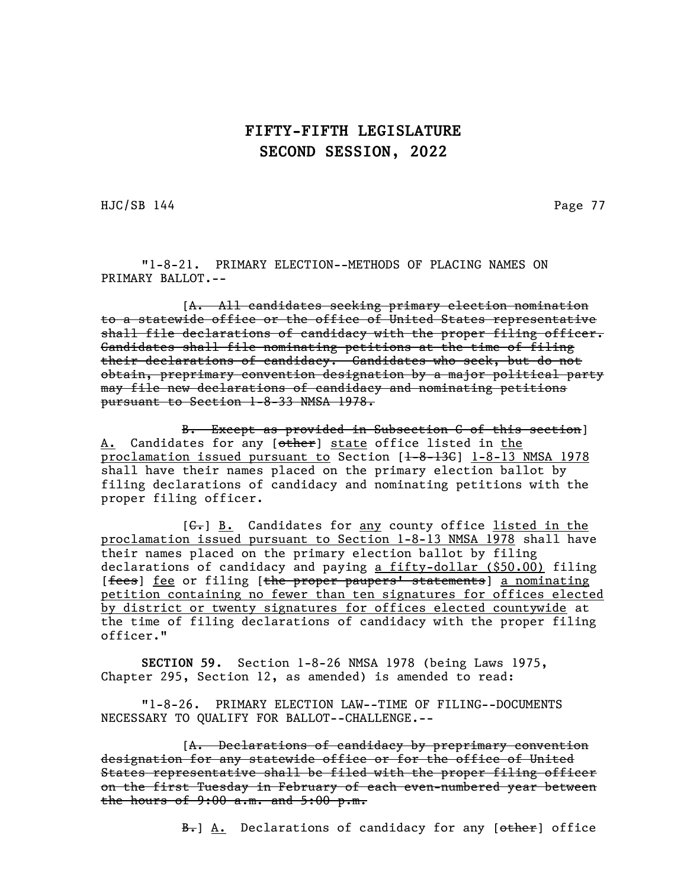"1-8-21. PRIMARY ELECTION--METHODS OF PLACING NAMES ON PRIMARY BALLOT.--

[~~A. All candidates seeking primary election nomination to a statewide office or the office of United States representative shall file declarations of candidacy with the proper filing officer. Candidates shall file nominating petitions at the time of filing their declarations of candidacy. Candidates who seek, but do not obtain, preprimary convention designation by a major political party may file new declarations of candidacy and nominating petitions pursuant to Section 1-8-33 NMSA 1978.~~

~~B. Except as provided in Subsection C of this section~~] A. Candidates for any [~~other~~] state office listed in the proclamation issued pursuant to Section [~~1-8-13C~~] 1-8-13 NMSA 1978 shall have their names placed on the primary election ballot by filing declarations of candidacy and nominating petitions with the proper filing officer.

[~~C.~~] B. Candidates for any county office listed in the proclamation issued pursuant to Section 1-8-13 NMSA 1978 shall have their names placed on the primary election ballot by filing declarations of candidacy and paying a fifty-dollar ($50.00) filing [~~fees~~] fee or filing [~~the proper paupers' statements~~] a nominating petition containing no fewer than ten signatures for offices elected by district or twenty signatures for offices elected countywide at the time of filing declarations of candidacy with the proper filing officer."

**SECTION 59.** Section 1-8-26 NMSA 1978 (being Laws 1975, Chapter 295, Section 12, as amended) is amended to read:

"1-8-26. PRIMARY ELECTION LAW--TIME OF FILING--DOCUMENTS NECESSARY TO QUALIFY FOR BALLOT--CHALLENGE.--

[~~A. Declarations of candidacy by preprimary convention designation for any statewide office or for the office of United States representative shall be filed with the proper filing officer on the first Tuesday in February of each even-numbered year between the hours of 9:00 a.m. and 5:00 p.m.~~

~~B.~~] A. Declarations of candidacy for any [~~other~~] office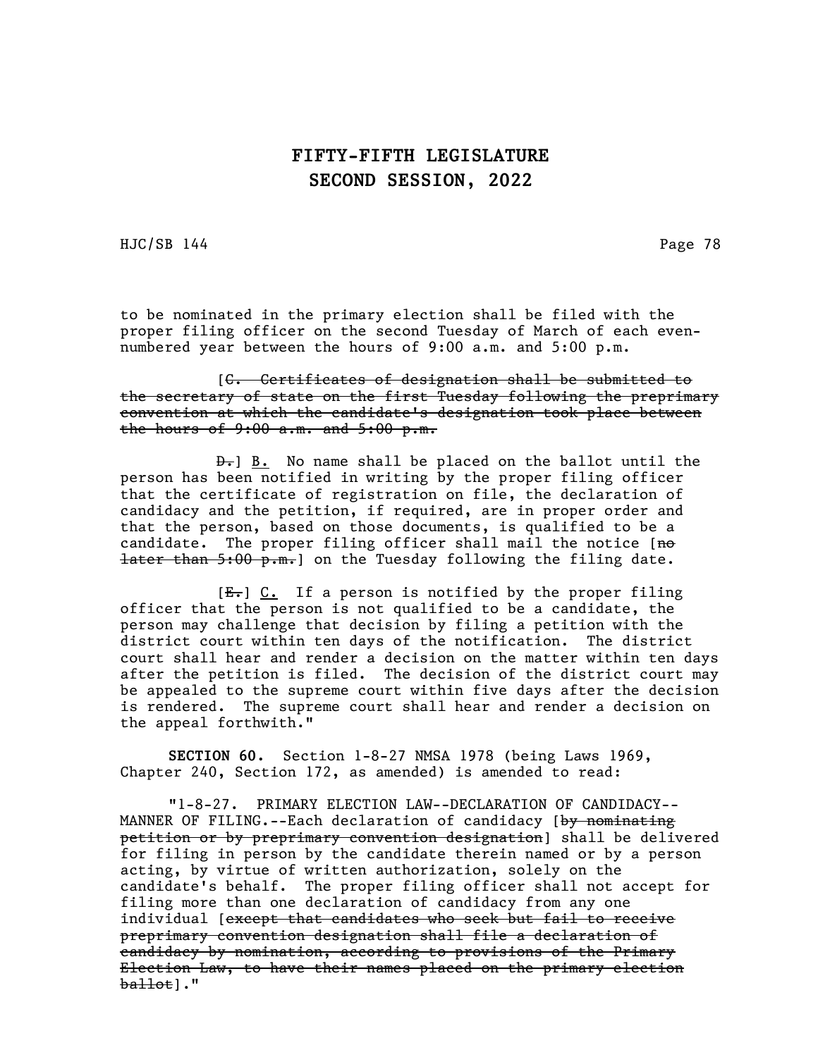to be nominated in the primary election shall be filed with the proper filing officer on the second Tuesday of March of each even-numbered year between the hours of 9:00 a.m. and 5:00 p.m.

[~~C. Certificates of designation shall be submitted to the secretary of state on the first Tuesday following the preprimary convention at which the candidate's designation took place between the hours of 9:00 a.m. and 5:00 p.m.~~

~~D.~~] <u>B.</u> No name shall be placed on the ballot until the person has been notified in writing by the proper filing officer that the certificate of registration on file, the declaration of candidacy and the petition, if required, are in proper order and that the person, based on those documents, is qualified to be a candidate. The proper filing officer shall mail the notice [~~no later than 5:00 p.m.~~] on the Tuesday following the filing date.

[~~E.~~] <u>C.</u> If a person is notified by the proper filing officer that the person is not qualified to be a candidate, the person may challenge that decision by filing a petition with the district court within ten days of the notification. The district court shall hear and render a decision on the matter within ten days after the petition is filed. The decision of the district court may be appealed to the supreme court within five days after the decision is rendered. The supreme court shall hear and render a decision on the appeal forthwith."

**SECTION 60.** Section 1-8-27 NMSA 1978 (being Laws 1969, Chapter 240, Section 172, as amended) is amended to read:

"1-8-27. PRIMARY ELECTION LAW--DECLARATION OF CANDIDACY--MANNER OF FILING.--Each declaration of candidacy [~~by nominating petition or by preprimary convention designation~~] shall be delivered for filing in person by the candidate therein named or by a person acting, by virtue of written authorization, solely on the candidate's behalf. The proper filing officer shall not accept for filing more than one declaration of candidacy from any one individual [~~except that candidates who seek but fail to receive preprimary convention designation shall file a declaration of candidacy by nomination, according to provisions of the Primary Election Law, to have their names placed on the primary election ballot~~]."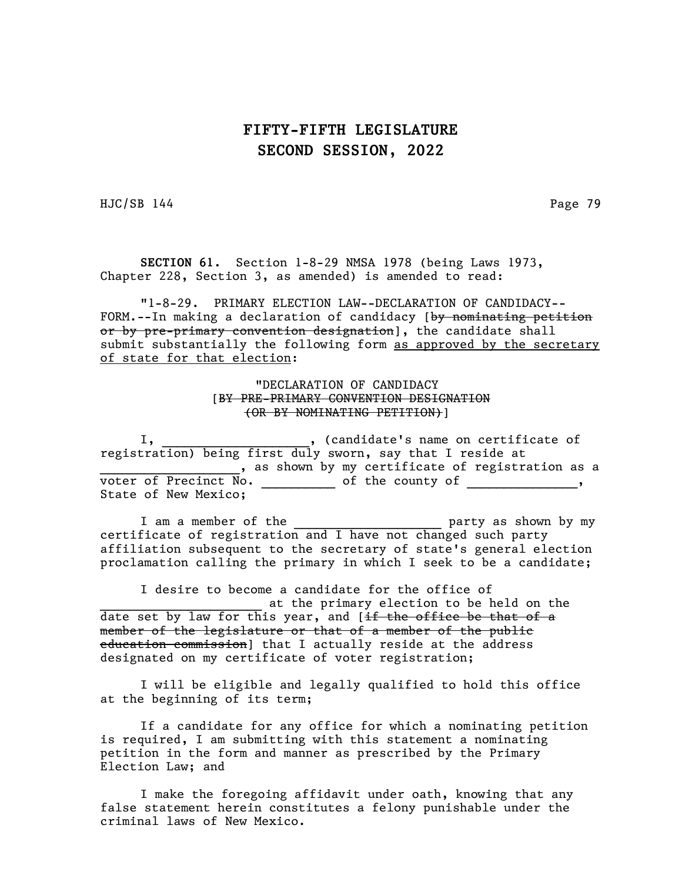# FIFTY-FIFTH LEGISLATURE
# SECOND SESSION, 2022

HJC/SB 144

**SECTION 61.** Section 1-8-29 NMSA 1978 (being Laws 1973, Chapter 228, Section 3, as amended) is amended to read:

"1-8-29. PRIMARY ELECTION LAW--DECLARATION OF CANDIDACY--FORM.--In making a declaration of candidacy [~~by nominating petition or by pre-primary convention designation~~], the candidate shall submit substantially the following form <u>as approved by the secretary of state for that election</u>:

"DECLARATION OF CANDIDACY
[~~BY PRE-PRIMARY CONVENTION DESIGNATION~~
~~(OR BY NOMINATING PETITION)~~]

I, ____________________, (candidate's name on certificate of registration) being first duly sworn, say that I reside at ____________________, as shown by my certificate of registration as a voter of Precinct No. __________ of the county of _______________, State of New Mexico;

I am a member of the ____________________ party as shown by my certificate of registration and I have not changed such party affiliation subsequent to the secretary of state's general election proclamation calling the primary in which I seek to be a candidate;

I desire to become a candidate for the office of ______________________ at the primary election to be held on the date set by law for this year, and [~~if the office be that of a member of the legislature or that of a member of the public education commission~~] that I actually reside at the address designated on my certificate of voter registration;

I will be eligible and legally qualified to hold this office at the beginning of its term;

If a candidate for any office for which a nominating petition is required, I am submitting with this statement a nominating petition in the form and manner as prescribed by the Primary Election Law; and

I make the foregoing affidavit under oath, knowing that any false statement herein constitutes a felony punishable under the criminal laws of New Mexico.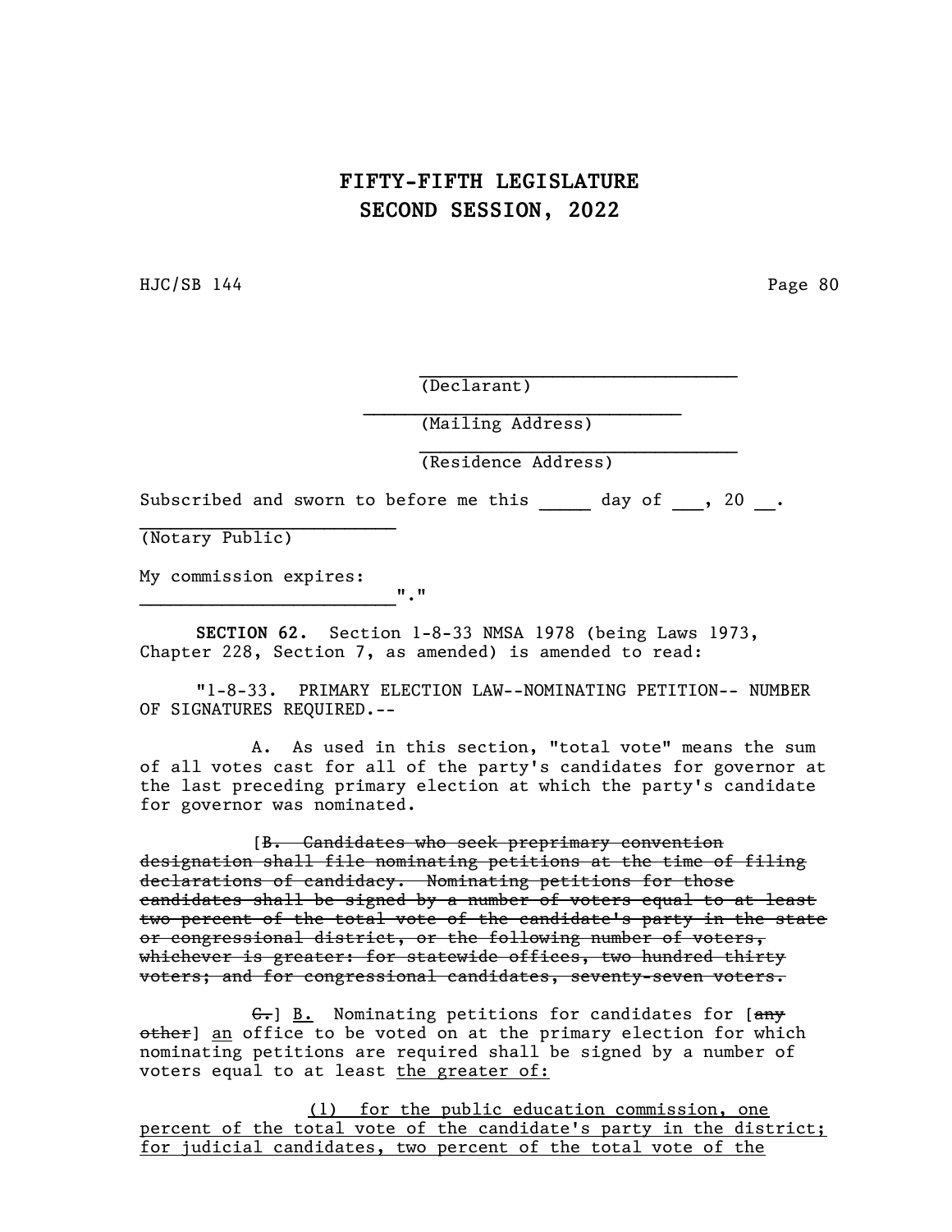\_\_\_\_\_\_\_\_\_\_\_\_\_\_\_\_\_\_\_\_\_\_\_\_\_\_\_\_\_\_
(Declarant)

\_\_\_\_\_\_\_\_\_\_\_\_\_\_\_\_\_\_\_\_\_\_\_\_\_\_\_\_\_\_
(Mailing Address)

\_\_\_\_\_\_\_\_\_\_\_\_\_\_\_\_\_\_\_\_\_\_\_\_\_\_\_\_\_\_
(Residence Address)

Subscribed and sworn to before me this \_\_\_\_\_ day of \_\_\_, 20 \_\_.

\_\_\_\_\_\_\_\_\_\_\_\_\_\_\_\_\_\_\_\_\_\_\_\_\_
(Notary Public)

My commission expires:
\_\_\_\_\_\_\_\_\_\_\_\_\_\_\_\_\_\_\_\_\_\_\_\_\_"."

**SECTION 62.** Section 1-8-33 NMSA 1978 (being Laws 1973, Chapter 228, Section 7, as amended) is amended to read:

"1-8-33. PRIMARY ELECTION LAW--NOMINATING PETITION-- NUMBER OF SIGNATURES REQUIRED.--

A. As used in this section, "total vote" means the sum of all votes cast for all of the party's candidates for governor at the last preceding primary election at which the party's candidate for governor was nominated.

[~~B. Candidates who seek preprimary convention designation shall file nominating petitions at the time of filing declarations of candidacy. Nominating petitions for those candidates shall be signed by a number of voters equal to at least two percent of the total vote of the candidate's party in the state or congressional district, or the following number of voters, whichever is greater: for statewide offices, two hundred thirty voters; and for congressional candidates, seventy-seven voters.~~

~~C.~~] <u>B.</u> Nominating petitions for candidates for [~~any other~~] <u>an</u> office to be voted on at the primary election for which nominating petitions are required shall be signed by a number of voters equal to at least <u>the greater of:</u>

<u>(1) for the public education commission, one percent of the total vote of the candidate's party in the district; for judicial candidates, two percent of the total vote of the</u>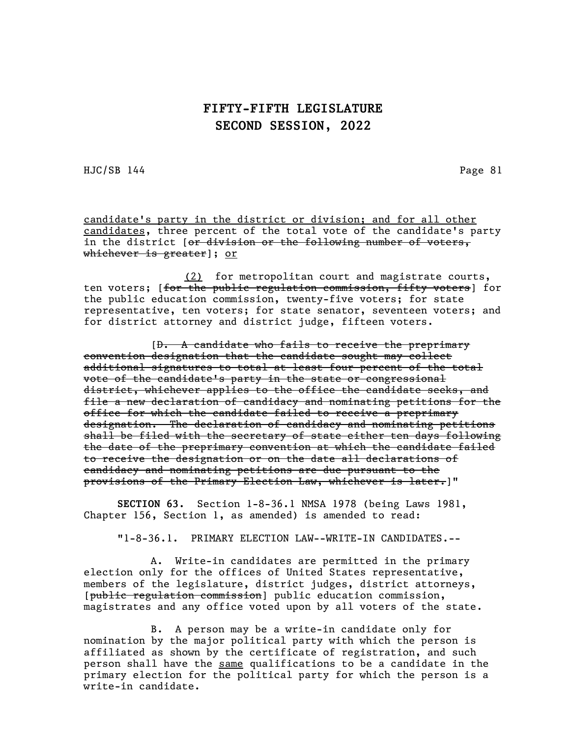candidate's party in the district or division; and for all other candidates, three percent of the total vote of the candidate's party in the district [~~or division or the following number of voters, whichever is greater~~]; or

(2) for metropolitan court and magistrate courts, ten voters; [~~for the public regulation commission, fifty voters~~] for the public education commission, twenty-five voters; for state representative, ten voters; for state senator, seventeen voters; and for district attorney and district judge, fifteen voters.

[~~D. A candidate who fails to receive the preprimary convention designation that the candidate sought may collect additional signatures to total at least four percent of the total vote of the candidate's party in the state or congressional district, whichever applies to the office the candidate seeks, and file a new declaration of candidacy and nominating petitions for the office for which the candidate failed to receive a preprimary designation. The declaration of candidacy and nominating petitions shall be filed with the secretary of state either ten days following the date of the preprimary convention at which the candidate failed to receive the designation or on the date all declarations of candidacy and nominating petitions are due pursuant to the provisions of the Primary Election Law, whichever is later.~~]"

**SECTION 63.** Section 1-8-36.1 NMSA 1978 (being Laws 1981, Chapter 156, Section 1, as amended) is amended to read:

"1-8-36.1. PRIMARY ELECTION LAW--WRITE-IN CANDIDATES.--

A. Write-in candidates are permitted in the primary election only for the offices of United States representative, members of the legislature, district judges, district attorneys, [~~public regulation commission~~] public education commission, magistrates and any office voted upon by all voters of the state.

B. A person may be a write-in candidate only for nomination by the major political party with which the person is affiliated as shown by the certificate of registration, and such person shall have the same qualifications to be a candidate in the primary election for the political party for which the person is a write-in candidate.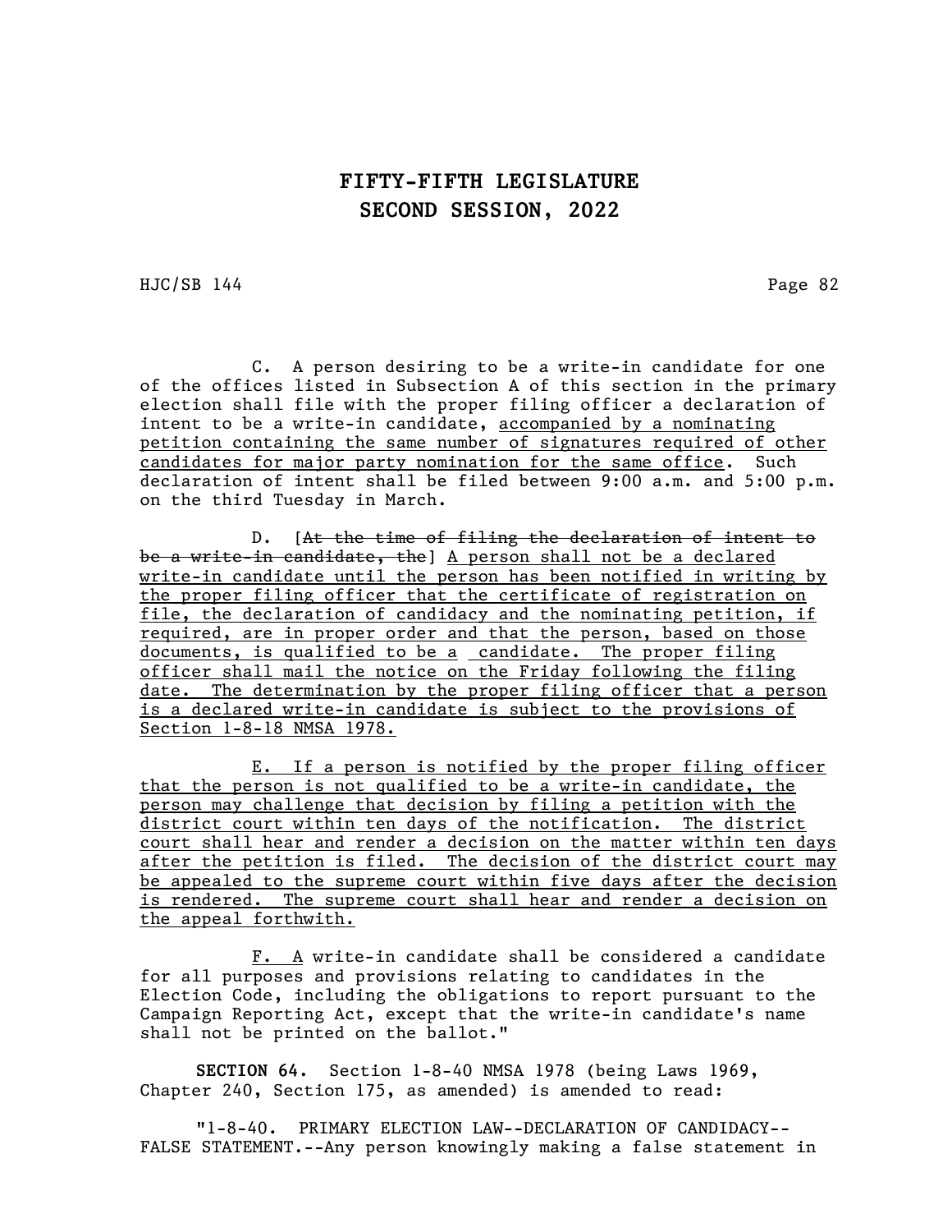C. A person desiring to be a write-in candidate for one of the offices listed in Subsection A of this section in the primary election shall file with the proper filing officer a declaration of intent to be a write-in candidate, <u>accompanied by a nominating petition containing the same number of signatures required of other candidates for major party nomination for the same office</u>. Such declaration of intent shall be filed between 9:00 a.m. and 5:00 p.m. on the third Tuesday in March.

D. [~~At the time of filing the declaration of intent to be a write-in candidate, the~~] <u>A person shall not be a declared write-in candidate until the person has been notified in writing by the proper filing officer that the certificate of registration on file, the declaration of candidacy and the nominating petition, if required, are in proper order and that the person, based on those documents, is qualified to be a candidate. The proper filing officer shall mail the notice on the Friday following the filing date. The determination by the proper filing officer that a person is a declared write-in candidate is subject to the provisions of Section 1-8-18 NMSA 1978.</u>

<u>E. If a person is notified by the proper filing officer that the person is not qualified to be a write-in candidate, the person may challenge that decision by filing a petition with the district court within ten days of the notification. The district court shall hear and render a decision on the matter within ten days after the petition is filed. The decision of the district court may be appealed to the supreme court within five days after the decision is rendered. The supreme court shall hear and render a decision on the appeal forthwith.</u>

<u>F. A</u> write-in candidate shall be considered a candidate for all purposes and provisions relating to candidates in the Election Code, including the obligations to report pursuant to the Campaign Reporting Act, except that the write-in candidate's name shall not be printed on the ballot."

**SECTION 64.** Section 1-8-40 NMSA 1978 (being Laws 1969, Chapter 240, Section 175, as amended) is amended to read:

"1-8-40. PRIMARY ELECTION LAW--DECLARATION OF CANDIDACY--FALSE STATEMENT.--Any person knowingly making a false statement in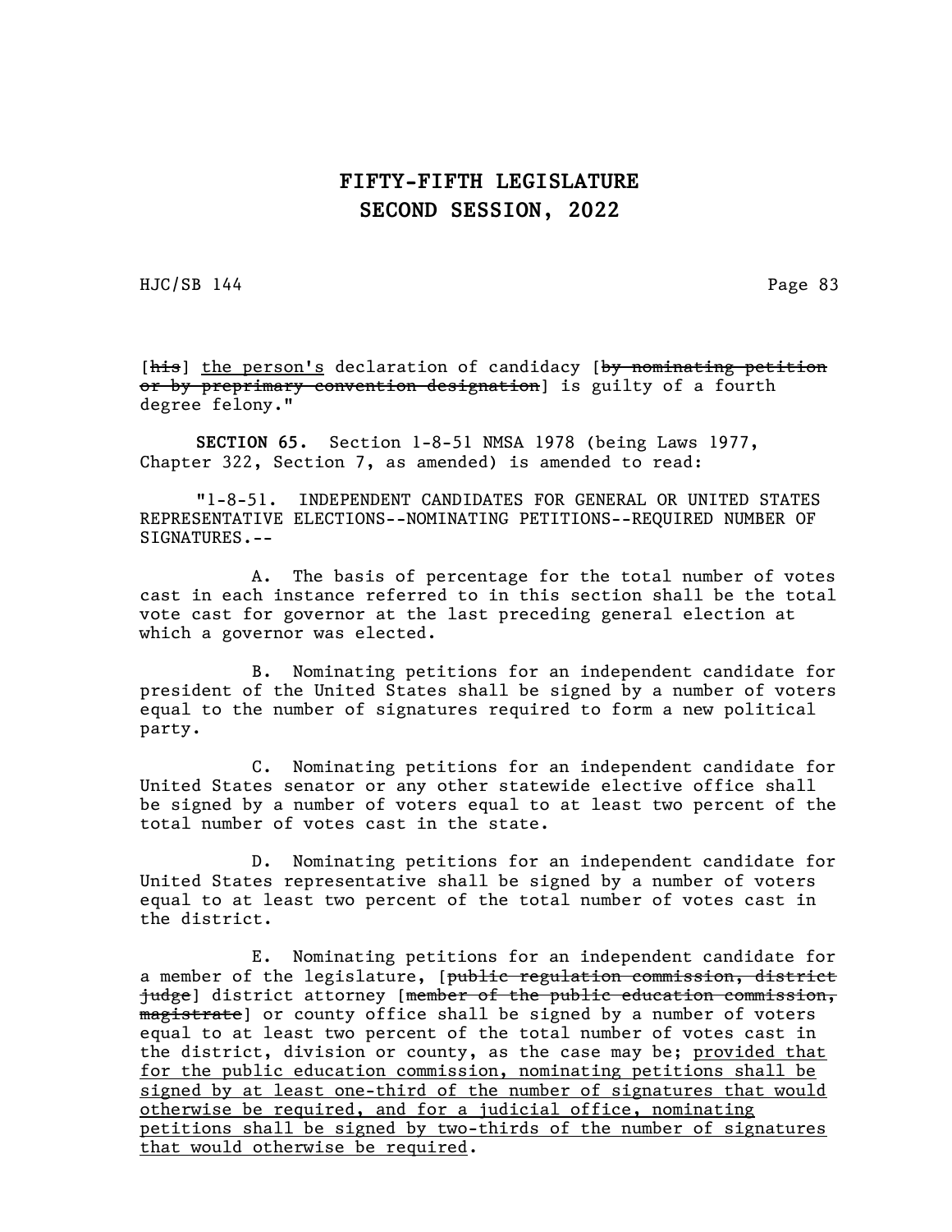[~~his~~] <u>the person's</u> declaration of candidacy [~~by nominating petition or by preprimary convention designation~~] is guilty of a fourth degree felony."

**SECTION 65.** Section 1-8-51 NMSA 1978 (being Laws 1977, Chapter 322, Section 7, as amended) is amended to read:

"1-8-51. INDEPENDENT CANDIDATES FOR GENERAL OR UNITED STATES REPRESENTATIVE ELECTIONS--NOMINATING PETITIONS--REQUIRED NUMBER OF SIGNATURES.--

A. The basis of percentage for the total number of votes cast in each instance referred to in this section shall be the total vote cast for governor at the last preceding general election at which a governor was elected.

B. Nominating petitions for an independent candidate for president of the United States shall be signed by a number of voters equal to the number of signatures required to form a new political party.

C. Nominating petitions for an independent candidate for United States senator or any other statewide elective office shall be signed by a number of voters equal to at least two percent of the total number of votes cast in the state.

D. Nominating petitions for an independent candidate for United States representative shall be signed by a number of voters equal to at least two percent of the total number of votes cast in the district.

E. Nominating petitions for an independent candidate for a member of the legislature, [~~public regulation commission, district judge~~] district attorney [~~member of the public education commission, magistrate~~] or county office shall be signed by a number of voters equal to at least two percent of the total number of votes cast in the district, division or county, as the case may be; <u>provided that for the public education commission, nominating petitions shall be signed by at least one-third of the number of signatures that would otherwise be required, and for a judicial office, nominating petitions shall be signed by two-thirds of the number of signatures that would otherwise be required</u>.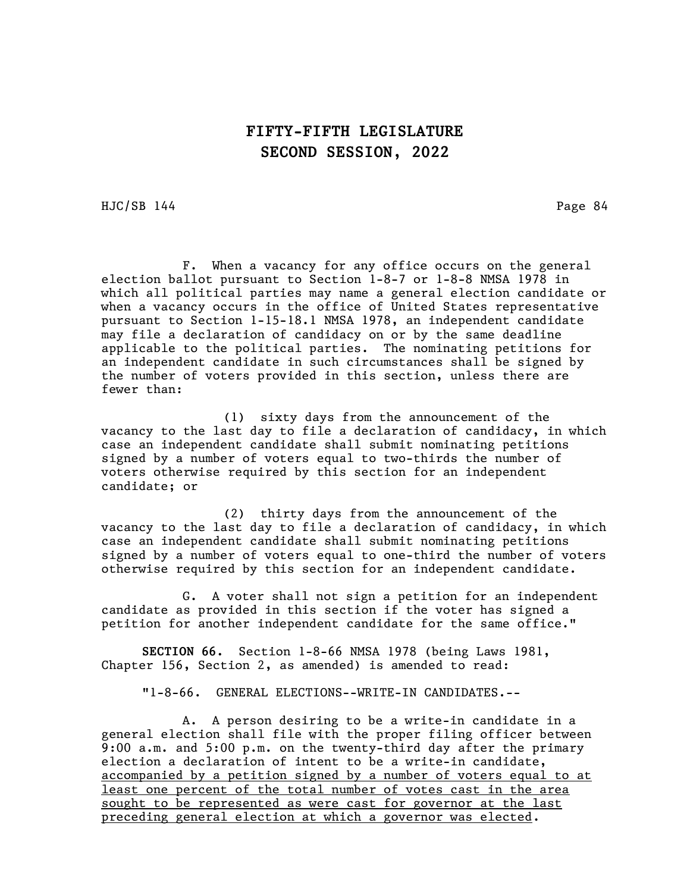F. When a vacancy for any office occurs on the general election ballot pursuant to Section 1-8-7 or 1-8-8 NMSA 1978 in which all political parties may name a general election candidate or when a vacancy occurs in the office of United States representative pursuant to Section 1-15-18.1 NMSA 1978, an independent candidate may file a declaration of candidacy on or by the same deadline applicable to the political parties. The nominating petitions for an independent candidate in such circumstances shall be signed by the number of voters provided in this section, unless there are fewer than:

(1) sixty days from the announcement of the vacancy to the last day to file a declaration of candidacy, in which case an independent candidate shall submit nominating petitions signed by a number of voters equal to two-thirds the number of voters otherwise required by this section for an independent candidate; or

(2) thirty days from the announcement of the vacancy to the last day to file a declaration of candidacy, in which case an independent candidate shall submit nominating petitions signed by a number of voters equal to one-third the number of voters otherwise required by this section for an independent candidate.

G. A voter shall not sign a petition for an independent candidate as provided in this section if the voter has signed a petition for another independent candidate for the same office."

**SECTION 66.** Section 1-8-66 NMSA 1978 (being Laws 1981, Chapter 156, Section 2, as amended) is amended to read:

"1-8-66. GENERAL ELECTIONS--WRITE-IN CANDIDATES.--

A. A person desiring to be a write-in candidate in a general election shall file with the proper filing officer between 9:00 a.m. and 5:00 p.m. on the twenty-third day after the primary election a declaration of intent to be a write-in candidate, <u>accompanied by a petition signed by a number of voters equal to at least one percent of the total number of votes cast in the area sought to be represented as were cast for governor at the last preceding general election at which a governor was elected</u>.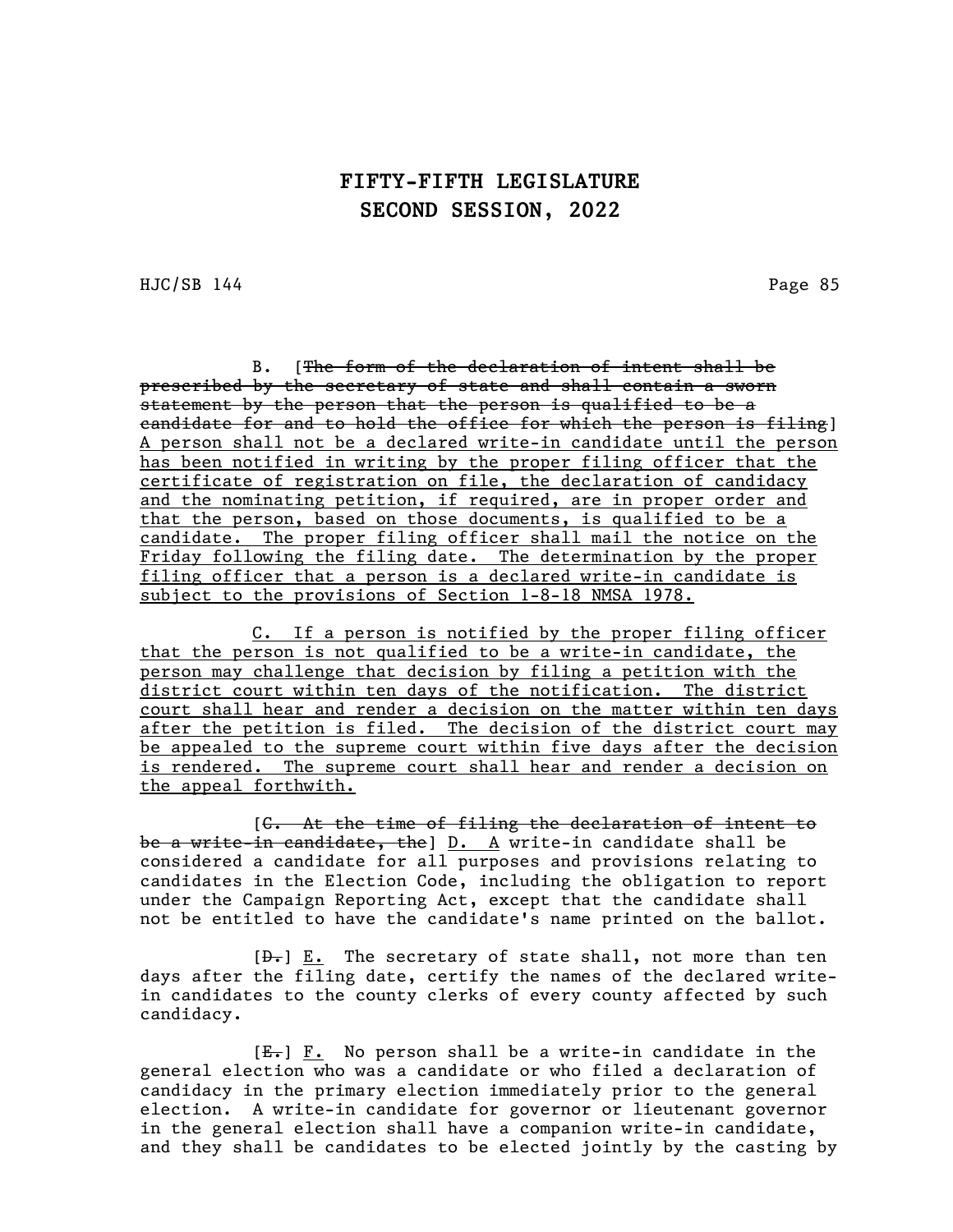B. [~~The form of the declaration of intent shall be prescribed by the secretary of state and shall contain a sworn statement by the person that the person is qualified to be a candidate for and to hold the office for which the person is filing~~] <u>A person shall not be a declared write-in candidate until the person has been notified in writing by the proper filing officer that the certificate of registration on file, the declaration of candidacy and the nominating petition, if required, are in proper order and that the person, based on those documents, is qualified to be a candidate. The proper filing officer shall mail the notice on the Friday following the filing date. The determination by the proper filing officer that a person is a declared write-in candidate is subject to the provisions of Section 1-8-18 NMSA 1978.</u>

<u>C. If a person is notified by the proper filing officer that the person is not qualified to be a write-in candidate, the person may challenge that decision by filing a petition with the district court within ten days of the notification. The district court shall hear and render a decision on the matter within ten days after the petition is filed. The decision of the district court may be appealed to the supreme court within five days after the decision is rendered. The supreme court shall hear and render a decision on the appeal forthwith.</u>

[~~C. At the time of filing the declaration of intent to be a write-in candidate, the~~] <u>D. A</u> write-in candidate shall be considered a candidate for all purposes and provisions relating to candidates in the Election Code, including the obligation to report under the Campaign Reporting Act, except that the candidate shall not be entitled to have the candidate's name printed on the ballot.

[~~D.~~] <u>E.</u> The secretary of state shall, not more than ten days after the filing date, certify the names of the declared write-in candidates to the county clerks of every county affected by such candidacy.

[~~E.~~] <u>F.</u> No person shall be a write-in candidate in the general election who was a candidate or who filed a declaration of candidacy in the primary election immediately prior to the general election. A write-in candidate for governor or lieutenant governor in the general election shall have a companion write-in candidate, and they shall be candidates to be elected jointly by the casting by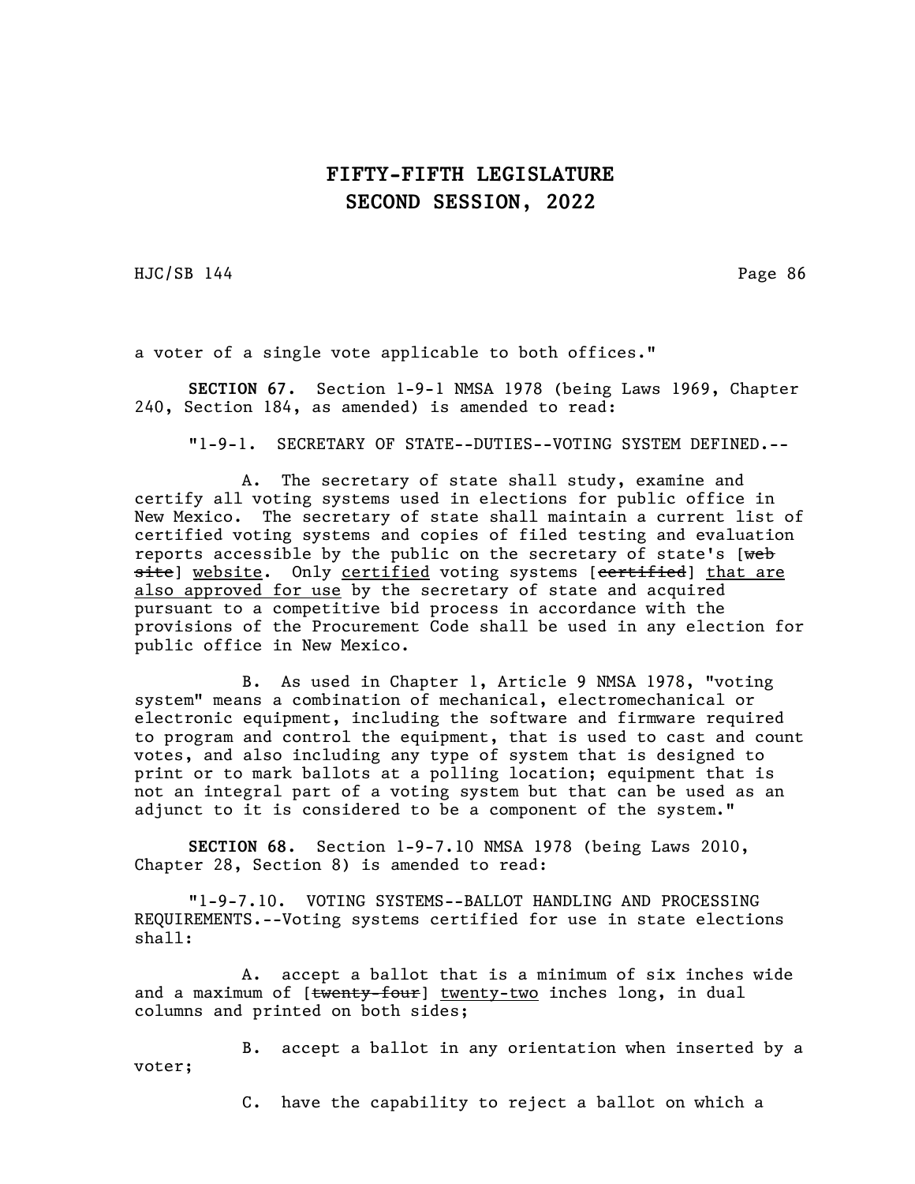a voter of a single vote applicable to both offices."

**SECTION 67.** Section 1-9-1 NMSA 1978 (being Laws 1969, Chapter 240, Section 184, as amended) is amended to read:

"1-9-1. SECRETARY OF STATE--DUTIES--VOTING SYSTEM DEFINED.--

A. The secretary of state shall study, examine and certify all voting systems used in elections for public office in New Mexico. The secretary of state shall maintain a current list of certified voting systems and copies of filed testing and evaluation reports accessible by the public on the secretary of state's [~~web site~~] <u>website</u>. Only <u>certified</u> voting systems [~~certified~~] <u>that are also approved for use</u> by the secretary of state and acquired pursuant to a competitive bid process in accordance with the provisions of the Procurement Code shall be used in any election for public office in New Mexico.

B. As used in Chapter 1, Article 9 NMSA 1978, "voting system" means a combination of mechanical, electromechanical or electronic equipment, including the software and firmware required to program and control the equipment, that is used to cast and count votes, and also including any type of system that is designed to print or to mark ballots at a polling location; equipment that is not an integral part of a voting system but that can be used as an adjunct to it is considered to be a component of the system."

**SECTION 68.** Section 1-9-7.10 NMSA 1978 (being Laws 2010, Chapter 28, Section 8) is amended to read:

"1-9-7.10. VOTING SYSTEMS--BALLOT HANDLING AND PROCESSING REQUIREMENTS.--Voting systems certified for use in state elections shall:

A. accept a ballot that is a minimum of six inches wide and a maximum of [~~twenty-four~~] <u>twenty-two</u> inches long, in dual columns and printed on both sides;

B. accept a ballot in any orientation when inserted by a voter;

C. have the capability to reject a ballot on which a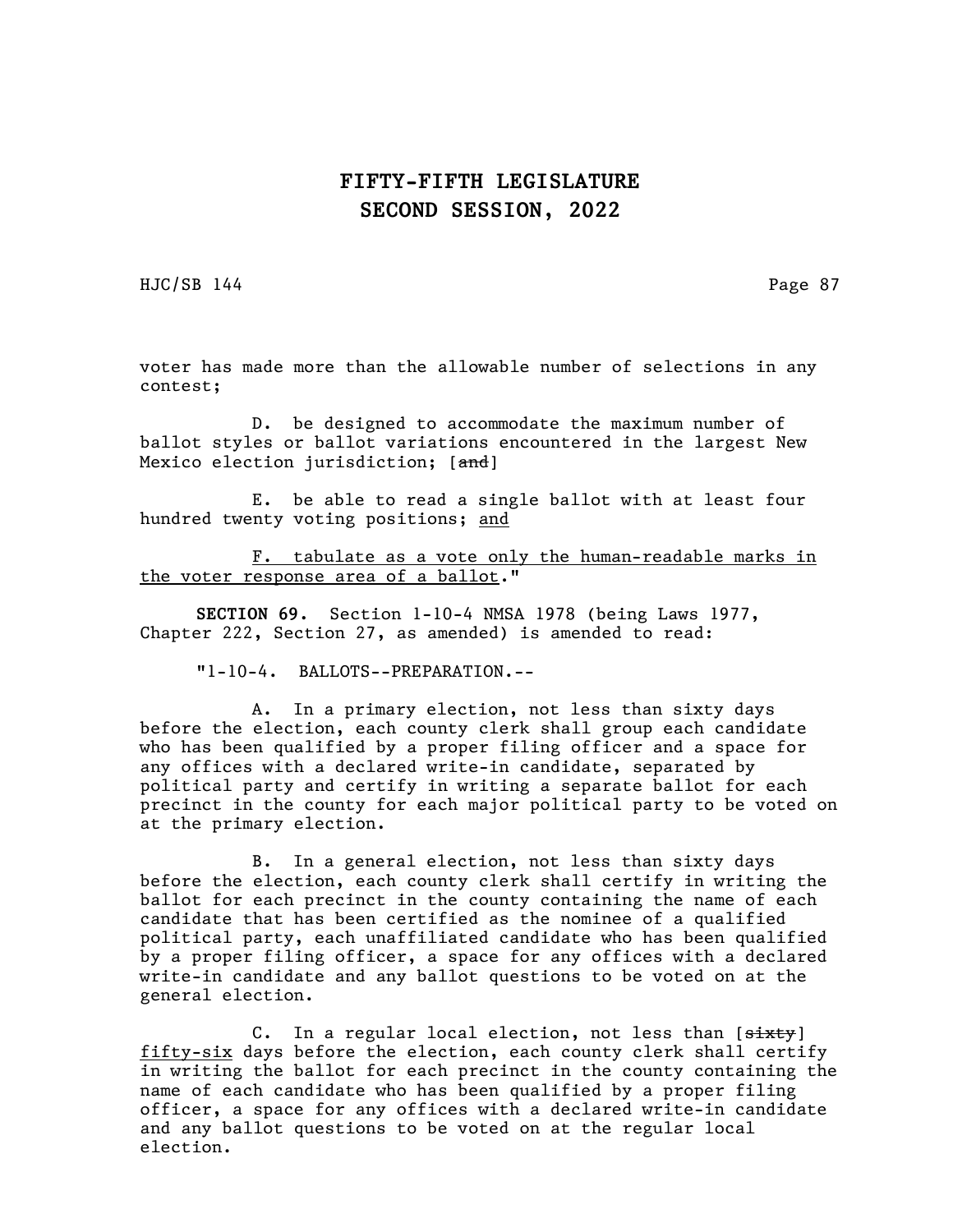voter has made more than the allowable number of selections in any contest;

D. be designed to accommodate the maximum number of ballot styles or ballot variations encountered in the largest New Mexico election jurisdiction; [~~and~~]

E. be able to read a single ballot with at least four hundred twenty voting positions; <u>and</u>

<u>F. tabulate as a vote only the human-readable marks in the voter response area of a ballot</u>."

**SECTION 69.** Section 1-10-4 NMSA 1978 (being Laws 1977, Chapter 222, Section 27, as amended) is amended to read:

"1-10-4. BALLOTS--PREPARATION.--

A. In a primary election, not less than sixty days before the election, each county clerk shall group each candidate who has been qualified by a proper filing officer and a space for any offices with a declared write-in candidate, separated by political party and certify in writing a separate ballot for each precinct in the county for each major political party to be voted on at the primary election.

B. In a general election, not less than sixty days before the election, each county clerk shall certify in writing the ballot for each precinct in the county containing the name of each candidate that has been certified as the nominee of a qualified political party, each unaffiliated candidate who has been qualified by a proper filing officer, a space for any offices with a declared write-in candidate and any ballot questions to be voted on at the general election.

C. In a regular local election, not less than [~~sixty~~] <u>fifty-six</u> days before the election, each county clerk shall certify in writing the ballot for each precinct in the county containing the name of each candidate who has been qualified by a proper filing officer, a space for any offices with a declared write-in candidate and any ballot questions to be voted on at the regular local election.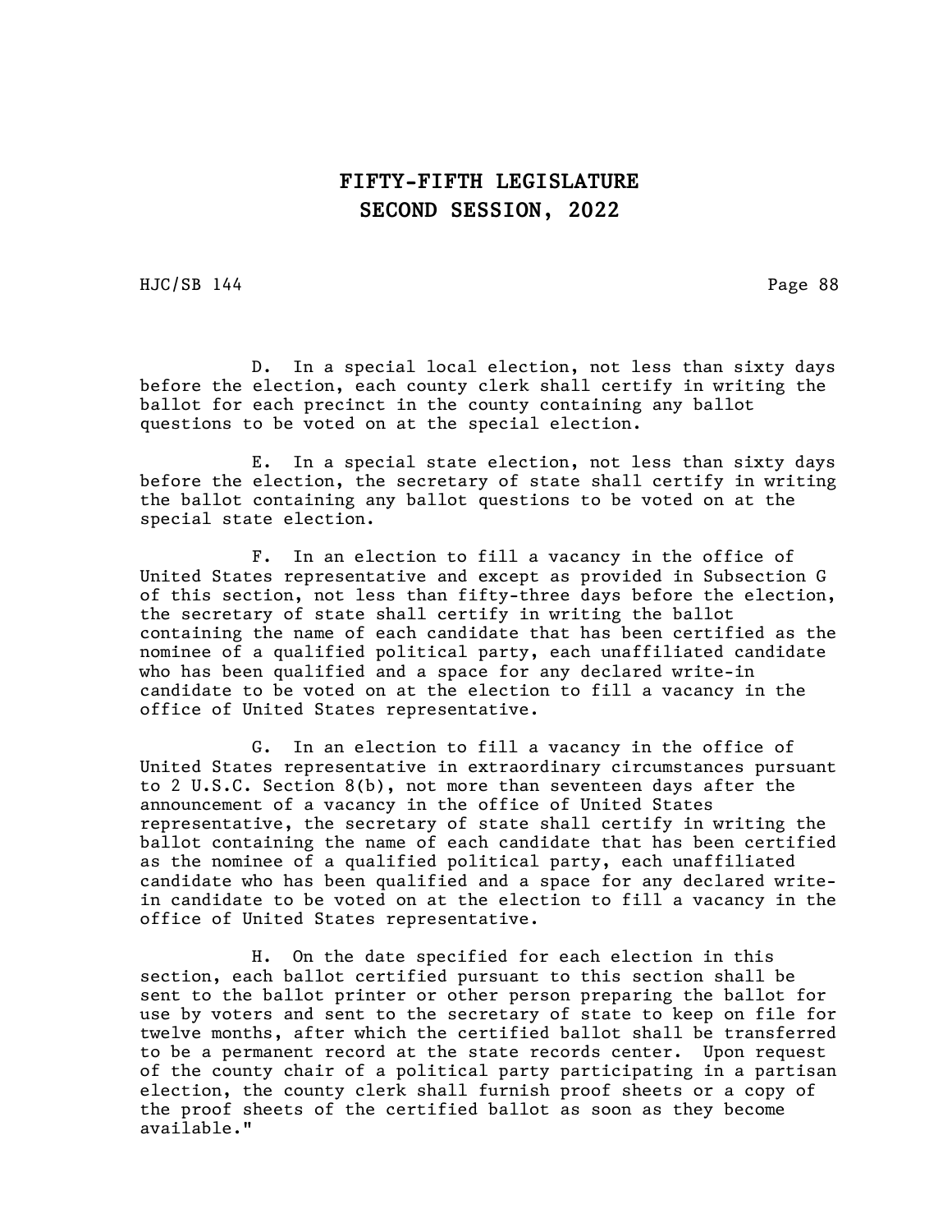D. In a special local election, not less than sixty days before the election, each county clerk shall certify in writing the ballot for each precinct in the county containing any ballot questions to be voted on at the special election.

E. In a special state election, not less than sixty days before the election, the secretary of state shall certify in writing the ballot containing any ballot questions to be voted on at the special state election.

F. In an election to fill a vacancy in the office of United States representative and except as provided in Subsection G of this section, not less than fifty-three days before the election, the secretary of state shall certify in writing the ballot containing the name of each candidate that has been certified as the nominee of a qualified political party, each unaffiliated candidate who has been qualified and a space for any declared write-in candidate to be voted on at the election to fill a vacancy in the office of United States representative.

G. In an election to fill a vacancy in the office of United States representative in extraordinary circumstances pursuant to 2 U.S.C. Section 8(b), not more than seventeen days after the announcement of a vacancy in the office of United States representative, the secretary of state shall certify in writing the ballot containing the name of each candidate that has been certified as the nominee of a qualified political party, each unaffiliated candidate who has been qualified and a space for any declared write-in candidate to be voted on at the election to fill a vacancy in the office of United States representative.

H. On the date specified for each election in this section, each ballot certified pursuant to this section shall be sent to the ballot printer or other person preparing the ballot for use by voters and sent to the secretary of state to keep on file for twelve months, after which the certified ballot shall be transferred to be a permanent record at the state records center. Upon request of the county chair of a political party participating in a partisan election, the county clerk shall furnish proof sheets or a copy of the proof sheets of the certified ballot as soon as they become available."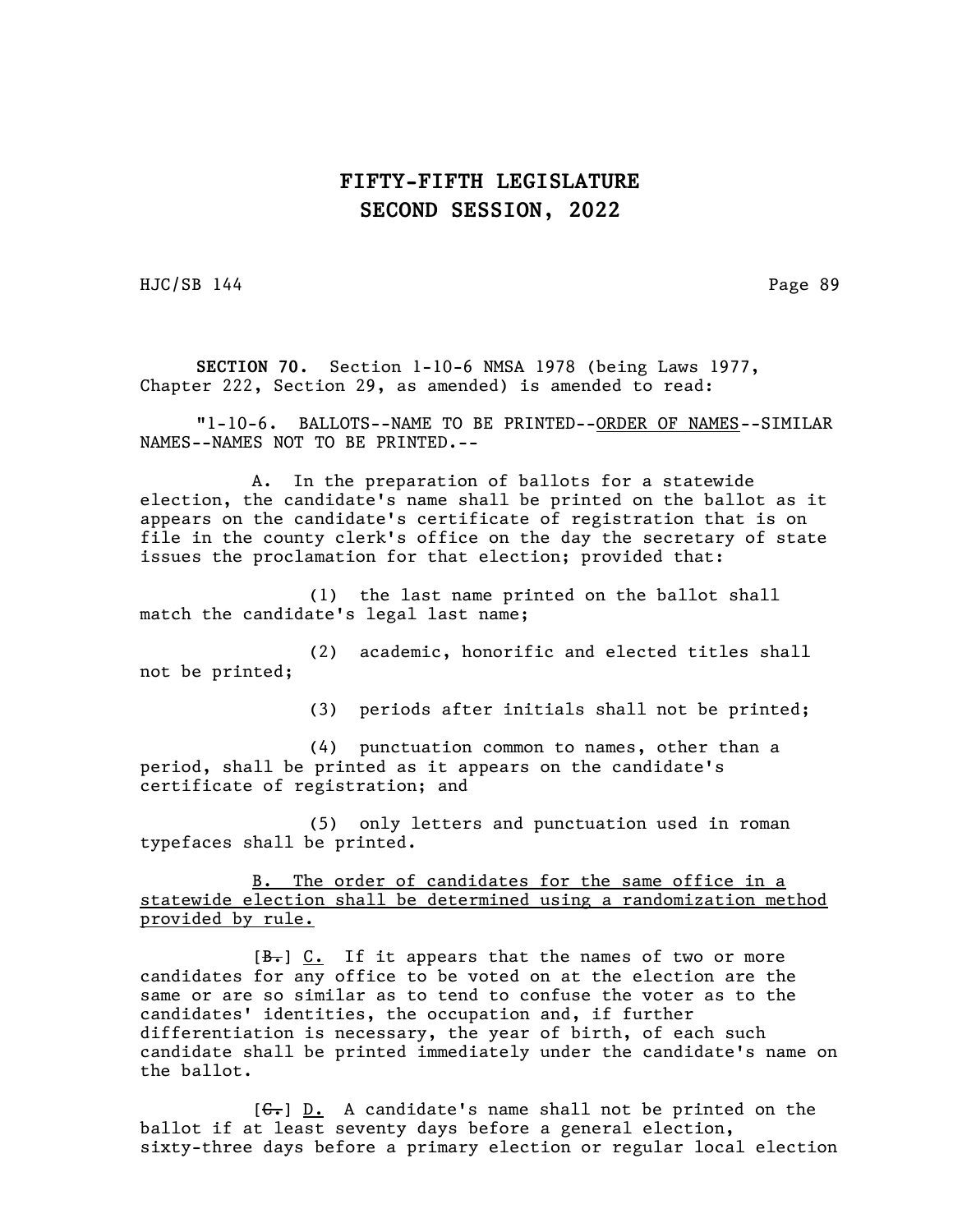**SECTION 70.** Section 1-10-6 NMSA 1978 (being Laws 1977, Chapter 222, Section 29, as amended) is amended to read:

"1-10-6. BALLOTS--NAME TO BE PRINTED--ORDER OF NAMES--SIMILAR NAMES--NAMES NOT TO BE PRINTED.--

A. In the preparation of ballots for a statewide election, the candidate's name shall be printed on the ballot as it appears on the candidate's certificate of registration that is on file in the county clerk's office on the day the secretary of state issues the proclamation for that election; provided that:

(1) the last name printed on the ballot shall match the candidate's legal last name;

(2) academic, honorific and elected titles shall not be printed;

(3) periods after initials shall not be printed;

(4) punctuation common to names, other than a period, shall be printed as it appears on the candidate's certificate of registration; and

(5) only letters and punctuation used in roman typefaces shall be printed.

B. The order of candidates for the same office in a statewide election shall be determined using a randomization method provided by rule.

[~~B.~~] C. If it appears that the names of two or more candidates for any office to be voted on at the election are the same or are so similar as to tend to confuse the voter as to the candidates' identities, the occupation and, if further differentiation is necessary, the year of birth, of each such candidate shall be printed immediately under the candidate's name on the ballot.

[~~C.~~] D. A candidate's name shall not be printed on the ballot if at least seventy days before a general election, sixty-three days before a primary election or regular local election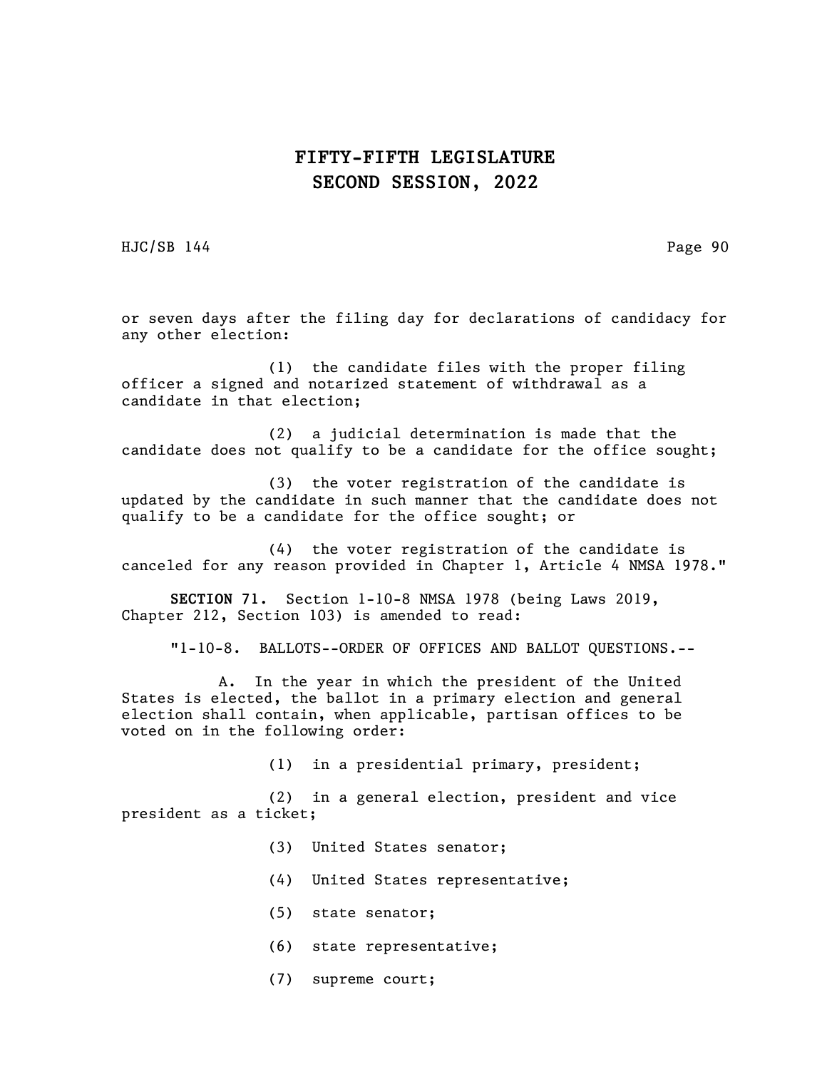or seven days after the filing day for declarations of candidacy for any other election:

(1) the candidate files with the proper filing officer a signed and notarized statement of withdrawal as a candidate in that election;

(2) a judicial determination is made that the candidate does not qualify to be a candidate for the office sought;

(3) the voter registration of the candidate is updated by the candidate in such manner that the candidate does not qualify to be a candidate for the office sought; or

(4) the voter registration of the candidate is canceled for any reason provided in Chapter 1, Article 4 NMSA 1978."

**SECTION 71.** Section 1-10-8 NMSA 1978 (being Laws 2019, Chapter 212, Section 103) is amended to read:

"1-10-8. BALLOTS--ORDER OF OFFICES AND BALLOT QUESTIONS.--

A. In the year in which the president of the United States is elected, the ballot in a primary election and general election shall contain, when applicable, partisan offices to be voted on in the following order:

(1) in a presidential primary, president;

(2) in a general election, president and vice president as a ticket;

(3) United States senator;

(4) United States representative;

(5) state senator;

(6) state representative;

(7) supreme court;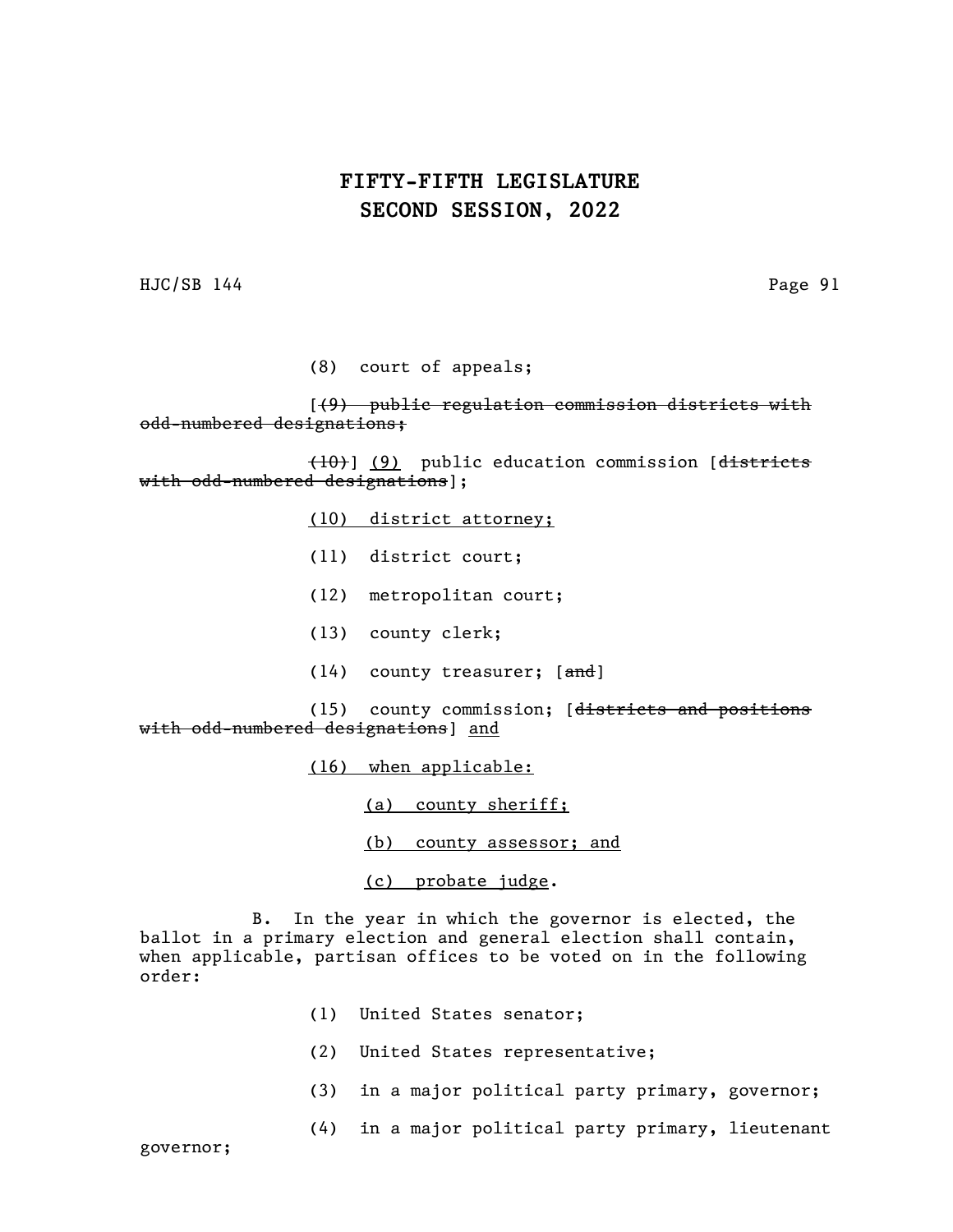(8) court of appeals;

[~~(9) public regulation commission districts with odd-numbered designations;~~

~~(10)~~] <u>(9)</u> public education commission [~~districts with odd-numbered designations~~];

<u>(10) district attorney;</u>

(11) district court;

(12) metropolitan court;

(13) county clerk;

(14) county treasurer; [~~and~~]

(15) county commission; [~~districts and positions with odd-numbered designations~~] <u>and</u>

<u>(16) when applicable:</u>

<u>(a) county sheriff;</u>

<u>(b) county assessor; and</u>

<u>(c) probate judge</u>.

B. In the year in which the governor is elected, the ballot in a primary election and general election shall contain, when applicable, partisan offices to be voted on in the following order:

(1) United States senator;

(2) United States representative;

(3) in a major political party primary, governor;

(4) in a major political party primary, lieutenant governor;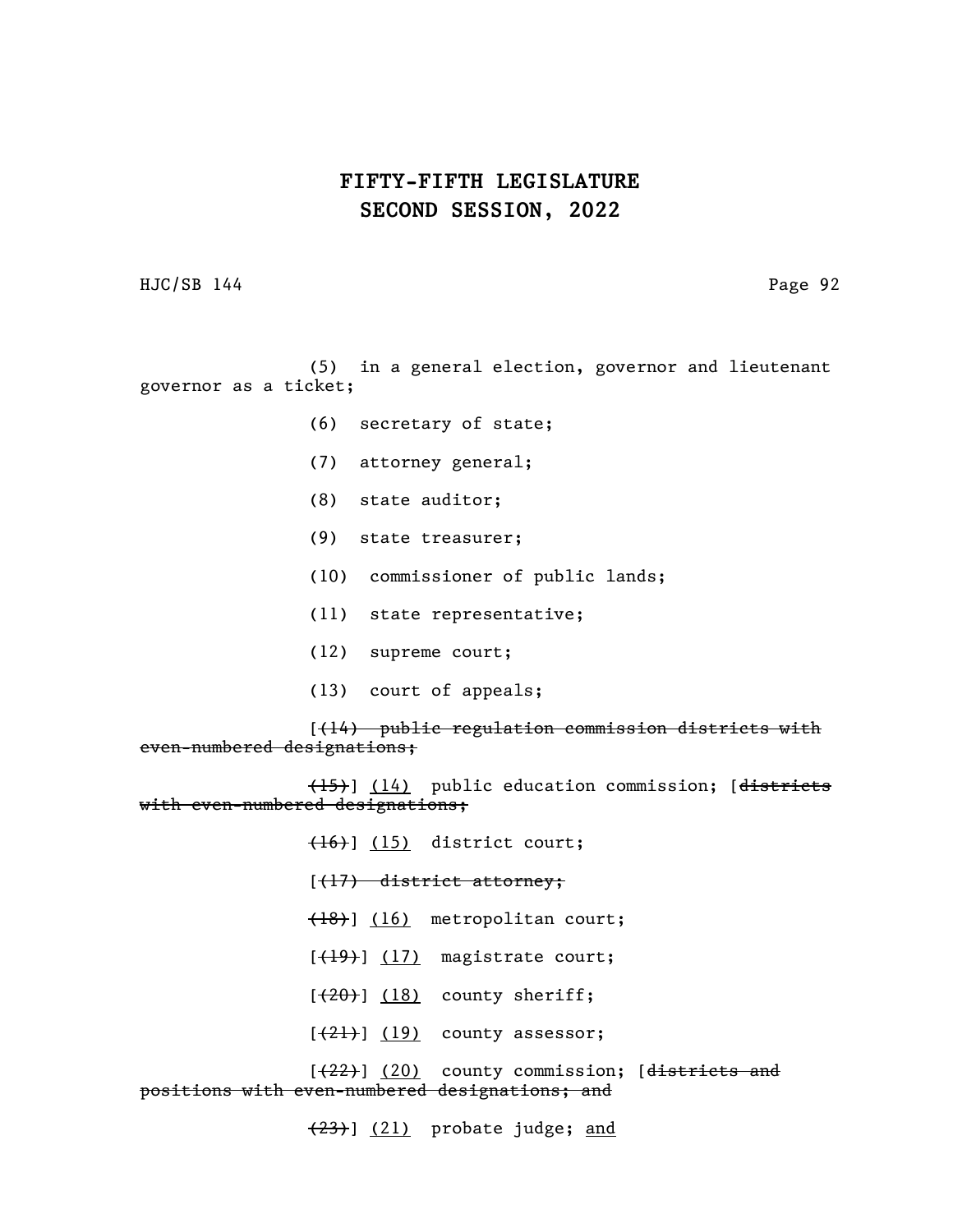# FIFTY-FIFTH LEGISLATURE
# SECOND SESSION, 2022

HJC/SB 144

(5) in a general election, governor and lieutenant governor as a ticket;

(6) secretary of state;

(7) attorney general;

(8) state auditor;

(9) state treasurer;

(10) commissioner of public lands;

(11) state representative;

(12) supreme court;

(13) court of appeals;

[~~(14) public regulation commission districts with even-numbered designations;~~

~~(15)~~] (14) public education commission; [~~districts with even-numbered designations;~~

~~(16)~~] (15) district court;

[~~(17) district attorney;~~

~~(18)~~] (16) metropolitan court;

[~~(19)~~] (17) magistrate court;

[~~(20)~~] (18) county sheriff;

[~~(21)~~] (19) county assessor;

[~~(22)~~] (20) county commission; [~~districts and positions with even-numbered designations; and~~

~~(23)~~] (21) probate judge; and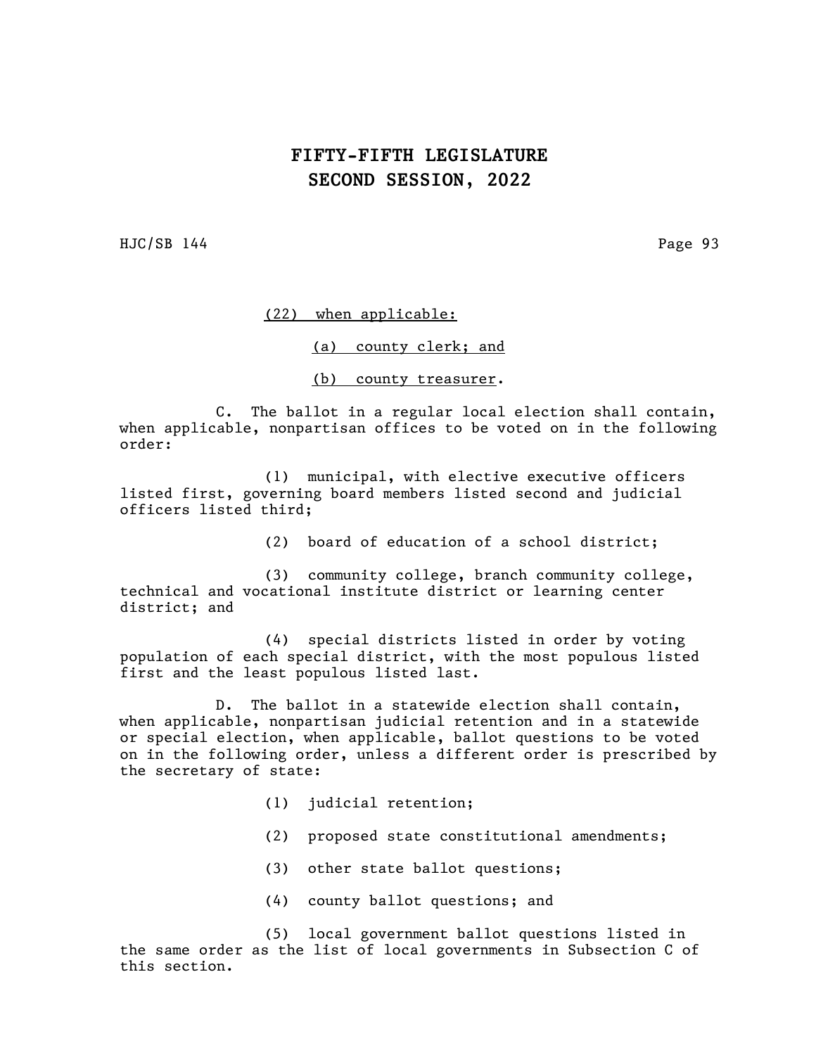(22) when applicable:

(a) county clerk; and

(b) county treasurer.

C. The ballot in a regular local election shall contain, when applicable, nonpartisan offices to be voted on in the following order:

(1) municipal, with elective executive officers listed first, governing board members listed second and judicial officers listed third;

(2) board of education of a school district;

(3) community college, branch community college, technical and vocational institute district or learning center district; and

(4) special districts listed in order by voting population of each special district, with the most populous listed first and the least populous listed last.

D. The ballot in a statewide election shall contain, when applicable, nonpartisan judicial retention and in a statewide or special election, when applicable, ballot questions to be voted on in the following order, unless a different order is prescribed by the secretary of state:

(1) judicial retention;

(2) proposed state constitutional amendments;

(3) other state ballot questions;

(4) county ballot questions; and

(5) local government ballot questions listed in the same order as the list of local governments in Subsection C of this section.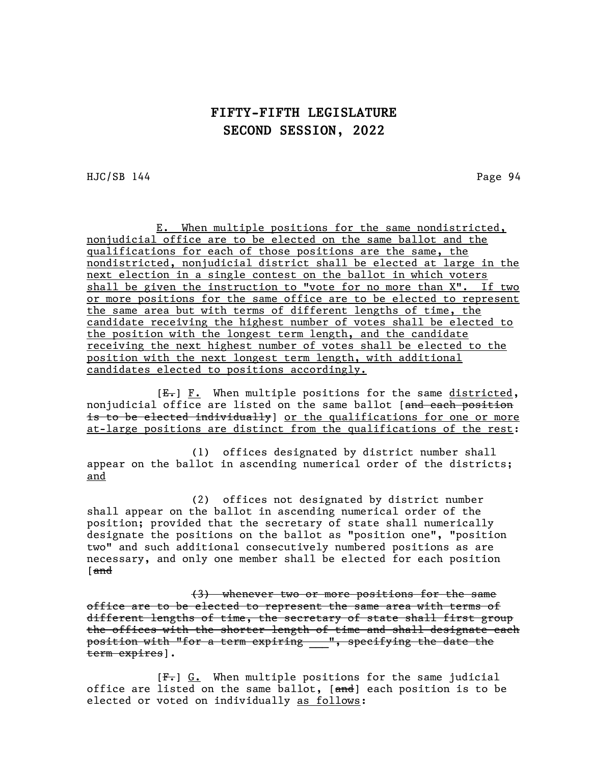E. When multiple positions for the same nondistricted, nonjudicial office are to be elected on the same ballot and the qualifications for each of those positions are the same, the nondistricted, nonjudicial district shall be elected at large in the next election in a single contest on the ballot in which voters shall be given the instruction to "vote for no more than X". If two or more positions for the same office are to be elected to represent the same area but with terms of different lengths of time, the candidate receiving the highest number of votes shall be elected to the position with the longest term length, and the candidate receiving the next highest number of votes shall be elected to the position with the next longest term length, with additional candidates elected to positions accordingly.

[~~E.~~] F. When multiple positions for the same districted, nonjudicial office are listed on the same ballot [~~and each position is to be elected individually~~] or the qualifications for one or more at-large positions are distinct from the qualifications of the rest:

(1) offices designated by district number shall appear on the ballot in ascending numerical order of the districts; and

(2) offices not designated by district number shall appear on the ballot in ascending numerical order of the position; provided that the secretary of state shall numerically designate the positions on the ballot as "position one", "position two" and such additional consecutively numbered positions as are necessary, and only one member shall be elected for each position [~~and~~

~~(3) whenever two or more positions for the same office are to be elected to represent the same area with terms of different lengths of time, the secretary of state shall first group the offices with the shorter length of time and shall designate each position with "for a term expiring ___", specifying the date the term expires~~].

[~~F.~~] G. When multiple positions for the same judicial office are listed on the same ballot, [~~and~~] each position is to be elected or voted on individually as follows: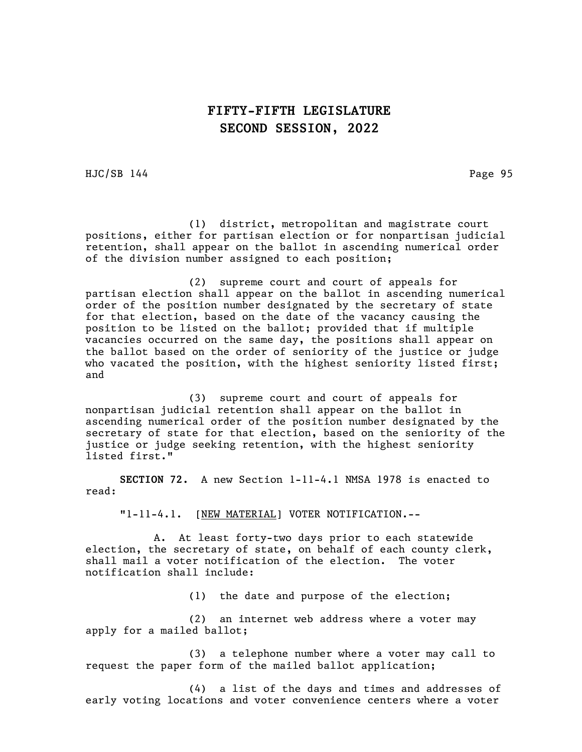(1) district, metropolitan and magistrate court positions, either for partisan election or for nonpartisan judicial retention, shall appear on the ballot in ascending numerical order of the division number assigned to each position;

(2) supreme court and court of appeals for partisan election shall appear on the ballot in ascending numerical order of the position number designated by the secretary of state for that election, based on the date of the vacancy causing the position to be listed on the ballot; provided that if multiple vacancies occurred on the same day, the positions shall appear on the ballot based on the order of seniority of the justice or judge who vacated the position, with the highest seniority listed first; and

(3) supreme court and court of appeals for nonpartisan judicial retention shall appear on the ballot in ascending numerical order of the position number designated by the secretary of state for that election, based on the seniority of the justice or judge seeking retention, with the highest seniority listed first."

**SECTION 72.** A new Section 1-11-4.1 NMSA 1978 is enacted to read:

"1-11-4.1. [NEW MATERIAL] VOTER NOTIFICATION.--

A. At least forty-two days prior to each statewide election, the secretary of state, on behalf of each county clerk, shall mail a voter notification of the election. The voter notification shall include:

(1) the date and purpose of the election;

(2) an internet web address where a voter may apply for a mailed ballot;

(3) a telephone number where a voter may call to request the paper form of the mailed ballot application;

(4) a list of the days and times and addresses of early voting locations and voter convenience centers where a voter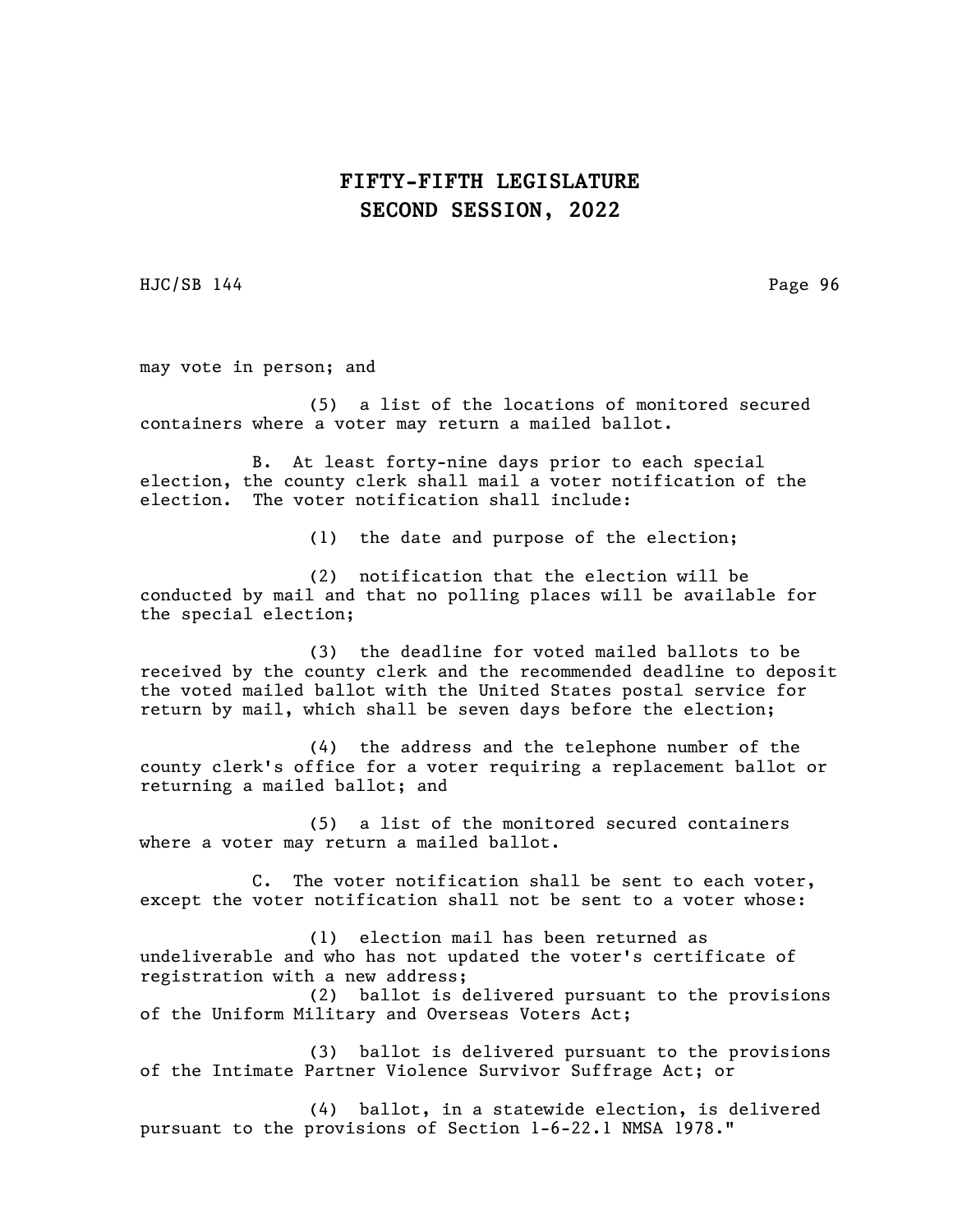may vote in person; and

(5) a list of the locations of monitored secured containers where a voter may return a mailed ballot.

B. At least forty-nine days prior to each special election, the county clerk shall mail a voter notification of the election. The voter notification shall include:

(1) the date and purpose of the election;

(2) notification that the election will be conducted by mail and that no polling places will be available for the special election;

(3) the deadline for voted mailed ballots to be received by the county clerk and the recommended deadline to deposit the voted mailed ballot with the United States postal service for return by mail, which shall be seven days before the election;

(4) the address and the telephone number of the county clerk's office for a voter requiring a replacement ballot or returning a mailed ballot; and

(5) a list of the monitored secured containers where a voter may return a mailed ballot.

C. The voter notification shall be sent to each voter, except the voter notification shall not be sent to a voter whose:

(1) election mail has been returned as undeliverable and who has not updated the voter's certificate of registration with a new address;

(2) ballot is delivered pursuant to the provisions of the Uniform Military and Overseas Voters Act;

(3) ballot is delivered pursuant to the provisions of the Intimate Partner Violence Survivor Suffrage Act; or

(4) ballot, in a statewide election, is delivered pursuant to the provisions of Section 1-6-22.1 NMSA 1978."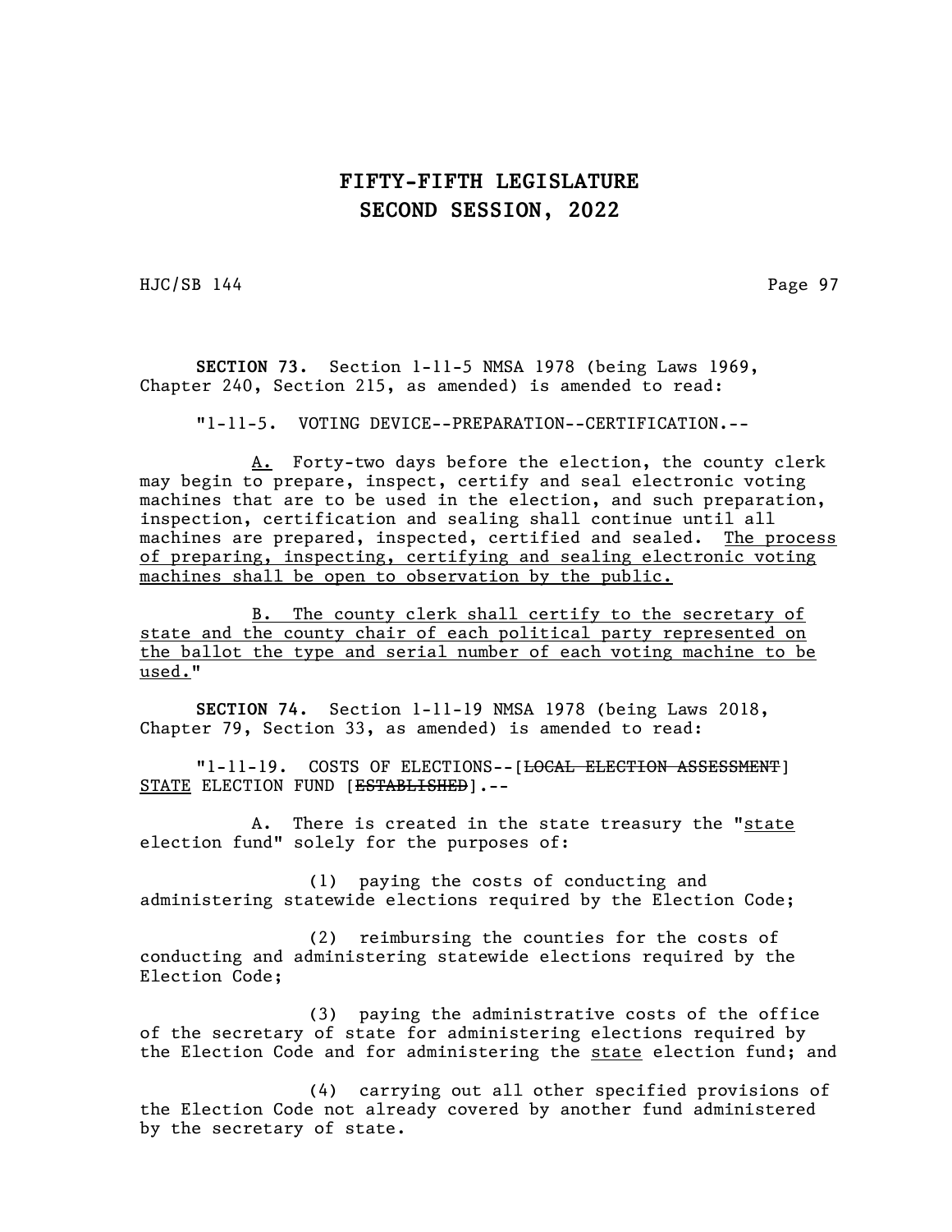**SECTION 73.** Section 1-11-5 NMSA 1978 (being Laws 1969, Chapter 240, Section 215, as amended) is amended to read:

"1-11-5. VOTING DEVICE--PREPARATION--CERTIFICATION.--

<u>A.</u> Forty-two days before the election, the county clerk may begin to prepare, inspect, certify and seal electronic voting machines that are to be used in the election, and such preparation, inspection, certification and sealing shall continue until all machines are prepared, inspected, certified and sealed. <u>The process of preparing, inspecting, certifying and sealing electronic voting machines shall be open to observation by the public.</u>

<u>B. The county clerk shall certify to the secretary of state and the county chair of each political party represented on the ballot the type and serial number of each voting machine to be used.</u>"

**SECTION 74.** Section 1-11-19 NMSA 1978 (being Laws 2018, Chapter 79, Section 33, as amended) is amended to read:

"1-11-19. COSTS OF ELECTIONS--[~~LOCAL ELECTION ASSESSMENT~~] <u>STATE</u> ELECTION FUND [~~ESTABLISHED~~].--

A. There is created in the state treasury the "<u>state</u> election fund" solely for the purposes of:

(1) paying the costs of conducting and administering statewide elections required by the Election Code;

(2) reimbursing the counties for the costs of conducting and administering statewide elections required by the Election Code;

(3) paying the administrative costs of the office of the secretary of state for administering elections required by the Election Code and for administering the <u>state</u> election fund; and

(4) carrying out all other specified provisions of the Election Code not already covered by another fund administered by the secretary of state.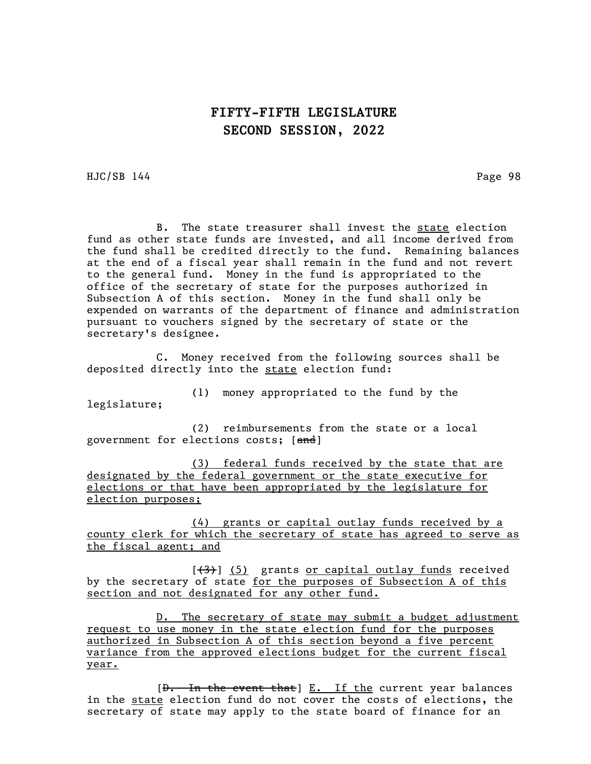B. The state treasurer shall invest the state election fund as other state funds are invested, and all income derived from the fund shall be credited directly to the fund. Remaining balances at the end of a fiscal year shall remain in the fund and not revert to the general fund. Money in the fund is appropriated to the office of the secretary of state for the purposes authorized in Subsection A of this section. Money in the fund shall only be expended on warrants of the department of finance and administration pursuant to vouchers signed by the secretary of state or the secretary's designee.

C. Money received from the following sources shall be deposited directly into the state election fund:

(1) money appropriated to the fund by the legislature;

(2) reimbursements from the state or a local government for elections costs; [~~and~~]

(3) federal funds received by the state that are designated by the federal government or the state executive for elections or that have been appropriated by the legislature for election purposes;

(4) grants or capital outlay funds received by a county clerk for which the secretary of state has agreed to serve as the fiscal agent; and

[~~(3)~~] (5) grants or capital outlay funds received by the secretary of state for the purposes of Subsection A of this section and not designated for any other fund.

D. The secretary of state may submit a budget adjustment request to use money in the state election fund for the purposes authorized in Subsection A of this section beyond a five percent variance from the approved elections budget for the current fiscal year.

[~~D. In the event that~~] E. If the current year balances in the state election fund do not cover the costs of elections, the secretary of state may apply to the state board of finance for an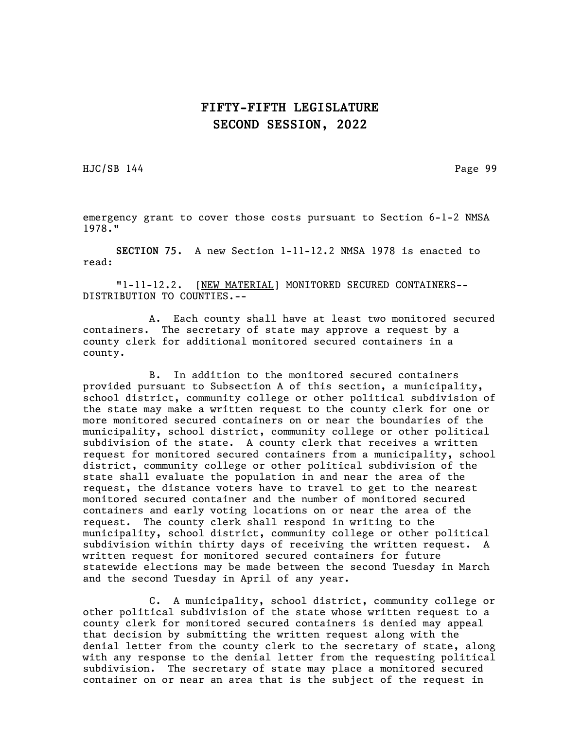emergency grant to cover those costs pursuant to Section 6-1-2 NMSA 1978."

**SECTION 75.** A new Section 1-11-12.2 NMSA 1978 is enacted to read:

"1-11-12.2. [NEW MATERIAL] MONITORED SECURED CONTAINERS--DISTRIBUTION TO COUNTIES.--

A. Each county shall have at least two monitored secured containers. The secretary of state may approve a request by a county clerk for additional monitored secured containers in a county.

B. In addition to the monitored secured containers provided pursuant to Subsection A of this section, a municipality, school district, community college or other political subdivision of the state may make a written request to the county clerk for one or more monitored secured containers on or near the boundaries of the municipality, school district, community college or other political subdivision of the state. A county clerk that receives a written request for monitored secured containers from a municipality, school district, community college or other political subdivision of the state shall evaluate the population in and near the area of the request, the distance voters have to travel to get to the nearest monitored secured container and the number of monitored secured containers and early voting locations on or near the area of the request. The county clerk shall respond in writing to the municipality, school district, community college or other political subdivision within thirty days of receiving the written request. A written request for monitored secured containers for future statewide elections may be made between the second Tuesday in March and the second Tuesday in April of any year.

C. A municipality, school district, community college or other political subdivision of the state whose written request to a county clerk for monitored secured containers is denied may appeal that decision by submitting the written request along with the denial letter from the county clerk to the secretary of state, along with any response to the denial letter from the requesting political subdivision. The secretary of state may place a monitored secured container on or near an area that is the subject of the request in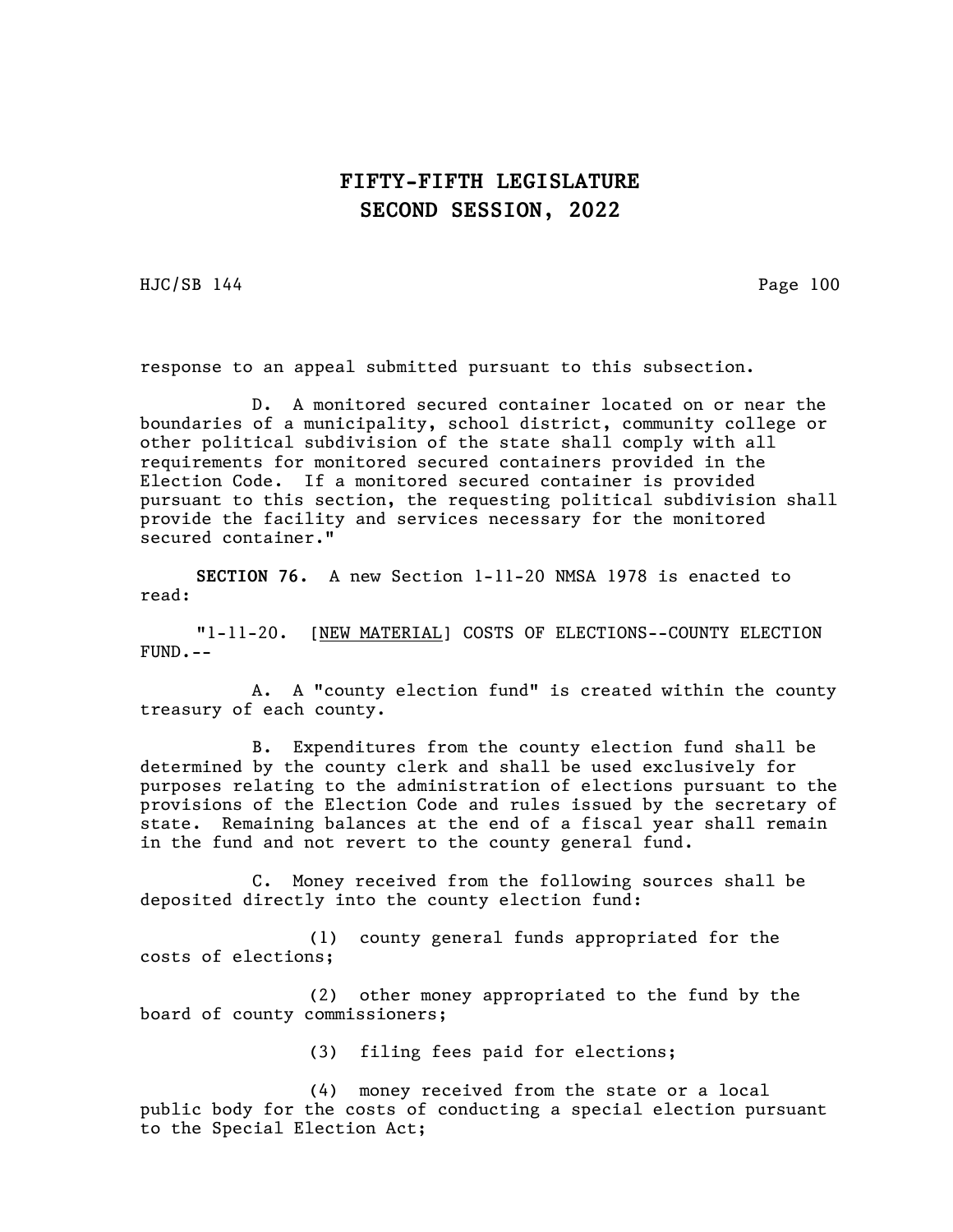response to an appeal submitted pursuant to this subsection.

D. A monitored secured container located on or near the boundaries of a municipality, school district, community college or other political subdivision of the state shall comply with all requirements for monitored secured containers provided in the Election Code. If a monitored secured container is provided pursuant to this section, the requesting political subdivision shall provide the facility and services necessary for the monitored secured container."

**SECTION 76.** A new Section 1-11-20 NMSA 1978 is enacted to read:

"1-11-20. [NEW MATERIAL] COSTS OF ELECTIONS--COUNTY ELECTION FUND.--

A. A "county election fund" is created within the county treasury of each county.

B. Expenditures from the county election fund shall be determined by the county clerk and shall be used exclusively for purposes relating to the administration of elections pursuant to the provisions of the Election Code and rules issued by the secretary of state. Remaining balances at the end of a fiscal year shall remain in the fund and not revert to the county general fund.

C. Money received from the following sources shall be deposited directly into the county election fund:

(1) county general funds appropriated for the costs of elections;

(2) other money appropriated to the fund by the board of county commissioners;

(3) filing fees paid for elections;

(4) money received from the state or a local public body for the costs of conducting a special election pursuant to the Special Election Act;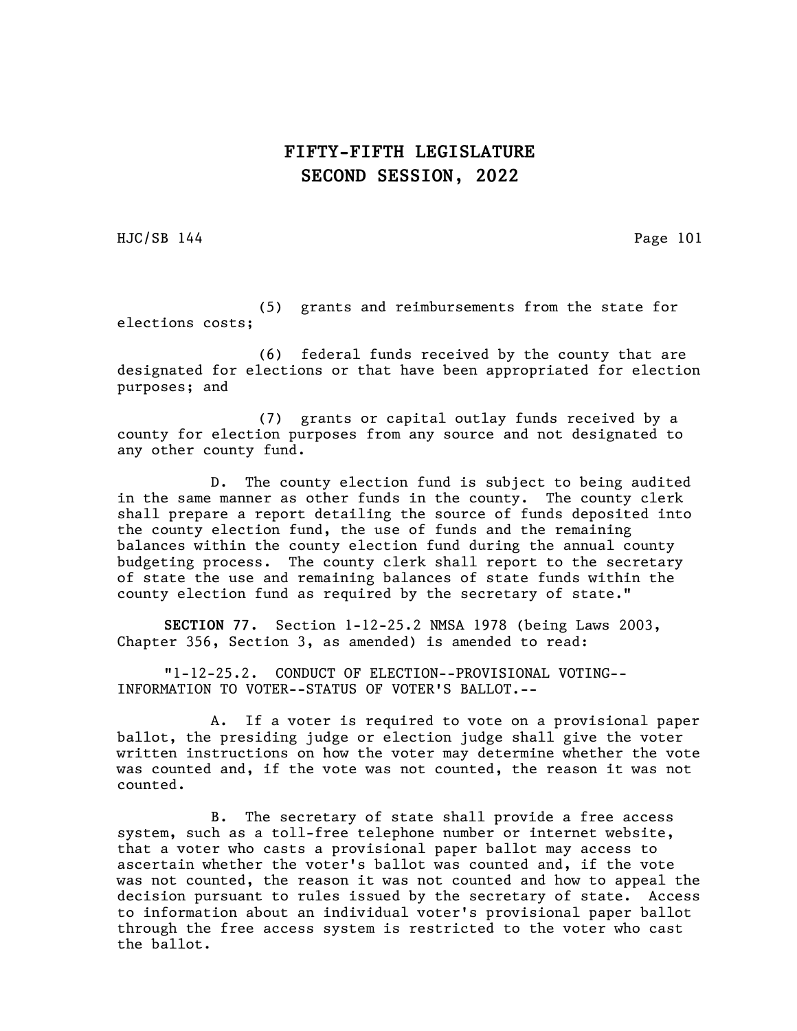(5) grants and reimbursements from the state for elections costs;

(6) federal funds received by the county that are designated for elections or that have been appropriated for election purposes; and

(7) grants or capital outlay funds received by a county for election purposes from any source and not designated to any other county fund.

D. The county election fund is subject to being audited in the same manner as other funds in the county. The county clerk shall prepare a report detailing the source of funds deposited into the county election fund, the use of funds and the remaining balances within the county election fund during the annual county budgeting process. The county clerk shall report to the secretary of state the use and remaining balances of state funds within the county election fund as required by the secretary of state."

**SECTION 77.** Section 1-12-25.2 NMSA 1978 (being Laws 2003, Chapter 356, Section 3, as amended) is amended to read:

"1-12-25.2. CONDUCT OF ELECTION--PROVISIONAL VOTING--INFORMATION TO VOTER--STATUS OF VOTER'S BALLOT.--

A. If a voter is required to vote on a provisional paper ballot, the presiding judge or election judge shall give the voter written instructions on how the voter may determine whether the vote was counted and, if the vote was not counted, the reason it was not counted.

B. The secretary of state shall provide a free access system, such as a toll-free telephone number or internet website, that a voter who casts a provisional paper ballot may access to ascertain whether the voter's ballot was counted and, if the vote was not counted, the reason it was not counted and how to appeal the decision pursuant to rules issued by the secretary of state. Access to information about an individual voter's provisional paper ballot through the free access system is restricted to the voter who cast the ballot.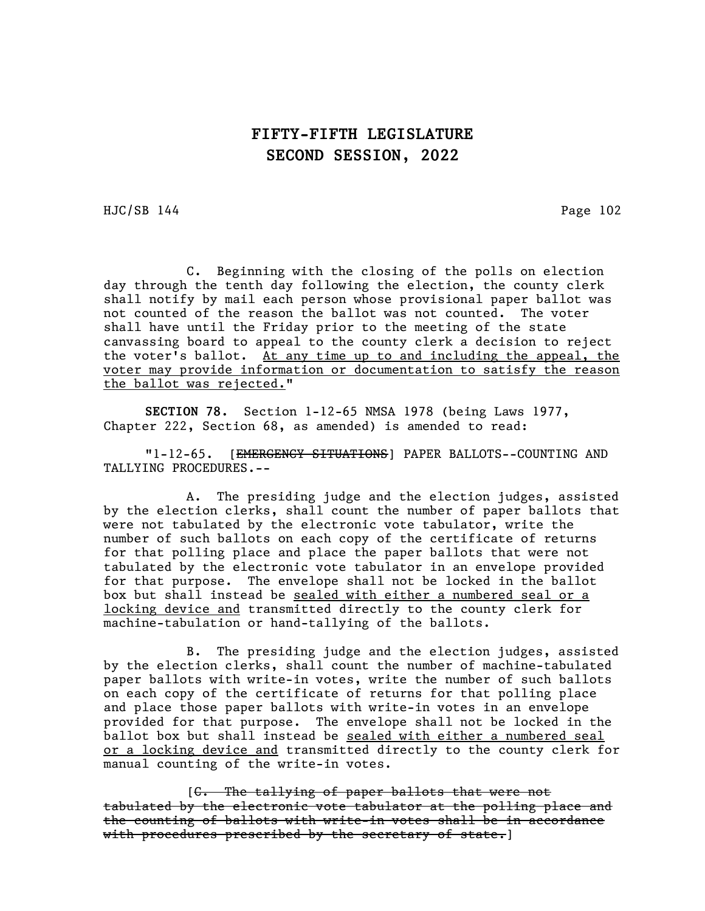C. Beginning with the closing of the polls on election day through the tenth day following the election, the county clerk shall notify by mail each person whose provisional paper ballot was not counted of the reason the ballot was not counted. The voter shall have until the Friday prior to the meeting of the state canvassing board to appeal to the county clerk a decision to reject the voter's ballot. <u>At any time up to and including the appeal, the voter may provide information or documentation to satisfy the reason the ballot was rejected.</u>"

**SECTION 78.** Section 1-12-65 NMSA 1978 (being Laws 1977, Chapter 222, Section 68, as amended) is amended to read:

"1-12-65. [~~EMERGENCY SITUATIONS~~] PAPER BALLOTS--COUNTING AND TALLYING PROCEDURES.--

A. The presiding judge and the election judges, assisted by the election clerks, shall count the number of paper ballots that were not tabulated by the electronic vote tabulator, write the number of such ballots on each copy of the certificate of returns for that polling place and place the paper ballots that were not tabulated by the electronic vote tabulator in an envelope provided for that purpose. The envelope shall not be locked in the ballot box but shall instead be <u>sealed with either a numbered seal or a locking device and</u> transmitted directly to the county clerk for machine-tabulation or hand-tallying of the ballots.

B. The presiding judge and the election judges, assisted by the election clerks, shall count the number of machine-tabulated paper ballots with write-in votes, write the number of such ballots on each copy of the certificate of returns for that polling place and place those paper ballots with write-in votes in an envelope provided for that purpose. The envelope shall not be locked in the ballot box but shall instead be <u>sealed with either a numbered seal or a locking device and</u> transmitted directly to the county clerk for manual counting of the write-in votes.

[~~C. The tallying of paper ballots that were not tabulated by the electronic vote tabulator at the polling place and the counting of ballots with write-in votes shall be in accordance with procedures prescribed by the secretary of state.~~]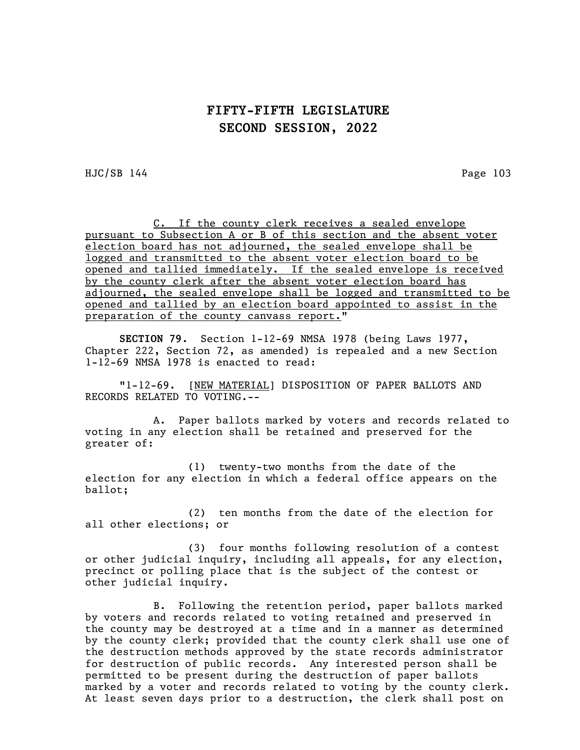C. If the county clerk receives a sealed envelope pursuant to Subsection A or B of this section and the absent voter election board has not adjourned, the sealed envelope shall be logged and transmitted to the absent voter election board to be opened and tallied immediately. If the sealed envelope is received by the county clerk after the absent voter election board has adjourned, the sealed envelope shall be logged and transmitted to be opened and tallied by an election board appointed to assist in the preparation of the county canvass report."

**SECTION 79.** Section 1-12-69 NMSA 1978 (being Laws 1977, Chapter 222, Section 72, as amended) is repealed and a new Section 1-12-69 NMSA 1978 is enacted to read:

"1-12-69. [NEW MATERIAL] DISPOSITION OF PAPER BALLOTS AND RECORDS RELATED TO VOTING.--

A. Paper ballots marked by voters and records related to voting in any election shall be retained and preserved for the greater of:

(1) twenty-two months from the date of the election for any election in which a federal office appears on the ballot;

(2) ten months from the date of the election for all other elections; or

(3) four months following resolution of a contest or other judicial inquiry, including all appeals, for any election, precinct or polling place that is the subject of the contest or other judicial inquiry.

B. Following the retention period, paper ballots marked by voters and records related to voting retained and preserved in the county may be destroyed at a time and in a manner as determined by the county clerk; provided that the county clerk shall use one of the destruction methods approved by the state records administrator for destruction of public records. Any interested person shall be permitted to be present during the destruction of paper ballots marked by a voter and records related to voting by the county clerk. At least seven days prior to a destruction, the clerk shall post on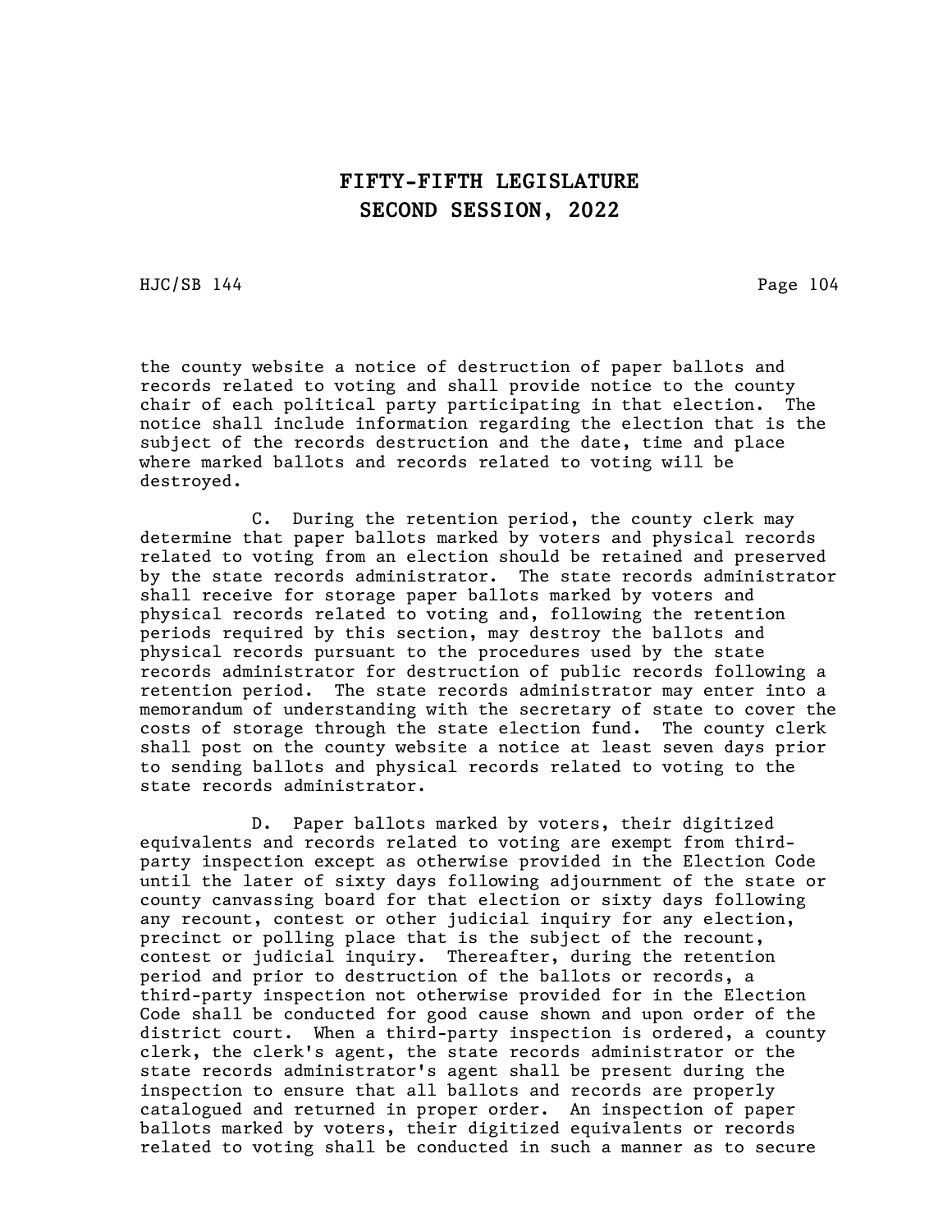the county website a notice of destruction of paper ballots and records related to voting and shall provide notice to the county chair of each political party participating in that election. The notice shall include information regarding the election that is the subject of the records destruction and the date, time and place where marked ballots and records related to voting will be destroyed.

C. During the retention period, the county clerk may determine that paper ballots marked by voters and physical records related to voting from an election should be retained and preserved by the state records administrator. The state records administrator shall receive for storage paper ballots marked by voters and physical records related to voting and, following the retention periods required by this section, may destroy the ballots and physical records pursuant to the procedures used by the state records administrator for destruction of public records following a retention period. The state records administrator may enter into a memorandum of understanding with the secretary of state to cover the costs of storage through the state election fund. The county clerk shall post on the county website a notice at least seven days prior to sending ballots and physical records related to voting to the state records administrator.

D. Paper ballots marked by voters, their digitized equivalents and records related to voting are exempt from third-party inspection except as otherwise provided in the Election Code until the later of sixty days following adjournment of the state or county canvassing board for that election or sixty days following any recount, contest or other judicial inquiry for any election, precinct or polling place that is the subject of the recount, contest or judicial inquiry. Thereafter, during the retention period and prior to destruction of the ballots or records, a third-party inspection not otherwise provided for in the Election Code shall be conducted for good cause shown and upon order of the district court. When a third-party inspection is ordered, a county clerk, the clerk's agent, the state records administrator or the state records administrator's agent shall be present during the inspection to ensure that all ballots and records are properly catalogued and returned in proper order. An inspection of paper ballots marked by voters, their digitized equivalents or records related to voting shall be conducted in such a manner as to secure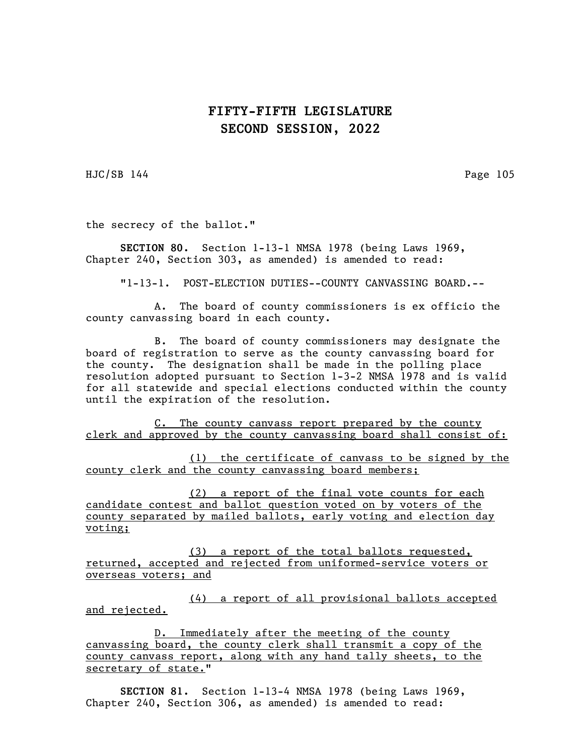the secrecy of the ballot."

**SECTION 80.** Section 1-13-1 NMSA 1978 (being Laws 1969, Chapter 240, Section 303, as amended) is amended to read:

"1-13-1. POST-ELECTION DUTIES--COUNTY CANVASSING BOARD.--

A. The board of county commissioners is ex officio the county canvassing board in each county.

B. The board of county commissioners may designate the board of registration to serve as the county canvassing board for the county. The designation shall be made in the polling place resolution adopted pursuant to Section 1-3-2 NMSA 1978 and is valid for all statewide and special elections conducted within the county until the expiration of the resolution.

<u>C. The county canvass report prepared by the county clerk and approved by the county canvassing board shall consist of:</u>

<u>(1) the certificate of canvass to be signed by the county clerk and the county canvassing board members;</u>

<u>(2) a report of the final vote counts for each candidate contest and ballot question voted on by voters of the county separated by mailed ballots, early voting and election day voting;</u>

<u>(3) a report of the total ballots requested, returned, accepted and rejected from uniformed-service voters or overseas voters; and</u>

<u>(4) a report of all provisional ballots accepted and rejected.</u>

<u>D. Immediately after the meeting of the county canvassing board, the county clerk shall transmit a copy of the county canvass report, along with any hand tally sheets, to the secretary of state.</u>"

**SECTION 81.** Section 1-13-4 NMSA 1978 (being Laws 1969, Chapter 240, Section 306, as amended) is amended to read: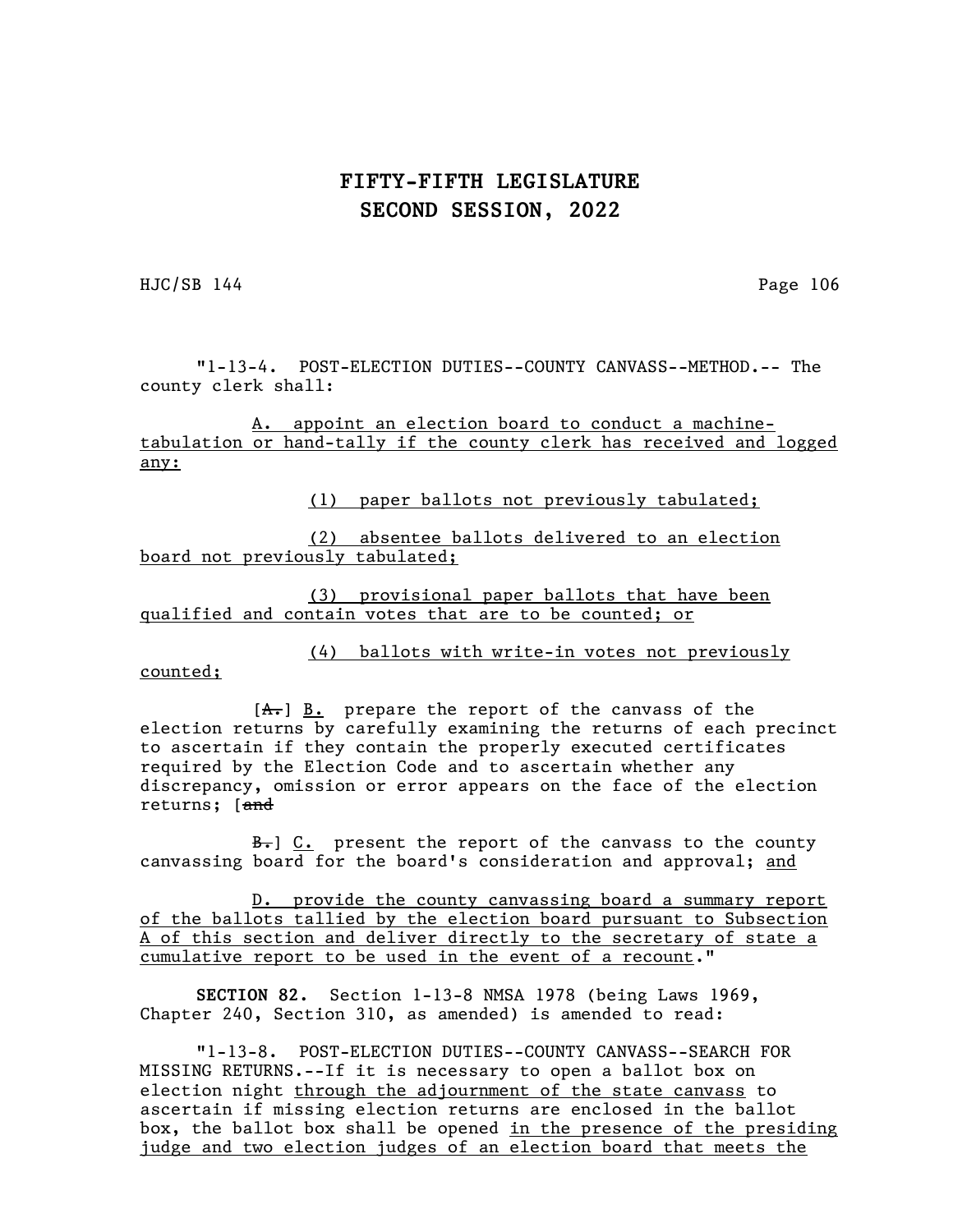# FIFTY-FIFTH LEGISLATURE
# SECOND SESSION, 2022

HJC/SB 144

"1-13-4. POST-ELECTION DUTIES--COUNTY CANVASS--METHOD.-- The county clerk shall:

A. appoint an election board to conduct a machine-tabulation or hand-tally if the county clerk has received and logged any:

(1) paper ballots not previously tabulated;

(2) absentee ballots delivered to an election board not previously tabulated;

(3) provisional paper ballots that have been qualified and contain votes that are to be counted; or

(4) ballots with write-in votes not previously counted;

[A.] B. prepare the report of the canvass of the election returns by carefully examining the returns of each precinct to ascertain if they contain the properly executed certificates required by the Election Code and to ascertain whether any discrepancy, omission or error appears on the face of the election returns; [and

B.] C. present the report of the canvass to the county canvassing board for the board's consideration and approval; and

D. provide the county canvassing board a summary report of the ballots tallied by the election board pursuant to Subsection A of this section and deliver directly to the secretary of state a cumulative report to be used in the event of a recount."

**SECTION 82.** Section 1-13-8 NMSA 1978 (being Laws 1969, Chapter 240, Section 310, as amended) is amended to read:

"1-13-8. POST-ELECTION DUTIES--COUNTY CANVASS--SEARCH FOR MISSING RETURNS.--If it is necessary to open a ballot box on election night through the adjournment of the state canvass to ascertain if missing election returns are enclosed in the ballot box, the ballot box shall be opened in the presence of the presiding judge and two election judges of an election board that meets the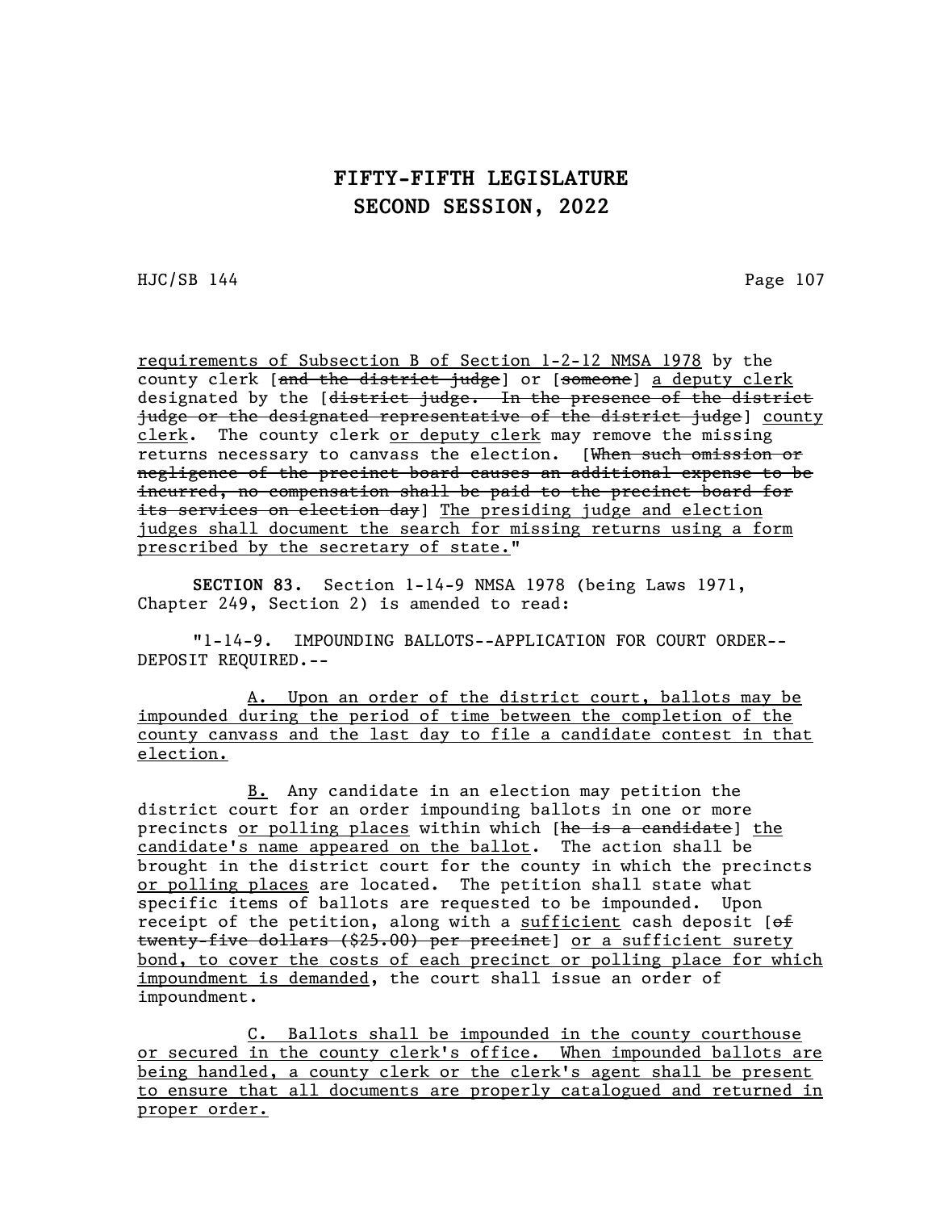requirements of Subsection B of Section 1-2-12 NMSA 1978 by the county clerk [~~and the district judge~~] or [~~someone~~] a deputy clerk designated by the [~~district judge. In the presence of the district judge or the designated representative of the district judge~~] county clerk. The county clerk or deputy clerk may remove the missing returns necessary to canvass the election. [~~When such omission or negligence of the precinct board causes an additional expense to be incurred, no compensation shall be paid to the precinct board for its services on election day~~] The presiding judge and election judges shall document the search for missing returns using a form prescribed by the secretary of state."

**SECTION 83.** Section 1-14-9 NMSA 1978 (being Laws 1971, Chapter 249, Section 2) is amended to read:

"1-14-9. IMPOUNDING BALLOTS--APPLICATION FOR COURT ORDER--DEPOSIT REQUIRED.--

A. Upon an order of the district court, ballots may be impounded during the period of time between the completion of the county canvass and the last day to file a candidate contest in that election.

B. Any candidate in an election may petition the district court for an order impounding ballots in one or more precincts or polling places within which [~~he is a candidate~~] the candidate's name appeared on the ballot. The action shall be brought in the district court for the county in which the precincts or polling places are located. The petition shall state what specific items of ballots are requested to be impounded. Upon receipt of the petition, along with a sufficient cash deposit [~~of twenty-five dollars ($25.00) per precinct~~] or a sufficient surety bond, to cover the costs of each precinct or polling place for which impoundment is demanded, the court shall issue an order of impoundment.

C. Ballots shall be impounded in the county courthouse or secured in the county clerk's office. When impounded ballots are being handled, a county clerk or the clerk's agent shall be present to ensure that all documents are properly catalogued and returned in proper order.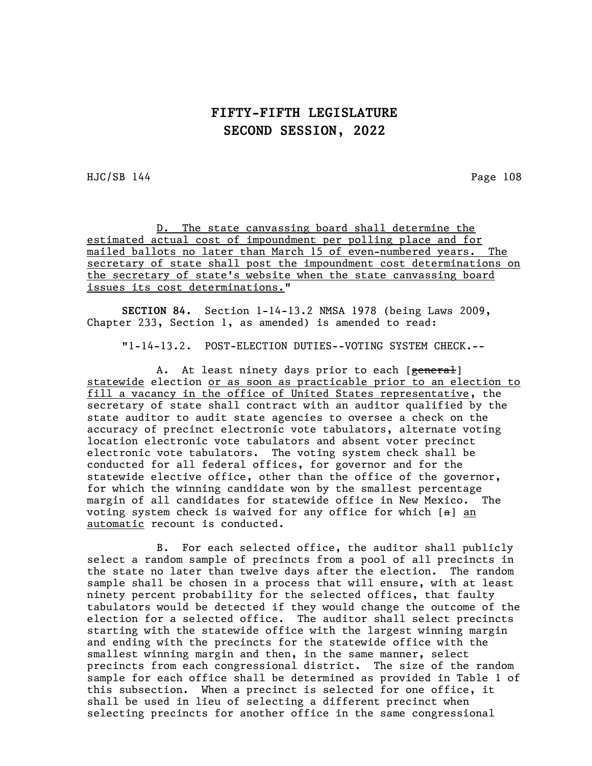D. The state canvassing board shall determine the estimated actual cost of impoundment per polling place and for mailed ballots no later than March 15 of even-numbered years. The secretary of state shall post the impoundment cost determinations on the secretary of state's website when the state canvassing board issues its cost determinations."

**SECTION 84.** Section 1-14-13.2 NMSA 1978 (being Laws 2009, Chapter 233, Section 1, as amended) is amended to read:

"1-14-13.2. POST-ELECTION DUTIES--VOTING SYSTEM CHECK.--

A. At least ninety days prior to each [~~general~~] statewide election or as soon as practicable prior to an election to fill a vacancy in the office of United States representative, the secretary of state shall contract with an auditor qualified by the state auditor to audit state agencies to oversee a check on the accuracy of precinct electronic vote tabulators, alternate voting location electronic vote tabulators and absent voter precinct electronic vote tabulators. The voting system check shall be conducted for all federal offices, for governor and for the statewide elective office, other than the office of the governor, for which the winning candidate won by the smallest percentage margin of all candidates for statewide office in New Mexico. The voting system check is waived for any office for which [~~a~~] an automatic recount is conducted.

B. For each selected office, the auditor shall publicly select a random sample of precincts from a pool of all precincts in the state no later than twelve days after the election. The random sample shall be chosen in a process that will ensure, with at least ninety percent probability for the selected offices, that faulty tabulators would be detected if they would change the outcome of the election for a selected office. The auditor shall select precincts starting with the statewide office with the largest winning margin and ending with the precincts for the statewide office with the smallest winning margin and then, in the same manner, select precincts from each congressional district. The size of the random sample for each office shall be determined as provided in Table 1 of this subsection. When a precinct is selected for one office, it shall be used in lieu of selecting a different precinct when selecting precincts for another office in the same congressional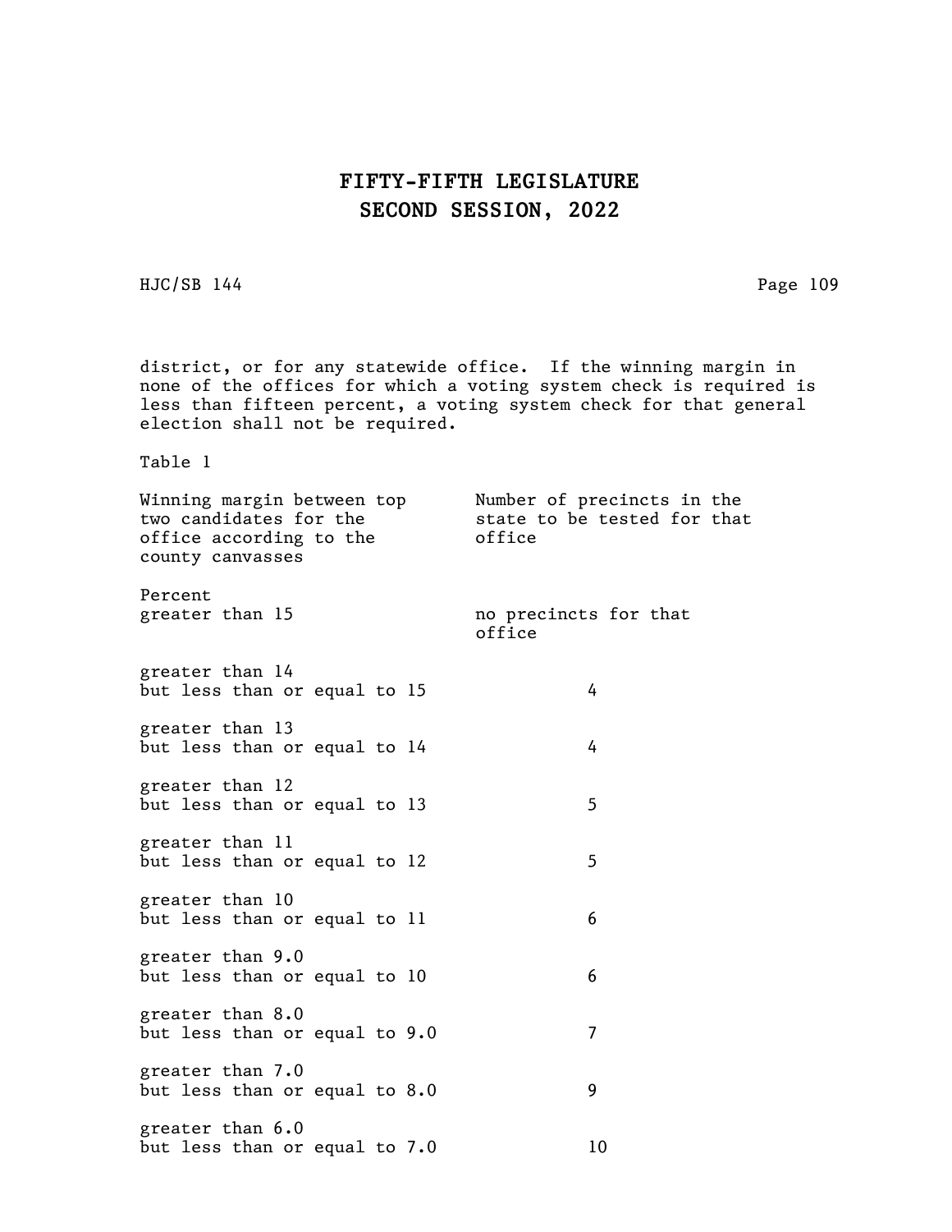district, or for any statewide office. If the winning margin in none of the offices for which a voting system check is required is less than fifteen percent, a voting system check for that general election shall not be required.

Table 1

| Winning margin between top two candidates for the office according to the county canvasses | Number of precincts in the state to be tested for that office |
|---|---|
| Percent | |
| greater than 15 | no precincts for that office |
| greater than 14 but less than or equal to 15 | 4 |
| greater than 13 but less than or equal to 14 | 4 |
| greater than 12 but less than or equal to 13 | 5 |
| greater than 11 but less than or equal to 12 | 5 |
| greater than 10 but less than or equal to 11 | 6 |
| greater than 9.0 but less than or equal to 10 | 6 |
| greater than 8.0 but less than or equal to 9.0 | 7 |
| greater than 7.0 but less than or equal to 8.0 | 9 |
| greater than 6.0 but less than or equal to 7.0 | 10 |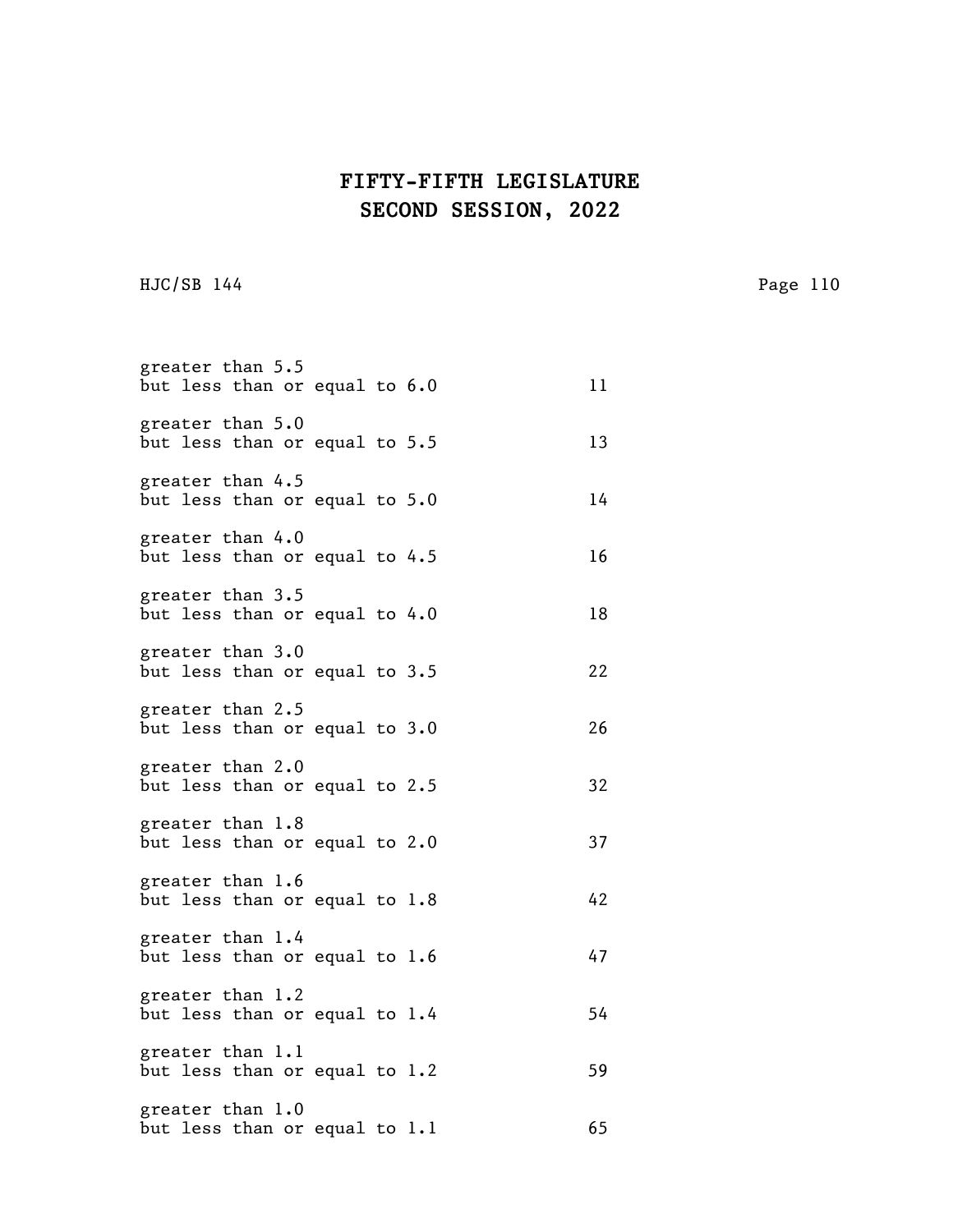| | |
|---|---|
| greater than 5.5 but less than or equal to 6.0 | 11 |
| greater than 5.0 but less than or equal to 5.5 | 13 |
| greater than 4.5 but less than or equal to 5.0 | 14 |
| greater than 4.0 but less than or equal to 4.5 | 16 |
| greater than 3.5 but less than or equal to 4.0 | 18 |
| greater than 3.0 but less than or equal to 3.5 | 22 |
| greater than 2.5 but less than or equal to 3.0 | 26 |
| greater than 2.0 but less than or equal to 2.5 | 32 |
| greater than 1.8 but less than or equal to 2.0 | 37 |
| greater than 1.6 but less than or equal to 1.8 | 42 |
| greater than 1.4 but less than or equal to 1.6 | 47 |
| greater than 1.2 but less than or equal to 1.4 | 54 |
| greater than 1.1 but less than or equal to 1.2 | 59 |
| greater than 1.0 but less than or equal to 1.1 | 65 |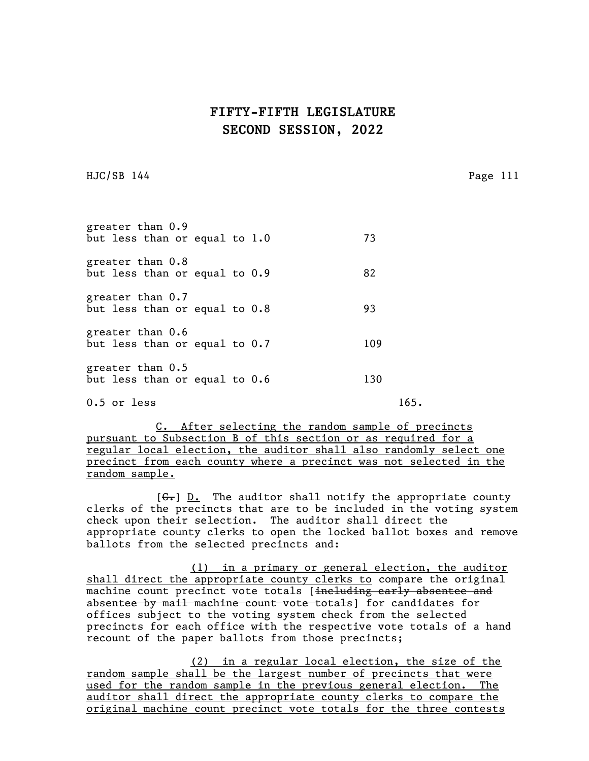| | |
|---|---|
| greater than 0.9 but less than or equal to 1.0 | 73 |
| greater than 0.8 but less than or equal to 0.9 | 82 |
| greater than 0.7 but less than or equal to 0.8 | 93 |
| greater than 0.6 but less than or equal to 0.7 | 109 |
| greater than 0.5 but less than or equal to 0.6 | 130 |
| 0.5 or less | 165. |

C. After selecting the random sample of precincts pursuant to Subsection B of this section or as required for a regular local election, the auditor shall also randomly select one precinct from each county where a precinct was not selected in the random sample.

[~~C.~~] D. The auditor shall notify the appropriate county clerks of the precincts that are to be included in the voting system check upon their selection. The auditor shall direct the appropriate county clerks to open the locked ballot boxes and remove ballots from the selected precincts and:

(1) in a primary or general election, the auditor shall direct the appropriate county clerks to compare the original machine count precinct vote totals [~~including early absentee and absentee by mail machine count vote totals~~] for candidates for offices subject to the voting system check from the selected precincts for each office with the respective vote totals of a hand recount of the paper ballots from those precincts;

(2) in a regular local election, the size of the random sample shall be the largest number of precincts that were used for the random sample in the previous general election. The auditor shall direct the appropriate county clerks to compare the original machine count precinct vote totals for the three contests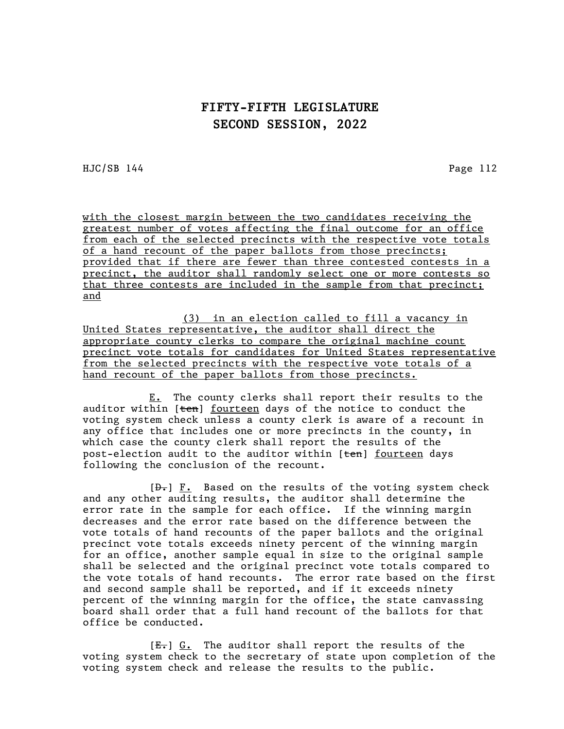with the closest margin between the two candidates receiving the greatest number of votes affecting the final outcome for an office from each of the selected precincts with the respective vote totals of a hand recount of the paper ballots from those precincts; provided that if there are fewer than three contested contests in a precinct, the auditor shall randomly select one or more contests so that three contests are included in the sample from that precinct; and

(3) in an election called to fill a vacancy in United States representative, the auditor shall direct the appropriate county clerks to compare the original machine count precinct vote totals for candidates for United States representative from the selected precincts with the respective vote totals of a hand recount of the paper ballots from those precincts.

E. The county clerks shall report their results to the auditor within [~~ten~~] fourteen days of the notice to conduct the voting system check unless a county clerk is aware of a recount in any office that includes one or more precincts in the county, in which case the county clerk shall report the results of the post-election audit to the auditor within [~~ten~~] fourteen days following the conclusion of the recount.

[~~D.~~] F. Based on the results of the voting system check and any other auditing results, the auditor shall determine the error rate in the sample for each office. If the winning margin decreases and the error rate based on the difference between the vote totals of hand recounts of the paper ballots and the original precinct vote totals exceeds ninety percent of the winning margin for an office, another sample equal in size to the original sample shall be selected and the original precinct vote totals compared to the vote totals of hand recounts. The error rate based on the first and second sample shall be reported, and if it exceeds ninety percent of the winning margin for the office, the state canvassing board shall order that a full hand recount of the ballots for that office be conducted.

[~~E.~~] G. The auditor shall report the results of the voting system check to the secretary of state upon completion of the voting system check and release the results to the public.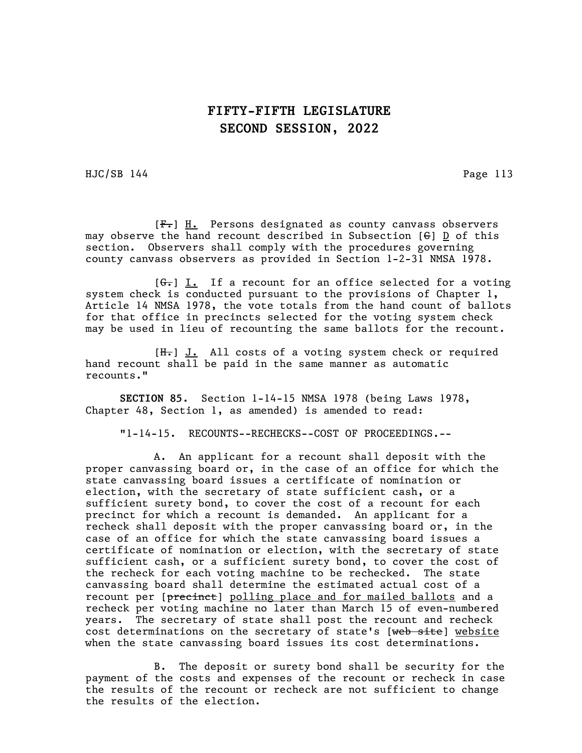[~~F.~~] <u>H.</u> Persons designated as county canvass observers may observe the hand recount described in Subsection [~~G~~] <u>D</u> of this section. Observers shall comply with the procedures governing county canvass observers as provided in Section 1-2-31 NMSA 1978.

[~~G.~~] <u>I.</u> If a recount for an office selected for a voting system check is conducted pursuant to the provisions of Chapter 1, Article 14 NMSA 1978, the vote totals from the hand count of ballots for that office in precincts selected for the voting system check may be used in lieu of recounting the same ballots for the recount.

[~~H.~~] <u>J.</u> All costs of a voting system check or required hand recount shall be paid in the same manner as automatic recounts."

**SECTION 85.** Section 1-14-15 NMSA 1978 (being Laws 1978, Chapter 48, Section 1, as amended) is amended to read:

"1-14-15. RECOUNTS--RECHECKS--COST OF PROCEEDINGS.--

A. An applicant for a recount shall deposit with the proper canvassing board or, in the case of an office for which the state canvassing board issues a certificate of nomination or election, with the secretary of state sufficient cash, or a sufficient surety bond, to cover the cost of a recount for each precinct for which a recount is demanded. An applicant for a recheck shall deposit with the proper canvassing board or, in the case of an office for which the state canvassing board issues a certificate of nomination or election, with the secretary of state sufficient cash, or a sufficient surety bond, to cover the cost of the recheck for each voting machine to be rechecked. The state canvassing board shall determine the estimated actual cost of a recount per [~~precinct~~] <u>polling place and for mailed ballots</u> and a recheck per voting machine no later than March 15 of even-numbered years. The secretary of state shall post the recount and recheck cost determinations on the secretary of state's [~~web site~~] <u>website</u> when the state canvassing board issues its cost determinations.

B. The deposit or surety bond shall be security for the payment of the costs and expenses of the recount or recheck in case the results of the recount or recheck are not sufficient to change the results of the election.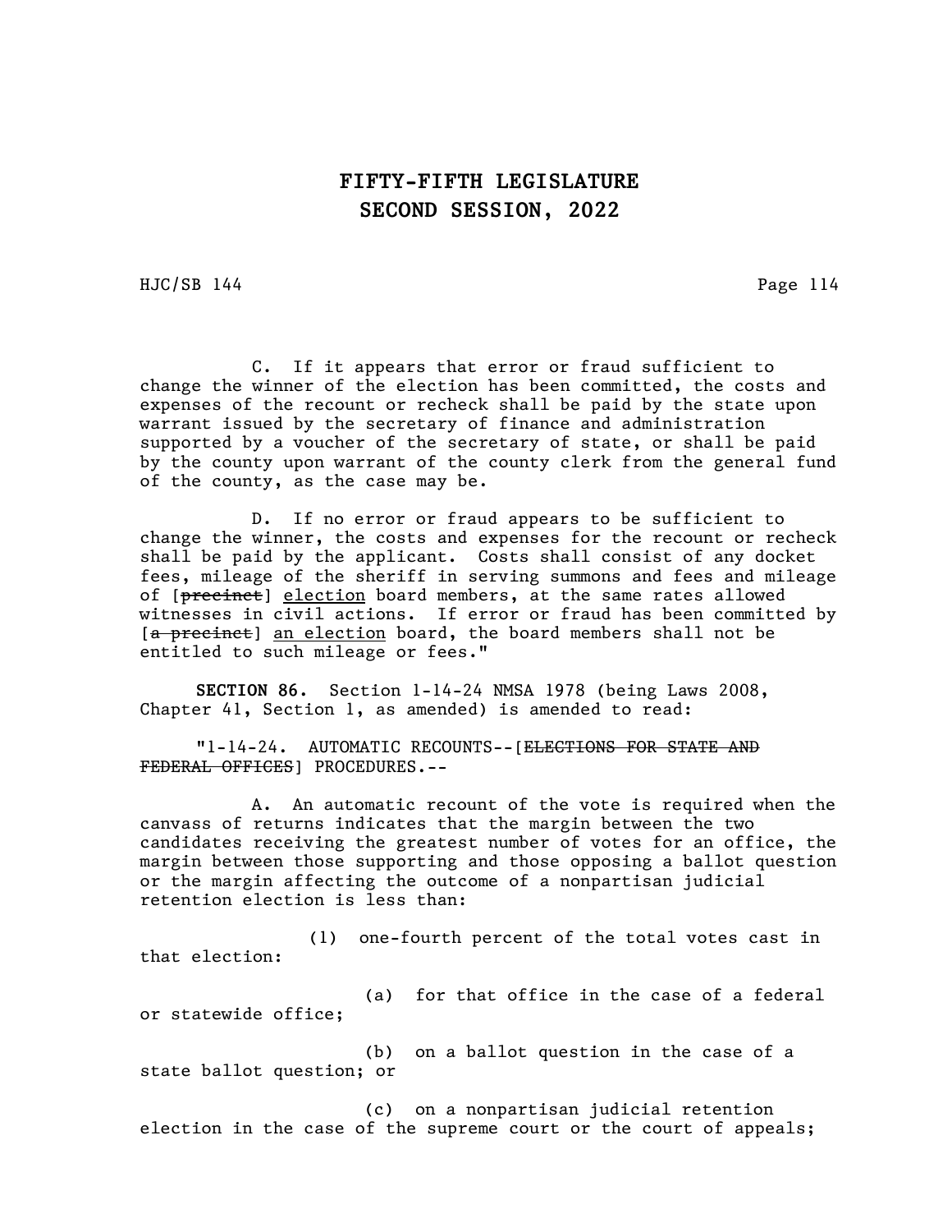C. If it appears that error or fraud sufficient to change the winner of the election has been committed, the costs and expenses of the recount or recheck shall be paid by the state upon warrant issued by the secretary of finance and administration supported by a voucher of the secretary of state, or shall be paid by the county upon warrant of the county clerk from the general fund of the county, as the case may be.

D. If no error or fraud appears to be sufficient to change the winner, the costs and expenses for the recount or recheck shall be paid by the applicant. Costs shall consist of any docket fees, mileage of the sheriff in serving summons and fees and mileage of [~~precinct~~] election board members, at the same rates allowed witnesses in civil actions. If error or fraud has been committed by [~~a precinct~~] an election board, the board members shall not be entitled to such mileage or fees."

**SECTION 86.** Section 1-14-24 NMSA 1978 (being Laws 2008, Chapter 41, Section 1, as amended) is amended to read:

"1-14-24. AUTOMATIC RECOUNTS--[~~ELECTIONS FOR STATE AND FEDERAL OFFICES~~] PROCEDURES.--

A. An automatic recount of the vote is required when the canvass of returns indicates that the margin between the two candidates receiving the greatest number of votes for an office, the margin between those supporting and those opposing a ballot question or the margin affecting the outcome of a nonpartisan judicial retention election is less than:

(1) one-fourth percent of the total votes cast in that election:

(a) for that office in the case of a federal or statewide office;

(b) on a ballot question in the case of a state ballot question; or

(c) on a nonpartisan judicial retention election in the case of the supreme court or the court of appeals;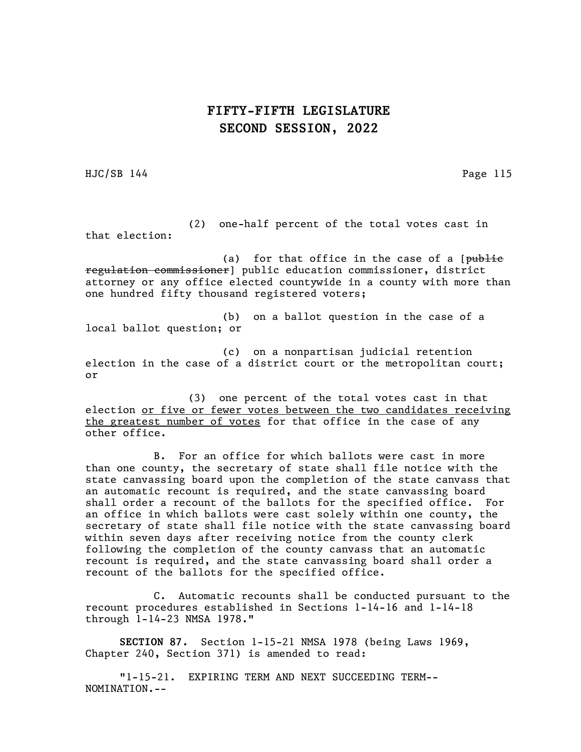(2) one-half percent of the total votes cast in that election:

(a) for that office in the case of a [~~public regulation commissioner~~] public education commissioner, district attorney or any office elected countywide in a county with more than one hundred fifty thousand registered voters;

(b) on a ballot question in the case of a local ballot question; or

(c) on a nonpartisan judicial retention election in the case of a district court or the metropolitan court; or

(3) one percent of the total votes cast in that election <u>or five or fewer votes between the two candidates receiving the greatest number of votes</u> for that office in the case of any other office.

B. For an office for which ballots were cast in more than one county, the secretary of state shall file notice with the state canvassing board upon the completion of the state canvass that an automatic recount is required, and the state canvassing board shall order a recount of the ballots for the specified office. For an office in which ballots were cast solely within one county, the secretary of state shall file notice with the state canvassing board within seven days after receiving notice from the county clerk following the completion of the county canvass that an automatic recount is required, and the state canvassing board shall order a recount of the ballots for the specified office.

C. Automatic recounts shall be conducted pursuant to the recount procedures established in Sections 1-14-16 and 1-14-18 through 1-14-23 NMSA 1978."

**SECTION 87.** Section 1-15-21 NMSA 1978 (being Laws 1969, Chapter 240, Section 371) is amended to read:

"1-15-21. EXPIRING TERM AND NEXT SUCCEEDING TERM--NOMINATION.--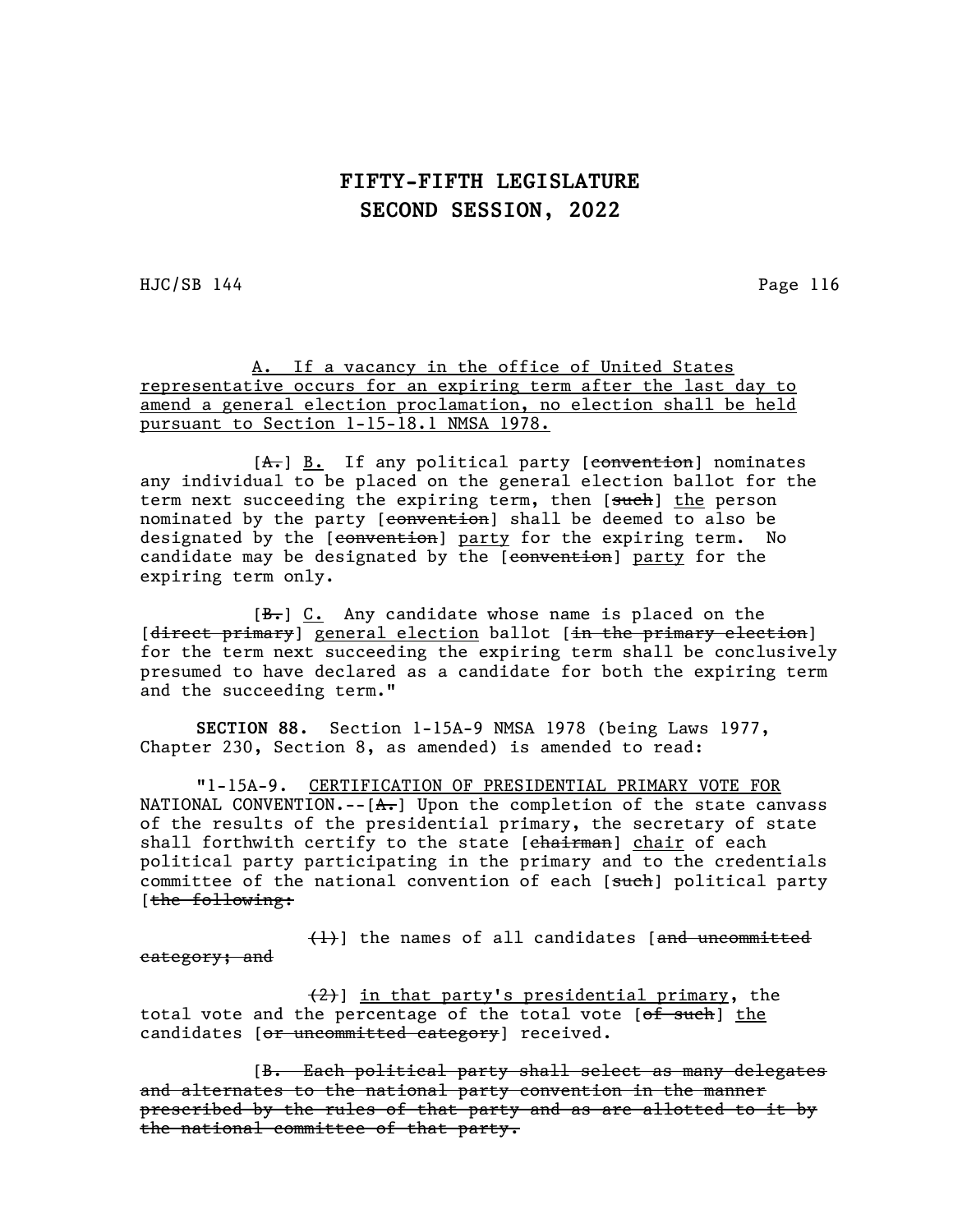A. If a vacancy in the office of United States representative occurs for an expiring term after the last day to amend a general election proclamation, no election shall be held pursuant to Section 1-15-18.1 NMSA 1978.

[~~A.~~] B. If any political party [~~convention~~] nominates any individual to be placed on the general election ballot for the term next succeeding the expiring term, then [~~such~~] the person nominated by the party [~~convention~~] shall be deemed to also be designated by the [~~convention~~] party for the expiring term. No candidate may be designated by the [~~convention~~] party for the expiring term only.

[~~B.~~] C. Any candidate whose name is placed on the [~~direct primary~~] general election ballot [~~in the primary election~~] for the term next succeeding the expiring term shall be conclusively presumed to have declared as a candidate for both the expiring term and the succeeding term."

**SECTION 88.** Section 1-15A-9 NMSA 1978 (being Laws 1977, Chapter 230, Section 8, as amended) is amended to read:

"1-15A-9. CERTIFICATION OF PRESIDENTIAL PRIMARY VOTE FOR NATIONAL CONVENTION.--[~~A.~~] Upon the completion of the state canvass of the results of the presidential primary, the secretary of state shall forthwith certify to the state [~~chairman~~] chair of each political party participating in the primary and to the credentials committee of the national convention of each [~~such~~] political party [~~the following:~~

~~(1)~~] the names of all candidates [~~and uncommitted category; and~~

~~(2)~~] in that party's presidential primary, the total vote and the percentage of the total vote [~~of such~~] the candidates [~~or uncommitted category~~] received.

[~~B. Each political party shall select as many delegates and alternates to the national party convention in the manner prescribed by the rules of that party and as are allotted to it by the national committee of that party.~~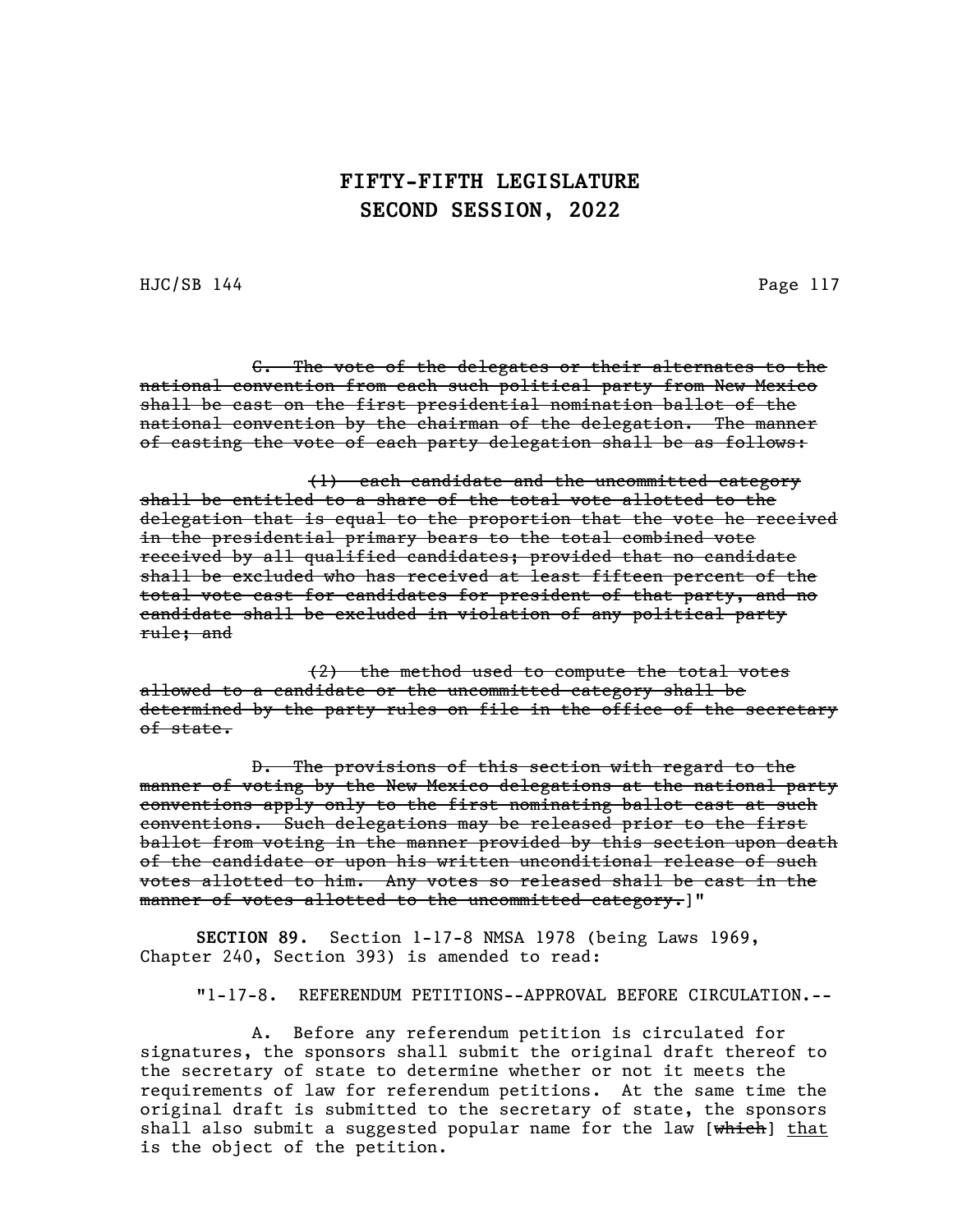~~C. The vote of the delegates or their alternates to the national convention from each such political party from New Mexico shall be cast on the first presidential nomination ballot of the national convention by the chairman of the delegation. The manner of casting the vote of each party delegation shall be as follows:~~

~~(1) each candidate and the uncommitted category shall be entitled to a share of the total vote allotted to the delegation that is equal to the proportion that the vote he received in the presidential primary bears to the total combined vote received by all qualified candidates; provided that no candidate shall be excluded who has received at least fifteen percent of the total vote cast for candidates for president of that party, and no candidate shall be excluded in violation of any political party rule; and~~

~~(2) the method used to compute the total votes allowed to a candidate or the uncommitted category shall be determined by the party rules on file in the office of the secretary of state.~~

~~D. The provisions of this section with regard to the manner of voting by the New Mexico delegations at the national party conventions apply only to the first nominating ballot cast at such conventions. Such delegations may be released prior to the first ballot from voting in the manner provided by this section upon death of the candidate or upon his written unconditional release of such votes allotted to him. Any votes so released shall be cast in the manner of votes allotted to the uncommitted category.~~]"

**SECTION 89.** Section 1-17-8 NMSA 1978 (being Laws 1969, Chapter 240, Section 393) is amended to read:

"1-17-8. REFERENDUM PETITIONS--APPROVAL BEFORE CIRCULATION.--

A. Before any referendum petition is circulated for signatures, the sponsors shall submit the original draft thereof to the secretary of state to determine whether or not it meets the requirements of law for referendum petitions. At the same time the original draft is submitted to the secretary of state, the sponsors shall also submit a suggested popular name for the law [~~which~~] <u>that</u> is the object of the petition.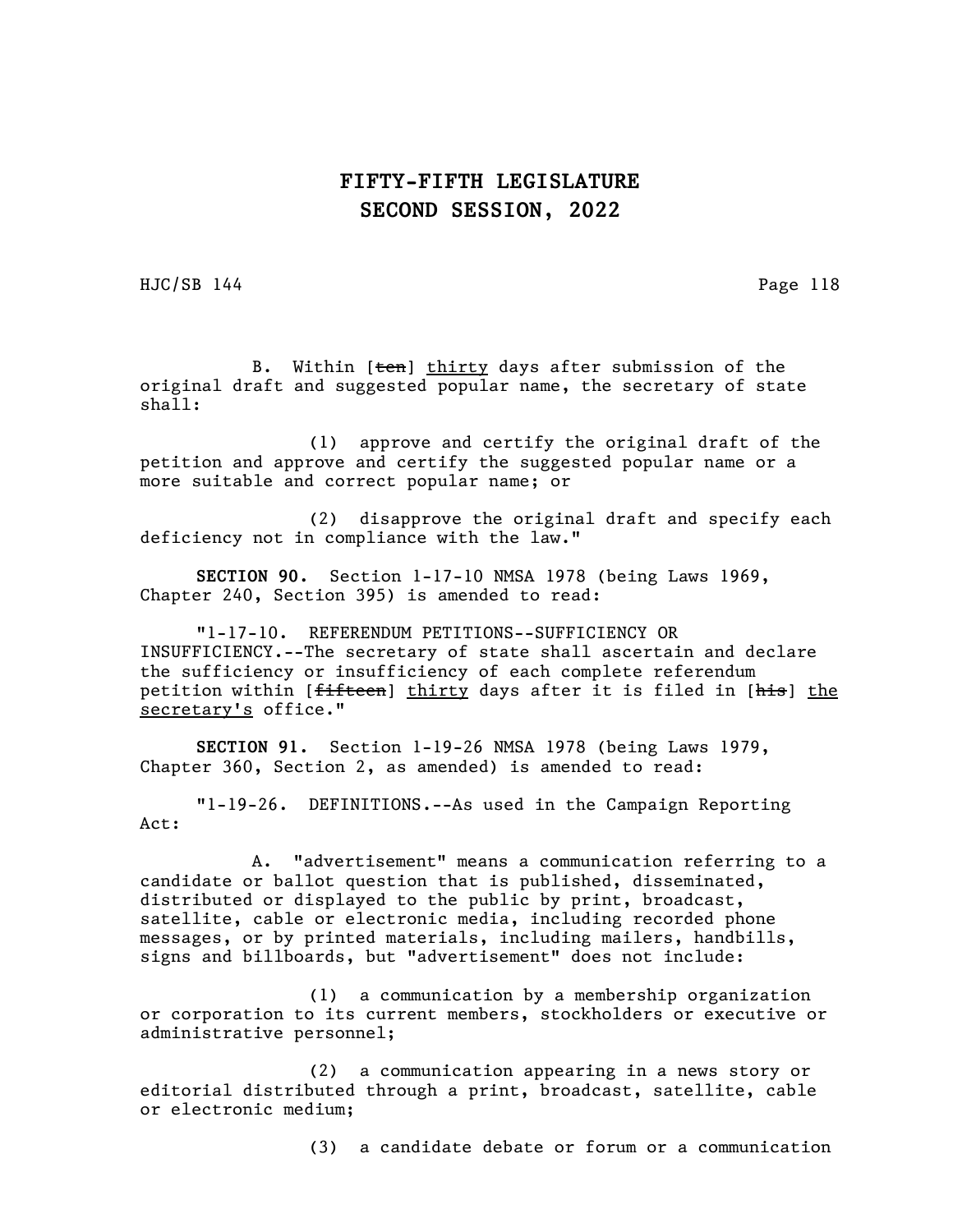B. Within [~~ten~~] <u>thirty</u> days after submission of the original draft and suggested popular name, the secretary of state shall:

(1) approve and certify the original draft of the petition and approve and certify the suggested popular name or a more suitable and correct popular name; or

(2) disapprove the original draft and specify each deficiency not in compliance with the law."

**SECTION 90.** Section 1-17-10 NMSA 1978 (being Laws 1969, Chapter 240, Section 395) is amended to read:

"1-17-10. REFERENDUM PETITIONS--SUFFICIENCY OR INSUFFICIENCY.--The secretary of state shall ascertain and declare the sufficiency or insufficiency of each complete referendum petition within [~~fifteen~~] <u>thirty</u> days after it is filed in [~~his~~] <u>the secretary's</u> office."

**SECTION 91.** Section 1-19-26 NMSA 1978 (being Laws 1979, Chapter 360, Section 2, as amended) is amended to read:

"1-19-26. DEFINITIONS.--As used in the Campaign Reporting Act:

A. "advertisement" means a communication referring to a candidate or ballot question that is published, disseminated, distributed or displayed to the public by print, broadcast, satellite, cable or electronic media, including recorded phone messages, or by printed materials, including mailers, handbills, signs and billboards, but "advertisement" does not include:

(1) a communication by a membership organization or corporation to its current members, stockholders or executive or administrative personnel;

(2) a communication appearing in a news story or editorial distributed through a print, broadcast, satellite, cable or electronic medium;

(3) a candidate debate or forum or a communication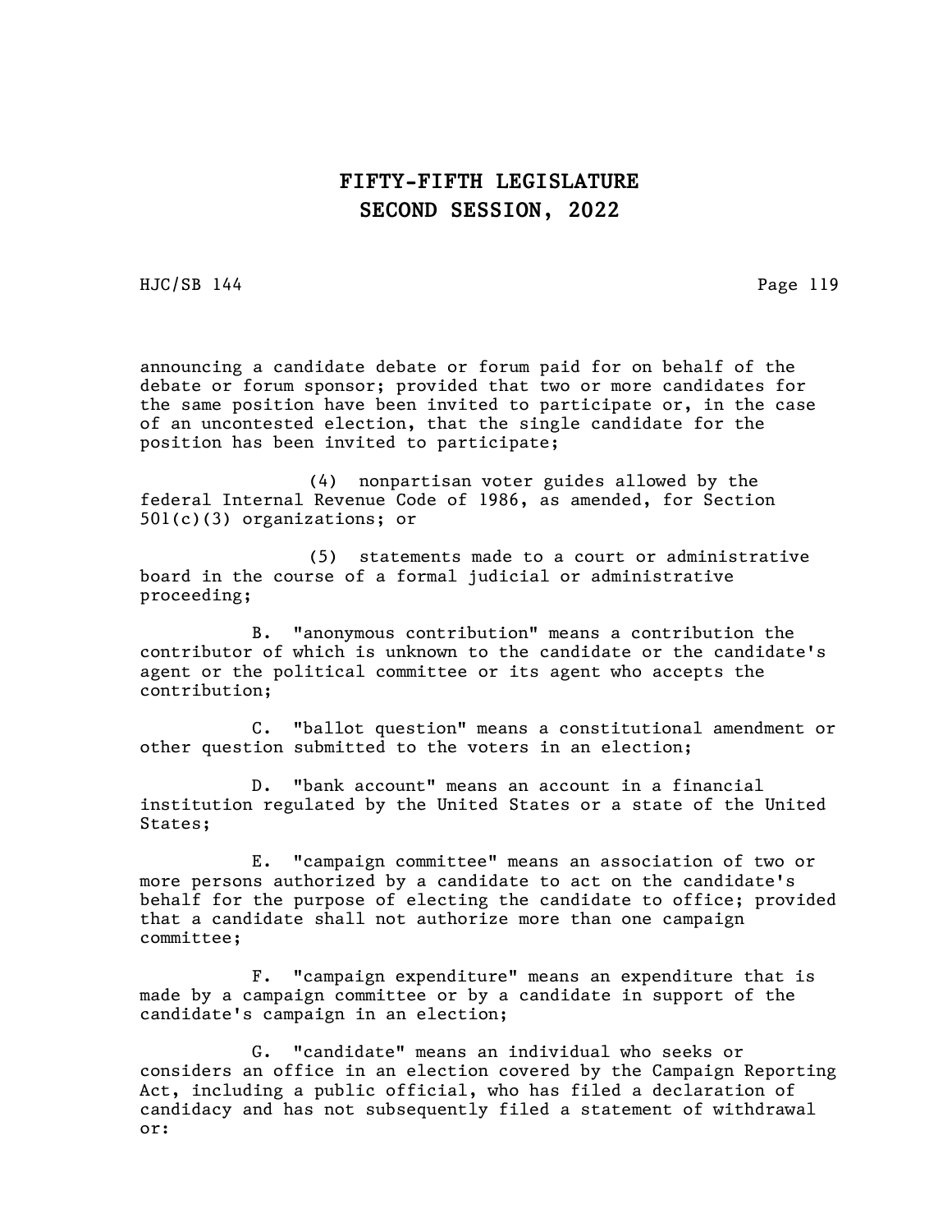announcing a candidate debate or forum paid for on behalf of the debate or forum sponsor; provided that two or more candidates for the same position have been invited to participate or, in the case of an uncontested election, that the single candidate for the position has been invited to participate;

(4) nonpartisan voter guides allowed by the federal Internal Revenue Code of 1986, as amended, for Section 501(c)(3) organizations; or

(5) statements made to a court or administrative board in the course of a formal judicial or administrative proceeding;

B. "anonymous contribution" means a contribution the contributor of which is unknown to the candidate or the candidate's agent or the political committee or its agent who accepts the contribution;

C. "ballot question" means a constitutional amendment or other question submitted to the voters in an election;

D. "bank account" means an account in a financial institution regulated by the United States or a state of the United States;

E. "campaign committee" means an association of two or more persons authorized by a candidate to act on the candidate's behalf for the purpose of electing the candidate to office; provided that a candidate shall not authorize more than one campaign committee;

F. "campaign expenditure" means an expenditure that is made by a campaign committee or by a candidate in support of the candidate's campaign in an election;

G. "candidate" means an individual who seeks or considers an office in an election covered by the Campaign Reporting Act, including a public official, who has filed a declaration of candidacy and has not subsequently filed a statement of withdrawal or: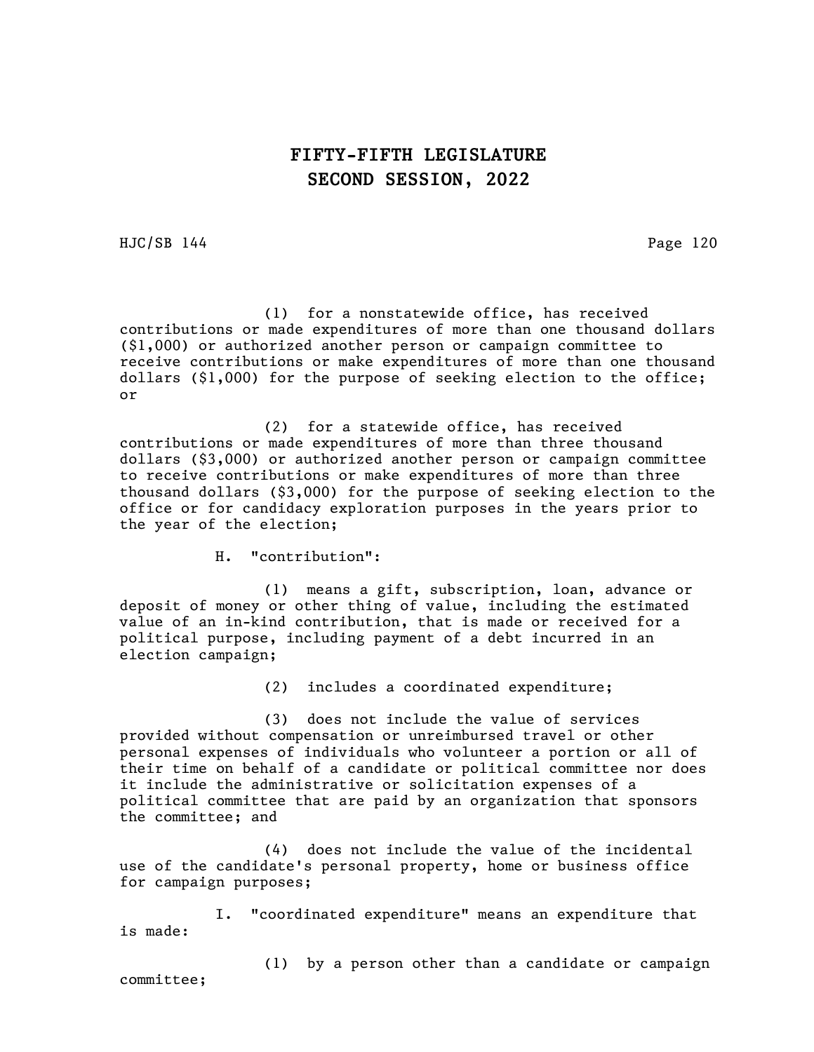(1) for a nonstatewide office, has received contributions or made expenditures of more than one thousand dollars ($1,000) or authorized another person or campaign committee to receive contributions or make expenditures of more than one thousand dollars ($1,000) for the purpose of seeking election to the office; or

(2) for a statewide office, has received contributions or made expenditures of more than three thousand dollars ($3,000) or authorized another person or campaign committee to receive contributions or make expenditures of more than three thousand dollars ($3,000) for the purpose of seeking election to the office or for candidacy exploration purposes in the years prior to the year of the election;

H. "contribution":

(1) means a gift, subscription, loan, advance or deposit of money or other thing of value, including the estimated value of an in-kind contribution, that is made or received for a political purpose, including payment of a debt incurred in an election campaign;

(2) includes a coordinated expenditure;

(3) does not include the value of services provided without compensation or unreimbursed travel or other personal expenses of individuals who volunteer a portion or all of their time on behalf of a candidate or political committee nor does it include the administrative or solicitation expenses of a political committee that are paid by an organization that sponsors the committee; and

(4) does not include the value of the incidental use of the candidate's personal property, home or business office for campaign purposes;

I. "coordinated expenditure" means an expenditure that is made:

(1) by a person other than a candidate or campaign committee;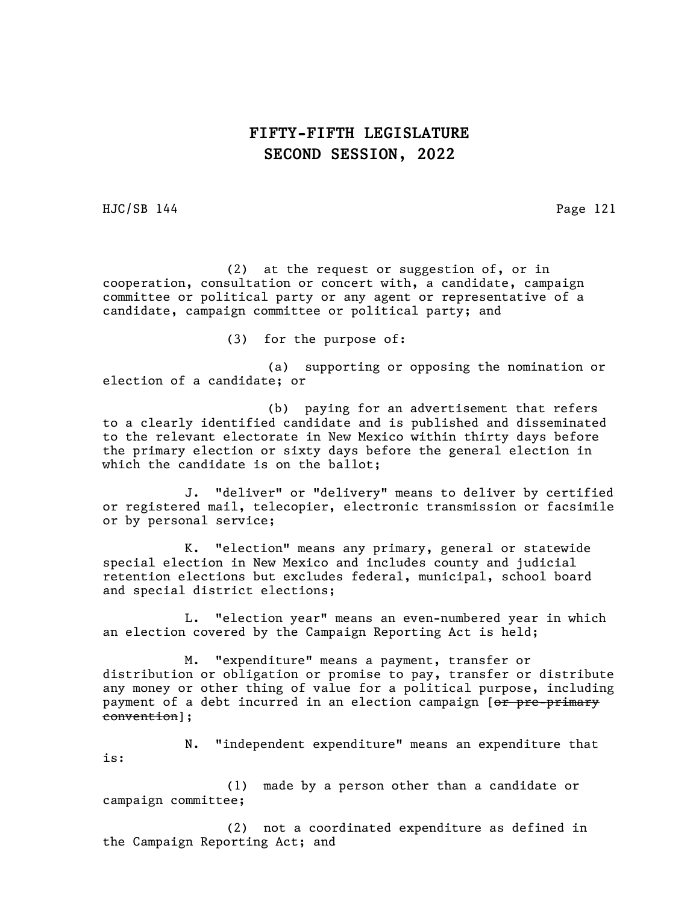(2) at the request or suggestion of, or in cooperation, consultation or concert with, a candidate, campaign committee or political party or any agent or representative of a candidate, campaign committee or political party; and

(3) for the purpose of:

(a) supporting or opposing the nomination or election of a candidate; or

(b) paying for an advertisement that refers to a clearly identified candidate and is published and disseminated to the relevant electorate in New Mexico within thirty days before the primary election or sixty days before the general election in which the candidate is on the ballot;

J. "deliver" or "delivery" means to deliver by certified or registered mail, telecopier, electronic transmission or facsimile or by personal service;

K. "election" means any primary, general or statewide special election in New Mexico and includes county and judicial retention elections but excludes federal, municipal, school board and special district elections;

L. "election year" means an even-numbered year in which an election covered by the Campaign Reporting Act is held;

M. "expenditure" means a payment, transfer or distribution or obligation or promise to pay, transfer or distribute any money or other thing of value for a political purpose, including payment of a debt incurred in an election campaign [~~or pre-primary convention~~];

N. "independent expenditure" means an expenditure that is:

(1) made by a person other than a candidate or campaign committee;

(2) not a coordinated expenditure as defined in the Campaign Reporting Act; and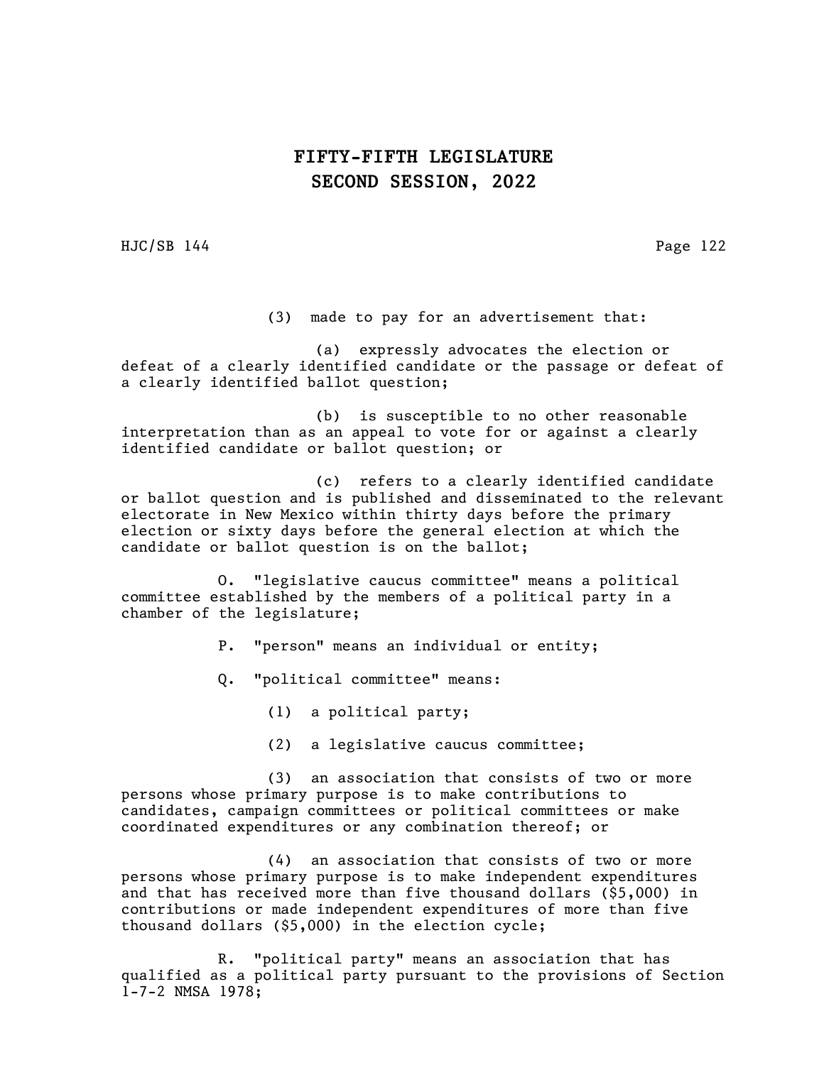(3) made to pay for an advertisement that:

(a) expressly advocates the election or defeat of a clearly identified candidate or the passage or defeat of a clearly identified ballot question;

(b) is susceptible to no other reasonable interpretation than as an appeal to vote for or against a clearly identified candidate or ballot question; or

(c) refers to a clearly identified candidate or ballot question and is published and disseminated to the relevant electorate in New Mexico within thirty days before the primary election or sixty days before the general election at which the candidate or ballot question is on the ballot;

O. "legislative caucus committee" means a political committee established by the members of a political party in a chamber of the legislature;

P. "person" means an individual or entity;

Q. "political committee" means:

(1) a political party;

(2) a legislative caucus committee;

(3) an association that consists of two or more persons whose primary purpose is to make contributions to candidates, campaign committees or political committees or make coordinated expenditures or any combination thereof; or

(4) an association that consists of two or more persons whose primary purpose is to make independent expenditures and that has received more than five thousand dollars ($5,000) in contributions or made independent expenditures of more than five thousand dollars ($5,000) in the election cycle;

R. "political party" means an association that has qualified as a political party pursuant to the provisions of Section 1-7-2 NMSA 1978;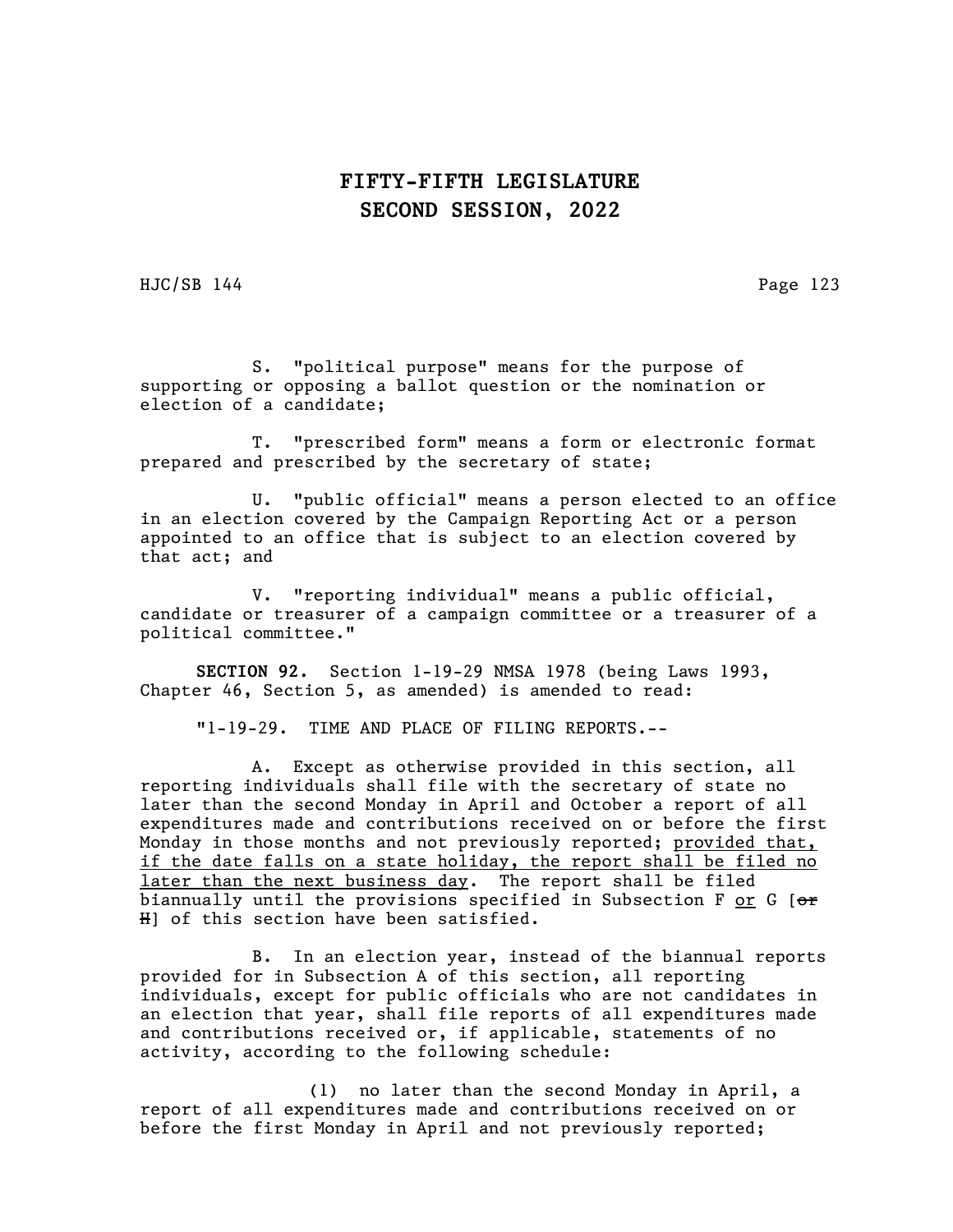S. "political purpose" means for the purpose of supporting or opposing a ballot question or the nomination or election of a candidate;

T. "prescribed form" means a form or electronic format prepared and prescribed by the secretary of state;

U. "public official" means a person elected to an office in an election covered by the Campaign Reporting Act or a person appointed to an office that is subject to an election covered by that act; and

V. "reporting individual" means a public official, candidate or treasurer of a campaign committee or a treasurer of a political committee."

**SECTION 92.** Section 1-19-29 NMSA 1978 (being Laws 1993, Chapter 46, Section 5, as amended) is amended to read:

"1-19-29. TIME AND PLACE OF FILING REPORTS.--

A. Except as otherwise provided in this section, all reporting individuals shall file with the secretary of state no later than the second Monday in April and October a report of all expenditures made and contributions received on or before the first Monday in those months and not previously reported; <u>provided that, if the date falls on a state holiday, the report shall be filed no later than the next business day</u>. The report shall be filed biannually until the provisions specified in Subsection F <u>or</u> G [~~or H~~] of this section have been satisfied.

B. In an election year, instead of the biannual reports provided for in Subsection A of this section, all reporting individuals, except for public officials who are not candidates in an election that year, shall file reports of all expenditures made and contributions received or, if applicable, statements of no activity, according to the following schedule:

(1) no later than the second Monday in April, a report of all expenditures made and contributions received on or before the first Monday in April and not previously reported;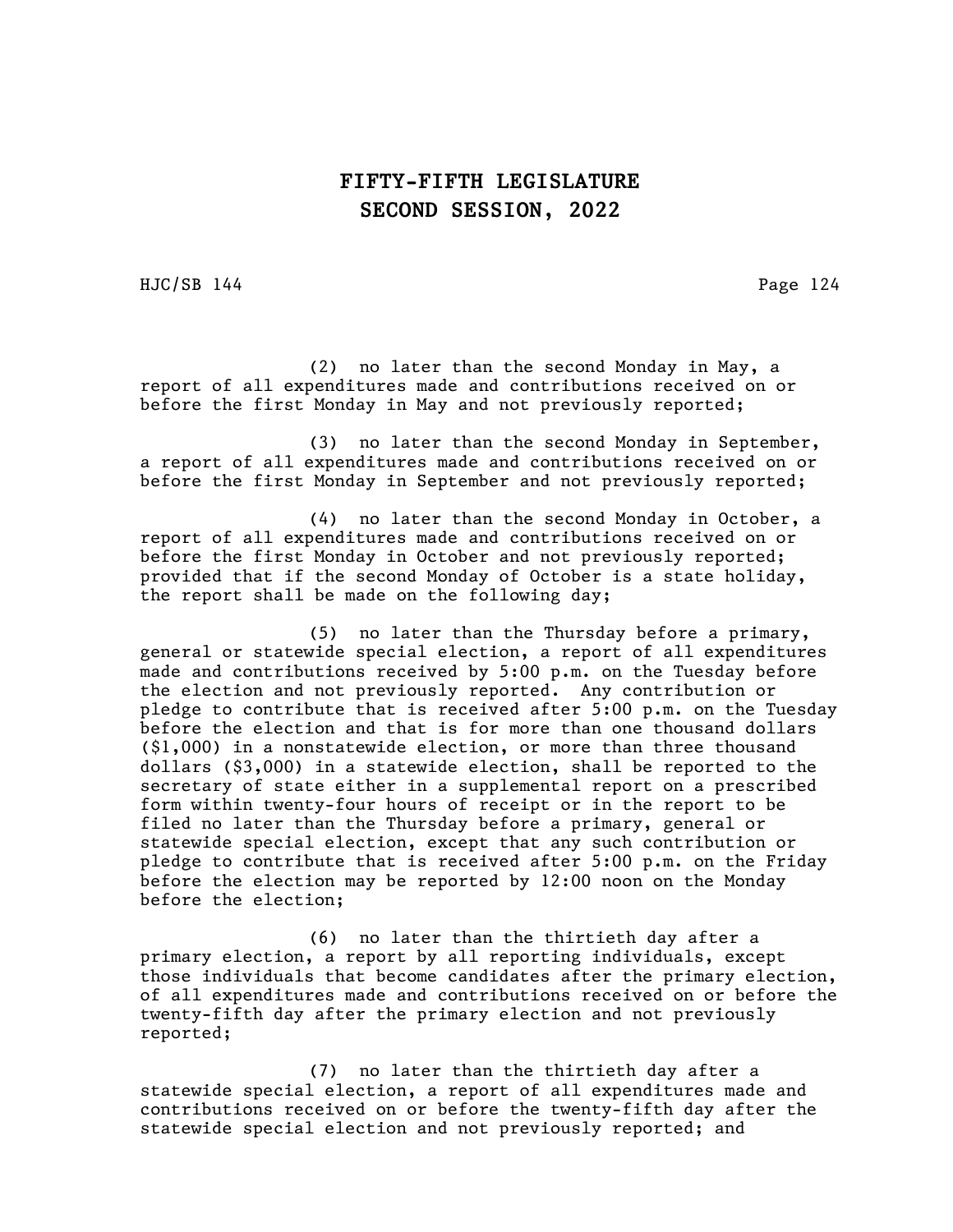(2) no later than the second Monday in May, a report of all expenditures made and contributions received on or before the first Monday in May and not previously reported;

(3) no later than the second Monday in September, a report of all expenditures made and contributions received on or before the first Monday in September and not previously reported;

(4) no later than the second Monday in October, a report of all expenditures made and contributions received on or before the first Monday in October and not previously reported; provided that if the second Monday of October is a state holiday, the report shall be made on the following day;

(5) no later than the Thursday before a primary, general or statewide special election, a report of all expenditures made and contributions received by 5:00 p.m. on the Tuesday before the election and not previously reported. Any contribution or pledge to contribute that is received after 5:00 p.m. on the Tuesday before the election and that is for more than one thousand dollars ($1,000) in a nonstatewide election, or more than three thousand dollars ($3,000) in a statewide election, shall be reported to the secretary of state either in a supplemental report on a prescribed form within twenty-four hours of receipt or in the report to be filed no later than the Thursday before a primary, general or statewide special election, except that any such contribution or pledge to contribute that is received after 5:00 p.m. on the Friday before the election may be reported by 12:00 noon on the Monday before the election;

(6) no later than the thirtieth day after a primary election, a report by all reporting individuals, except those individuals that become candidates after the primary election, of all expenditures made and contributions received on or before the twenty-fifth day after the primary election and not previously reported;

(7) no later than the thirtieth day after a statewide special election, a report of all expenditures made and contributions received on or before the twenty-fifth day after the statewide special election and not previously reported; and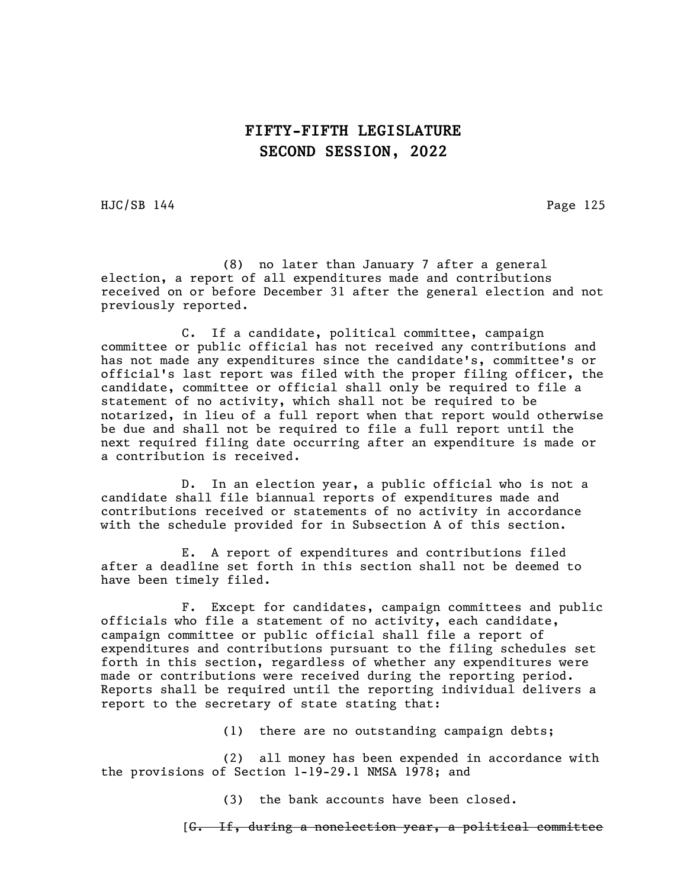(8) no later than January 7 after a general election, a report of all expenditures made and contributions received on or before December 31 after the general election and not previously reported.

C. If a candidate, political committee, campaign committee or public official has not received any contributions and has not made any expenditures since the candidate's, committee's or official's last report was filed with the proper filing officer, the candidate, committee or official shall only be required to file a statement of no activity, which shall not be required to be notarized, in lieu of a full report when that report would otherwise be due and shall not be required to file a full report until the next required filing date occurring after an expenditure is made or a contribution is received.

D. In an election year, a public official who is not a candidate shall file biannual reports of expenditures made and contributions received or statements of no activity in accordance with the schedule provided for in Subsection A of this section.

E. A report of expenditures and contributions filed after a deadline set forth in this section shall not be deemed to have been timely filed.

F. Except for candidates, campaign committees and public officials who file a statement of no activity, each candidate, campaign committee or public official shall file a report of expenditures and contributions pursuant to the filing schedules set forth in this section, regardless of whether any expenditures were made or contributions were received during the reporting period. Reports shall be required until the reporting individual delivers a report to the secretary of state stating that:

(1) there are no outstanding campaign debts;

(2) all money has been expended in accordance with the provisions of Section 1-19-29.1 NMSA 1978; and

(3) the bank accounts have been closed.

[~~G. If, during a nonelection year, a political committee~~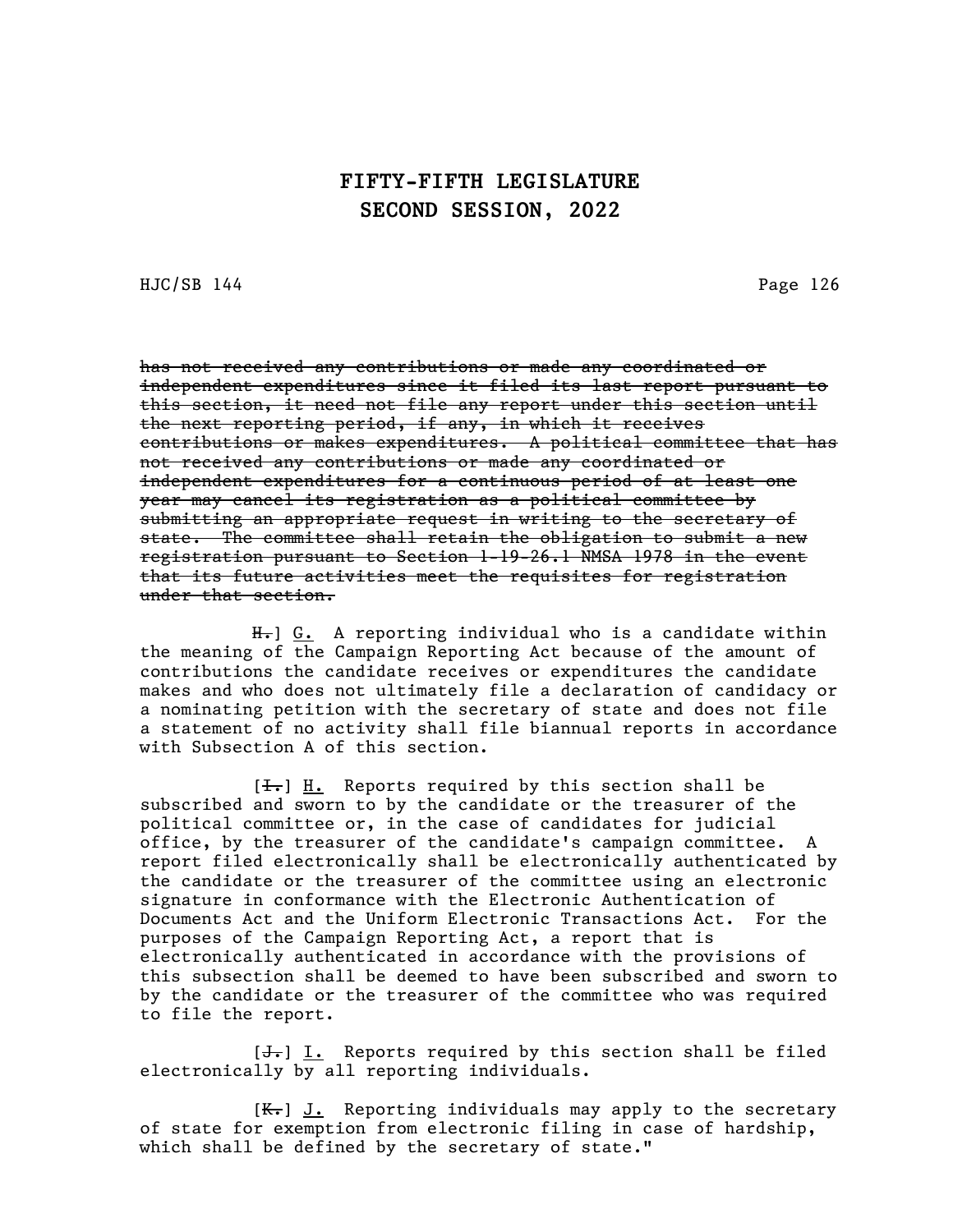has not received any contributions or made any coordinated or independent expenditures since it filed its last report pursuant to this section, it need not file any report under this section until the next reporting period, if any, in which it receives contributions or makes expenditures. A political committee that has not received any contributions or made any coordinated or independent expenditures for a continuous period of at least one year may cancel its registration as a political committee by submitting an appropriate request in writing to the secretary of state. The committee shall retain the obligation to submit a new registration pursuant to Section 1-19-26.1 NMSA 1978 in the event that its future activities meet the requisites for registration under that section.

H.] G. A reporting individual who is a candidate within the meaning of the Campaign Reporting Act because of the amount of contributions the candidate receives or expenditures the candidate makes and who does not ultimately file a declaration of candidacy or a nominating petition with the secretary of state and does not file a statement of no activity shall file biannual reports in accordance with Subsection A of this section.

[I.] H. Reports required by this section shall be subscribed and sworn to by the candidate or the treasurer of the political committee or, in the case of candidates for judicial office, by the treasurer of the candidate's campaign committee. A report filed electronically shall be electronically authenticated by the candidate or the treasurer of the committee using an electronic signature in conformance with the Electronic Authentication of Documents Act and the Uniform Electronic Transactions Act. For the purposes of the Campaign Reporting Act, a report that is electronically authenticated in accordance with the provisions of this subsection shall be deemed to have been subscribed and sworn to by the candidate or the treasurer of the committee who was required to file the report.

[J.] I. Reports required by this section shall be filed electronically by all reporting individuals.

[K.] J. Reporting individuals may apply to the secretary of state for exemption from electronic filing in case of hardship, which shall be defined by the secretary of state."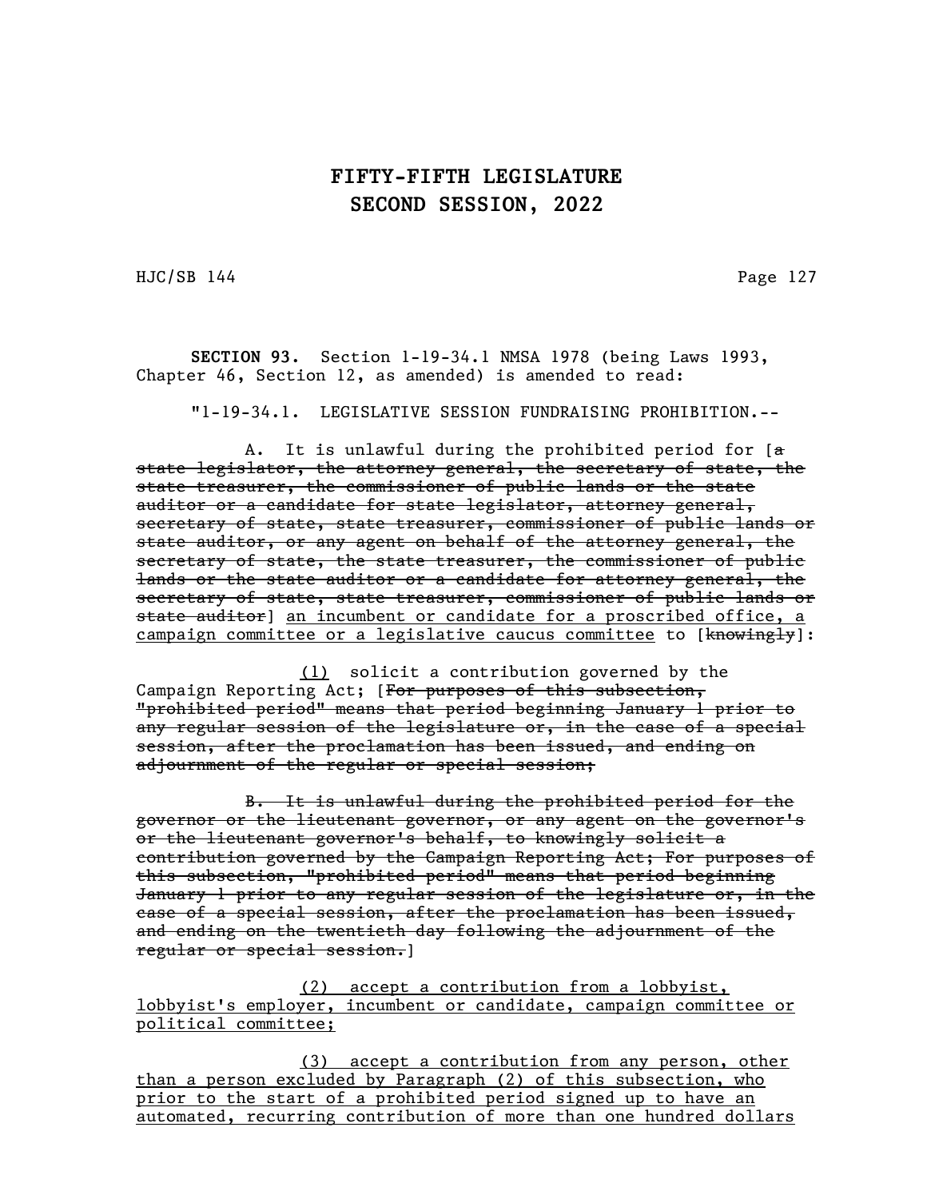**SECTION 93.** Section 1-19-34.1 NMSA 1978 (being Laws 1993, Chapter 46, Section 12, as amended) is amended to read:

"1-19-34.1. LEGISLATIVE SESSION FUNDRAISING PROHIBITION.--

A. It is unlawful during the prohibited period for [~~a state legislator, the attorney general, the secretary of state, the state treasurer, the commissioner of public lands or the state auditor or a candidate for state legislator, attorney general, secretary of state, state treasurer, commissioner of public lands or state auditor, or any agent on behalf of the attorney general, the secretary of state, the state treasurer, the commissioner of public lands or the state auditor or a candidate for attorney general, the secretary of state, state treasurer, commissioner of public lands or state auditor~~] <u>an incumbent or candidate for a proscribed office, a campaign committee or a legislative caucus committee</u> to [~~knowingly~~]:

<u>(1)</u> solicit a contribution governed by the Campaign Reporting Act; [~~For purposes of this subsection, "prohibited period" means that period beginning January 1 prior to any regular session of the legislature or, in the case of a special session, after the proclamation has been issued, and ending on adjournment of the regular or special session;~~

~~B. It is unlawful during the prohibited period for the governor or the lieutenant governor, or any agent on the governor's or the lieutenant governor's behalf, to knowingly solicit a contribution governed by the Campaign Reporting Act; For purposes of this subsection, "prohibited period" means that period beginning January 1 prior to any regular session of the legislature or, in the case of a special session, after the proclamation has been issued, and ending on the twentieth day following the adjournment of the regular or special session.~~]

<u>(2) accept a contribution from a lobbyist, lobbyist's employer, incumbent or candidate, campaign committee or political committee;</u>

<u>(3) accept a contribution from any person, other than a person excluded by Paragraph (2) of this subsection, who prior to the start of a prohibited period signed up to have an automated, recurring contribution of more than one hundred dollars</u>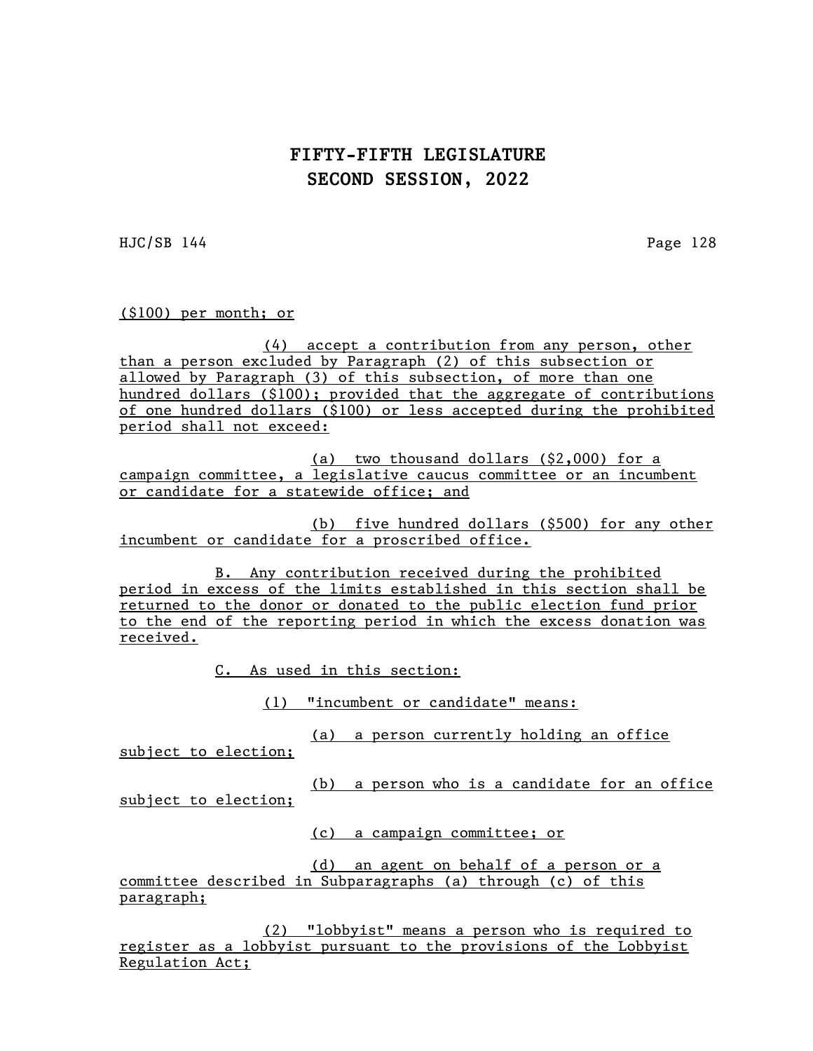($100) per month; or

(4) accept a contribution from any person, other than a person excluded by Paragraph (2) of this subsection or allowed by Paragraph (3) of this subsection, of more than one hundred dollars ($100); provided that the aggregate of contributions of one hundred dollars ($100) or less accepted during the prohibited period shall not exceed:

(a) two thousand dollars ($2,000) for a campaign committee, a legislative caucus committee or an incumbent or candidate for a statewide office; and

(b) five hundred dollars ($500) for any other incumbent or candidate for a proscribed office.

B. Any contribution received during the prohibited period in excess of the limits established in this section shall be returned to the donor or donated to the public election fund prior to the end of the reporting period in which the excess donation was received.

C. As used in this section:

(1) "incumbent or candidate" means:

(a) a person currently holding an office subject to election;

(b) a person who is a candidate for an office subject to election;

(c) a campaign committee; or

(d) an agent on behalf of a person or a committee described in Subparagraphs (a) through (c) of this paragraph;

(2) "lobbyist" means a person who is required to register as a lobbyist pursuant to the provisions of the Lobbyist Regulation Act;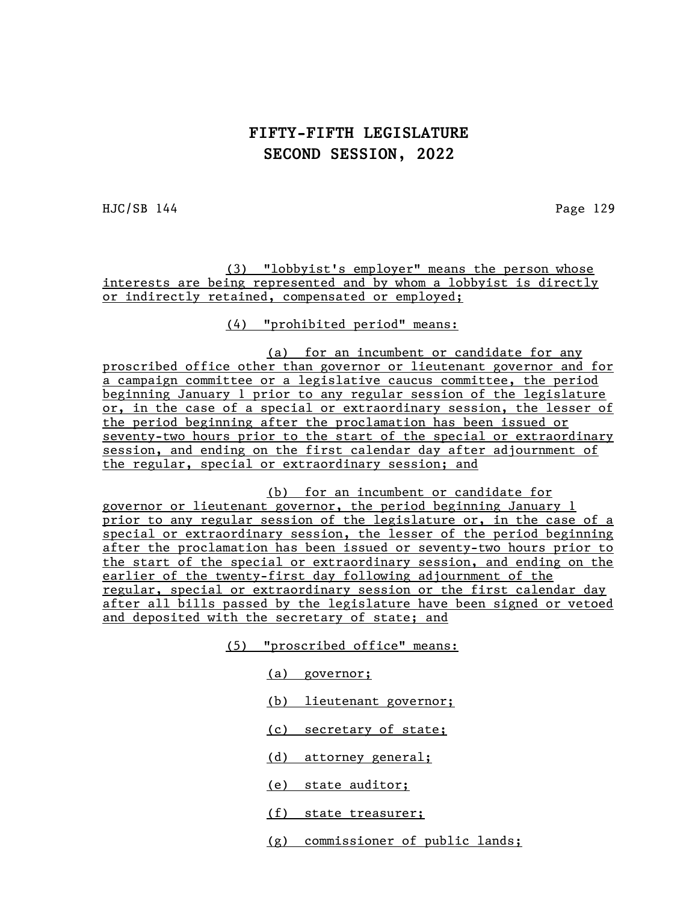(3) "lobbyist's employer" means the person whose interests are being represented and by whom a lobbyist is directly or indirectly retained, compensated or employed;

(4) "prohibited period" means:

(a) for an incumbent or candidate for any proscribed office other than governor or lieutenant governor and for a campaign committee or a legislative caucus committee, the period beginning January 1 prior to any regular session of the legislature or, in the case of a special or extraordinary session, the lesser of the period beginning after the proclamation has been issued or seventy-two hours prior to the start of the special or extraordinary session, and ending on the first calendar day after adjournment of the regular, special or extraordinary session; and

(b) for an incumbent or candidate for governor or lieutenant governor, the period beginning January 1 prior to any regular session of the legislature or, in the case of a special or extraordinary session, the lesser of the period beginning after the proclamation has been issued or seventy-two hours prior to the start of the special or extraordinary session, and ending on the earlier of the twenty-first day following adjournment of the regular, special or extraordinary session or the first calendar day after all bills passed by the legislature have been signed or vetoed and deposited with the secretary of state; and

(5) "proscribed office" means:

(a) governor;

(b) lieutenant governor;

(c) secretary of state;

(d) attorney general;

(e) state auditor;

(f) state treasurer;

(g) commissioner of public lands;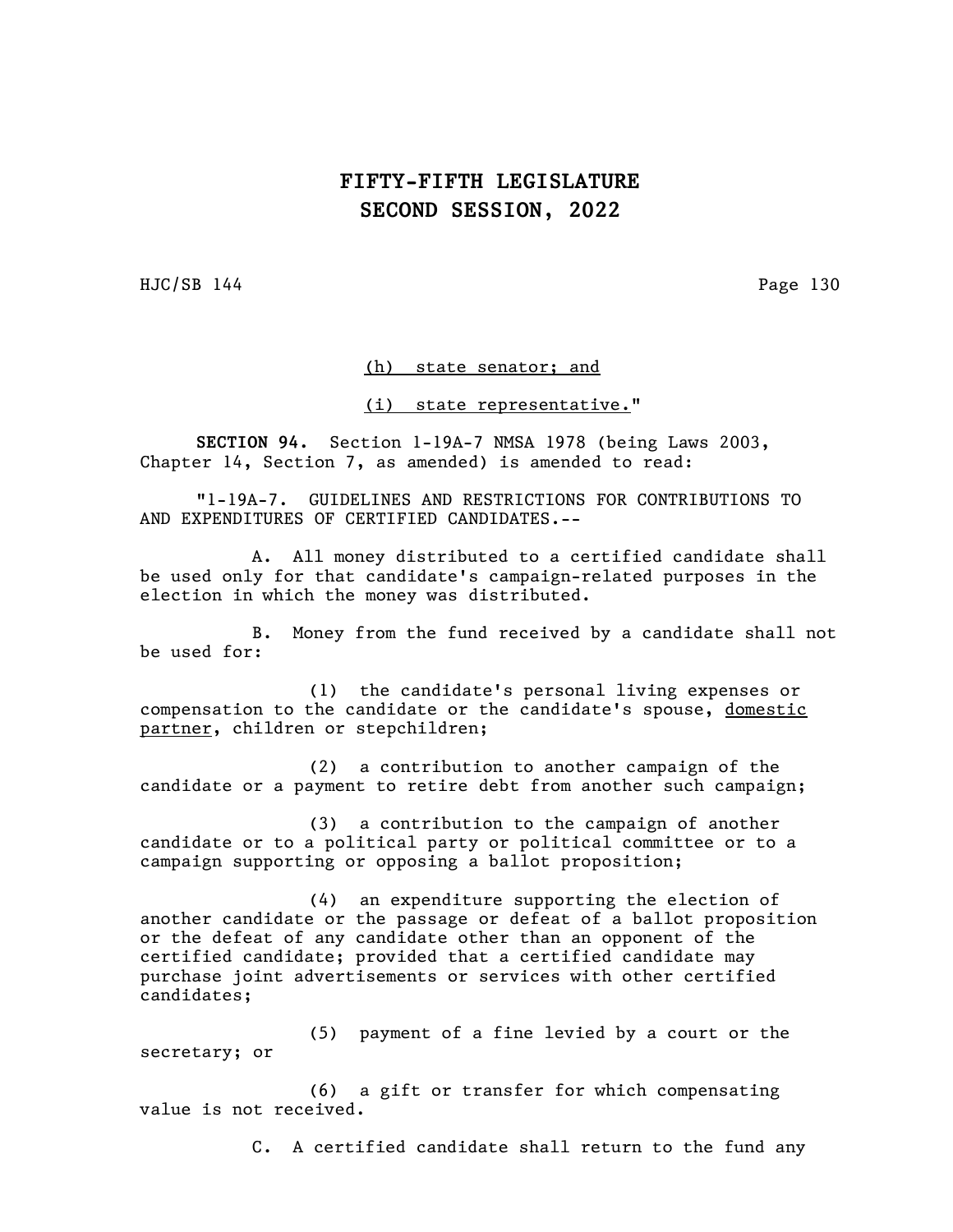(h)  state senator; and

(i)  state representative."

**SECTION 94.** Section 1-19A-7 NMSA 1978 (being Laws 2003, Chapter 14, Section 7, as amended) is amended to read:

"1-19A-7.  GUIDELINES AND RESTRICTIONS FOR CONTRIBUTIONS TO AND EXPENDITURES OF CERTIFIED CANDIDATES.--

A.  All money distributed to a certified candidate shall be used only for that candidate's campaign-related purposes in the election in which the money was distributed.

B.  Money from the fund received by a candidate shall not be used for:

(1)  the candidate's personal living expenses or compensation to the candidate or the candidate's spouse, domestic partner, children or stepchildren;

(2)  a contribution to another campaign of the candidate or a payment to retire debt from another such campaign;

(3)  a contribution to the campaign of another candidate or to a political party or political committee or to a campaign supporting or opposing a ballot proposition;

(4)  an expenditure supporting the election of another candidate or the passage or defeat of a ballot proposition or the defeat of any candidate other than an opponent of the certified candidate; provided that a certified candidate may purchase joint advertisements or services with other certified candidates;

(5)  payment of a fine levied by a court or the secretary; or

(6)  a gift or transfer for which compensating value is not received.

C.  A certified candidate shall return to the fund any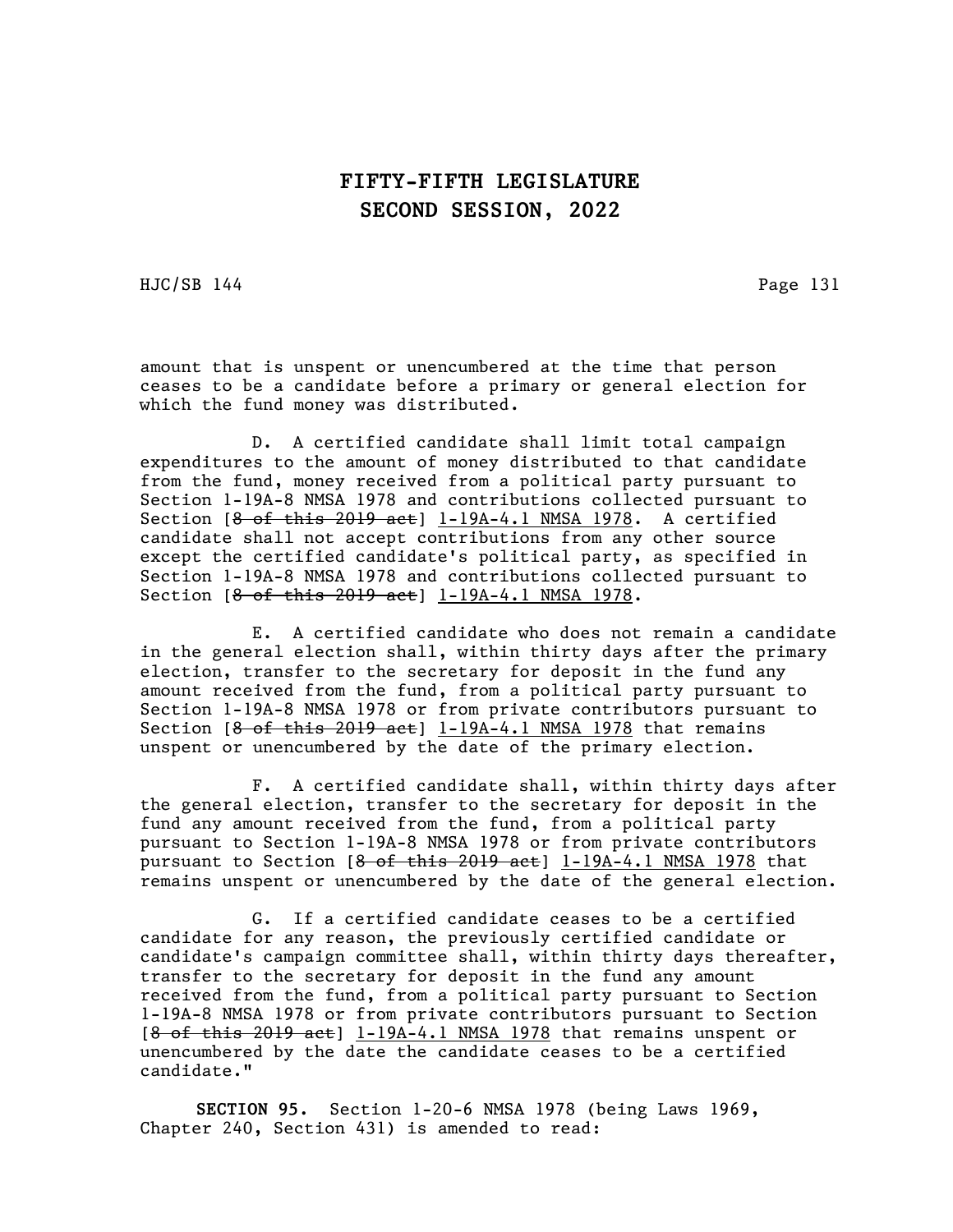amount that is unspent or unencumbered at the time that person ceases to be a candidate before a primary or general election for which the fund money was distributed.

D. A certified candidate shall limit total campaign expenditures to the amount of money distributed to that candidate from the fund, money received from a political party pursuant to Section 1-19A-8 NMSA 1978 and contributions collected pursuant to Section [~~8 of this 2019 act~~] <u>1-19A-4.1 NMSA 1978</u>. A certified candidate shall not accept contributions from any other source except the certified candidate's political party, as specified in Section 1-19A-8 NMSA 1978 and contributions collected pursuant to Section [~~8 of this 2019 act~~] <u>1-19A-4.1 NMSA 1978</u>.

E. A certified candidate who does not remain a candidate in the general election shall, within thirty days after the primary election, transfer to the secretary for deposit in the fund any amount received from the fund, from a political party pursuant to Section 1-19A-8 NMSA 1978 or from private contributors pursuant to Section [~~8 of this 2019 act~~] <u>1-19A-4.1 NMSA 1978</u> that remains unspent or unencumbered by the date of the primary election.

F. A certified candidate shall, within thirty days after the general election, transfer to the secretary for deposit in the fund any amount received from the fund, from a political party pursuant to Section 1-19A-8 NMSA 1978 or from private contributors pursuant to Section [~~8 of this 2019 act~~] <u>1-19A-4.1 NMSA 1978</u> that remains unspent or unencumbered by the date of the general election.

G. If a certified candidate ceases to be a certified candidate for any reason, the previously certified candidate or candidate's campaign committee shall, within thirty days thereafter, transfer to the secretary for deposit in the fund any amount received from the fund, from a political party pursuant to Section 1-19A-8 NMSA 1978 or from private contributors pursuant to Section [~~8 of this 2019 act~~] <u>1-19A-4.1 NMSA 1978</u> that remains unspent or unencumbered by the date the candidate ceases to be a certified candidate."

**SECTION 95.** Section 1-20-6 NMSA 1978 (being Laws 1969, Chapter 240, Section 431) is amended to read: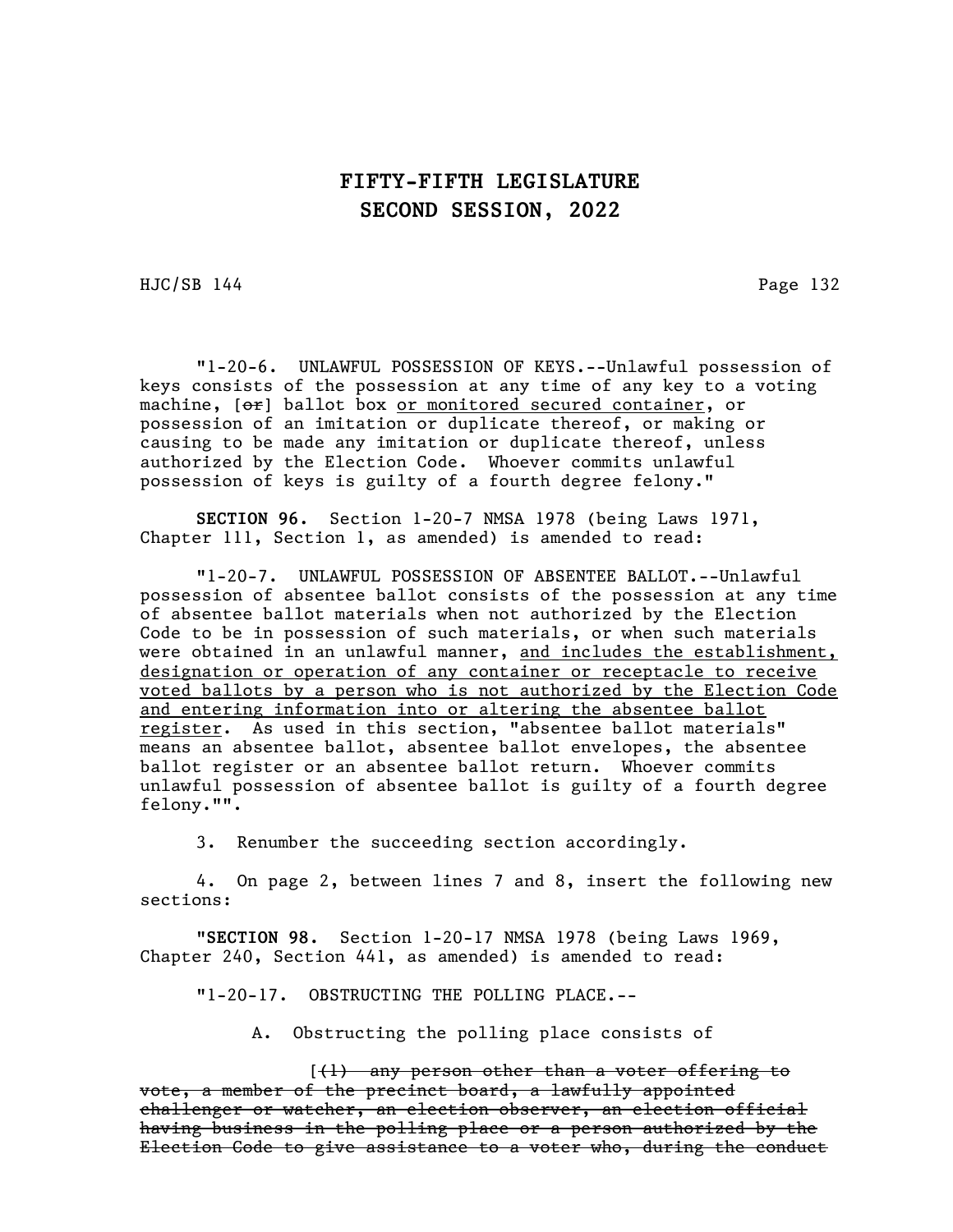"1-20-6. UNLAWFUL POSSESSION OF KEYS.--Unlawful possession of keys consists of the possession at any time of any key to a voting machine, [~~or~~] ballot box <u>or monitored secured container</u>, or possession of an imitation or duplicate thereof, or making or causing to be made any imitation or duplicate thereof, unless authorized by the Election Code. Whoever commits unlawful possession of keys is guilty of a fourth degree felony."

**SECTION 96.** Section 1-20-7 NMSA 1978 (being Laws 1971, Chapter 111, Section 1, as amended) is amended to read:

"1-20-7. UNLAWFUL POSSESSION OF ABSENTEE BALLOT.--Unlawful possession of absentee ballot consists of the possession at any time of absentee ballot materials when not authorized by the Election Code to be in possession of such materials, or when such materials were obtained in an unlawful manner, <u>and includes the establishment, designation or operation of any container or receptacle to receive voted ballots by a person who is not authorized by the Election Code and entering information into or altering the absentee ballot register</u>. As used in this section, "absentee ballot materials" means an absentee ballot, absentee ballot envelopes, the absentee ballot register or an absentee ballot return. Whoever commits unlawful possession of absentee ballot is guilty of a fourth degree felony."".

3. Renumber the succeeding section accordingly.

4. On page 2, between lines 7 and 8, insert the following new sections:

"**SECTION 98.** Section 1-20-17 NMSA 1978 (being Laws 1969, Chapter 240, Section 441, as amended) is amended to read:

"1-20-17. OBSTRUCTING THE POLLING PLACE.--

A. Obstructing the polling place consists of

[~~(1) any person other than a voter offering to vote, a member of the precinct board, a lawfully appointed challenger or watcher, an election observer, an election official having business in the polling place or a person authorized by the Election Code to give assistance to a voter who, during the conduct~~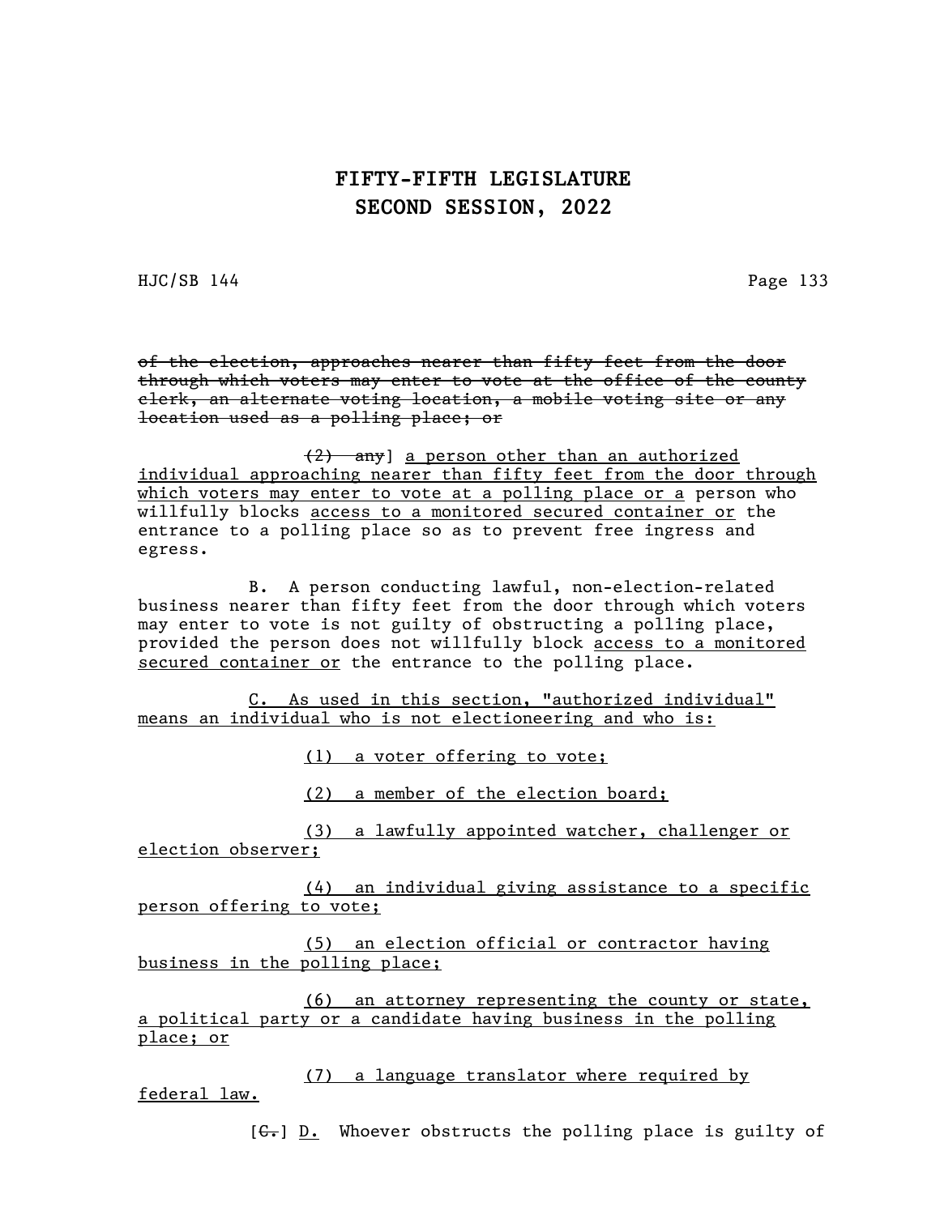~~of the election, approaches nearer than fifty feet from the door through which voters may enter to vote at the office of the county clerk, an alternate voting location, a mobile voting site or any location used as a polling place; or~~

~~(2) any~~] <u>a person other than an authorized individual approaching nearer than fifty feet from the door through which voters may enter to vote at a polling place or a</u> person who willfully blocks <u>access to a monitored secured container or</u> the entrance to a polling place so as to prevent free ingress and egress.

B. A person conducting lawful, non-election-related business nearer than fifty feet from the door through which voters may enter to vote is not guilty of obstructing a polling place, provided the person does not willfully block <u>access to a monitored secured container or</u> the entrance to the polling place.

<u>C. As used in this section, "authorized individual" means an individual who is not electioneering and who is:</u>

<u>(1) a voter offering to vote;</u>

<u>(2) a member of the election board;</u>

<u>(3) a lawfully appointed watcher, challenger or election observer;</u>

<u>(4) an individual giving assistance to a specific person offering to vote;</u>

<u>(5) an election official or contractor having business in the polling place;</u>

<u>(6) an attorney representing the county or state, a political party or a candidate having business in the polling place; or</u>

<u>(7) a language translator where required by federal law.</u>

[~~C.~~] <u>D.</u> Whoever obstructs the polling place is guilty of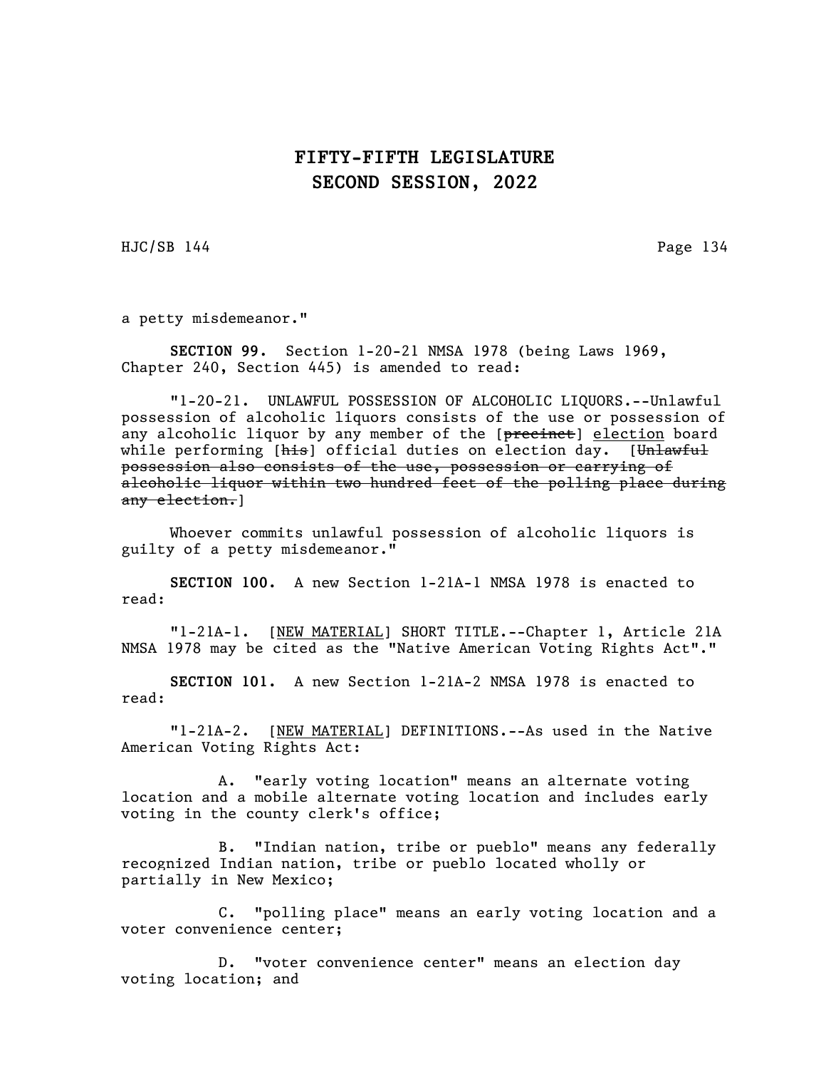a petty misdemeanor."

**SECTION 99.** Section 1-20-21 NMSA 1978 (being Laws 1969, Chapter 240, Section 445) is amended to read:

"1-20-21. UNLAWFUL POSSESSION OF ALCOHOLIC LIQUORS.--Unlawful possession of alcoholic liquors consists of the use or possession of any alcoholic liquor by any member of the [~~precinct~~] <u>election</u> board while performing [~~his~~] official duties on election day. [~~Unlawful possession also consists of the use, possession or carrying of alcoholic liquor within two hundred feet of the polling place during any election.~~]

Whoever commits unlawful possession of alcoholic liquors is guilty of a petty misdemeanor."

**SECTION 100.** A new Section 1-21A-1 NMSA 1978 is enacted to read:

"1-21A-1. [<u>NEW MATERIAL</u>] SHORT TITLE.--Chapter 1, Article 21A NMSA 1978 may be cited as the "Native American Voting Rights Act"."

**SECTION 101.** A new Section 1-21A-2 NMSA 1978 is enacted to read:

"1-21A-2. [<u>NEW MATERIAL</u>] DEFINITIONS.--As used in the Native American Voting Rights Act:

A. "early voting location" means an alternate voting location and a mobile alternate voting location and includes early voting in the county clerk's office;

B. "Indian nation, tribe or pueblo" means any federally recognized Indian nation, tribe or pueblo located wholly or partially in New Mexico;

C. "polling place" means an early voting location and a voter convenience center;

D. "voter convenience center" means an election day voting location; and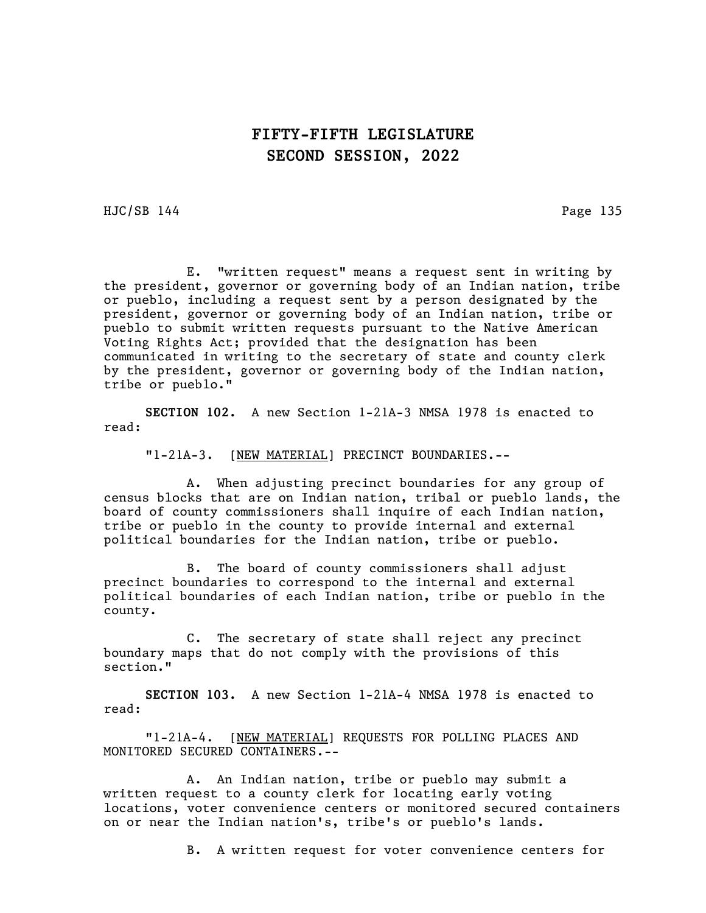E. "written request" means a request sent in writing by the president, governor or governing body of an Indian nation, tribe or pueblo, including a request sent by a person designated by the president, governor or governing body of an Indian nation, tribe or pueblo to submit written requests pursuant to the Native American Voting Rights Act; provided that the designation has been communicated in writing to the secretary of state and county clerk by the president, governor or governing body of the Indian nation, tribe or pueblo."

**SECTION 102.** A new Section 1-21A-3 NMSA 1978 is enacted to read:

"1-21A-3. [NEW MATERIAL] PRECINCT BOUNDARIES.--

A. When adjusting precinct boundaries for any group of census blocks that are on Indian nation, tribal or pueblo lands, the board of county commissioners shall inquire of each Indian nation, tribe or pueblo in the county to provide internal and external political boundaries for the Indian nation, tribe or pueblo.

B. The board of county commissioners shall adjust precinct boundaries to correspond to the internal and external political boundaries of each Indian nation, tribe or pueblo in the county.

C. The secretary of state shall reject any precinct boundary maps that do not comply with the provisions of this section."

**SECTION 103.** A new Section 1-21A-4 NMSA 1978 is enacted to read:

"1-21A-4. [NEW MATERIAL] REQUESTS FOR POLLING PLACES AND MONITORED SECURED CONTAINERS.--

A. An Indian nation, tribe or pueblo may submit a written request to a county clerk for locating early voting locations, voter convenience centers or monitored secured containers on or near the Indian nation's, tribe's or pueblo's lands.

B. A written request for voter convenience centers for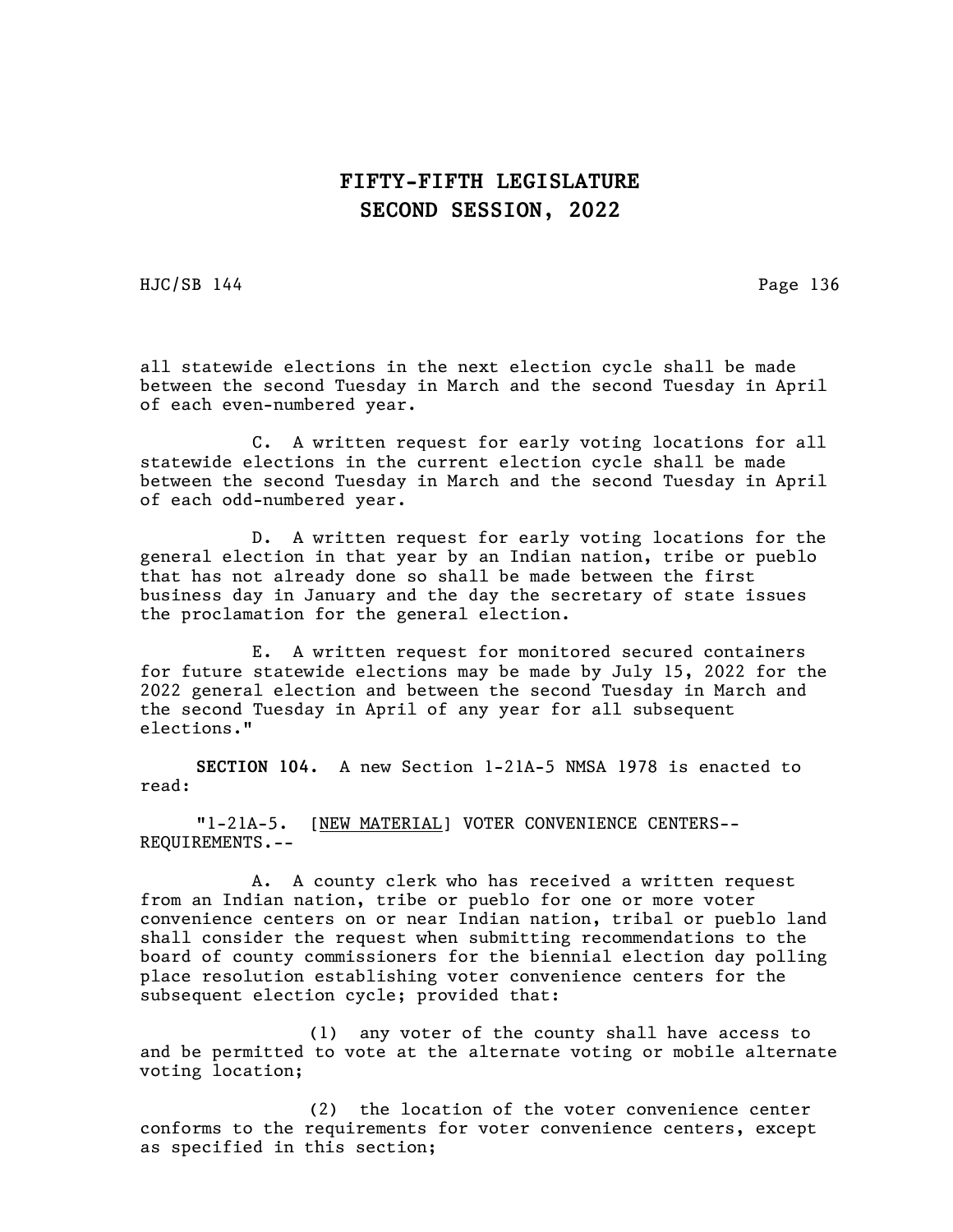all statewide elections in the next election cycle shall be made between the second Tuesday in March and the second Tuesday in April of each even-numbered year.

C. A written request for early voting locations for all statewide elections in the current election cycle shall be made between the second Tuesday in March and the second Tuesday in April of each odd-numbered year.

D. A written request for early voting locations for the general election in that year by an Indian nation, tribe or pueblo that has not already done so shall be made between the first business day in January and the day the secretary of state issues the proclamation for the general election.

E. A written request for monitored secured containers for future statewide elections may be made by July 15, 2022 for the 2022 general election and between the second Tuesday in March and the second Tuesday in April of any year for all subsequent elections."

**SECTION 104.** A new Section 1-21A-5 NMSA 1978 is enacted to read:

"1-21A-5. [NEW MATERIAL] VOTER CONVENIENCE CENTERS--REQUIREMENTS.--

A. A county clerk who has received a written request from an Indian nation, tribe or pueblo for one or more voter convenience centers on or near Indian nation, tribal or pueblo land shall consider the request when submitting recommendations to the board of county commissioners for the biennial election day polling place resolution establishing voter convenience centers for the subsequent election cycle; provided that:

(1) any voter of the county shall have access to and be permitted to vote at the alternate voting or mobile alternate voting location;

(2) the location of the voter convenience center conforms to the requirements for voter convenience centers, except as specified in this section;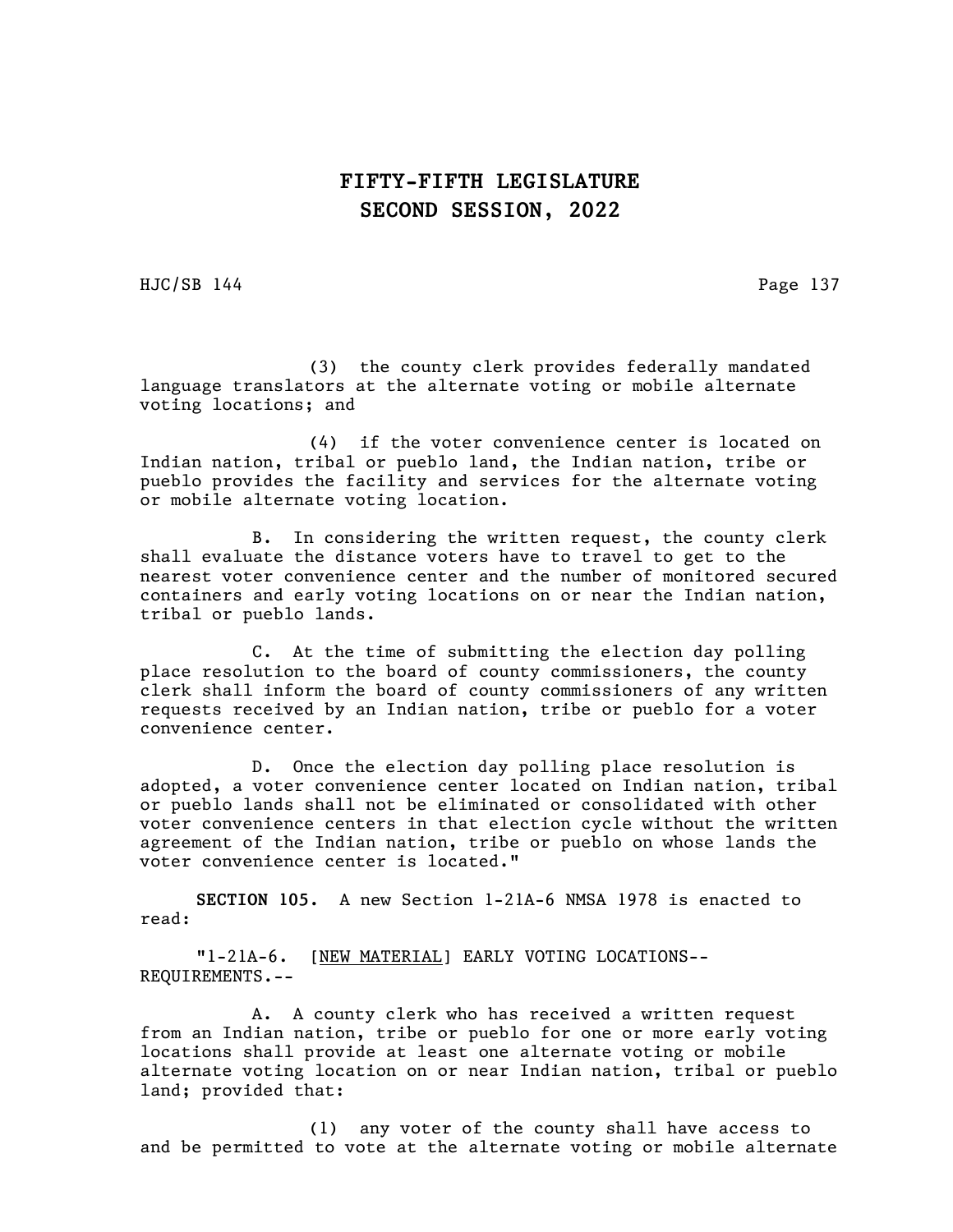(3) the county clerk provides federally mandated language translators at the alternate voting or mobile alternate voting locations; and

(4) if the voter convenience center is located on Indian nation, tribal or pueblo land, the Indian nation, tribe or pueblo provides the facility and services for the alternate voting or mobile alternate voting location.

B. In considering the written request, the county clerk shall evaluate the distance voters have to travel to get to the nearest voter convenience center and the number of monitored secured containers and early voting locations on or near the Indian nation, tribal or pueblo lands.

C. At the time of submitting the election day polling place resolution to the board of county commissioners, the county clerk shall inform the board of county commissioners of any written requests received by an Indian nation, tribe or pueblo for a voter convenience center.

D. Once the election day polling place resolution is adopted, a voter convenience center located on Indian nation, tribal or pueblo lands shall not be eliminated or consolidated with other voter convenience centers in that election cycle without the written agreement of the Indian nation, tribe or pueblo on whose lands the voter convenience center is located."

**SECTION 105.** A new Section 1-21A-6 NMSA 1978 is enacted to read:

"1-21A-6. [NEW MATERIAL] EARLY VOTING LOCATIONS--REQUIREMENTS.--

A. A county clerk who has received a written request from an Indian nation, tribe or pueblo for one or more early voting locations shall provide at least one alternate voting or mobile alternate voting location on or near Indian nation, tribal or pueblo land; provided that:

(1) any voter of the county shall have access to and be permitted to vote at the alternate voting or mobile alternate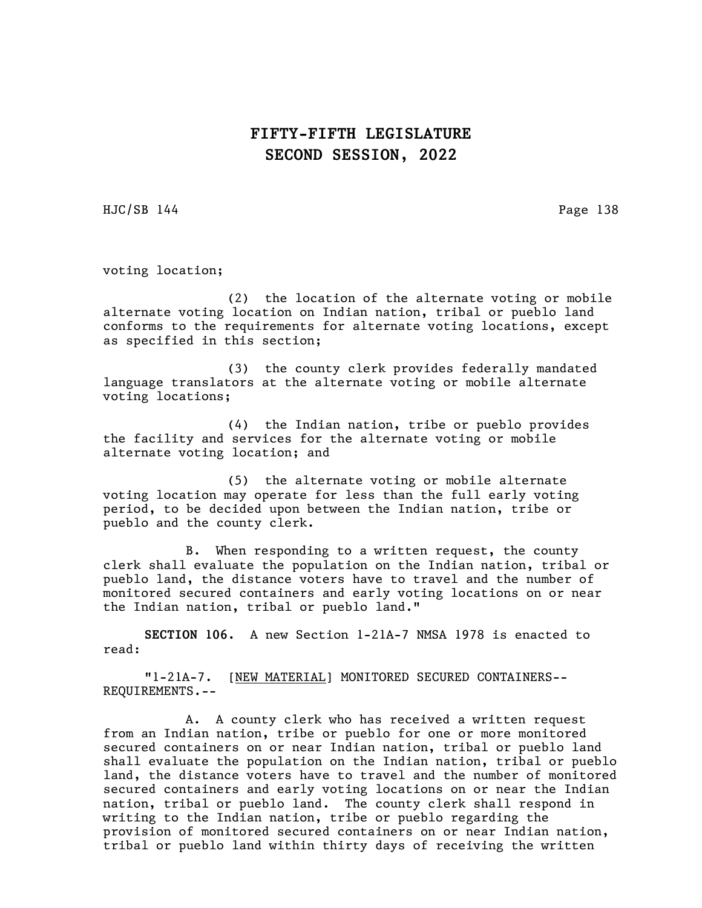voting location;

(2) the location of the alternate voting or mobile alternate voting location on Indian nation, tribal or pueblo land conforms to the requirements for alternate voting locations, except as specified in this section;

(3) the county clerk provides federally mandated language translators at the alternate voting or mobile alternate voting locations;

(4) the Indian nation, tribe or pueblo provides the facility and services for the alternate voting or mobile alternate voting location; and

(5) the alternate voting or mobile alternate voting location may operate for less than the full early voting period, to be decided upon between the Indian nation, tribe or pueblo and the county clerk.

B. When responding to a written request, the county clerk shall evaluate the population on the Indian nation, tribal or pueblo land, the distance voters have to travel and the number of monitored secured containers and early voting locations on or near the Indian nation, tribal or pueblo land."

**SECTION 106.** A new Section 1-21A-7 NMSA 1978 is enacted to read:

"1-21A-7. [NEW MATERIAL] MONITORED SECURED CONTAINERS--REQUIREMENTS.--

A. A county clerk who has received a written request from an Indian nation, tribe or pueblo for one or more monitored secured containers on or near Indian nation, tribal or pueblo land shall evaluate the population on the Indian nation, tribal or pueblo land, the distance voters have to travel and the number of monitored secured containers and early voting locations on or near the Indian nation, tribal or pueblo land. The county clerk shall respond in writing to the Indian nation, tribe or pueblo regarding the provision of monitored secured containers on or near Indian nation, tribal or pueblo land within thirty days of receiving the written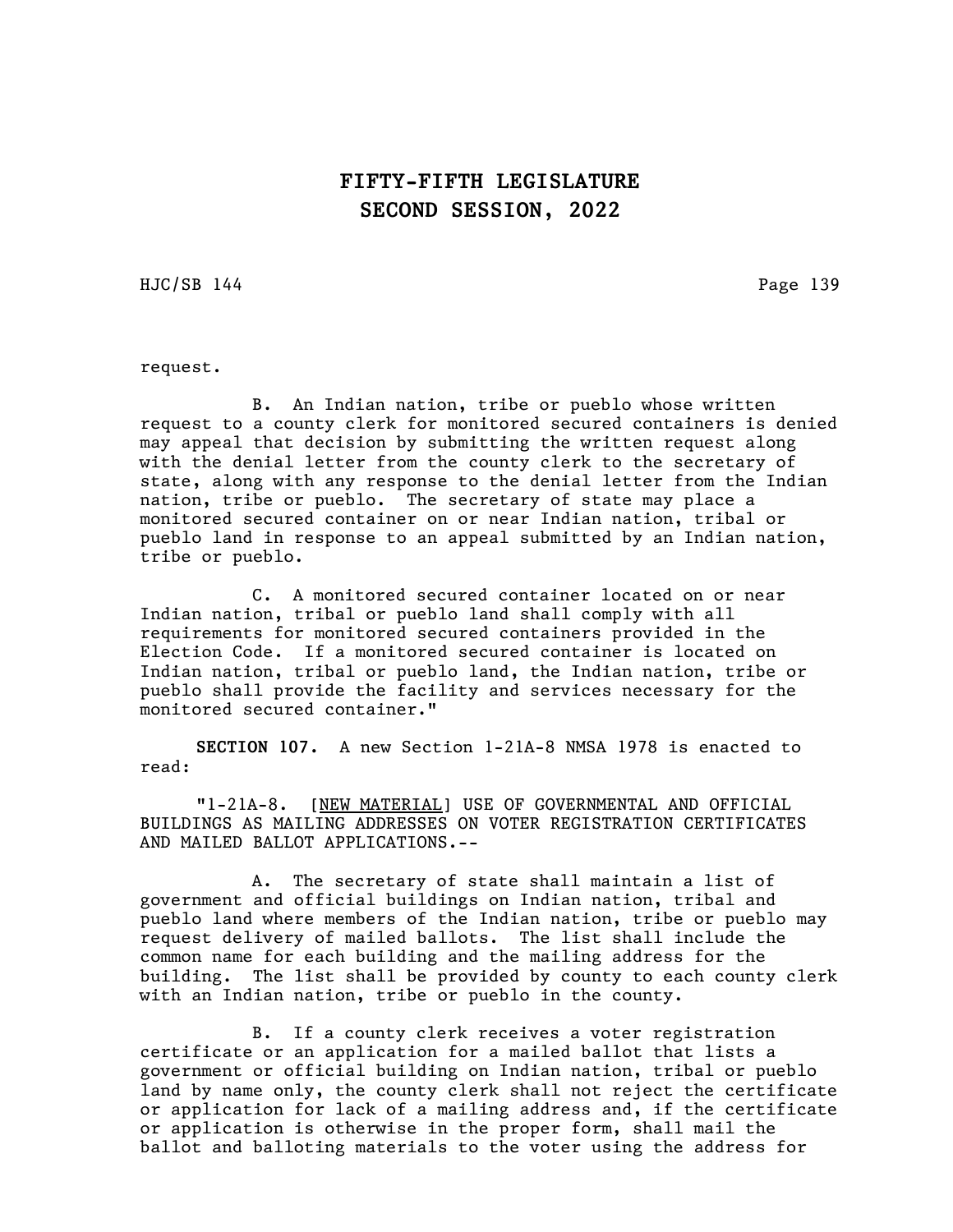request.

B. An Indian nation, tribe or pueblo whose written request to a county clerk for monitored secured containers is denied may appeal that decision by submitting the written request along with the denial letter from the county clerk to the secretary of state, along with any response to the denial letter from the Indian nation, tribe or pueblo. The secretary of state may place a monitored secured container on or near Indian nation, tribal or pueblo land in response to an appeal submitted by an Indian nation, tribe or pueblo.

C. A monitored secured container located on or near Indian nation, tribal or pueblo land shall comply with all requirements for monitored secured containers provided in the Election Code. If a monitored secured container is located on Indian nation, tribal or pueblo land, the Indian nation, tribe or pueblo shall provide the facility and services necessary for the monitored secured container."

**SECTION 107.** A new Section 1-21A-8 NMSA 1978 is enacted to read:

"1-21A-8. [NEW MATERIAL] USE OF GOVERNMENTAL AND OFFICIAL BUILDINGS AS MAILING ADDRESSES ON VOTER REGISTRATION CERTIFICATES AND MAILED BALLOT APPLICATIONS.--

A. The secretary of state shall maintain a list of government and official buildings on Indian nation, tribal and pueblo land where members of the Indian nation, tribe or pueblo may request delivery of mailed ballots. The list shall include the common name for each building and the mailing address for the building. The list shall be provided by county to each county clerk with an Indian nation, tribe or pueblo in the county.

B. If a county clerk receives a voter registration certificate or an application for a mailed ballot that lists a government or official building on Indian nation, tribal or pueblo land by name only, the county clerk shall not reject the certificate or application for lack of a mailing address and, if the certificate or application is otherwise in the proper form, shall mail the ballot and balloting materials to the voter using the address for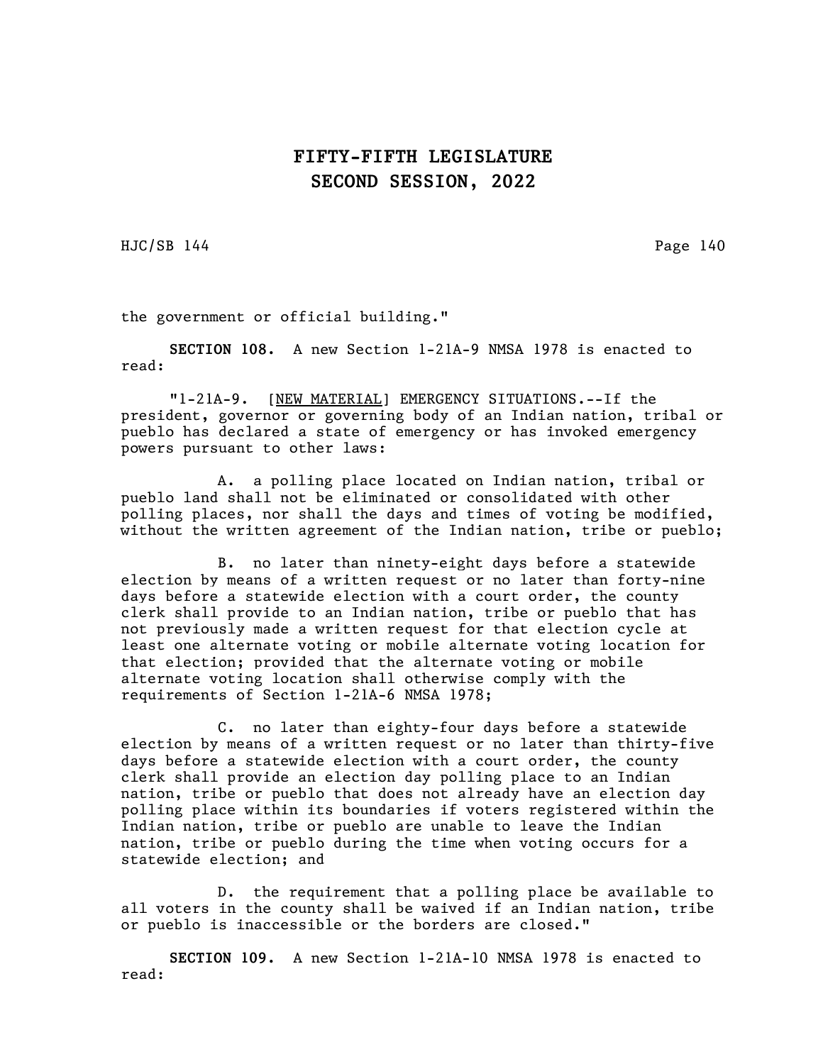the government or official building."

**SECTION 108.** A new Section 1-21A-9 NMSA 1978 is enacted to read:

"1-21A-9. [NEW MATERIAL] EMERGENCY SITUATIONS.--If the president, governor or governing body of an Indian nation, tribal or pueblo has declared a state of emergency or has invoked emergency powers pursuant to other laws:

A. a polling place located on Indian nation, tribal or pueblo land shall not be eliminated or consolidated with other polling places, nor shall the days and times of voting be modified, without the written agreement of the Indian nation, tribe or pueblo;

B. no later than ninety-eight days before a statewide election by means of a written request or no later than forty-nine days before a statewide election with a court order, the county clerk shall provide to an Indian nation, tribe or pueblo that has not previously made a written request for that election cycle at least one alternate voting or mobile alternate voting location for that election; provided that the alternate voting or mobile alternate voting location shall otherwise comply with the requirements of Section 1-21A-6 NMSA 1978;

C. no later than eighty-four days before a statewide election by means of a written request or no later than thirty-five days before a statewide election with a court order, the county clerk shall provide an election day polling place to an Indian nation, tribe or pueblo that does not already have an election day polling place within its boundaries if voters registered within the Indian nation, tribe or pueblo are unable to leave the Indian nation, tribe or pueblo during the time when voting occurs for a statewide election; and

D. the requirement that a polling place be available to all voters in the county shall be waived if an Indian nation, tribe or pueblo is inaccessible or the borders are closed."

**SECTION 109.** A new Section 1-21A-10 NMSA 1978 is enacted to read: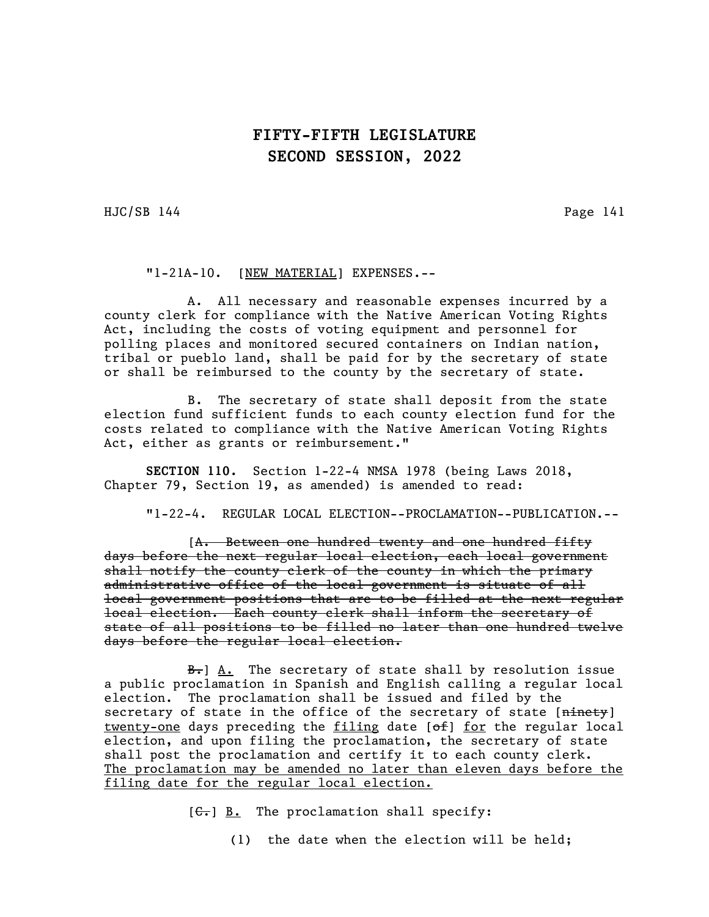"1-21A-10. [<u>NEW MATERIAL</u>] EXPENSES.--

A. All necessary and reasonable expenses incurred by a county clerk for compliance with the Native American Voting Rights Act, including the costs of voting equipment and personnel for polling places and monitored secured containers on Indian nation, tribal or pueblo land, shall be paid for by the secretary of state or shall be reimbursed to the county by the secretary of state.

B. The secretary of state shall deposit from the state election fund sufficient funds to each county election fund for the costs related to compliance with the Native American Voting Rights Act, either as grants or reimbursement."

**SECTION 110.** Section 1-22-4 NMSA 1978 (being Laws 2018, Chapter 79, Section 19, as amended) is amended to read:

"1-22-4. REGULAR LOCAL ELECTION--PROCLAMATION--PUBLICATION.--

[~~A. Between one hundred twenty and one hundred fifty days before the next regular local election, each local government shall notify the county clerk of the county in which the primary administrative office of the local government is situate of all local government positions that are to be filled at the next regular local election. Each county clerk shall inform the secretary of state of all positions to be filled no later than one hundred twelve days before the regular local election.~~

~~B.~~] <u>A.</u> The secretary of state shall by resolution issue a public proclamation in Spanish and English calling a regular local election. The proclamation shall be issued and filed by the secretary of state in the office of the secretary of state [~~ninety~~] <u>twenty-one</u> days preceding the <u>filing</u> date [~~of~~] <u>for</u> the regular local election, and upon filing the proclamation, the secretary of state shall post the proclamation and certify it to each county clerk. <u>The proclamation may be amended no later than eleven days before the filing date for the regular local election.</u>

[~~C.~~] <u>B.</u> The proclamation shall specify:

(1) the date when the election will be held;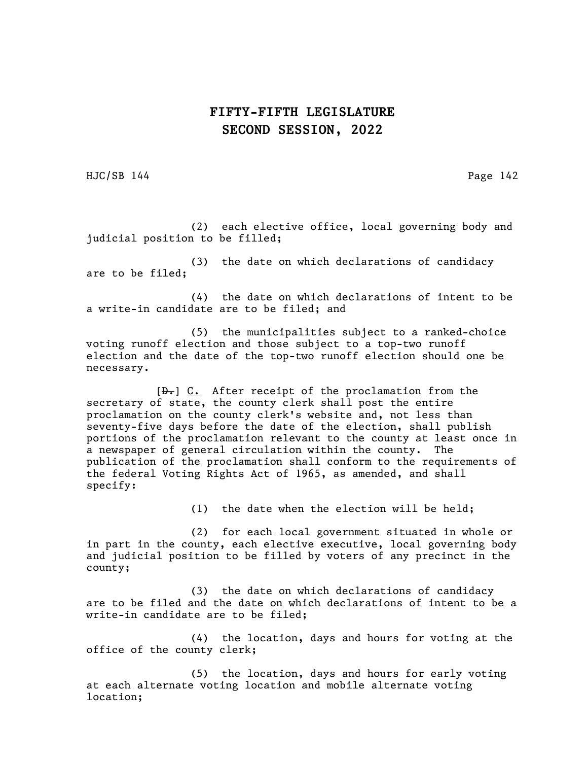(2) each elective office, local governing body and judicial position to be filled;

(3) the date on which declarations of candidacy are to be filed;

(4) the date on which declarations of intent to be a write-in candidate are to be filed; and

(5) the municipalities subject to a ranked-choice voting runoff election and those subject to a top-two runoff election and the date of the top-two runoff election should one be necessary.

[~~D.~~] C. After receipt of the proclamation from the secretary of state, the county clerk shall post the entire proclamation on the county clerk's website and, not less than seventy-five days before the date of the election, shall publish portions of the proclamation relevant to the county at least once in a newspaper of general circulation within the county. The publication of the proclamation shall conform to the requirements of the federal Voting Rights Act of 1965, as amended, and shall specify:

(1) the date when the election will be held;

(2) for each local government situated in whole or in part in the county, each elective executive, local governing body and judicial position to be filled by voters of any precinct in the county;

(3) the date on which declarations of candidacy are to be filed and the date on which declarations of intent to be a write-in candidate are to be filed;

(4) the location, days and hours for voting at the office of the county clerk;

(5) the location, days and hours for early voting at each alternate voting location and mobile alternate voting location;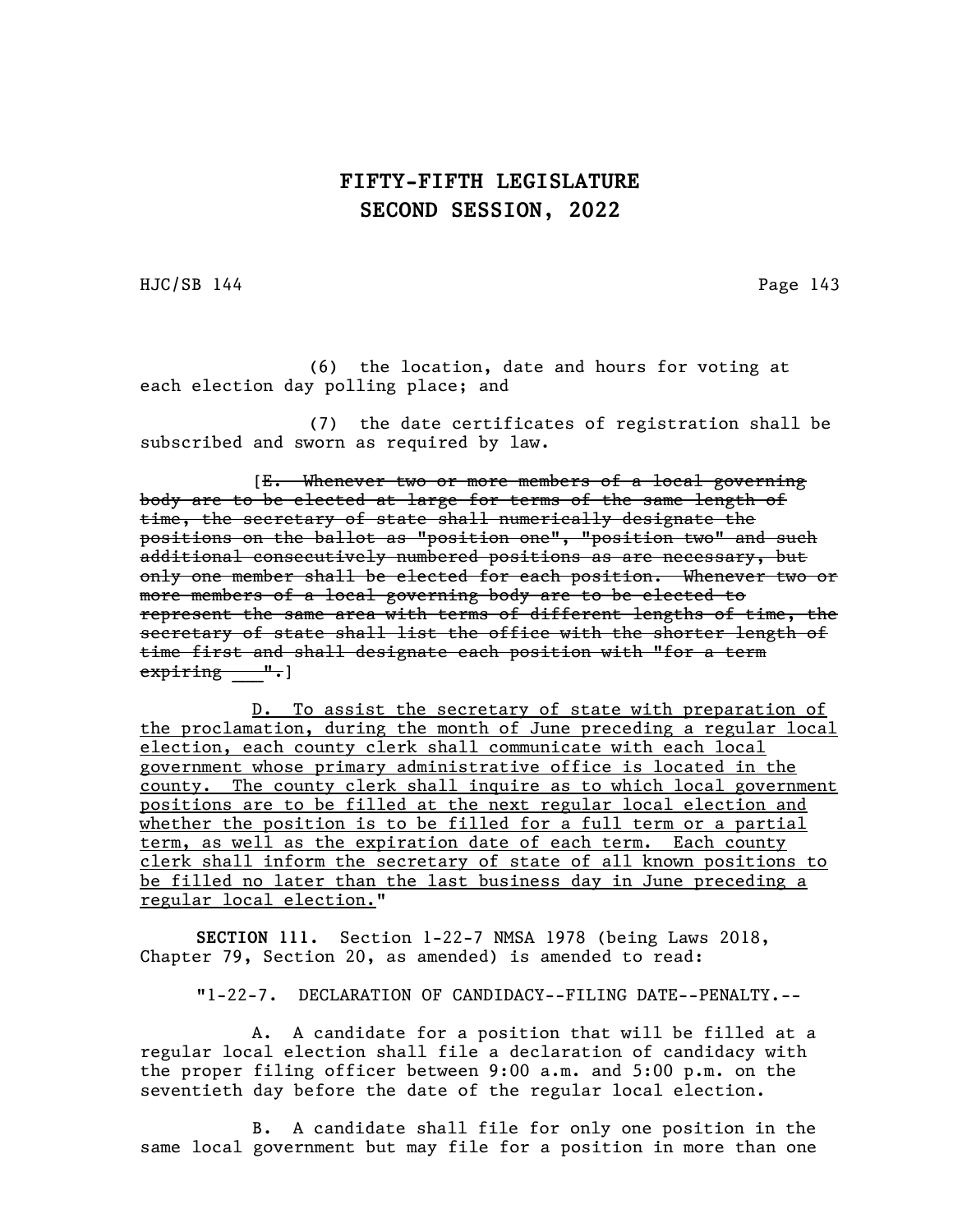(6) the location, date and hours for voting at each election day polling place; and

(7) the date certificates of registration shall be subscribed and sworn as required by law.

[~~E. Whenever two or more members of a local governing body are to be elected at large for terms of the same length of time, the secretary of state shall numerically designate the positions on the ballot as "position one", "position two" and such additional consecutively numbered positions as are necessary, but only one member shall be elected for each position. Whenever two or more members of a local governing body are to be elected to represent the same area with terms of different lengths of time, the secretary of state shall list the office with the shorter length of time first and shall designate each position with "for a term expiring ___".~~]

<u>D. To assist the secretary of state with preparation of the proclamation, during the month of June preceding a regular local election, each county clerk shall communicate with each local government whose primary administrative office is located in the county. The county clerk shall inquire as to which local government positions are to be filled at the next regular local election and whether the position is to be filled for a full term or a partial term, as well as the expiration date of each term. Each county clerk shall inform the secretary of state of all known positions to be filled no later than the last business day in June preceding a regular local election.</u>"

**SECTION 111.** Section 1-22-7 NMSA 1978 (being Laws 2018, Chapter 79, Section 20, as amended) is amended to read:

"1-22-7. DECLARATION OF CANDIDACY--FILING DATE--PENALTY.--

A. A candidate for a position that will be filled at a regular local election shall file a declaration of candidacy with the proper filing officer between 9:00 a.m. and 5:00 p.m. on the seventieth day before the date of the regular local election.

B. A candidate shall file for only one position in the same local government but may file for a position in more than one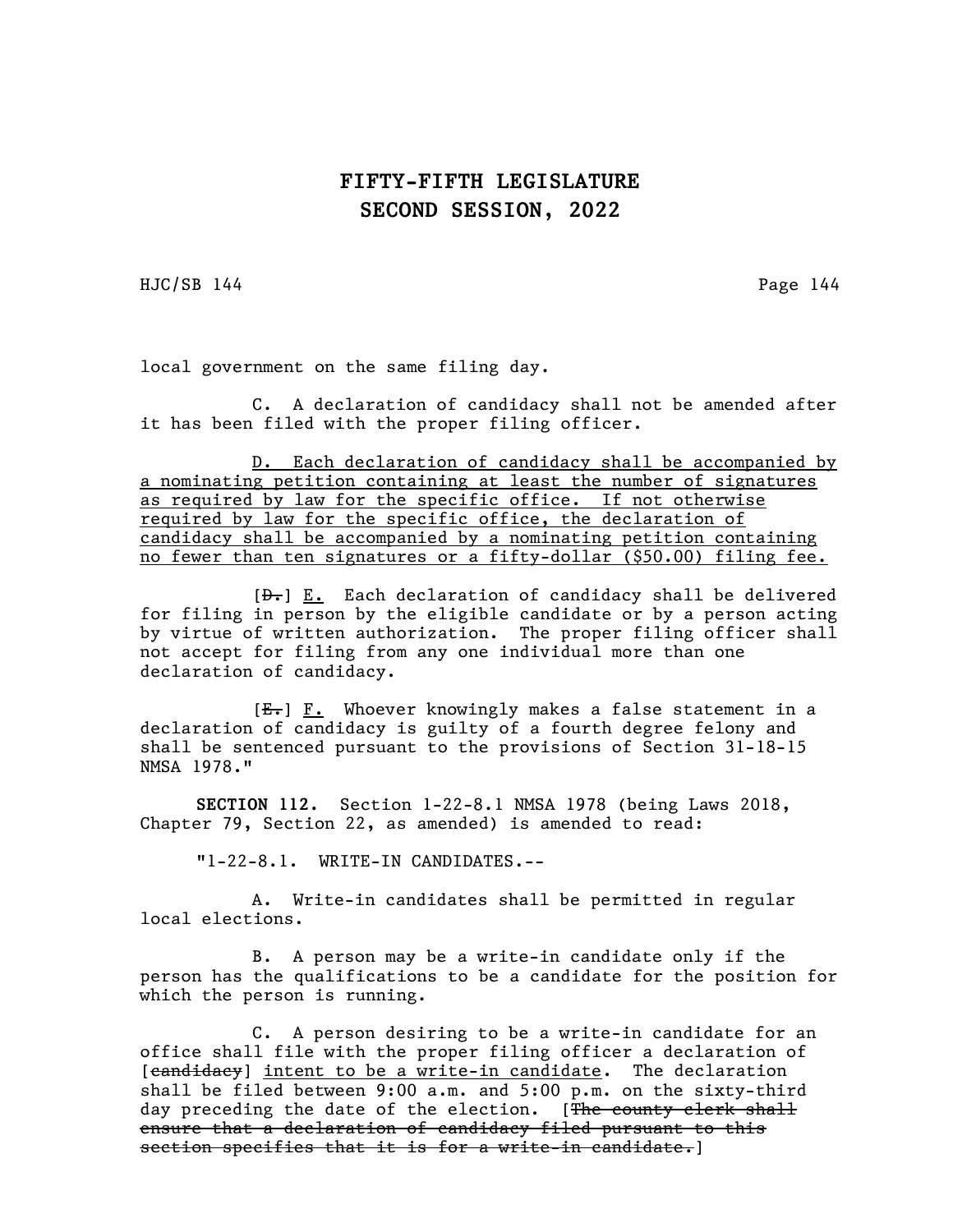local government on the same filing day.

C. A declaration of candidacy shall not be amended after it has been filed with the proper filing officer.

<u>D. Each declaration of candidacy shall be accompanied by a nominating petition containing at least the number of signatures as required by law for the specific office. If not otherwise required by law for the specific office, the declaration of candidacy shall be accompanied by a nominating petition containing no fewer than ten signatures or a fifty-dollar ($50.00) filing fee.</u>

[~~D.~~] <u>E.</u> Each declaration of candidacy shall be delivered for filing in person by the eligible candidate or by a person acting by virtue of written authorization. The proper filing officer shall not accept for filing from any one individual more than one declaration of candidacy.

[~~E.~~] <u>F.</u> Whoever knowingly makes a false statement in a declaration of candidacy is guilty of a fourth degree felony and shall be sentenced pursuant to the provisions of Section 31-18-15 NMSA 1978."

**SECTION 112.** Section 1-22-8.1 NMSA 1978 (being Laws 2018, Chapter 79, Section 22, as amended) is amended to read:

"1-22-8.1. WRITE-IN CANDIDATES.--

A. Write-in candidates shall be permitted in regular local elections.

B. A person may be a write-in candidate only if the person has the qualifications to be a candidate for the position for which the person is running.

C. A person desiring to be a write-in candidate for an office shall file with the proper filing officer a declaration of [~~candidacy~~] <u>intent to be a write-in candidate</u>. The declaration shall be filed between 9:00 a.m. and 5:00 p.m. on the sixty-third day preceding the date of the election. [~~The county clerk shall ensure that a declaration of candidacy filed pursuant to this section specifies that it is for a write-in candidate.~~]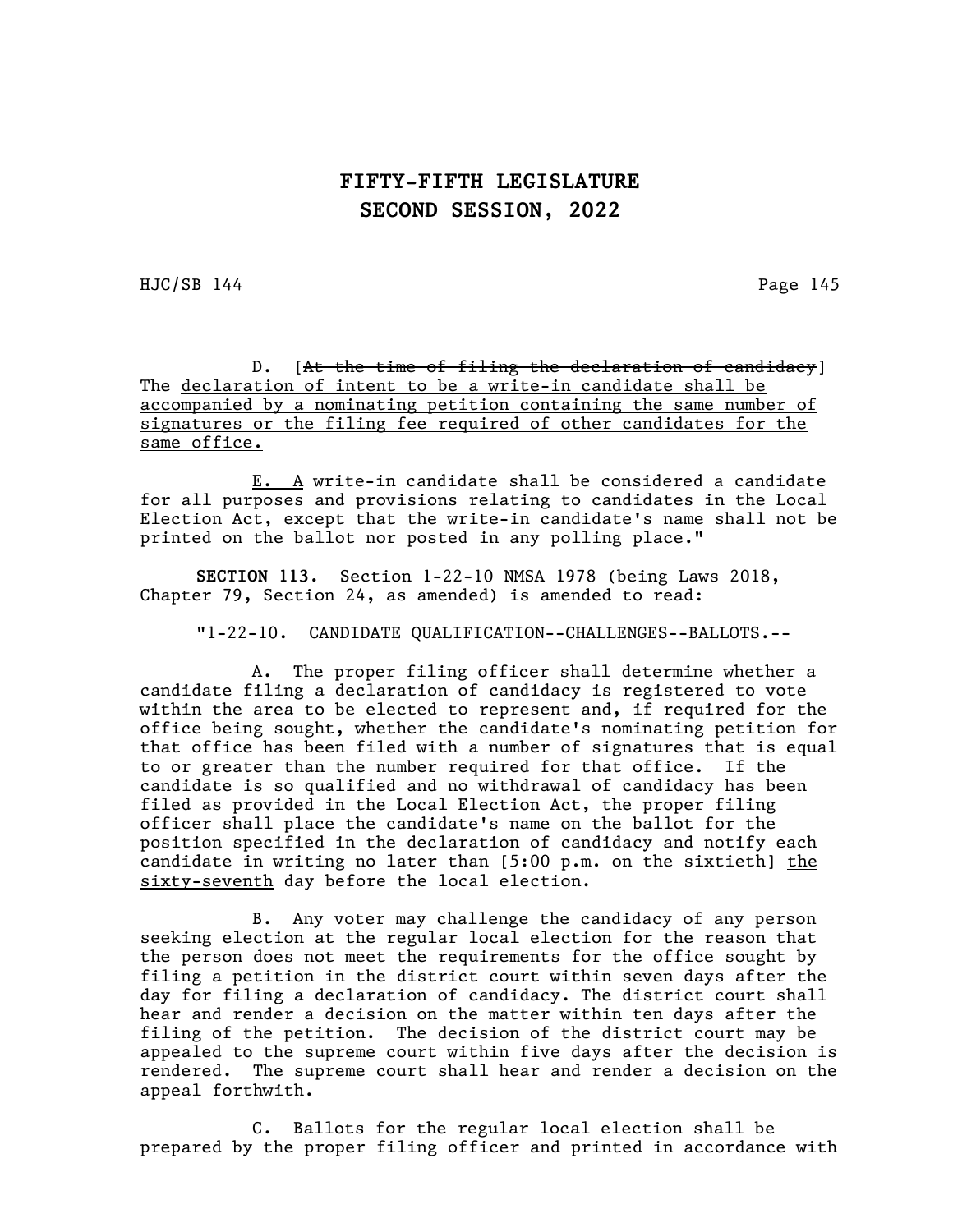D. [~~At the time of filing the declaration of candidacy~~] The <u>declaration of intent to be a write-in candidate shall be accompanied by a nominating petition containing the same number of signatures or the filing fee required of other candidates for the same office.</u>

<u>E. A</u> write-in candidate shall be considered a candidate for all purposes and provisions relating to candidates in the Local Election Act, except that the write-in candidate's name shall not be printed on the ballot nor posted in any polling place."

**SECTION 113.** Section 1-22-10 NMSA 1978 (being Laws 2018, Chapter 79, Section 24, as amended) is amended to read:

"1-22-10. CANDIDATE QUALIFICATION--CHALLENGES--BALLOTS.--

A. The proper filing officer shall determine whether a candidate filing a declaration of candidacy is registered to vote within the area to be elected to represent and, if required for the office being sought, whether the candidate's nominating petition for that office has been filed with a number of signatures that is equal to or greater than the number required for that office. If the candidate is so qualified and no withdrawal of candidacy has been filed as provided in the Local Election Act, the proper filing officer shall place the candidate's name on the ballot for the position specified in the declaration of candidacy and notify each candidate in writing no later than [~~5:00 p.m. on the sixtieth~~] <u>the sixty-seventh</u> day before the local election.

B. Any voter may challenge the candidacy of any person seeking election at the regular local election for the reason that the person does not meet the requirements for the office sought by filing a petition in the district court within seven days after the day for filing a declaration of candidacy. The district court shall hear and render a decision on the matter within ten days after the filing of the petition. The decision of the district court may be appealed to the supreme court within five days after the decision is rendered. The supreme court shall hear and render a decision on the appeal forthwith.

C. Ballots for the regular local election shall be prepared by the proper filing officer and printed in accordance with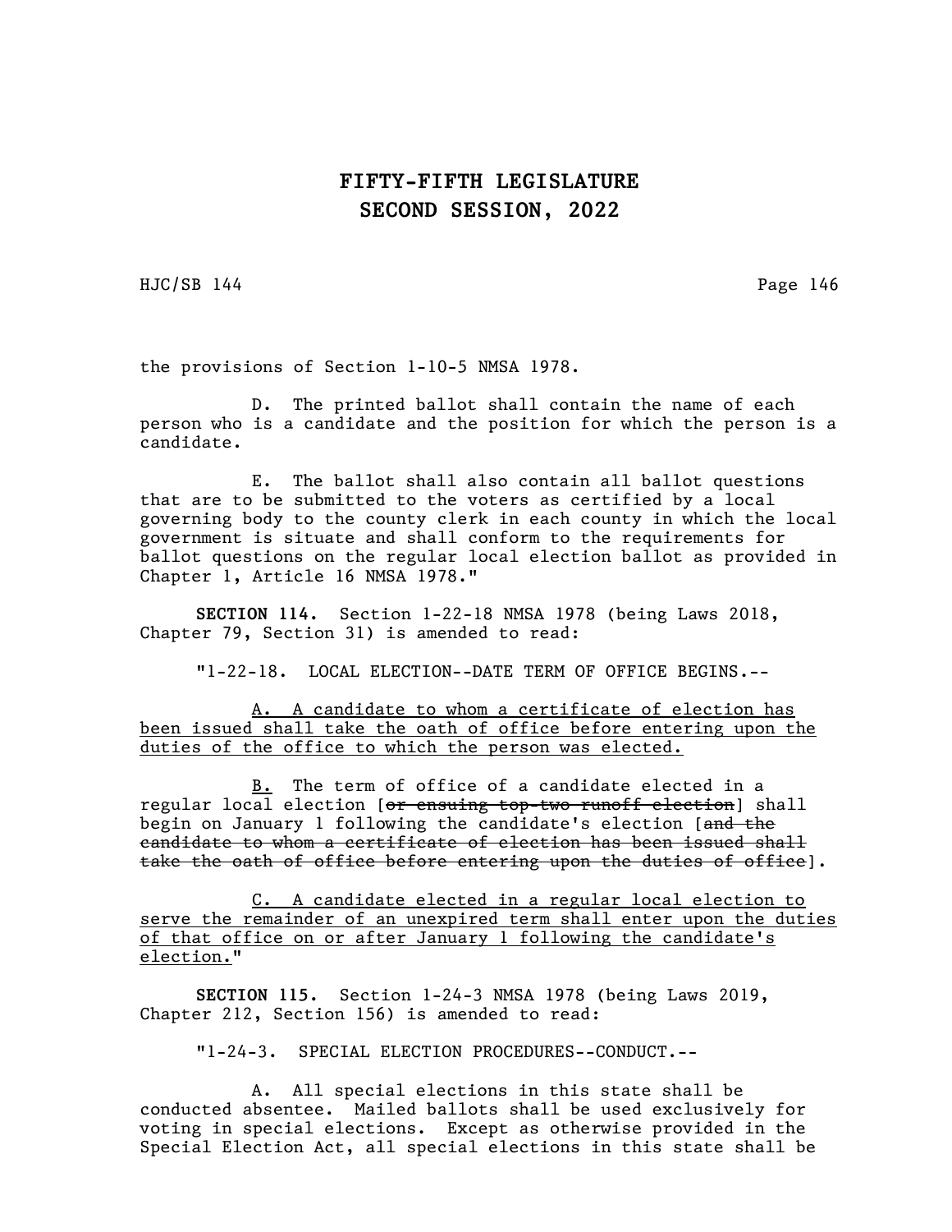the provisions of Section 1-10-5 NMSA 1978.

D. The printed ballot shall contain the name of each person who is a candidate and the position for which the person is a candidate.

E. The ballot shall also contain all ballot questions that are to be submitted to the voters as certified by a local governing body to the county clerk in each county in which the local government is situate and shall conform to the requirements for ballot questions on the regular local election ballot as provided in Chapter 1, Article 16 NMSA 1978."

**SECTION 114.** Section 1-22-18 NMSA 1978 (being Laws 2018, Chapter 79, Section 31) is amended to read:

"1-22-18. LOCAL ELECTION--DATE TERM OF OFFICE BEGINS.--

<u>A. A candidate to whom a certificate of election has been issued shall take the oath of office before entering upon the duties of the office to which the person was elected.</u>

<u>B.</u> The term of office of a candidate elected in a regular local election [~~or ensuing top-two runoff election~~] shall begin on January 1 following the candidate's election [~~and the candidate to whom a certificate of election has been issued shall take the oath of office before entering upon the duties of office~~].

<u>C. A candidate elected in a regular local election to serve the remainder of an unexpired term shall enter upon the duties of that office on or after January 1 following the candidate's election.</u>"

**SECTION 115.** Section 1-24-3 NMSA 1978 (being Laws 2019, Chapter 212, Section 156) is amended to read:

"1-24-3. SPECIAL ELECTION PROCEDURES--CONDUCT.--

A. All special elections in this state shall be conducted absentee. Mailed ballots shall be used exclusively for voting in special elections. Except as otherwise provided in the Special Election Act, all special elections in this state shall be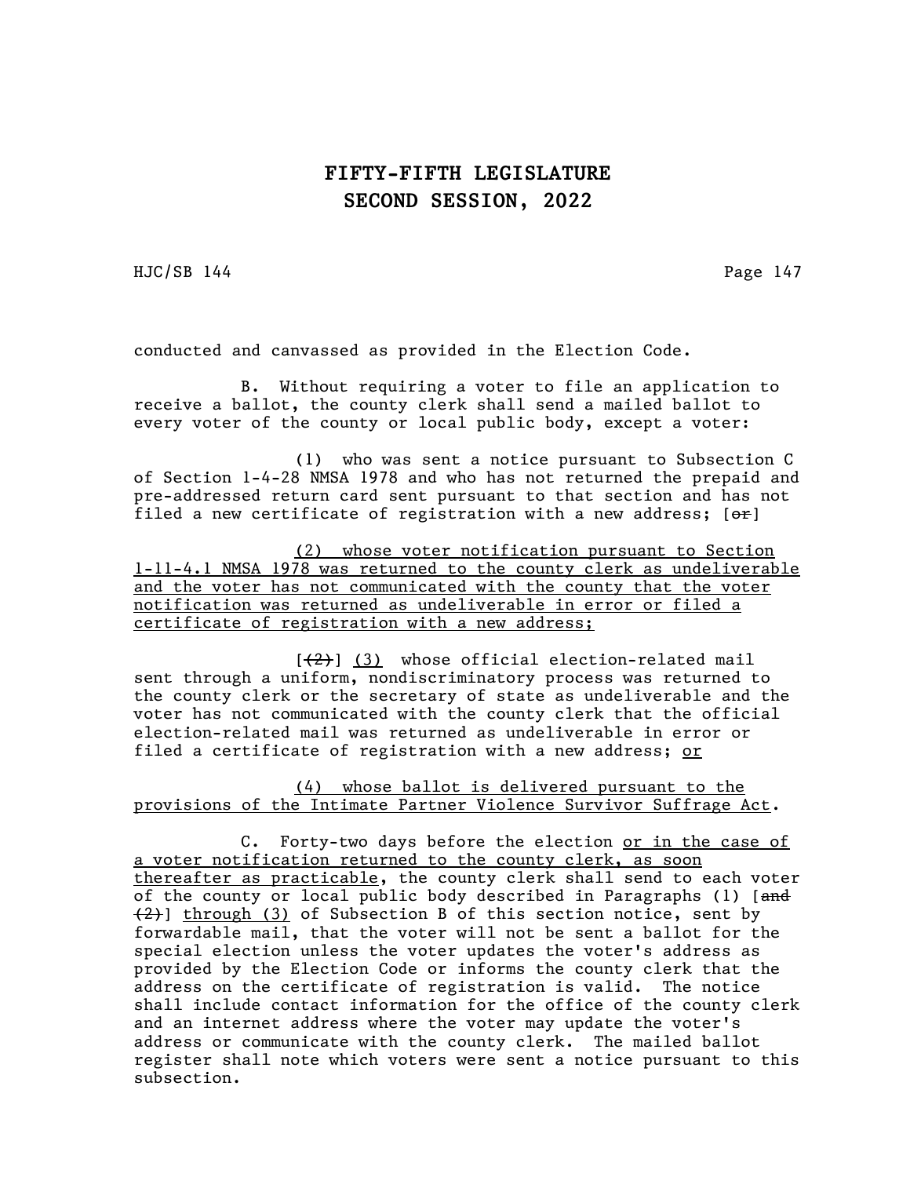conducted and canvassed as provided in the Election Code.

B. Without requiring a voter to file an application to receive a ballot, the county clerk shall send a mailed ballot to every voter of the county or local public body, except a voter:

(1) who was sent a notice pursuant to Subsection C of Section 1-4-28 NMSA 1978 and who has not returned the prepaid and pre-addressed return card sent pursuant to that section and has not filed a new certificate of registration with a new address; [~~or~~]

<u>(2) whose voter notification pursuant to Section 1-11-4.1 NMSA 1978 was returned to the county clerk as undeliverable and the voter has not communicated with the county that the voter notification was returned as undeliverable in error or filed a certificate of registration with a new address;</u>

[~~(2)~~] <u>(3)</u> whose official election-related mail sent through a uniform, nondiscriminatory process was returned to the county clerk or the secretary of state as undeliverable and the voter has not communicated with the county clerk that the official election-related mail was returned as undeliverable in error or filed a certificate of registration with a new address; <u>or</u>

<u>(4) whose ballot is delivered pursuant to the provisions of the Intimate Partner Violence Survivor Suffrage Act</u>.

C. Forty-two days before the election <u>or in the case of a voter notification returned to the county clerk, as soon thereafter as practicable</u>, the county clerk shall send to each voter of the county or local public body described in Paragraphs (1) [~~and (2)~~] <u>through (3)</u> of Subsection B of this section notice, sent by forwardable mail, that the voter will not be sent a ballot for the special election unless the voter updates the voter's address as provided by the Election Code or informs the county clerk that the address on the certificate of registration is valid. The notice shall include contact information for the office of the county clerk and an internet address where the voter may update the voter's address or communicate with the county clerk. The mailed ballot register shall note which voters were sent a notice pursuant to this subsection.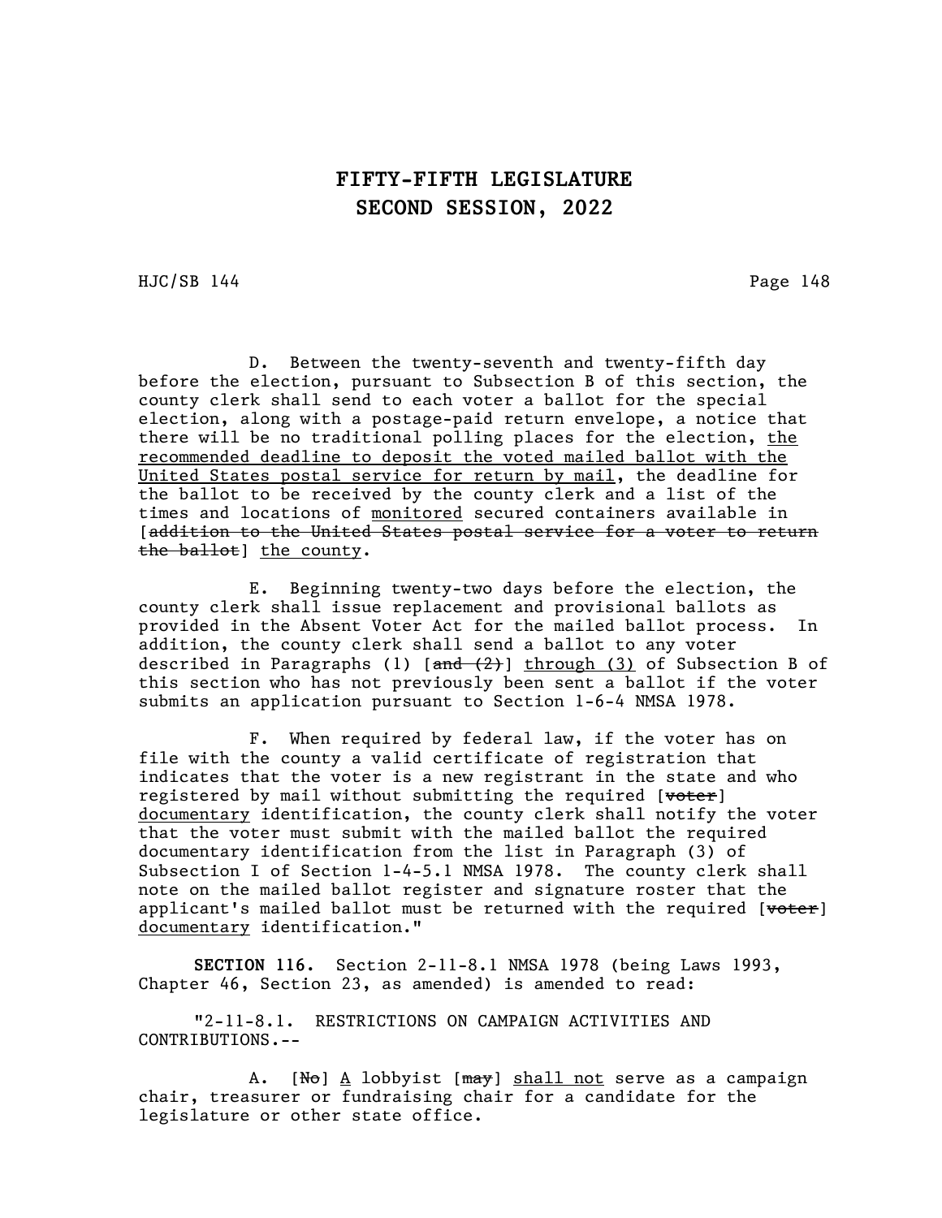D. Between the twenty-seventh and twenty-fifth day before the election, pursuant to Subsection B of this section, the county clerk shall send to each voter a ballot for the special election, along with a postage-paid return envelope, a notice that there will be no traditional polling places for the election, <u>the recommended deadline to deposit the voted mailed ballot with the United States postal service for return by mail</u>, the deadline for the ballot to be received by the county clerk and a list of the times and locations of <u>monitored</u> secured containers available in [~~addition to the United States postal service for a voter to return the ballot~~] <u>the county</u>.

E. Beginning twenty-two days before the election, the county clerk shall issue replacement and provisional ballots as provided in the Absent Voter Act for the mailed ballot process. In addition, the county clerk shall send a ballot to any voter described in Paragraphs (1) [~~and (2)~~] <u>through (3)</u> of Subsection B of this section who has not previously been sent a ballot if the voter submits an application pursuant to Section 1-6-4 NMSA 1978.

F. When required by federal law, if the voter has on file with the county a valid certificate of registration that indicates that the voter is a new registrant in the state and who registered by mail without submitting the required [~~voter~~] <u>documentary</u> identification, the county clerk shall notify the voter that the voter must submit with the mailed ballot the required documentary identification from the list in Paragraph (3) of Subsection I of Section 1-4-5.1 NMSA 1978. The county clerk shall note on the mailed ballot register and signature roster that the applicant's mailed ballot must be returned with the required [~~voter~~] <u>documentary</u> identification."

**SECTION 116.** Section 2-11-8.1 NMSA 1978 (being Laws 1993, Chapter 46, Section 23, as amended) is amended to read:

"2-11-8.1. RESTRICTIONS ON CAMPAIGN ACTIVITIES AND CONTRIBUTIONS.--

A. [~~No~~] <u>A</u> lobbyist [~~may~~] <u>shall not</u> serve as a campaign chair, treasurer or fundraising chair for a candidate for the legislature or other state office.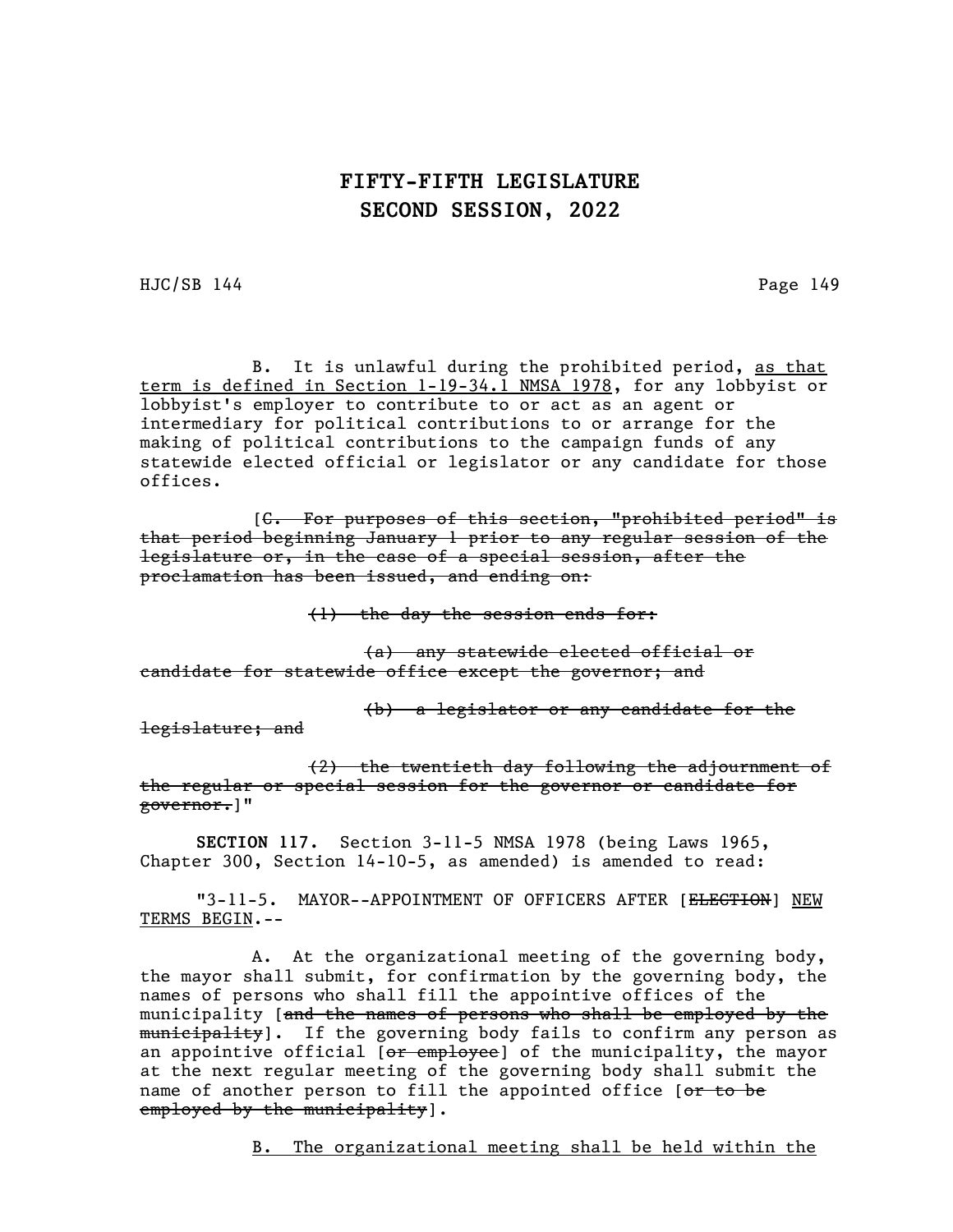B. It is unlawful during the prohibited period, as that term is defined in Section 1-19-34.1 NMSA 1978, for any lobbyist or lobbyist's employer to contribute to or act as an agent or intermediary for political contributions to or arrange for the making of political contributions to the campaign funds of any statewide elected official or legislator or any candidate for those offices.

[~~C. For purposes of this section, "prohibited period" is that period beginning January 1 prior to any regular session of the legislature or, in the case of a special session, after the proclamation has been issued, and ending on:~~

~~(1) the day the session ends for:~~

~~(a) any statewide elected official or candidate for statewide office except the governor; and~~

~~(b) a legislator or any candidate for the legislature; and~~

~~(2) the twentieth day following the adjournment of the regular or special session for the governor or candidate for governor.~~]"

**SECTION 117.** Section 3-11-5 NMSA 1978 (being Laws 1965, Chapter 300, Section 14-10-5, as amended) is amended to read:

"3-11-5. MAYOR--APPOINTMENT OF OFFICERS AFTER [~~ELECTION~~] NEW TERMS BEGIN.--

A. At the organizational meeting of the governing body, the mayor shall submit, for confirmation by the governing body, the names of persons who shall fill the appointive offices of the municipality [~~and the names of persons who shall be employed by the municipality~~]. If the governing body fails to confirm any person as an appointive official [~~or employee~~] of the municipality, the mayor at the next regular meeting of the governing body shall submit the name of another person to fill the appointed office [~~or to be employed by the municipality~~].

B. The organizational meeting shall be held within the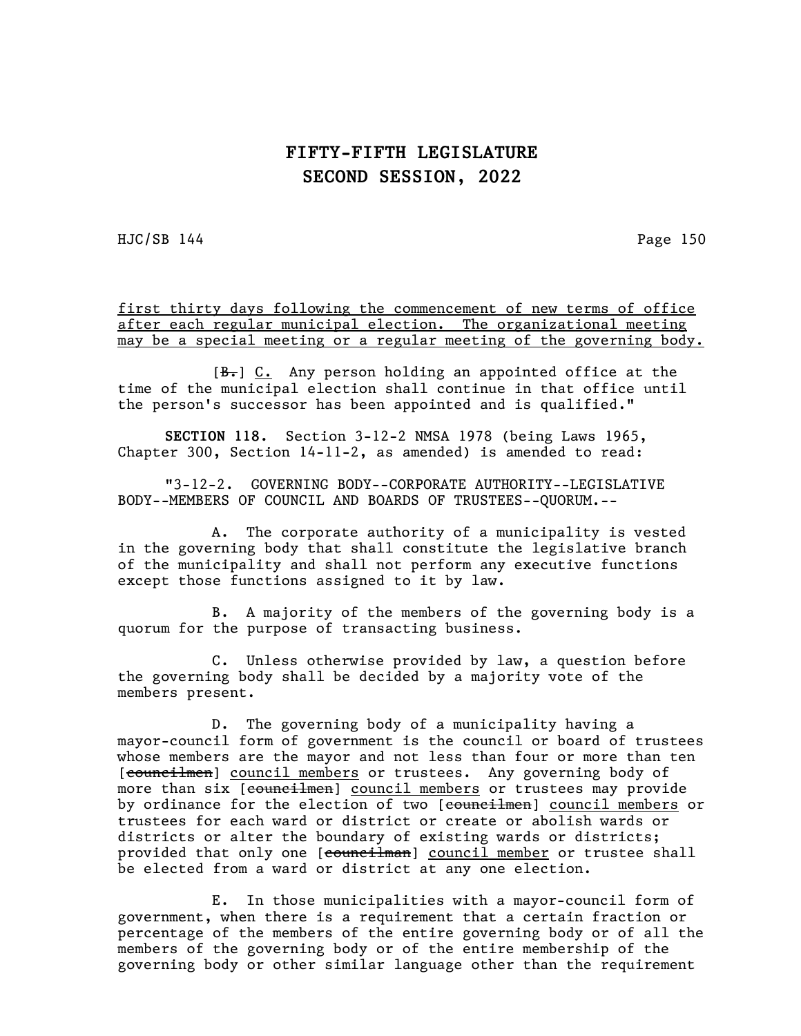first thirty days following the commencement of new terms of office after each regular municipal election. The organizational meeting may be a special meeting or a regular meeting of the governing body.

[~~B.~~] C. Any person holding an appointed office at the time of the municipal election shall continue in that office until the person's successor has been appointed and is qualified."

**SECTION 118.** Section 3-12-2 NMSA 1978 (being Laws 1965, Chapter 300, Section 14-11-2, as amended) is amended to read:

"3-12-2. GOVERNING BODY--CORPORATE AUTHORITY--LEGISLATIVE BODY--MEMBERS OF COUNCIL AND BOARDS OF TRUSTEES--QUORUM.--

A. The corporate authority of a municipality is vested in the governing body that shall constitute the legislative branch of the municipality and shall not perform any executive functions except those functions assigned to it by law.

B. A majority of the members of the governing body is a quorum for the purpose of transacting business.

C. Unless otherwise provided by law, a question before the governing body shall be decided by a majority vote of the members present.

D. The governing body of a municipality having a mayor-council form of government is the council or board of trustees whose members are the mayor and not less than four or more than ten [~~councilmen~~] council members or trustees. Any governing body of more than six [~~councilmen~~] council members or trustees may provide by ordinance for the election of two [~~councilmen~~] council members or trustees for each ward or district or create or abolish wards or districts or alter the boundary of existing wards or districts; provided that only one [~~councilman~~] council member or trustee shall be elected from a ward or district at any one election.

E. In those municipalities with a mayor-council form of government, when there is a requirement that a certain fraction or percentage of the members of the entire governing body or of all the members of the governing body or of the entire membership of the governing body or other similar language other than the requirement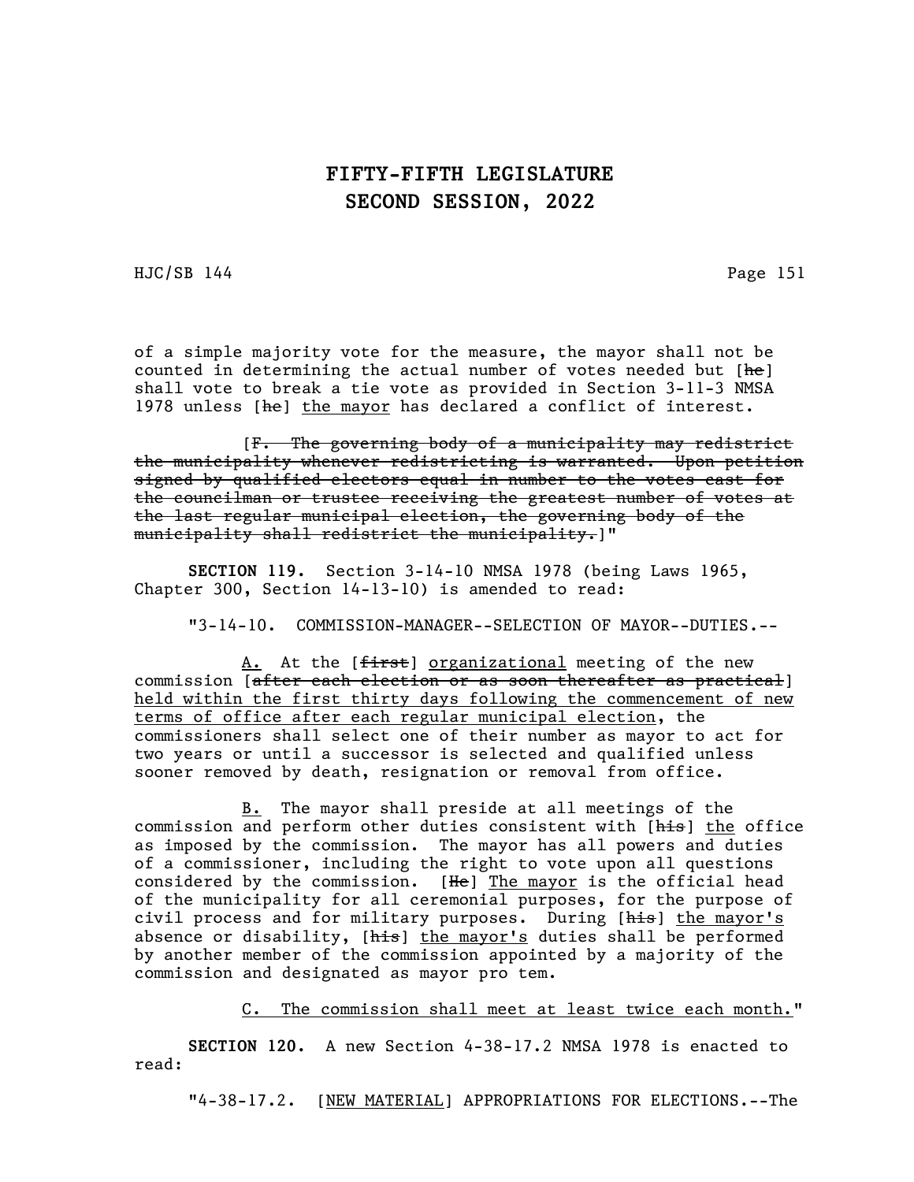of a simple majority vote for the measure, the mayor shall not be counted in determining the actual number of votes needed but [~~he~~] shall vote to break a tie vote as provided in Section 3-11-3 NMSA 1978 unless [~~he~~] the mayor has declared a conflict of interest.

[~~F. The governing body of a municipality may redistrict the municipality whenever redistricting is warranted. Upon petition signed by qualified electors equal in number to the votes cast for the councilman or trustee receiving the greatest number of votes at the last regular municipal election, the governing body of the municipality shall redistrict the municipality.~~]"

**SECTION 119.** Section 3-14-10 NMSA 1978 (being Laws 1965, Chapter 300, Section 14-13-10) is amended to read:

"3-14-10. COMMISSION-MANAGER--SELECTION OF MAYOR--DUTIES.--

A. At the [~~first~~] organizational meeting of the new commission [~~after each election or as soon thereafter as practical~~] held within the first thirty days following the commencement of new terms of office after each regular municipal election, the commissioners shall select one of their number as mayor to act for two years or until a successor is selected and qualified unless sooner removed by death, resignation or removal from office.

B. The mayor shall preside at all meetings of the commission and perform other duties consistent with [~~his~~] the office as imposed by the commission. The mayor has all powers and duties of a commissioner, including the right to vote upon all questions considered by the commission. [~~He~~] The mayor is the official head of the municipality for all ceremonial purposes, for the purpose of civil process and for military purposes. During [~~his~~] the mayor's absence or disability, [~~his~~] the mayor's duties shall be performed by another member of the commission appointed by a majority of the commission and designated as mayor pro tem.

C. The commission shall meet at least twice each month."

**SECTION 120.** A new Section 4-38-17.2 NMSA 1978 is enacted to read:

"4-38-17.2. [NEW MATERIAL] APPROPRIATIONS FOR ELECTIONS.--The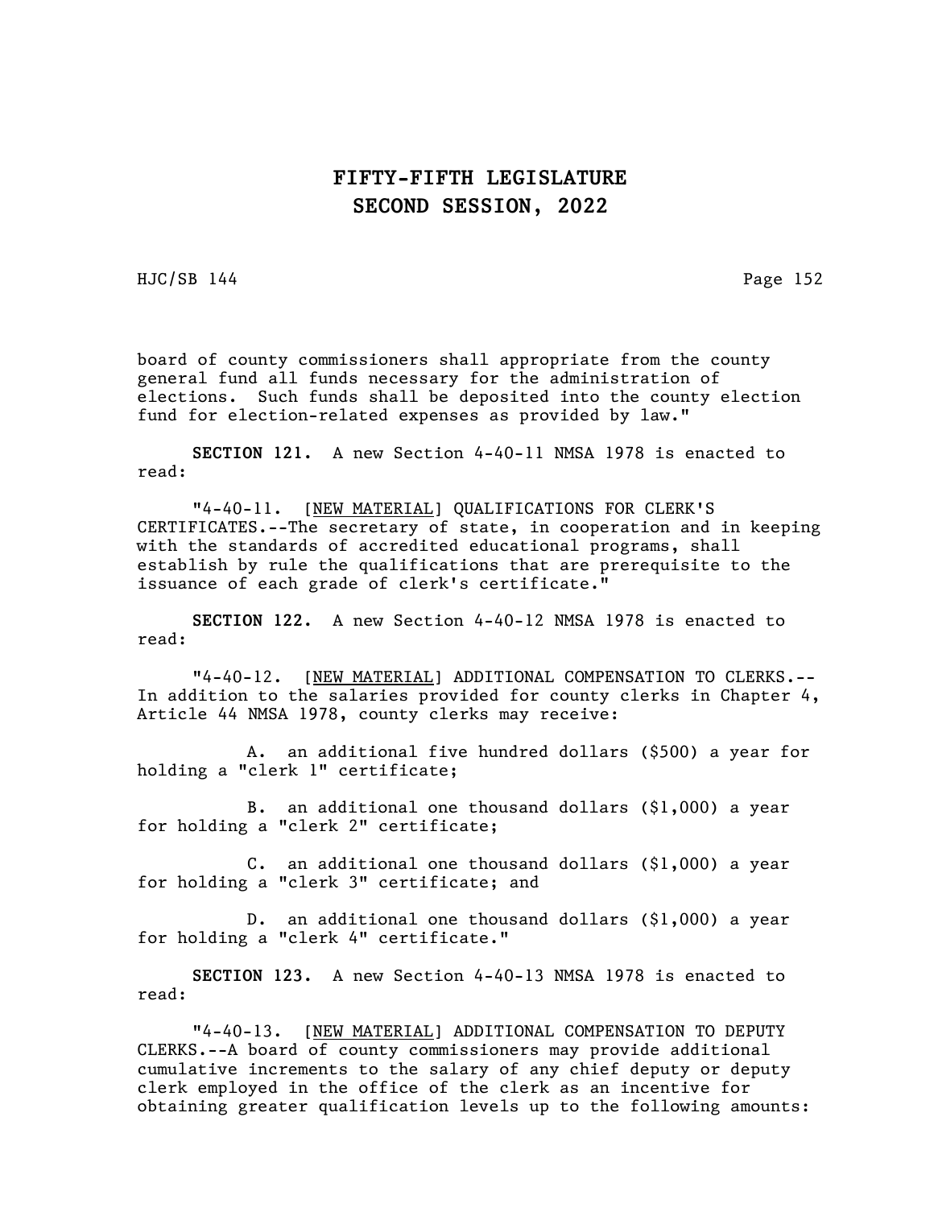board of county commissioners shall appropriate from the county general fund all funds necessary for the administration of elections. Such funds shall be deposited into the county election fund for election-related expenses as provided by law."

**SECTION 121.** A new Section 4-40-11 NMSA 1978 is enacted to read:

"4-40-11. [NEW MATERIAL] QUALIFICATIONS FOR CLERK'S CERTIFICATES.--The secretary of state, in cooperation and in keeping with the standards of accredited educational programs, shall establish by rule the qualifications that are prerequisite to the issuance of each grade of clerk's certificate."

**SECTION 122.** A new Section 4-40-12 NMSA 1978 is enacted to read:

"4-40-12. [NEW MATERIAL] ADDITIONAL COMPENSATION TO CLERKS.--In addition to the salaries provided for county clerks in Chapter 4, Article 44 NMSA 1978, county clerks may receive:

A. an additional five hundred dollars ($500) a year for holding a "clerk 1" certificate;

B. an additional one thousand dollars ($1,000) a year for holding a "clerk 2" certificate;

C. an additional one thousand dollars ($1,000) a year for holding a "clerk 3" certificate; and

D. an additional one thousand dollars ($1,000) a year for holding a "clerk 4" certificate."

**SECTION 123.** A new Section 4-40-13 NMSA 1978 is enacted to read:

"4-40-13. [NEW MATERIAL] ADDITIONAL COMPENSATION TO DEPUTY CLERKS.--A board of county commissioners may provide additional cumulative increments to the salary of any chief deputy or deputy clerk employed in the office of the clerk as an incentive for obtaining greater qualification levels up to the following amounts: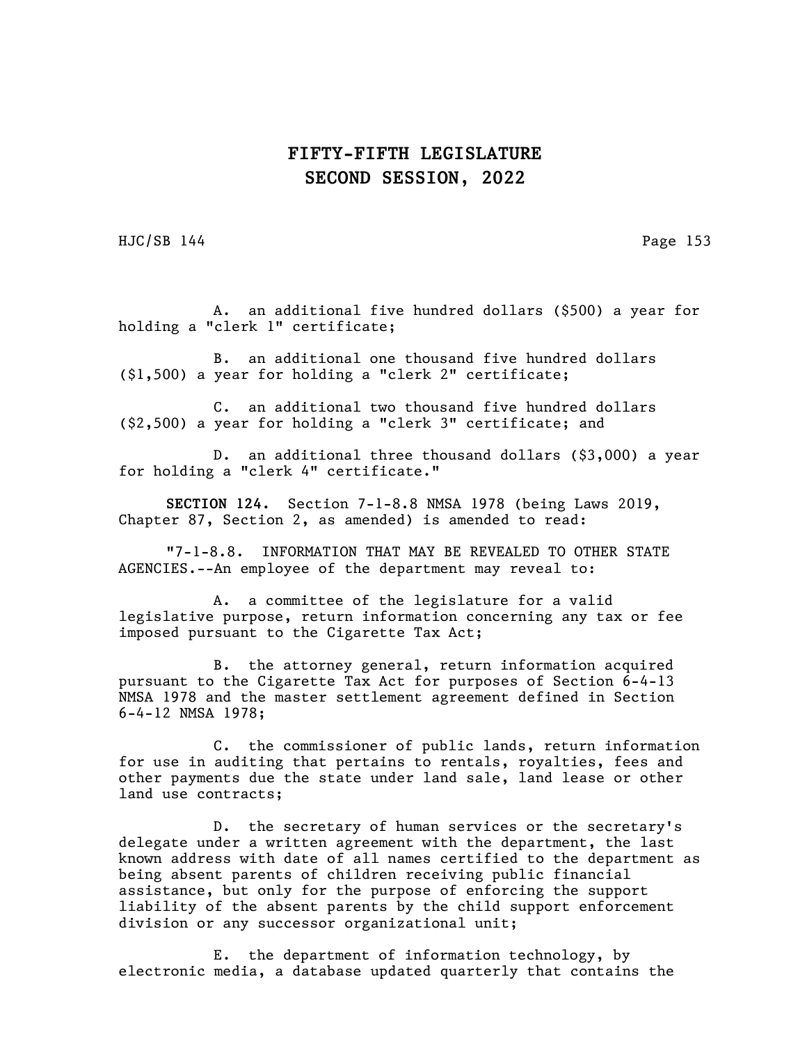A. an additional five hundred dollars ($500) a year for holding a "clerk 1" certificate;

B. an additional one thousand five hundred dollars ($1,500) a year for holding a "clerk 2" certificate;

C. an additional two thousand five hundred dollars ($2,500) a year for holding a "clerk 3" certificate; and

D. an additional three thousand dollars ($3,000) a year for holding a "clerk 4" certificate."

**SECTION 124.** Section 7-1-8.8 NMSA 1978 (being Laws 2019, Chapter 87, Section 2, as amended) is amended to read:

"7-1-8.8. INFORMATION THAT MAY BE REVEALED TO OTHER STATE AGENCIES.--An employee of the department may reveal to:

A. a committee of the legislature for a valid legislative purpose, return information concerning any tax or fee imposed pursuant to the Cigarette Tax Act;

B. the attorney general, return information acquired pursuant to the Cigarette Tax Act for purposes of Section 6-4-13 NMSA 1978 and the master settlement agreement defined in Section 6-4-12 NMSA 1978;

C. the commissioner of public lands, return information for use in auditing that pertains to rentals, royalties, fees and other payments due the state under land sale, land lease or other land use contracts;

D. the secretary of human services or the secretary's delegate under a written agreement with the department, the last known address with date of all names certified to the department as being absent parents of children receiving public financial assistance, but only for the purpose of enforcing the support liability of the absent parents by the child support enforcement division or any successor organizational unit;

E. the department of information technology, by electronic media, a database updated quarterly that contains the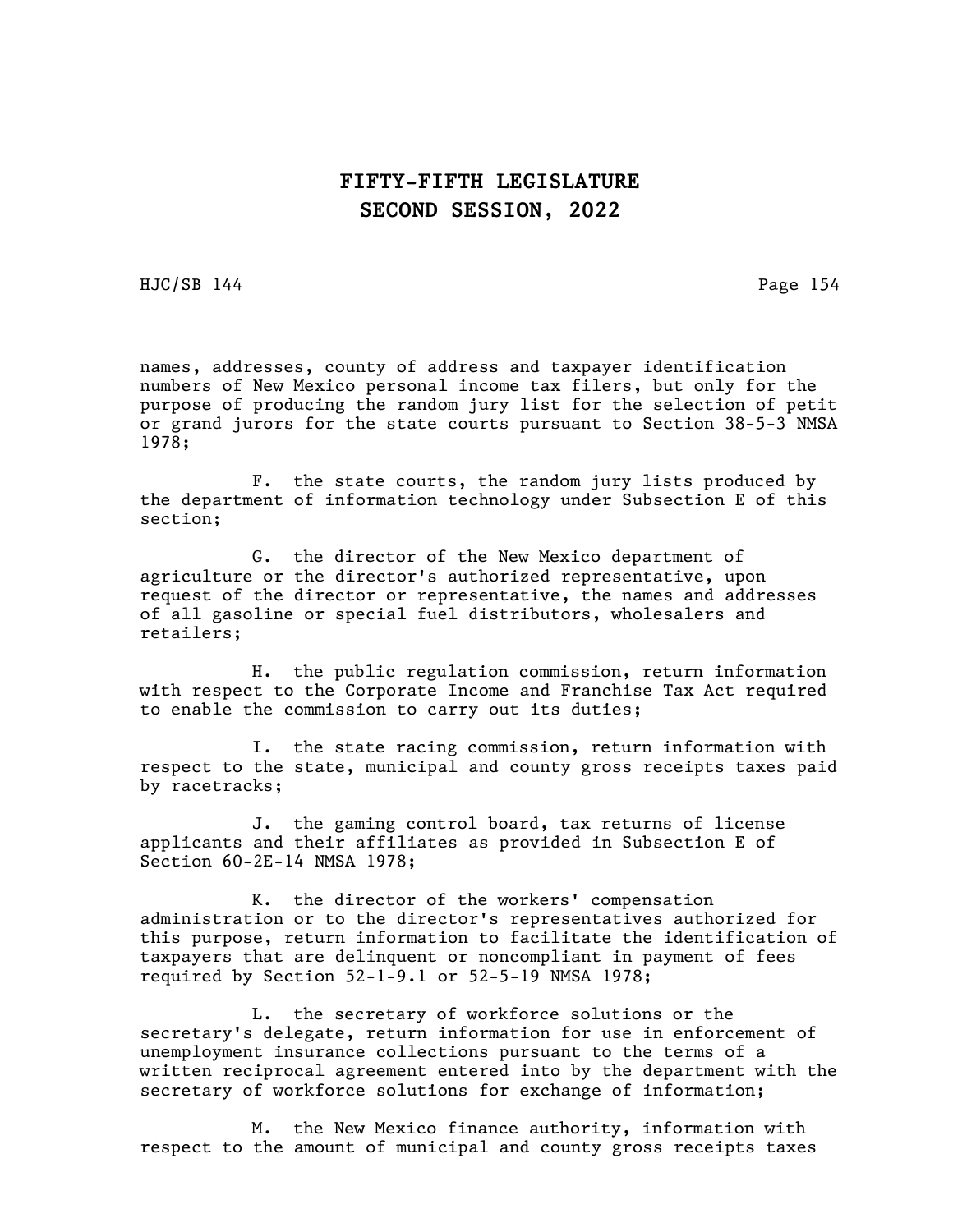names, addresses, county of address and taxpayer identification numbers of New Mexico personal income tax filers, but only for the purpose of producing the random jury list for the selection of petit or grand jurors for the state courts pursuant to Section 38-5-3 NMSA 1978;

F. the state courts, the random jury lists produced by the department of information technology under Subsection E of this section;

G. the director of the New Mexico department of agriculture or the director's authorized representative, upon request of the director or representative, the names and addresses of all gasoline or special fuel distributors, wholesalers and retailers;

H. the public regulation commission, return information with respect to the Corporate Income and Franchise Tax Act required to enable the commission to carry out its duties;

I. the state racing commission, return information with respect to the state, municipal and county gross receipts taxes paid by racetracks;

J. the gaming control board, tax returns of license applicants and their affiliates as provided in Subsection E of Section 60-2E-14 NMSA 1978;

K. the director of the workers' compensation administration or to the director's representatives authorized for this purpose, return information to facilitate the identification of taxpayers that are delinquent or noncompliant in payment of fees required by Section 52-1-9.1 or 52-5-19 NMSA 1978;

L. the secretary of workforce solutions or the secretary's delegate, return information for use in enforcement of unemployment insurance collections pursuant to the terms of a written reciprocal agreement entered into by the department with the secretary of workforce solutions for exchange of information;

M. the New Mexico finance authority, information with respect to the amount of municipal and county gross receipts taxes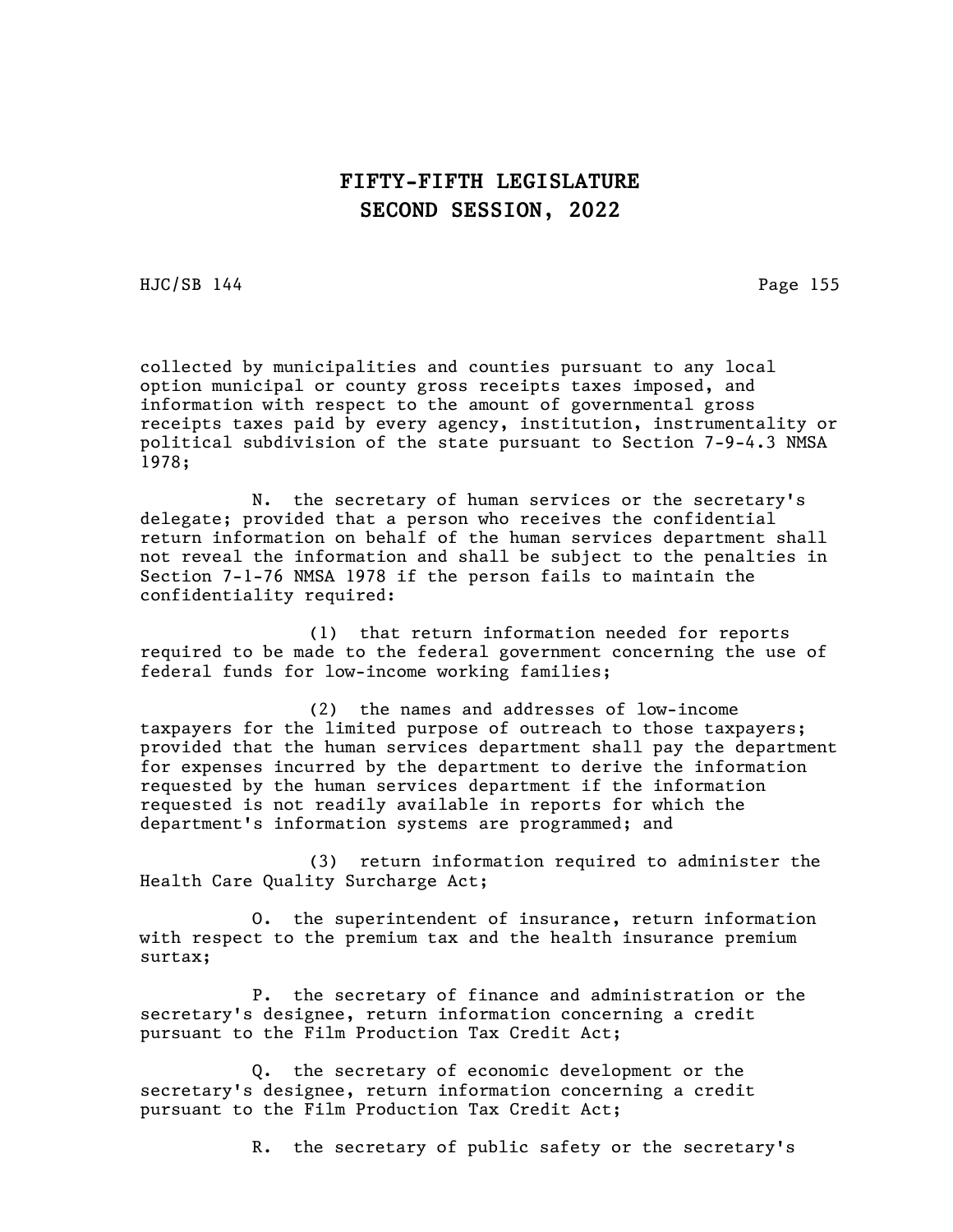collected by municipalities and counties pursuant to any local option municipal or county gross receipts taxes imposed, and information with respect to the amount of governmental gross receipts taxes paid by every agency, institution, instrumentality or political subdivision of the state pursuant to Section 7-9-4.3 NMSA 1978;

N. the secretary of human services or the secretary's delegate; provided that a person who receives the confidential return information on behalf of the human services department shall not reveal the information and shall be subject to the penalties in Section 7-1-76 NMSA 1978 if the person fails to maintain the confidentiality required:

(1) that return information needed for reports required to be made to the federal government concerning the use of federal funds for low-income working families;

(2) the names and addresses of low-income taxpayers for the limited purpose of outreach to those taxpayers; provided that the human services department shall pay the department for expenses incurred by the department to derive the information requested by the human services department if the information requested is not readily available in reports for which the department's information systems are programmed; and

(3) return information required to administer the Health Care Quality Surcharge Act;

O. the superintendent of insurance, return information with respect to the premium tax and the health insurance premium surtax;

P. the secretary of finance and administration or the secretary's designee, return information concerning a credit pursuant to the Film Production Tax Credit Act;

Q. the secretary of economic development or the secretary's designee, return information concerning a credit pursuant to the Film Production Tax Credit Act;

R. the secretary of public safety or the secretary's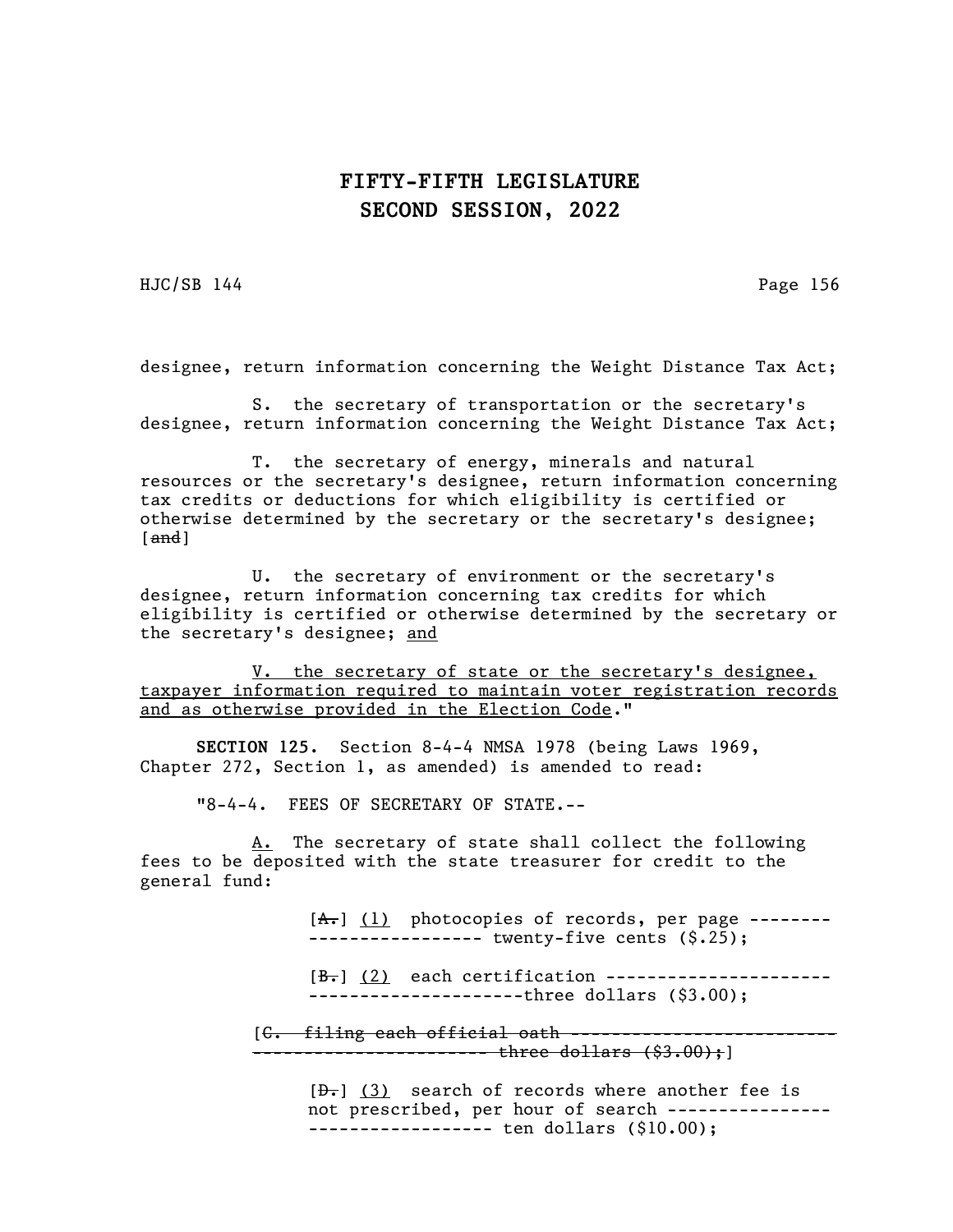designee, return information concerning the Weight Distance Tax Act;

S. the secretary of transportation or the secretary's designee, return information concerning the Weight Distance Tax Act;

T. the secretary of energy, minerals and natural resources or the secretary's designee, return information concerning tax credits or deductions for which eligibility is certified or otherwise determined by the secretary or the secretary's designee; [~~and~~]

U. the secretary of environment or the secretary's designee, return information concerning tax credits for which eligibility is certified or otherwise determined by the secretary or the secretary's designee; <u>and</u>

<u>V. the secretary of state or the secretary's designee, taxpayer information required to maintain voter registration records and as otherwise provided in the Election Code</u>."

**SECTION 125.** Section 8-4-4 NMSA 1978 (being Laws 1969, Chapter 272, Section 1, as amended) is amended to read:

"8-4-4. FEES OF SECRETARY OF STATE.--

<u>A.</u> The secretary of state shall collect the following fees to be deposited with the state treasurer for credit to the general fund:

[~~A.~~] <u>(1)</u> photocopies of records, per page ------------------------- twenty-five cents ($.25);

[~~B.~~] <u>(2)</u> each certification ------------------------------------------three dollars ($3.00);

[~~C. filing each official oath --------------------------------------------------- three dollars ($3.00);~~]

[~~D.~~] <u>(3)</u> search of records where another fee is not prescribed, per hour of search ---------------------------------- ten dollars ($10.00);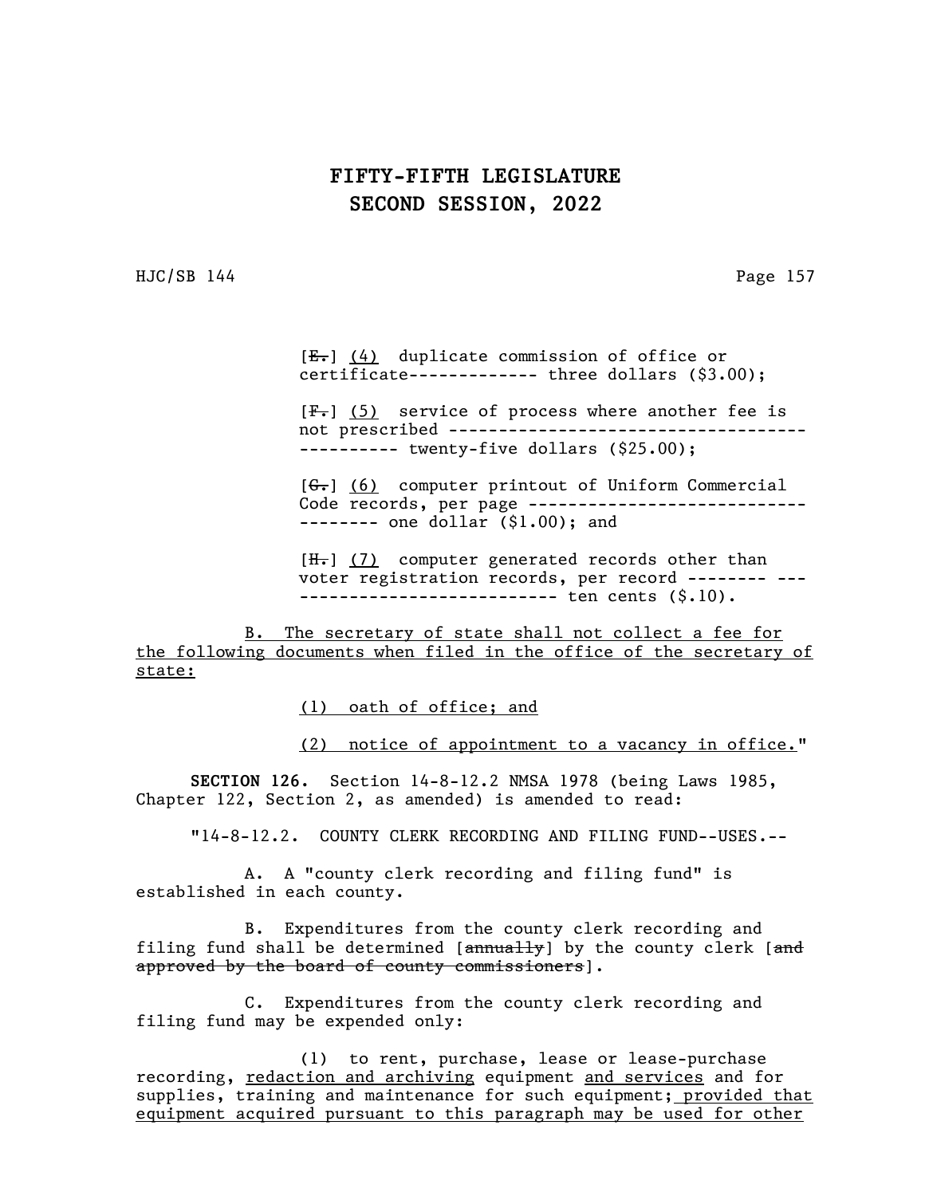[~~E.~~] <u>(4)</u> duplicate commission of office or certificate------------- three dollars ($3.00);

[~~F.~~] <u>(5)</u> service of process where another fee is not prescribed ---------------------------------- ---------- twenty-five dollars ($25.00);

[~~G.~~] <u>(6)</u> computer printout of Uniform Commercial Code records, per page ---------------------------- -------- one dollar ($1.00); and

[~~H.~~] <u>(7)</u> computer generated records other than voter registration records, per record -------- --- -------------------------- ten cents ($.10).

<u>B. The secretary of state shall not collect a fee for the following documents when filed in the office of the secretary of state:</u>

<u>(1) oath of office; and</u>

<u>(2) notice of appointment to a vacancy in office.</u>"

**SECTION 126.** Section 14-8-12.2 NMSA 1978 (being Laws 1985, Chapter 122, Section 2, as amended) is amended to read:

"14-8-12.2. COUNTY CLERK RECORDING AND FILING FUND--USES.--

A. A "county clerk recording and filing fund" is established in each county.

B. Expenditures from the county clerk recording and filing fund shall be determined [~~annually~~] by the county clerk [~~and approved by the board of county commissioners~~].

C. Expenditures from the county clerk recording and filing fund may be expended only:

(1) to rent, purchase, lease or lease-purchase recording, <u>redaction and archiving</u> equipment <u>and services</u> and for supplies, training and maintenance for such equipment<u>; provided that equipment acquired pursuant to this paragraph may be used for other</u>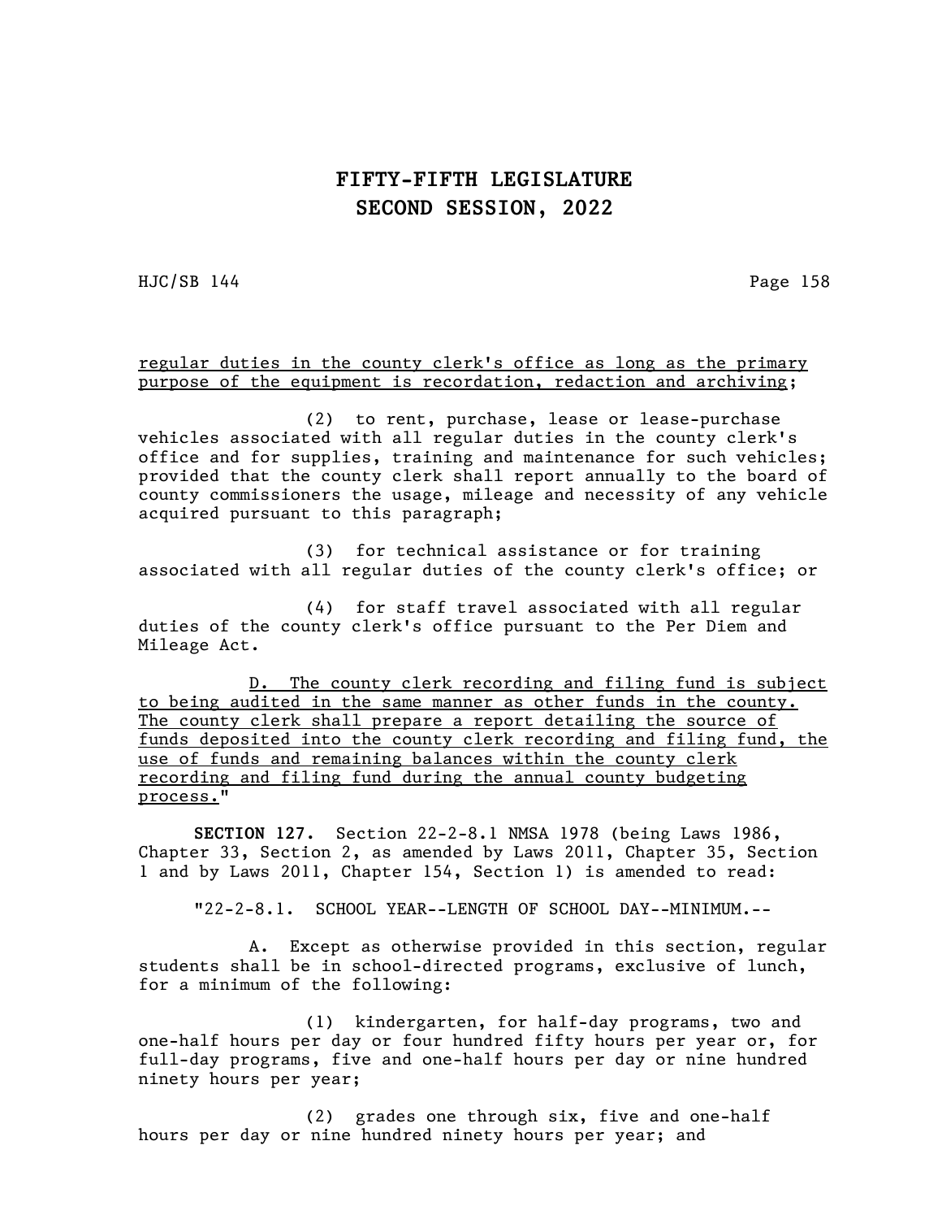regular duties in the county clerk's office as long as the primary purpose of the equipment is recordation, redaction and archiving;

(2) to rent, purchase, lease or lease-purchase vehicles associated with all regular duties in the county clerk's office and for supplies, training and maintenance for such vehicles; provided that the county clerk shall report annually to the board of county commissioners the usage, mileage and necessity of any vehicle acquired pursuant to this paragraph;

(3) for technical assistance or for training associated with all regular duties of the county clerk's office; or

(4) for staff travel associated with all regular duties of the county clerk's office pursuant to the Per Diem and Mileage Act.

D. The county clerk recording and filing fund is subject to being audited in the same manner as other funds in the county. The county clerk shall prepare a report detailing the source of funds deposited into the county clerk recording and filing fund, the use of funds and remaining balances within the county clerk recording and filing fund during the annual county budgeting process."

**SECTION 127.** Section 22-2-8.1 NMSA 1978 (being Laws 1986, Chapter 33, Section 2, as amended by Laws 2011, Chapter 35, Section 1 and by Laws 2011, Chapter 154, Section 1) is amended to read:

"22-2-8.1. SCHOOL YEAR--LENGTH OF SCHOOL DAY--MINIMUM.--

A. Except as otherwise provided in this section, regular students shall be in school-directed programs, exclusive of lunch, for a minimum of the following:

(1) kindergarten, for half-day programs, two and one-half hours per day or four hundred fifty hours per year or, for full-day programs, five and one-half hours per day or nine hundred ninety hours per year;

(2) grades one through six, five and one-half hours per day or nine hundred ninety hours per year; and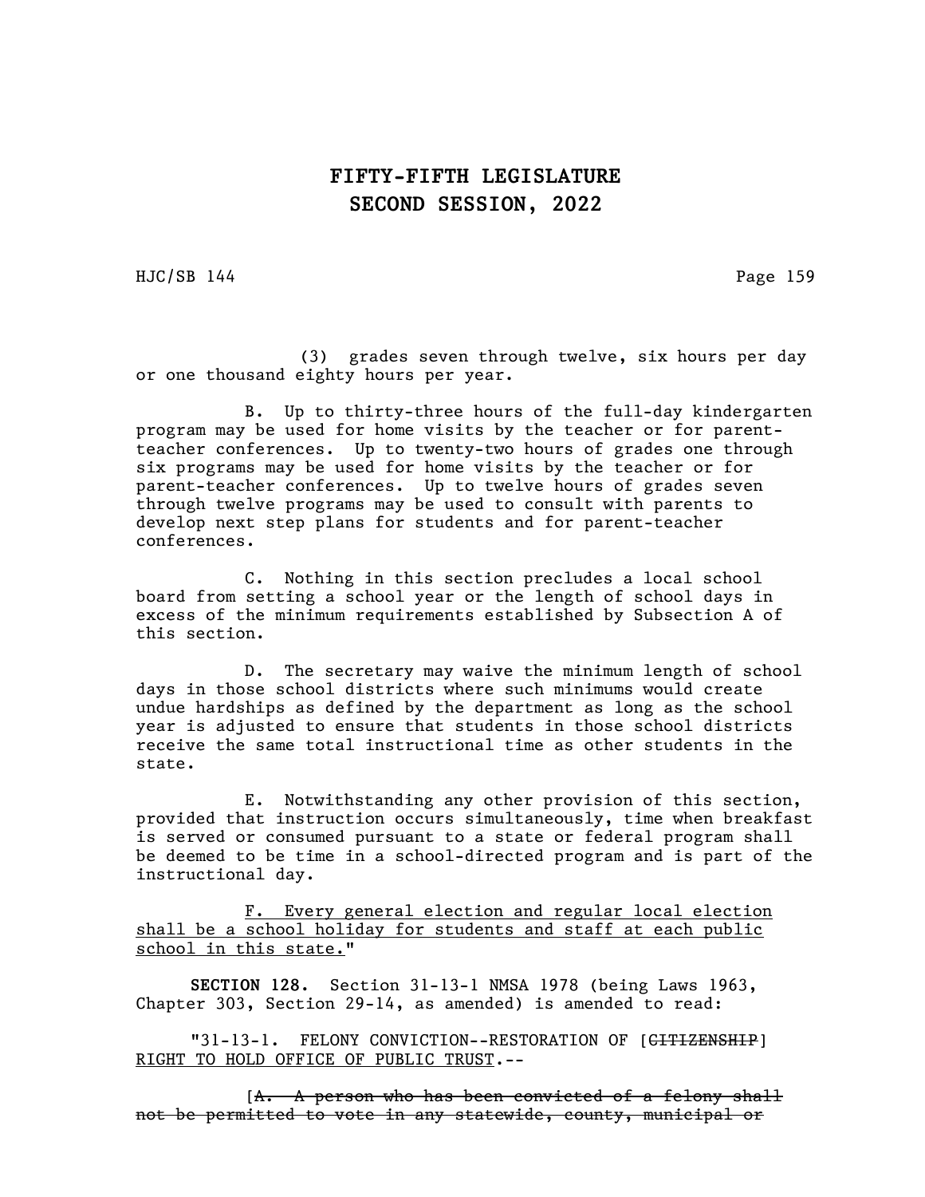(3) grades seven through twelve, six hours per day or one thousand eighty hours per year.

B. Up to thirty-three hours of the full-day kindergarten program may be used for home visits by the teacher or for parent-teacher conferences. Up to twenty-two hours of grades one through six programs may be used for home visits by the teacher or for parent-teacher conferences. Up to twelve hours of grades seven through twelve programs may be used to consult with parents to develop next step plans for students and for parent-teacher conferences.

C. Nothing in this section precludes a local school board from setting a school year or the length of school days in excess of the minimum requirements established by Subsection A of this section.

D. The secretary may waive the minimum length of school days in those school districts where such minimums would create undue hardships as defined by the department as long as the school year is adjusted to ensure that students in those school districts receive the same total instructional time as other students in the state.

E. Notwithstanding any other provision of this section, provided that instruction occurs simultaneously, time when breakfast is served or consumed pursuant to a state or federal program shall be deemed to be time in a school-directed program and is part of the instructional day.

<u>F. Every general election and regular local election shall be a school holiday for students and staff at each public school in this state.</u>"

**SECTION 128.** Section 31-13-1 NMSA 1978 (being Laws 1963, Chapter 303, Section 29-14, as amended) is amended to read:

"31-13-1. FELONY CONVICTION--RESTORATION OF [~~CITIZENSHIP~~] <u>RIGHT TO HOLD OFFICE OF PUBLIC TRUST</u>.--

[~~A. A person who has been convicted of a felony shall not be permitted to vote in any statewide, county, municipal or~~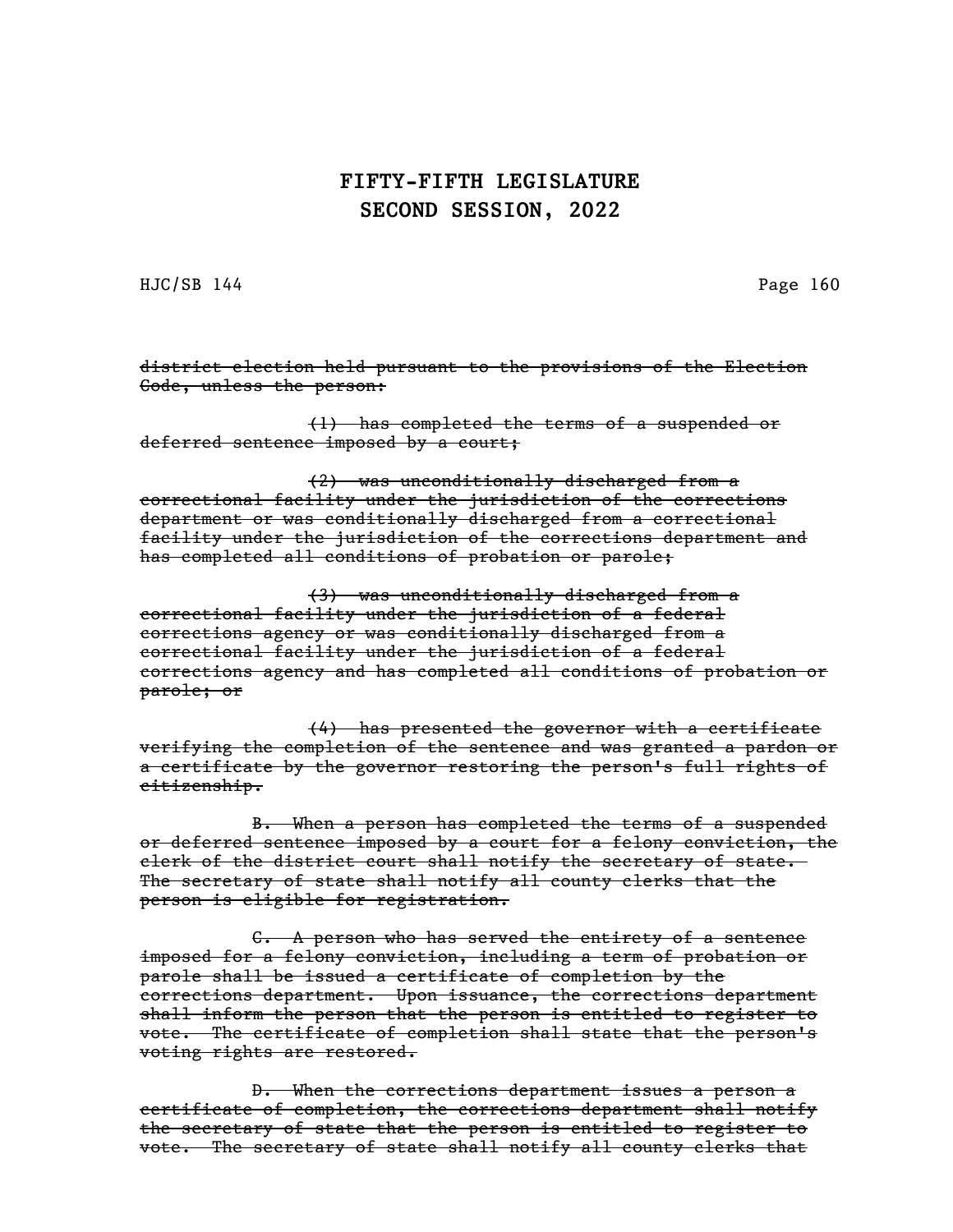~~district election held pursuant to the provisions of the Election Code, unless the person:~~

~~(1) has completed the terms of a suspended or deferred sentence imposed by a court;~~

~~(2) was unconditionally discharged from a correctional facility under the jurisdiction of the corrections department or was conditionally discharged from a correctional facility under the jurisdiction of the corrections department and has completed all conditions of probation or parole;~~

~~(3) was unconditionally discharged from a correctional facility under the jurisdiction of a federal corrections agency or was conditionally discharged from a correctional facility under the jurisdiction of a federal corrections agency and has completed all conditions of probation or parole; or~~

~~(4) has presented the governor with a certificate verifying the completion of the sentence and was granted a pardon or a certificate by the governor restoring the person's full rights of citizenship.~~

~~B. When a person has completed the terms of a suspended or deferred sentence imposed by a court for a felony conviction, the clerk of the district court shall notify the secretary of state. The secretary of state shall notify all county clerks that the person is eligible for registration.~~

~~C. A person who has served the entirety of a sentence imposed for a felony conviction, including a term of probation or parole shall be issued a certificate of completion by the corrections department. Upon issuance, the corrections department shall inform the person that the person is entitled to register to vote. The certificate of completion shall state that the person's voting rights are restored.~~

~~D. When the corrections department issues a person a certificate of completion, the corrections department shall notify the secretary of state that the person is entitled to register to vote. The secretary of state shall notify all county clerks that~~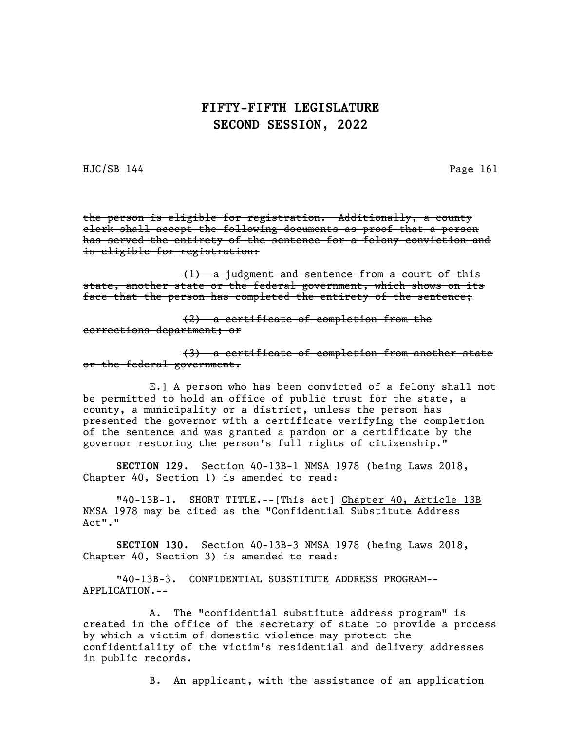~~the person is eligible for registration. Additionally, a county clerk shall accept the following documents as proof that a person has served the entirety of the sentence for a felony conviction and is eligible for registration:~~

~~(1) a judgment and sentence from a court of this state, another state or the federal government, which shows on its face that the person has completed the entirety of the sentence;~~

~~(2) a certificate of completion from the corrections department; or~~

~~(3) a certificate of completion from another state or the federal government.~~

~~E.~~] A person who has been convicted of a felony shall not be permitted to hold an office of public trust for the state, a county, a municipality or a district, unless the person has presented the governor with a certificate verifying the completion of the sentence and was granted a pardon or a certificate by the governor restoring the person's full rights of citizenship."

**SECTION 129.** Section 40-13B-1 NMSA 1978 (being Laws 2018, Chapter 40, Section 1) is amended to read:

"40-13B-1. SHORT TITLE.--[~~This act~~] <u>Chapter 40, Article 13B NMSA 1978</u> may be cited as the "Confidential Substitute Address Act"."

**SECTION 130.** Section 40-13B-3 NMSA 1978 (being Laws 2018, Chapter 40, Section 3) is amended to read:

"40-13B-3. CONFIDENTIAL SUBSTITUTE ADDRESS PROGRAM--APPLICATION.--

A. The "confidential substitute address program" is created in the office of the secretary of state to provide a process by which a victim of domestic violence may protect the confidentiality of the victim's residential and delivery addresses in public records.

B. An applicant, with the assistance of an application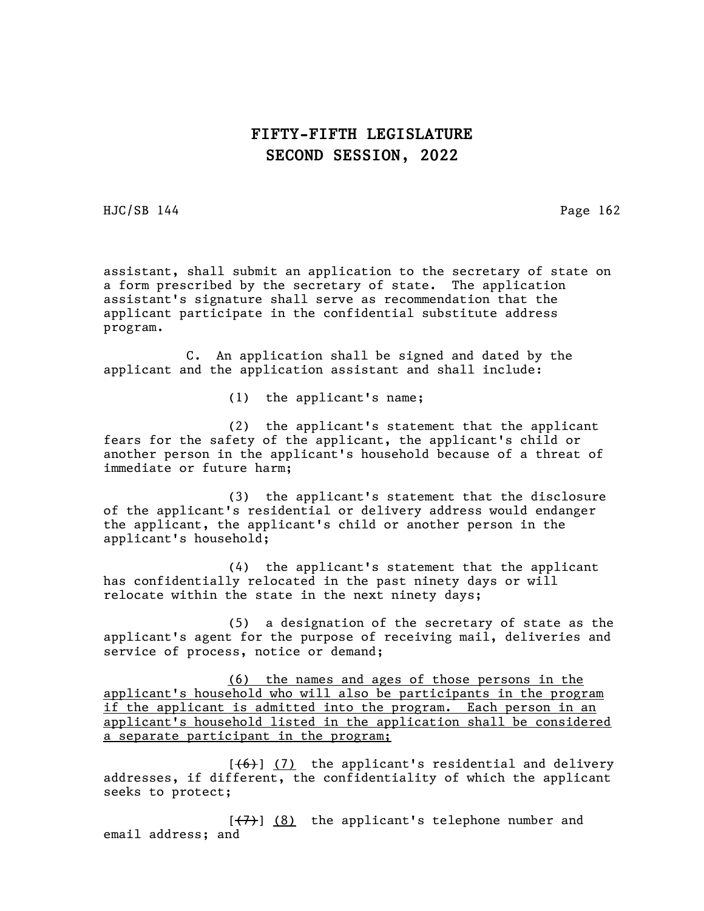assistant, shall submit an application to the secretary of state on a form prescribed by the secretary of state. The application assistant's signature shall serve as recommendation that the applicant participate in the confidential substitute address program.

C. An application shall be signed and dated by the applicant and the application assistant and shall include:

(1) the applicant's name;

(2) the applicant's statement that the applicant fears for the safety of the applicant, the applicant's child or another person in the applicant's household because of a threat of immediate or future harm;

(3) the applicant's statement that the disclosure of the applicant's residential or delivery address would endanger the applicant, the applicant's child or another person in the applicant's household;

(4) the applicant's statement that the applicant has confidentially relocated in the past ninety days or will relocate within the state in the next ninety days;

(5) a designation of the secretary of state as the applicant's agent for the purpose of receiving mail, deliveries and service of process, notice or demand;

<u>(6) the names and ages of those persons in the applicant's household who will also be participants in the program if the applicant is admitted into the program. Each person in an applicant's household listed in the application shall be considered a separate participant in the program;</u>

[~~(6)~~] <u>(7)</u> the applicant's residential and delivery addresses, if different, the confidentiality of which the applicant seeks to protect;

[~~(7)~~] <u>(8)</u> the applicant's telephone number and email address; and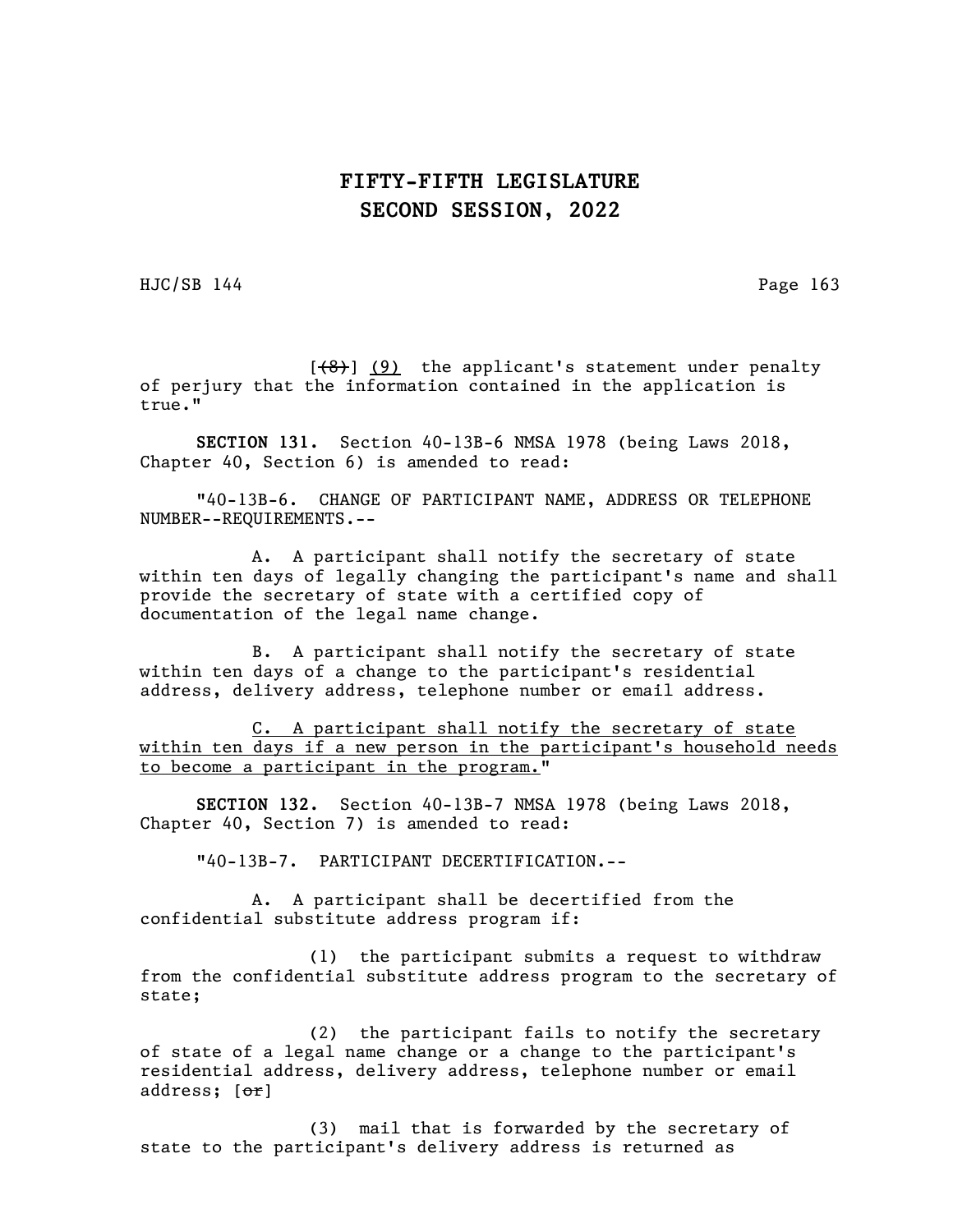[~~(8)~~] <u>(9)</u> the applicant's statement under penalty of perjury that the information contained in the application is true."

**SECTION 131.** Section 40-13B-6 NMSA 1978 (being Laws 2018, Chapter 40, Section 6) is amended to read:

"40-13B-6. CHANGE OF PARTICIPANT NAME, ADDRESS OR TELEPHONE NUMBER--REQUIREMENTS.--

A. A participant shall notify the secretary of state within ten days of legally changing the participant's name and shall provide the secretary of state with a certified copy of documentation of the legal name change.

B. A participant shall notify the secretary of state within ten days of a change to the participant's residential address, delivery address, telephone number or email address.

<u>C. A participant shall notify the secretary of state within ten days if a new person in the participant's household needs to become a participant in the program.</u>"

**SECTION 132.** Section 40-13B-7 NMSA 1978 (being Laws 2018, Chapter 40, Section 7) is amended to read:

"40-13B-7. PARTICIPANT DECERTIFICATION.--

A. A participant shall be decertified from the confidential substitute address program if:

(1) the participant submits a request to withdraw from the confidential substitute address program to the secretary of state;

(2) the participant fails to notify the secretary of state of a legal name change or a change to the participant's residential address, delivery address, telephone number or email address; [~~or~~]

(3) mail that is forwarded by the secretary of state to the participant's delivery address is returned as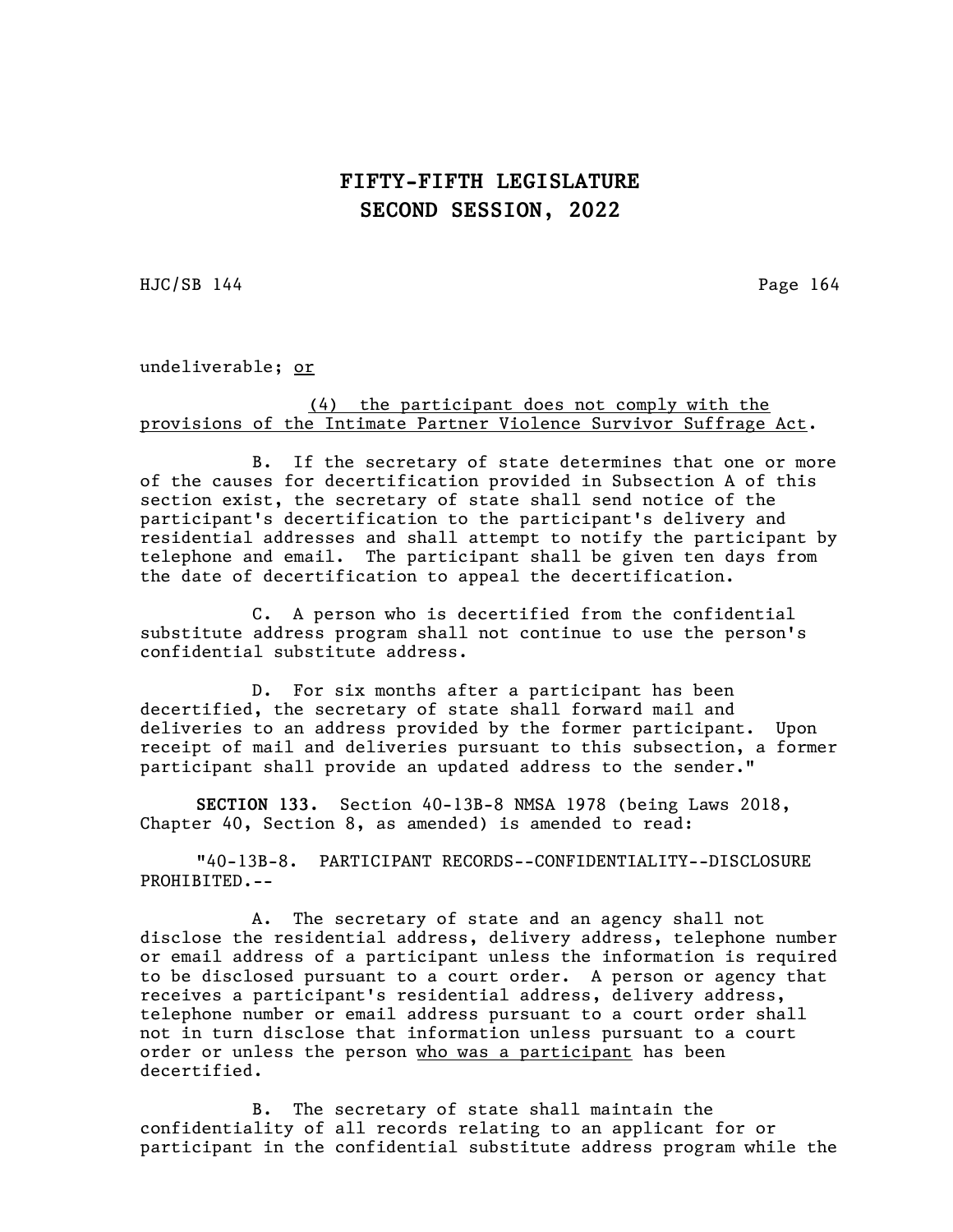undeliverable; <u>or</u>

<u>(4) the participant does not comply with the provisions of the Intimate Partner Violence Survivor Suffrage Act</u>.

B. If the secretary of state determines that one or more of the causes for decertification provided in Subsection A of this section exist, the secretary of state shall send notice of the participant's decertification to the participant's delivery and residential addresses and shall attempt to notify the participant by telephone and email. The participant shall be given ten days from the date of decertification to appeal the decertification.

C. A person who is decertified from the confidential substitute address program shall not continue to use the person's confidential substitute address.

D. For six months after a participant has been decertified, the secretary of state shall forward mail and deliveries to an address provided by the former participant. Upon receipt of mail and deliveries pursuant to this subsection, a former participant shall provide an updated address to the sender."

**SECTION 133.** Section 40-13B-8 NMSA 1978 (being Laws 2018, Chapter 40, Section 8, as amended) is amended to read:

"40-13B-8. PARTICIPANT RECORDS--CONFIDENTIALITY--DISCLOSURE PROHIBITED.--

A. The secretary of state and an agency shall not disclose the residential address, delivery address, telephone number or email address of a participant unless the information is required to be disclosed pursuant to a court order. A person or agency that receives a participant's residential address, delivery address, telephone number or email address pursuant to a court order shall not in turn disclose that information unless pursuant to a court order or unless the person <u>who was a participant</u> has been decertified.

B. The secretary of state shall maintain the confidentiality of all records relating to an applicant for or participant in the confidential substitute address program while the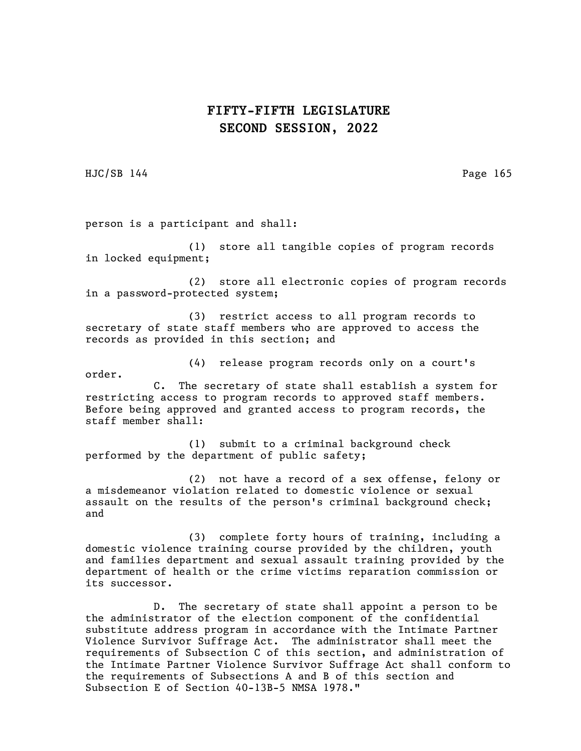person is a participant and shall:

(1) store all tangible copies of program records in locked equipment;

(2) store all electronic copies of program records in a password-protected system;

(3) restrict access to all program records to secretary of state staff members who are approved to access the records as provided in this section; and

(4) release program records only on a court's order.

C. The secretary of state shall establish a system for restricting access to program records to approved staff members. Before being approved and granted access to program records, the staff member shall:

(1) submit to a criminal background check performed by the department of public safety;

(2) not have a record of a sex offense, felony or a misdemeanor violation related to domestic violence or sexual assault on the results of the person's criminal background check; and

(3) complete forty hours of training, including a domestic violence training course provided by the children, youth and families department and sexual assault training provided by the department of health or the crime victims reparation commission or its successor.

D. The secretary of state shall appoint a person to be the administrator of the election component of the confidential substitute address program in accordance with the Intimate Partner Violence Survivor Suffrage Act. The administrator shall meet the requirements of Subsection C of this section, and administration of the Intimate Partner Violence Survivor Suffrage Act shall conform to the requirements of Subsections A and B of this section and Subsection E of Section 40-13B-5 NMSA 1978."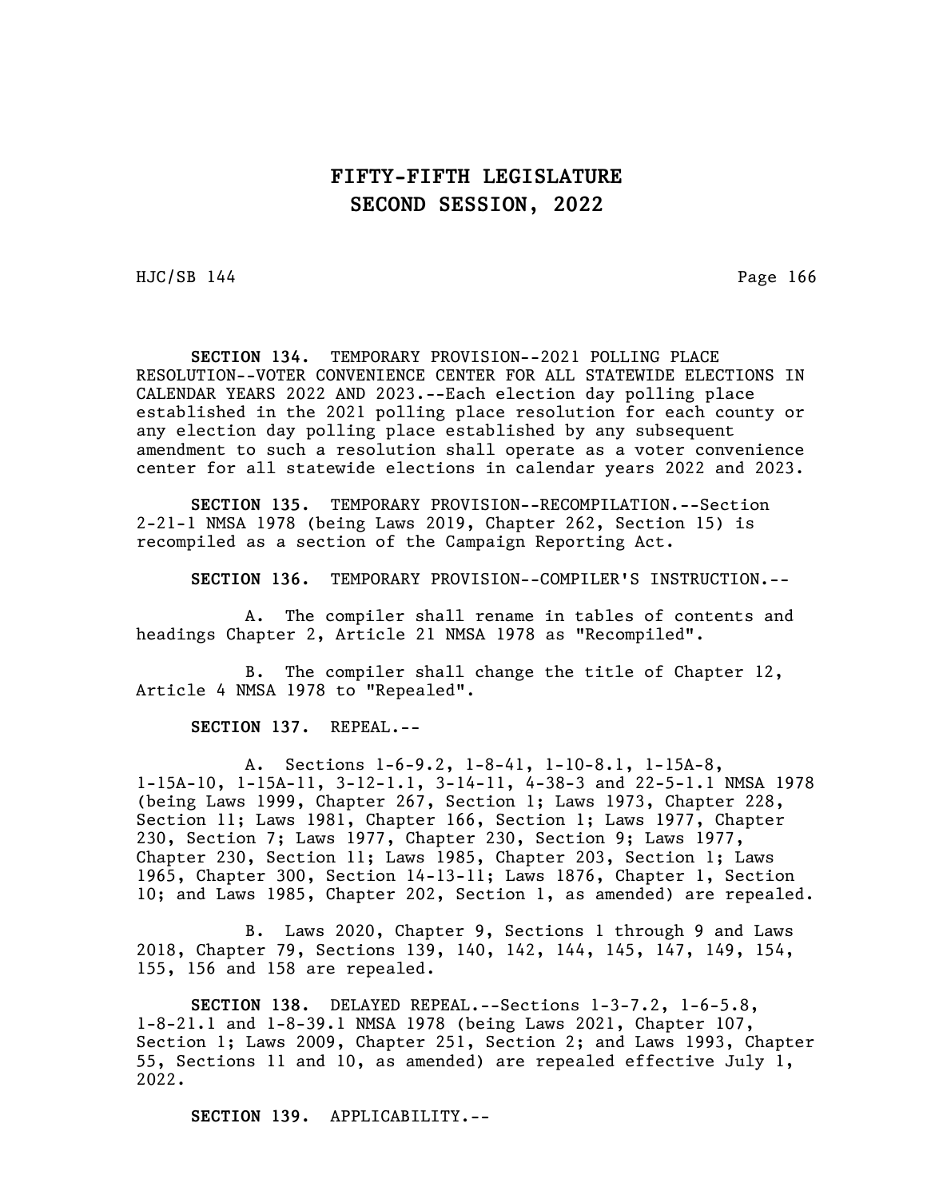**SECTION 134.** TEMPORARY PROVISION--2021 POLLING PLACE RESOLUTION--VOTER CONVENIENCE CENTER FOR ALL STATEWIDE ELECTIONS IN CALENDAR YEARS 2022 AND 2023.--Each election day polling place established in the 2021 polling place resolution for each county or any election day polling place established by any subsequent amendment to such a resolution shall operate as a voter convenience center for all statewide elections in calendar years 2022 and 2023.

**SECTION 135.** TEMPORARY PROVISION--RECOMPILATION.--Section 2-21-1 NMSA 1978 (being Laws 2019, Chapter 262, Section 15) is recompiled as a section of the Campaign Reporting Act.

**SECTION 136.** TEMPORARY PROVISION--COMPILER'S INSTRUCTION.--

A. The compiler shall rename in tables of contents and headings Chapter 2, Article 21 NMSA 1978 as "Recompiled".

B. The compiler shall change the title of Chapter 12, Article 4 NMSA 1978 to "Repealed".

**SECTION 137.** REPEAL.--

A. Sections 1-6-9.2, 1-8-41, 1-10-8.1, 1-15A-8, 1-15A-10, 1-15A-11, 3-12-1.1, 3-14-11, 4-38-3 and 22-5-1.1 NMSA 1978 (being Laws 1999, Chapter 267, Section 1; Laws 1973, Chapter 228, Section 11; Laws 1981, Chapter 166, Section 1; Laws 1977, Chapter 230, Section 7; Laws 1977, Chapter 230, Section 9; Laws 1977, Chapter 230, Section 11; Laws 1985, Chapter 203, Section 1; Laws 1965, Chapter 300, Section 14-13-11; Laws 1876, Chapter 1, Section 10; and Laws 1985, Chapter 202, Section 1, as amended) are repealed.

B. Laws 2020, Chapter 9, Sections 1 through 9 and Laws 2018, Chapter 79, Sections 139, 140, 142, 144, 145, 147, 149, 154, 155, 156 and 158 are repealed.

**SECTION 138.** DELAYED REPEAL.--Sections 1-3-7.2, 1-6-5.8, 1-8-21.1 and 1-8-39.1 NMSA 1978 (being Laws 2021, Chapter 107, Section 1; Laws 2009, Chapter 251, Section 2; and Laws 1993, Chapter 55, Sections 11 and 10, as amended) are repealed effective July 1, 2022.

**SECTION 139.** APPLICABILITY.--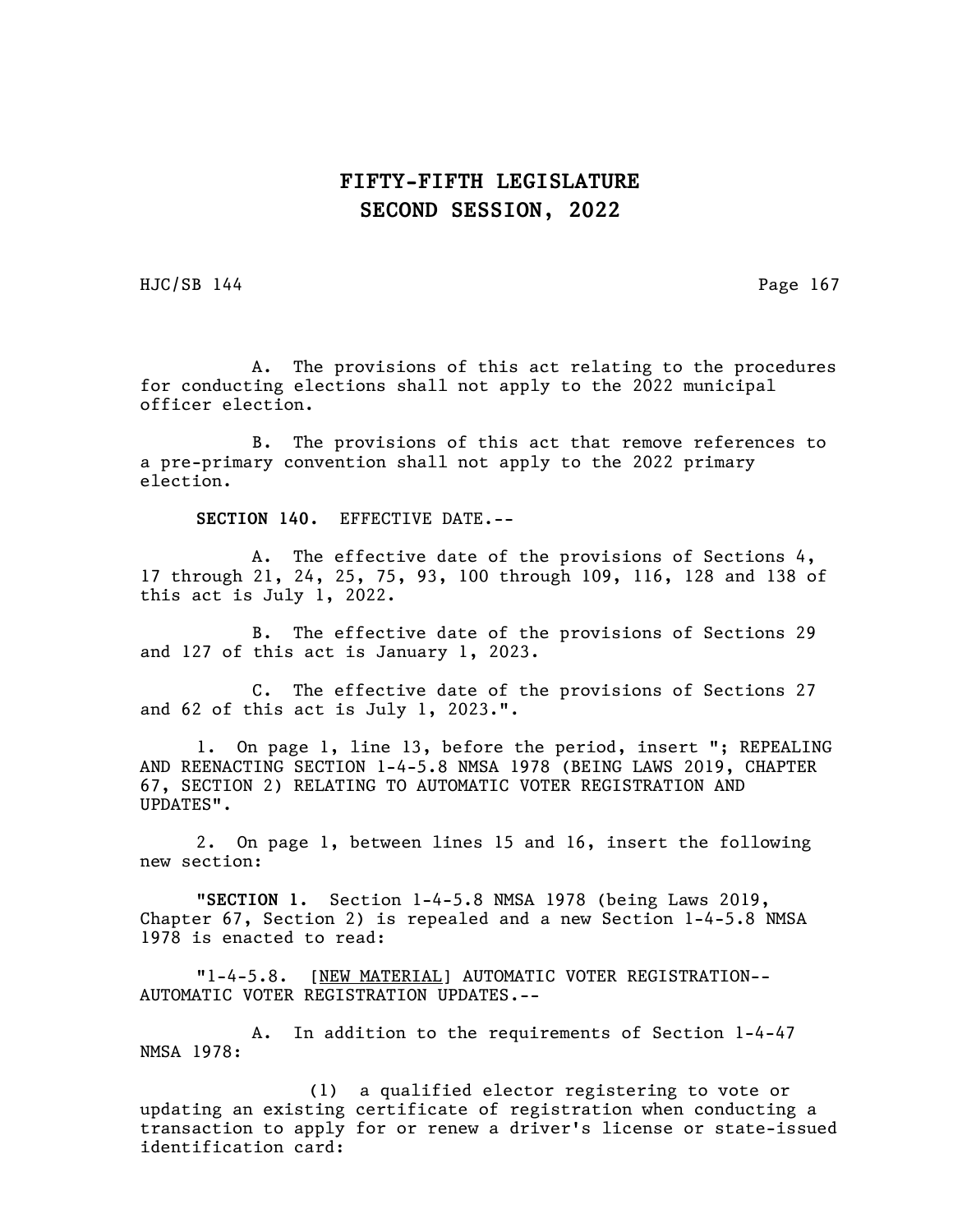A. The provisions of this act relating to the procedures for conducting elections shall not apply to the 2022 municipal officer election.

B. The provisions of this act that remove references to a pre-primary convention shall not apply to the 2022 primary election.

**SECTION 140.** EFFECTIVE DATE.--

A. The effective date of the provisions of Sections 4, 17 through 21, 24, 25, 75, 93, 100 through 109, 116, 128 and 138 of this act is July 1, 2022.

B. The effective date of the provisions of Sections 29 and 127 of this act is January 1, 2023.

C. The effective date of the provisions of Sections 27 and 62 of this act is July 1, 2023.".

1. On page 1, line 13, before the period, insert "; REPEALING AND REENACTING SECTION 1-4-5.8 NMSA 1978 (BEING LAWS 2019, CHAPTER 67, SECTION 2) RELATING TO AUTOMATIC VOTER REGISTRATION AND UPDATES".

2. On page 1, between lines 15 and 16, insert the following new section:

"**SECTION 1.** Section 1-4-5.8 NMSA 1978 (being Laws 2019, Chapter 67, Section 2) is repealed and a new Section 1-4-5.8 NMSA 1978 is enacted to read:

"1-4-5.8. [<u>NEW MATERIAL</u>] AUTOMATIC VOTER REGISTRATION--AUTOMATIC VOTER REGISTRATION UPDATES.--

A. In addition to the requirements of Section 1-4-47 NMSA 1978:

(1) a qualified elector registering to vote or updating an existing certificate of registration when conducting a transaction to apply for or renew a driver's license or state-issued identification card: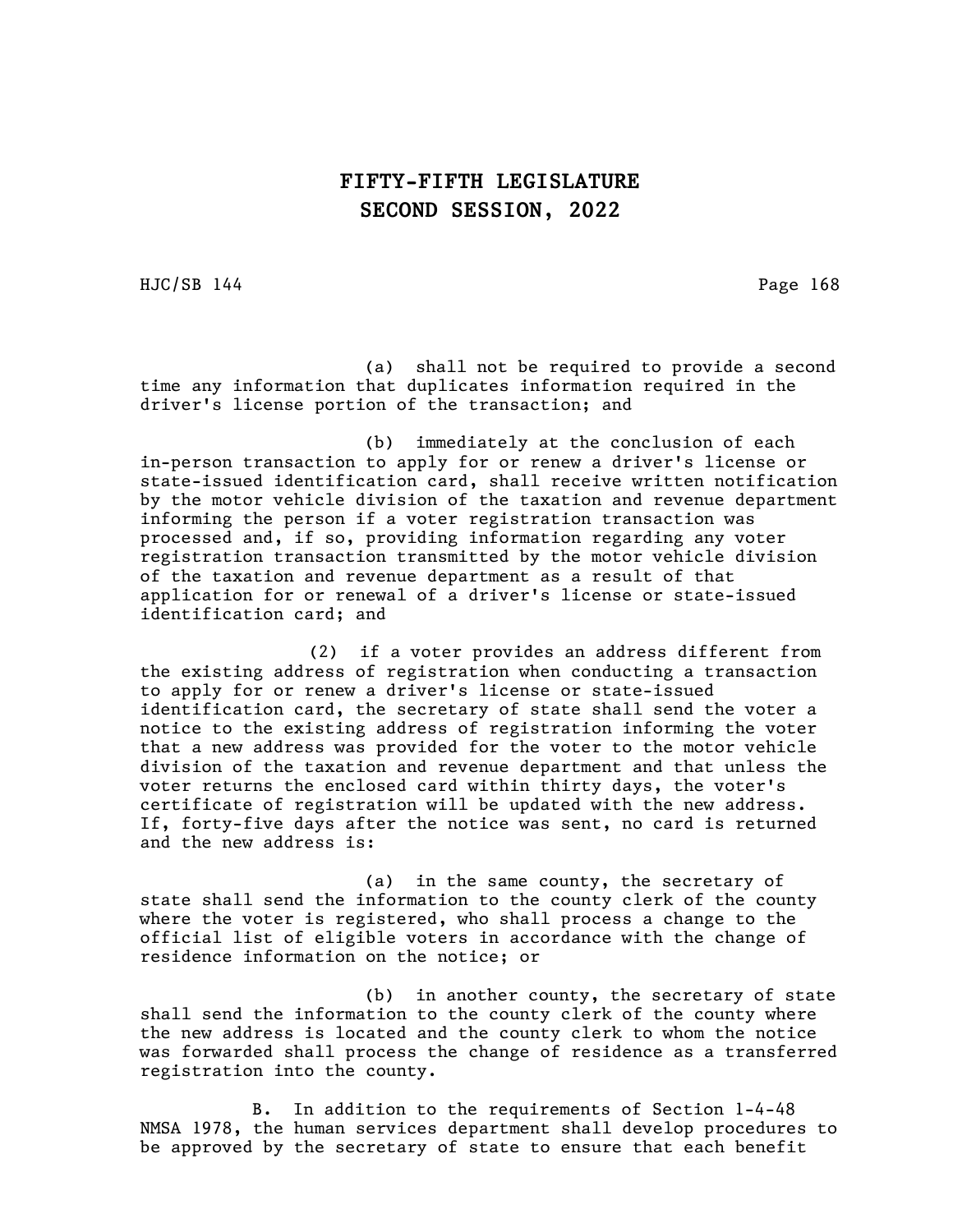(a) shall not be required to provide a second time any information that duplicates information required in the driver's license portion of the transaction; and

(b) immediately at the conclusion of each in-person transaction to apply for or renew a driver's license or state-issued identification card, shall receive written notification by the motor vehicle division of the taxation and revenue department informing the person if a voter registration transaction was processed and, if so, providing information regarding any voter registration transaction transmitted by the motor vehicle division of the taxation and revenue department as a result of that application for or renewal of a driver's license or state-issued identification card; and

(2) if a voter provides an address different from the existing address of registration when conducting a transaction to apply for or renew a driver's license or state-issued identification card, the secretary of state shall send the voter a notice to the existing address of registration informing the voter that a new address was provided for the voter to the motor vehicle division of the taxation and revenue department and that unless the voter returns the enclosed card within thirty days, the voter's certificate of registration will be updated with the new address. If, forty-five days after the notice was sent, no card is returned and the new address is:

(a) in the same county, the secretary of state shall send the information to the county clerk of the county where the voter is registered, who shall process a change to the official list of eligible voters in accordance with the change of residence information on the notice; or

(b) in another county, the secretary of state shall send the information to the county clerk of the county where the new address is located and the county clerk to whom the notice was forwarded shall process the change of residence as a transferred registration into the county.

B. In addition to the requirements of Section 1-4-48 NMSA 1978, the human services department shall develop procedures to be approved by the secretary of state to ensure that each benefit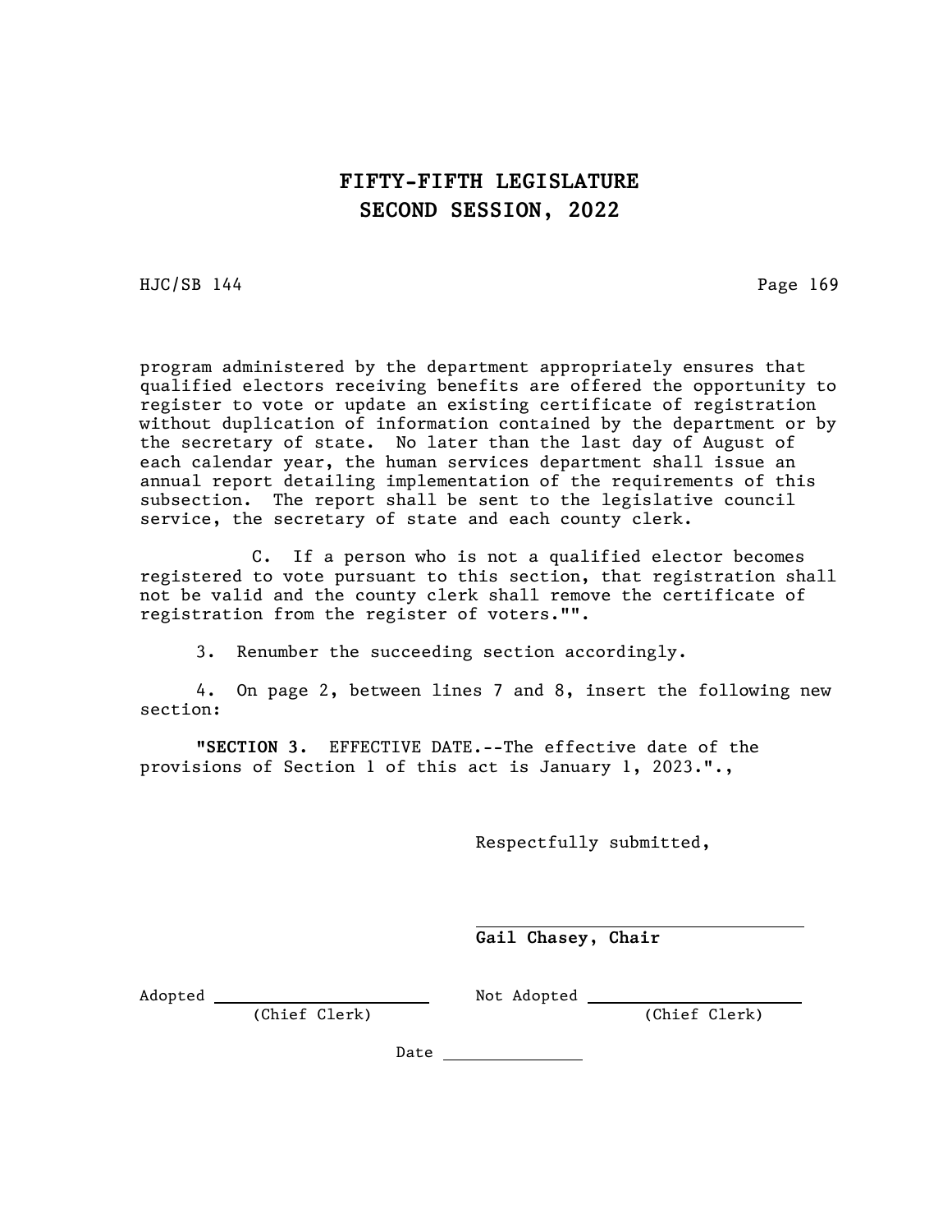# FIFTY-FIFTH LEGISLATURE
# SECOND SESSION, 2022

HJC/SB 144

program administered by the department appropriately ensures that qualified electors receiving benefits are offered the opportunity to register to vote or update an existing certificate of registration without duplication of information contained by the department or by the secretary of state. No later than the last day of August of each calendar year, the human services department shall issue an annual report detailing implementation of the requirements of this subsection. The report shall be sent to the legislative council service, the secretary of state and each county clerk.

C. If a person who is not a qualified elector becomes registered to vote pursuant to this section, that registration shall not be valid and the county clerk shall remove the certificate of registration from the register of voters."".

3. Renumber the succeeding section accordingly.

4. On page 2, between lines 7 and 8, insert the following new section:

"**SECTION 3.** EFFECTIVE DATE.--The effective date of the provisions of Section 1 of this act is January 1, 2023.",

Respectfully submitted,

______________________________
**Gail Chasey, Chair**

Adopted ______________________ (Chief Clerk)

Not Adopted ______________________ (Chief Clerk)

Date ______________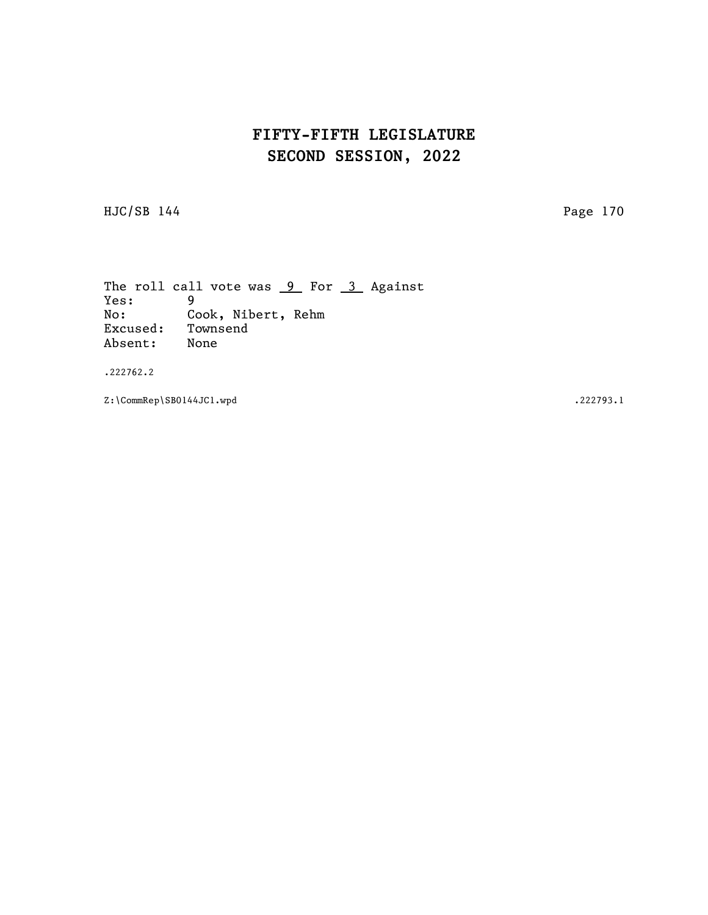# FIFTY-FIFTH LEGISLATURE
# SECOND SESSION, 2022

HJC/SB 144

The roll call vote was 9 For 3 Against

Yes: 9
No: Cook, Nibert, Rehm
Excused: Townsend
Absent: None

.222762.2

Z:\CommRep\SB0144JC1.wpd .222793.1